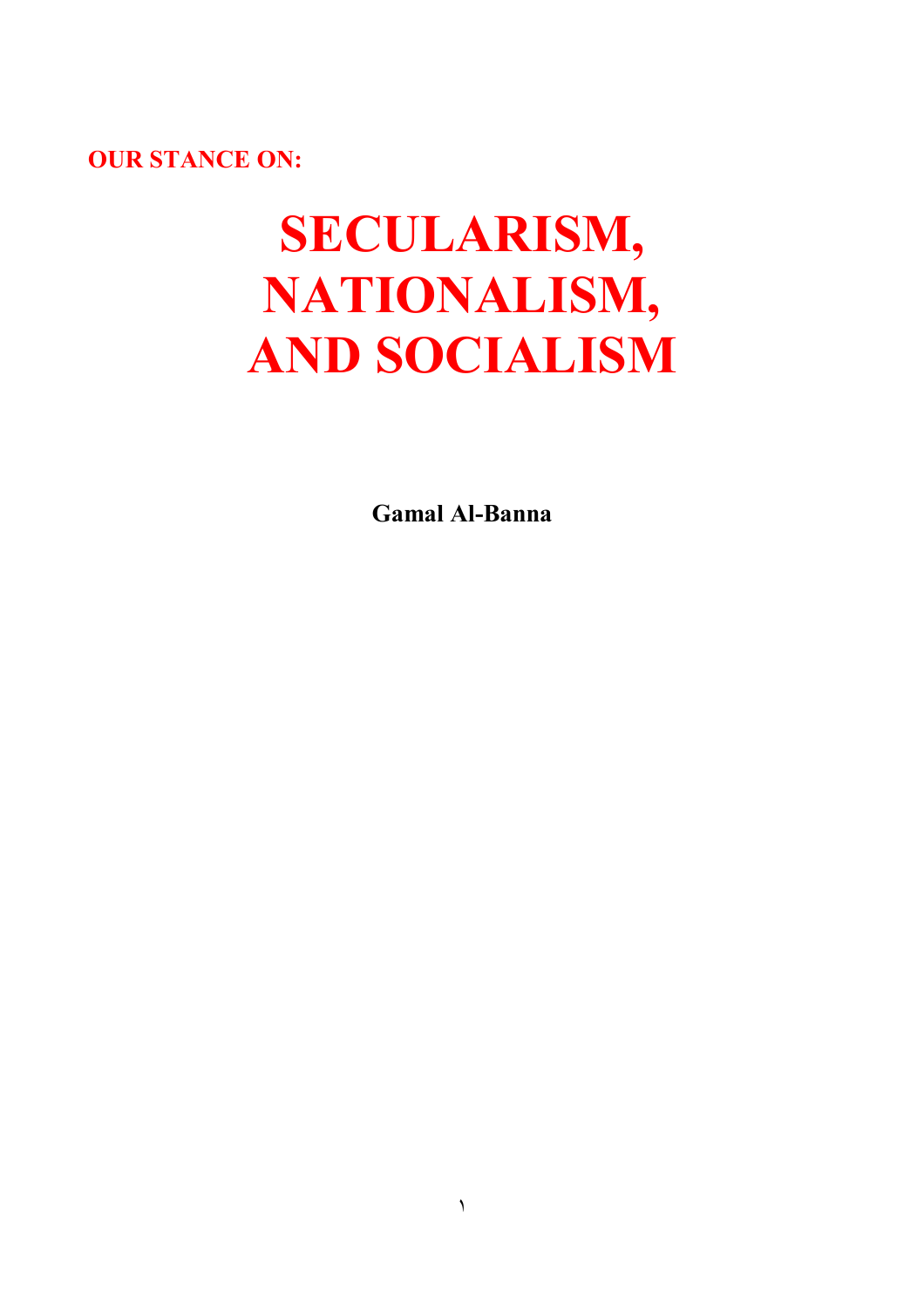**OUR STANCE ON:**

# SECULARISM, NATIONALISM, AND SOCIALISM

**Gamal Al-Banna**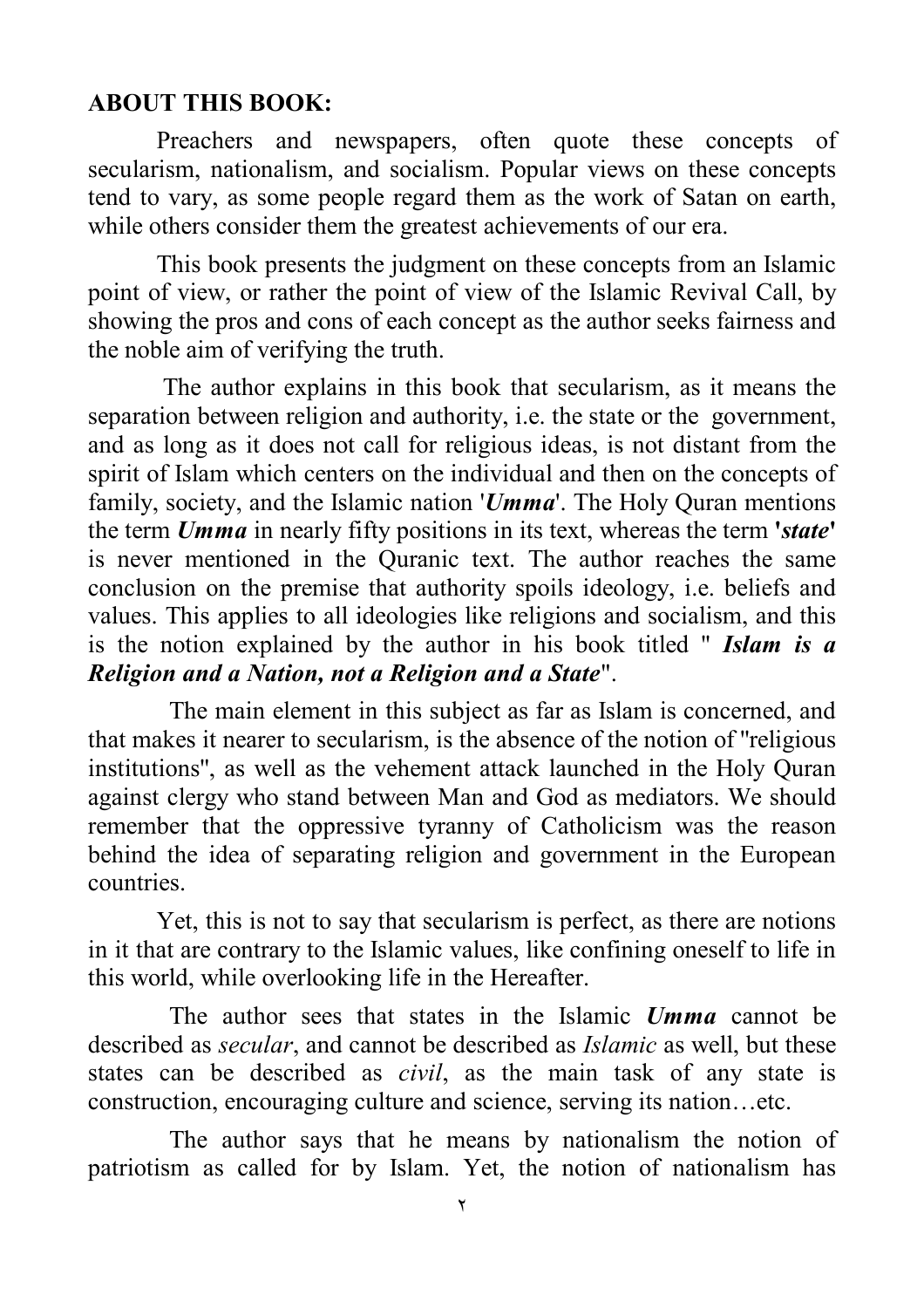**ABOUT THIS BOOK:**

Preachers and newspapers, often quote these concepts of secularism, nationalism, and socialism. Popular views on these concepts tend to vary, as some people regard them as the work of Satan on earth, while others consider them the greatest achievements of our era.

This book presents the judgment on these concepts from an Islamic point of view, or rather the point of view of the Islamic Revival Call, by showing the pros and cons of each concept as the author seeks fairness and the noble aim of verifying the truth.

The author explains in this book that secularism, as it means the separation between religion and authority, i.e. the state or the government, and as long as it does not call for religious ideas, is not distant from the spirit of Islam which centers on the individual and then on the concepts of family, society, and the Islamic nation '***Umma***'. The Holy Quran mentions the term ***Umma*** in nearly fifty positions in its text, whereas the term **'*state*'** is never mentioned in the Quranic text. The author reaches the same conclusion on the premise that authority spoils ideology, i.e. beliefs and values. This applies to all ideologies like religions and socialism, and this is the notion explained by the author in his book titled " ***Islam is a Religion and a Nation, not a Religion and a State***".

The main element in this subject as far as Islam is concerned, and that makes it nearer to secularism, is the absence of the notion of "religious institutions", as well as the vehement attack launched in the Holy Quran against clergy who stand between Man and God as mediators. We should remember that the oppressive tyranny of Catholicism was the reason behind the idea of separating religion and government in the European countries.

Yet, this is not to say that secularism is perfect, as there are notions in it that are contrary to the Islamic values, like confining oneself to life in this world, while overlooking life in the Hereafter.

The author sees that states in the Islamic ***Umma*** cannot be described as *secular*, and cannot be described as *Islamic* as well, but these states can be described as *civil*, as the main task of any state is construction, encouraging culture and science, serving its nation…etc.

The author says that he means by nationalism the notion of patriotism as called for by Islam. Yet, the notion of nationalism has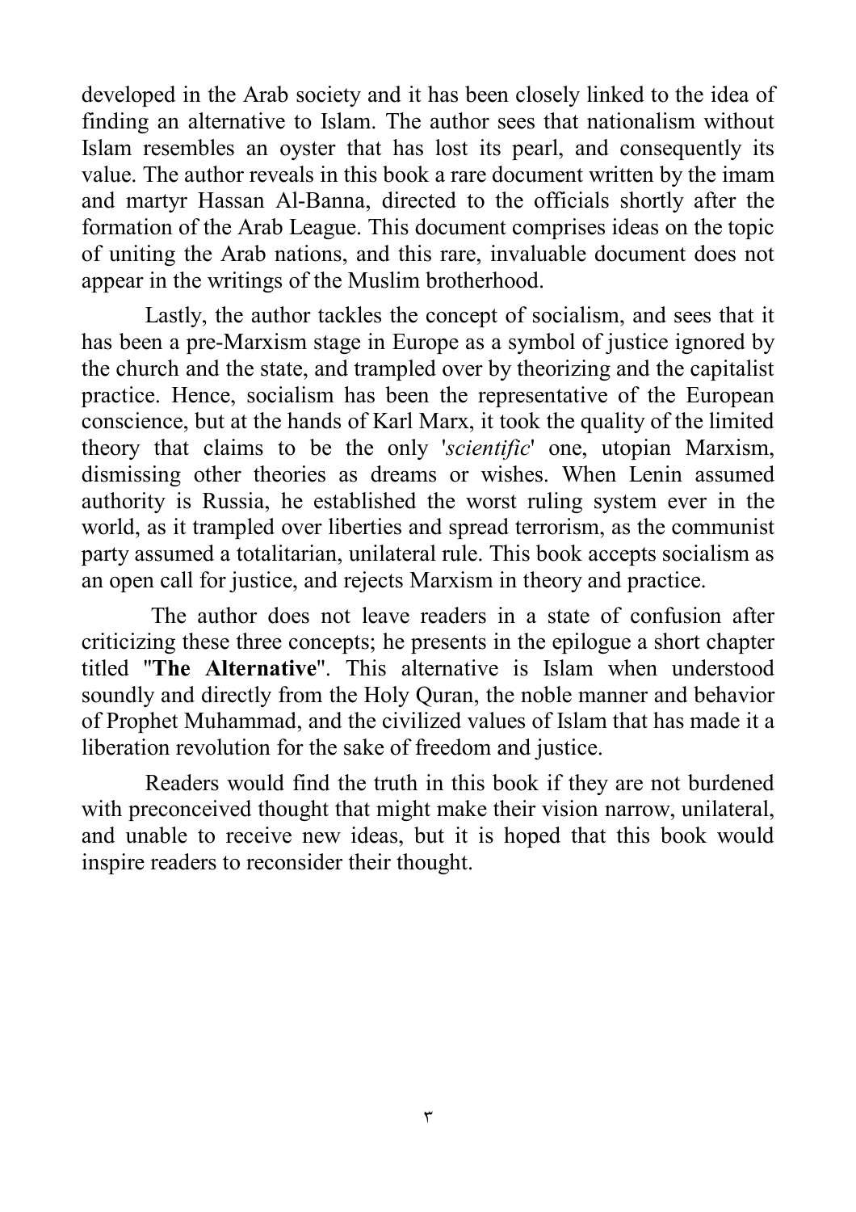developed in the Arab society and it has been closely linked to the idea of finding an alternative to Islam. The author sees that nationalism without Islam resembles an oyster that has lost its pearl, and consequently its value. The author reveals in this book a rare document written by the imam and martyr Hassan Al-Banna, directed to the officials shortly after the formation of the Arab League. This document comprises ideas on the topic of uniting the Arab nations, and this rare, invaluable document does not appear in the writings of the Muslim brotherhood.

Lastly, the author tackles the concept of socialism, and sees that it has been a pre-Marxism stage in Europe as a symbol of justice ignored by the church and the state, and trampled over by theorizing and the capitalist practice. Hence, socialism has been the representative of the European conscience, but at the hands of Karl Marx, it took the quality of the limited theory that claims to be the only '*scientific*' one, utopian Marxism, dismissing other theories as dreams or wishes. When Lenin assumed authority is Russia, he established the worst ruling system ever in the world, as it trampled over liberties and spread terrorism, as the communist party assumed a totalitarian, unilateral rule. This book accepts socialism as an open call for justice, and rejects Marxism in theory and practice.

The author does not leave readers in a state of confusion after criticizing these three concepts; he presents in the epilogue a short chapter titled "**The Alternative**". This alternative is Islam when understood soundly and directly from the Holy Quran, the noble manner and behavior of Prophet Muhammad, and the civilized values of Islam that has made it a liberation revolution for the sake of freedom and justice.

Readers would find the truth in this book if they are not burdened with preconceived thought that might make their vision narrow, unilateral, and unable to receive new ideas, but it is hoped that this book would inspire readers to reconsider their thought.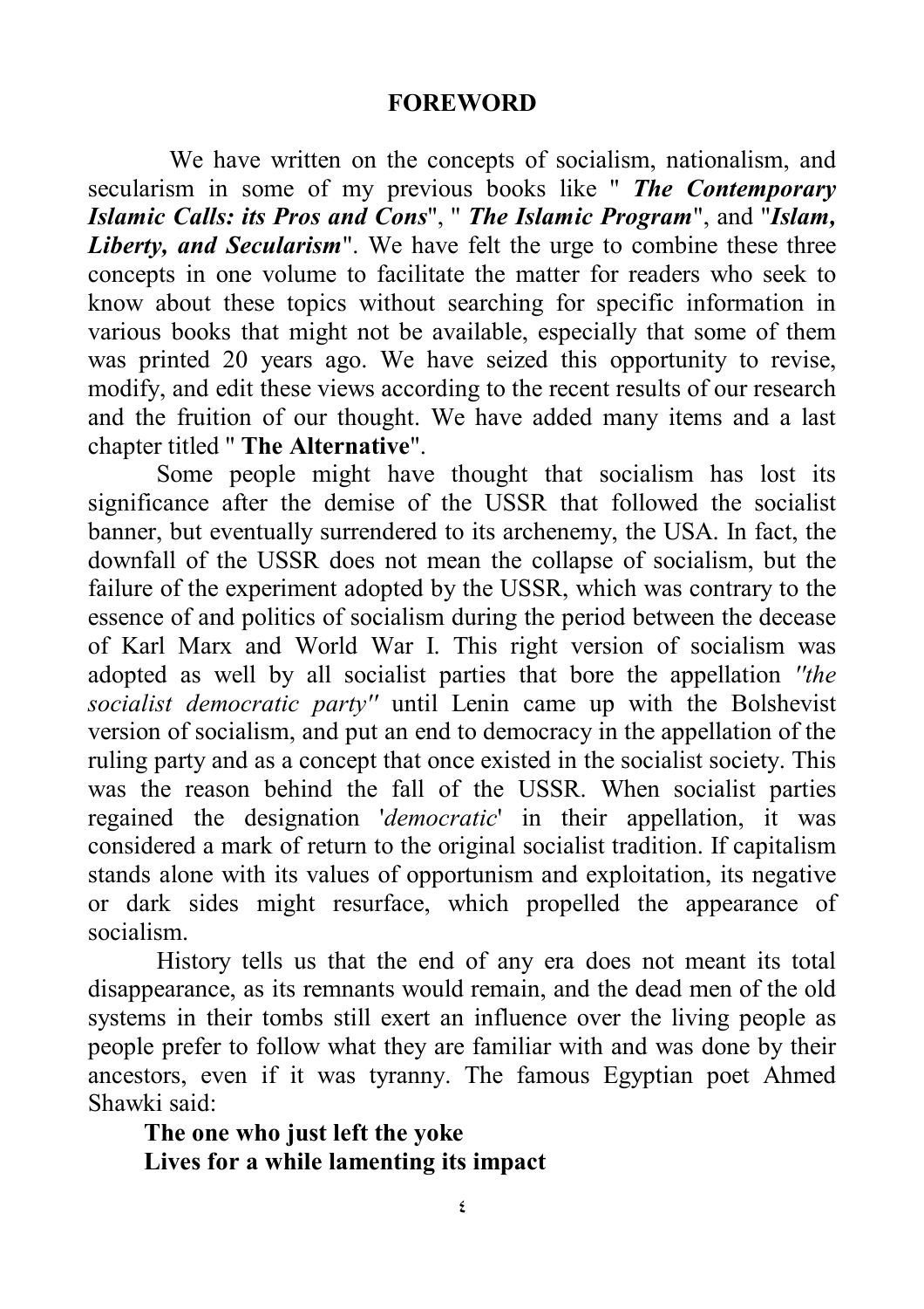## FOREWORD

We have written on the concepts of socialism, nationalism, and secularism in some of my previous books like " ***The Contemporary Islamic Calls: its Pros and Cons***", " ***The Islamic Program***", and "***Islam, Liberty, and Secularism***". We have felt the urge to combine these three concepts in one volume to facilitate the matter for readers who seek to know about these topics without searching for specific information in various books that might not be available, especially that some of them was printed 20 years ago. We have seized this opportunity to revise, modify, and edit these views according to the recent results of our research and the fruition of our thought. We have added many items and a last chapter titled " **The Alternative**".

Some people might have thought that socialism has lost its significance after the demise of the USSR that followed the socialist banner, but eventually surrendered to its archenemy, the USA. In fact, the downfall of the USSR does not mean the collapse of socialism, but the failure of the experiment adopted by the USSR, which was contrary to the essence of and politics of socialism during the period between the decease of Karl Marx and World War I. This right version of socialism was adopted as well by all socialist parties that bore the appellation *"the socialist democratic party"* until Lenin came up with the Bolshevist version of socialism, and put an end to democracy in the appellation of the ruling party and as a concept that once existed in the socialist society. This was the reason behind the fall of the USSR. When socialist parties regained the designation '*democratic*' in their appellation, it was considered a mark of return to the original socialist tradition. If capitalism stands alone with its values of opportunism and exploitation, its negative or dark sides might resurface, which propelled the appearance of socialism.

History tells us that the end of any era does not meant its total disappearance, as its remnants would remain, and the dead men of the old systems in their tombs still exert an influence over the living people as people prefer to follow what they are familiar with and was done by their ancestors, even if it was tyranny. The famous Egyptian poet Ahmed Shawki said:

**The one who just left the yoke**
**Lives for a while lamenting its impact**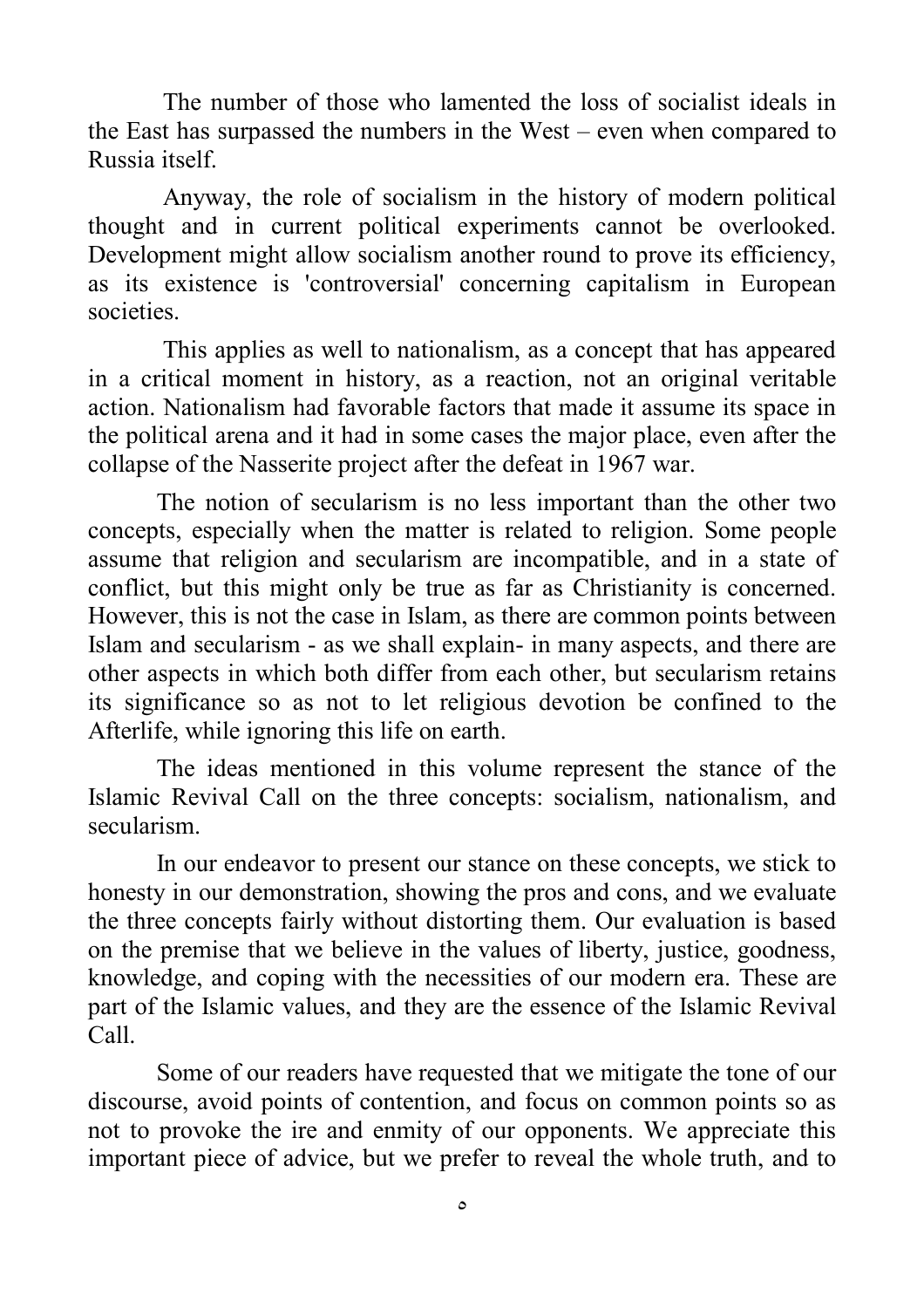The number of those who lamented the loss of socialist ideals in the East has surpassed the numbers in the West – even when compared to Russia itself.

Anyway, the role of socialism in the history of modern political thought and in current political experiments cannot be overlooked. Development might allow socialism another round to prove its efficiency, as its existence is 'controversial' concerning capitalism in European societies.

This applies as well to nationalism, as a concept that has appeared in a critical moment in history, as a reaction, not an original veritable action. Nationalism had favorable factors that made it assume its space in the political arena and it had in some cases the major place, even after the collapse of the Nasserite project after the defeat in 1967 war.

The notion of secularism is no less important than the other two concepts, especially when the matter is related to religion. Some people assume that religion and secularism are incompatible, and in a state of conflict, but this might only be true as far as Christianity is concerned. However, this is not the case in Islam, as there are common points between Islam and secularism - as we shall explain- in many aspects, and there are other aspects in which both differ from each other, but secularism retains its significance so as not to let religious devotion be confined to the Afterlife, while ignoring this life on earth.

The ideas mentioned in this volume represent the stance of the Islamic Revival Call on the three concepts: socialism, nationalism, and secularism.

In our endeavor to present our stance on these concepts, we stick to honesty in our demonstration, showing the pros and cons, and we evaluate the three concepts fairly without distorting them. Our evaluation is based on the premise that we believe in the values of liberty, justice, goodness, knowledge, and coping with the necessities of our modern era. These are part of the Islamic values, and they are the essence of the Islamic Revival Call.

Some of our readers have requested that we mitigate the tone of our discourse, avoid points of contention, and focus on common points so as not to provoke the ire and enmity of our opponents. We appreciate this important piece of advice, but we prefer to reveal the whole truth, and to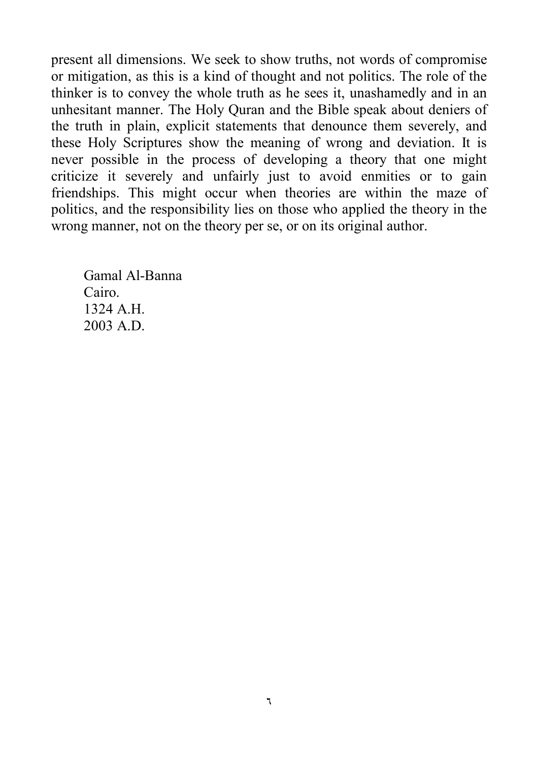present all dimensions. We seek to show truths, not words of compromise or mitigation, as this is a kind of thought and not politics. The role of the thinker is to convey the whole truth as he sees it, unashamedly and in an unhesitant manner. The Holy Quran and the Bible speak about deniers of the truth in plain, explicit statements that denounce them severely, and these Holy Scriptures show the meaning of wrong and deviation. It is never possible in the process of developing a theory that one might criticize it severely and unfairly just to avoid enmities or to gain friendships. This might occur when theories are within the maze of politics, and the responsibility lies on those who applied the theory in the wrong manner, not on the theory per se, or on its original author.

Gamal Al-Banna
Cairo.
1324 A.H.
2003 A.D.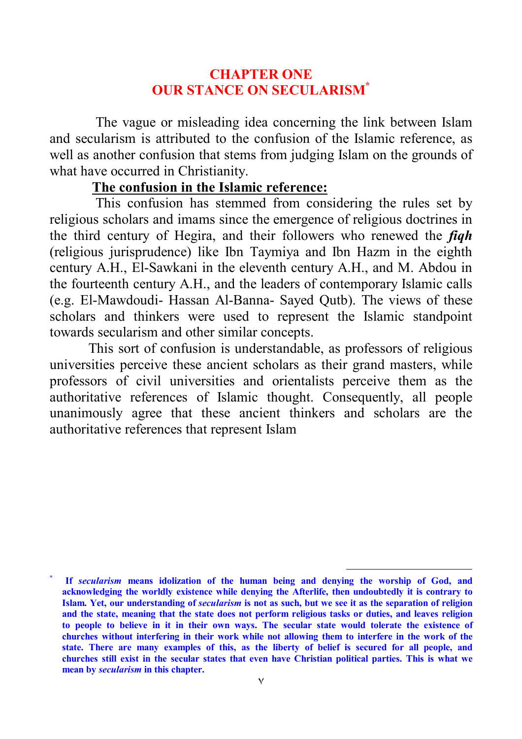# CHAPTER ONE
# OUR STANCE ON SECULARISM[*]

The vague or misleading idea concerning the link between Islam and secularism is attributed to the confusion of the Islamic reference, as well as another confusion that stems from judging Islam on the grounds of what have occurred in Christianity.

**The confusion in the Islamic reference:**

This confusion has stemmed from considering the rules set by religious scholars and imams since the emergence of religious doctrines in the third century of Hegira, and their followers who renewed the ***fiqh*** (religious jurisprudence) like Ibn Taymiya and Ibn Hazm in the eighth century A.H., El-Sawkani in the eleventh century A.H., and M. Abdou in the fourteenth century A.H., and the leaders of contemporary Islamic calls (e.g. El-Mawdoudi- Hassan Al-Banna- Sayed Qutb). The views of these scholars and thinkers were used to represent the Islamic standpoint towards secularism and other similar concepts.

This sort of confusion is understandable, as professors of religious universities perceive these ancient scholars as their grand masters, while professors of civil universities and orientalists perceive them as the authoritative references of Islamic thought. Consequently, all people unanimously agree that these ancient thinkers and scholars are the authoritative references that represent Islam

---

[*] **If *secularism* means idolization of the human being and denying the worship of God, and acknowledging the worldly existence while denying the Afterlife, then undoubtedly it is contrary to Islam. Yet, our understanding of *secularism* is not as such, but we see it as the separation of religion and the state, meaning that the state does not perform religious tasks or duties, and leaves religion to people to believe in it in their own ways. The secular state would tolerate the existence of churches without interfering in their work while not allowing them to interfere in the work of the state. There are many examples of this, as the liberty of belief is secured for all people, and churches still exist in the secular states that even have Christian political parties. This is what we mean by *secularism* in this chapter.**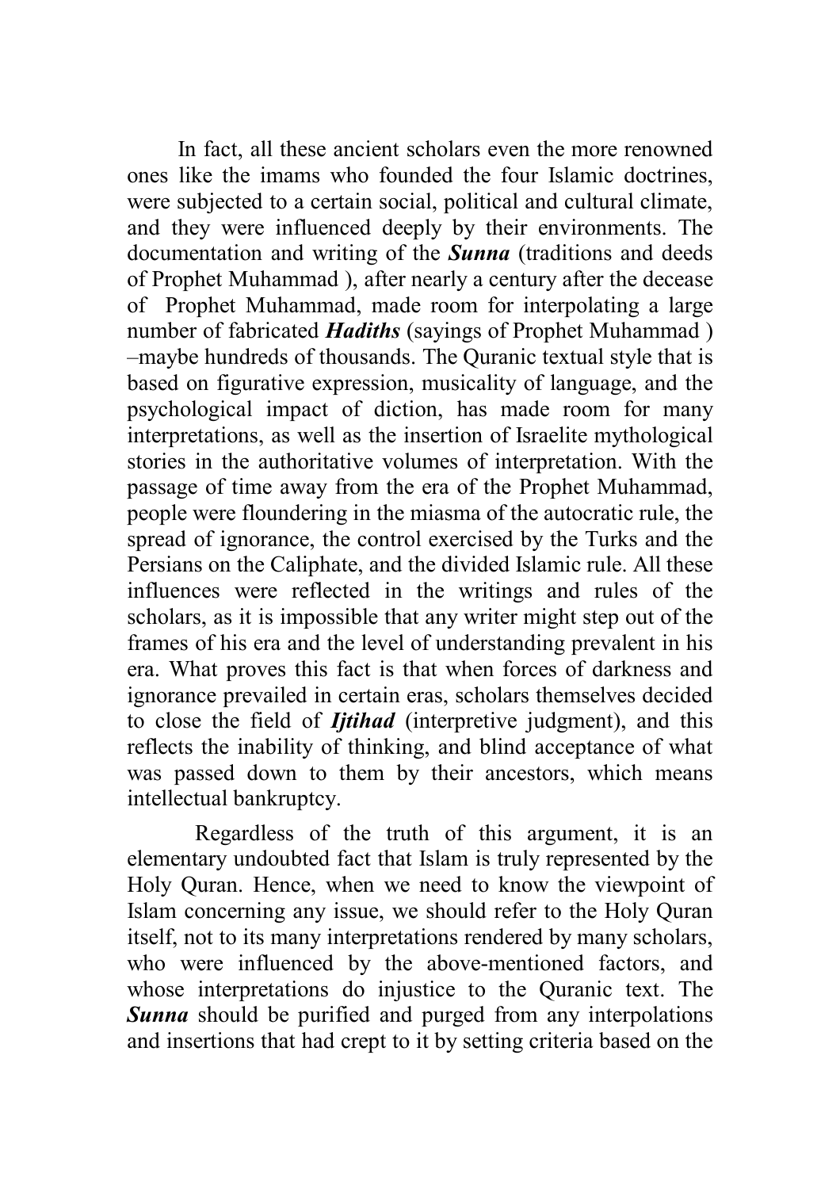In fact, all these ancient scholars even the more renowned ones like the imams who founded the four Islamic doctrines, were subjected to a certain social, political and cultural climate, and they were influenced deeply by their environments. The documentation and writing of the ***Sunna*** (traditions and deeds of Prophet Muhammad ), after nearly a century after the decease of Prophet Muhammad, made room for interpolating a large number of fabricated ***Hadiths*** (sayings of Prophet Muhammad ) –maybe hundreds of thousands. The Quranic textual style that is based on figurative expression, musicality of language, and the psychological impact of diction, has made room for many interpretations, as well as the insertion of Israelite mythological stories in the authoritative volumes of interpretation. With the passage of time away from the era of the Prophet Muhammad, people were floundering in the miasma of the autocratic rule, the spread of ignorance, the control exercised by the Turks and the Persians on the Caliphate, and the divided Islamic rule. All these influences were reflected in the writings and rules of the scholars, as it is impossible that any writer might step out of the frames of his era and the level of understanding prevalent in his era. What proves this fact is that when forces of darkness and ignorance prevailed in certain eras, scholars themselves decided to close the field of ***Ijtihad*** (interpretive judgment), and this reflects the inability of thinking, and blind acceptance of what was passed down to them by their ancestors, which means intellectual bankruptcy.

Regardless of the truth of this argument, it is an elementary undoubted fact that Islam is truly represented by the Holy Quran. Hence, when we need to know the viewpoint of Islam concerning any issue, we should refer to the Holy Quran itself, not to its many interpretations rendered by many scholars, who were influenced by the above-mentioned factors, and whose interpretations do injustice to the Quranic text. The ***Sunna*** should be purified and purged from any interpolations and insertions that had crept to it by setting criteria based on the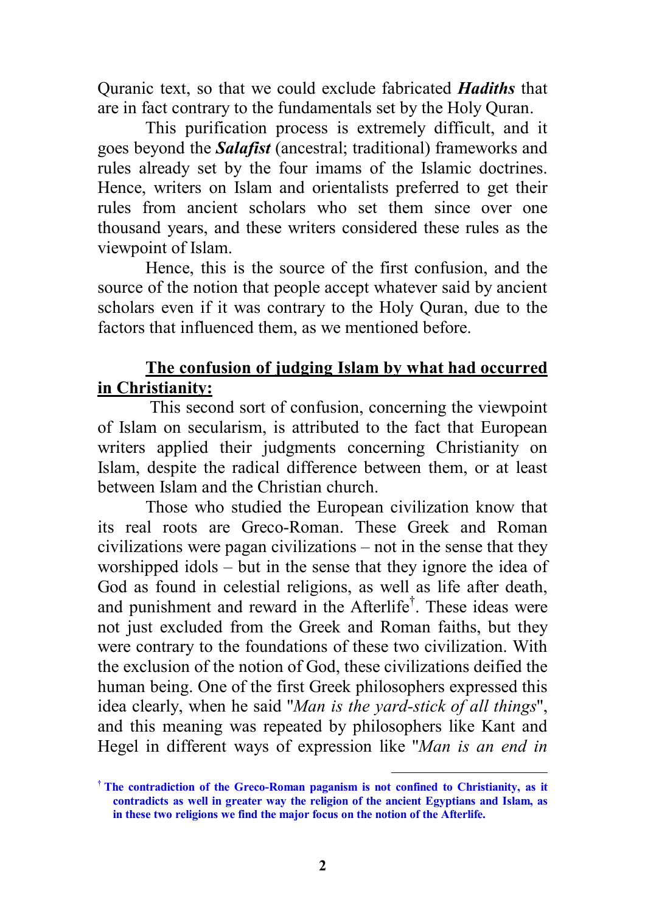Quranic text, so that we could exclude fabricated ***Hadiths*** that are in fact contrary to the fundamentals set by the Holy Quran.

This purification process is extremely difficult, and it goes beyond the ***Salafist*** (ancestral; traditional) frameworks and rules already set by the four imams of the Islamic doctrines. Hence, writers on Islam and orientalists preferred to get their rules from ancient scholars who set them since over one thousand years, and these writers considered these rules as the viewpoint of Islam.

Hence, this is the source of the first confusion, and the source of the notion that people accept whatever said by ancient scholars even if it was contrary to the Holy Quran, due to the factors that influenced them, as we mentioned before.

**The confusion of judging Islam by what had occurred in Christianity:**

This second sort of confusion, concerning the viewpoint of Islam on secularism, is attributed to the fact that European writers applied their judgments concerning Christianity on Islam, despite the radical difference between them, or at least between Islam and the Christian church.

Those who studied the European civilization know that its real roots are Greco-Roman. These Greek and Roman civilizations were pagan civilizations – not in the sense that they worshipped idols – but in the sense that they ignore the idea of God as found in celestial religions, as well as life after death, and punishment and reward in the Afterlife[†]. These ideas were not just excluded from the Greek and Roman faiths, but they were contrary to the foundations of these two civilization. With the exclusion of the notion of God, these civilizations deified the human being. One of the first Greek philosophers expressed this idea clearly, when he said "*Man is the yard-stick of all things*", and this meaning was repeated by philosophers like Kant and Hegel in different ways of expression like "*Man is an end in*

---

[†] **The contradiction of the Greco-Roman paganism is not confined to Christianity, as it contradicts as well in greater way the religion of the ancient Egyptians and Islam, as in these two religions we find the major focus on the notion of the Afterlife.**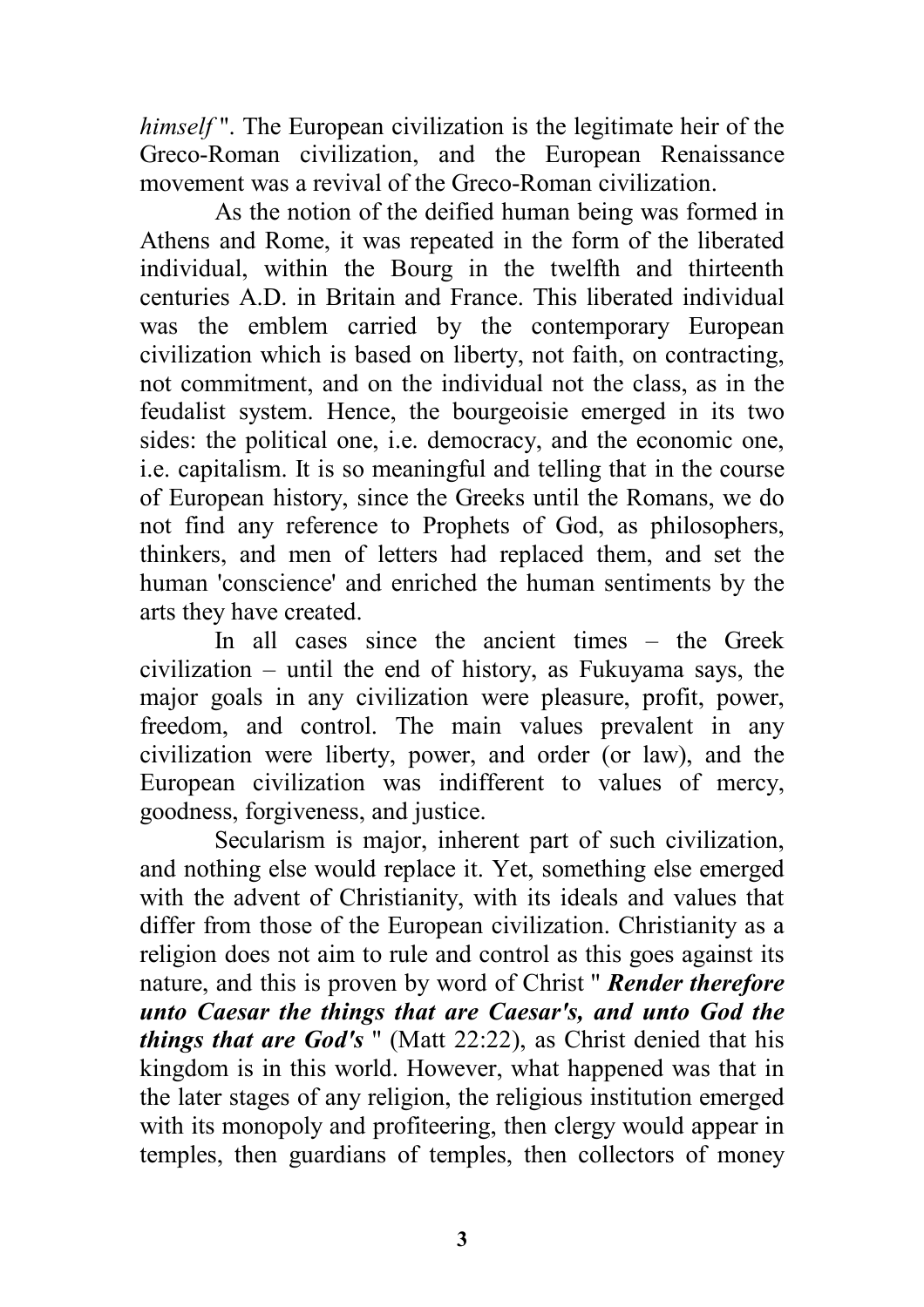*himself* ". The European civilization is the legitimate heir of the Greco-Roman civilization, and the European Renaissance movement was a revival of the Greco-Roman civilization.

As the notion of the deified human being was formed in Athens and Rome, it was repeated in the form of the liberated individual, within the Bourg in the twelfth and thirteenth centuries A.D. in Britain and France. This liberated individual was the emblem carried by the contemporary European civilization which is based on liberty, not faith, on contracting, not commitment, and on the individual not the class, as in the feudalist system. Hence, the bourgeoisie emerged in its two sides: the political one, i.e. democracy, and the economic one, i.e. capitalism. It is so meaningful and telling that in the course of European history, since the Greeks until the Romans, we do not find any reference to Prophets of God, as philosophers, thinkers, and men of letters had replaced them, and set the human 'conscience' and enriched the human sentiments by the arts they have created.

In all cases since the ancient times – the Greek civilization – until the end of history, as Fukuyama says, the major goals in any civilization were pleasure, profit, power, freedom, and control. The main values prevalent in any civilization were liberty, power, and order (or law), and the European civilization was indifferent to values of mercy, goodness, forgiveness, and justice.

Secularism is major, inherent part of such civilization, and nothing else would replace it. Yet, something else emerged with the advent of Christianity, with its ideals and values that differ from those of the European civilization. Christianity as a religion does not aim to rule and control as this goes against its nature, and this is proven by word of Christ " ***Render therefore unto Caesar the things that are Caesar's, and unto God the things that are God's*** " (Matt 22:22), as Christ denied that his kingdom is in this world. However, what happened was that in the later stages of any religion, the religious institution emerged with its monopoly and profiteering, then clergy would appear in temples, then guardians of temples, then collectors of money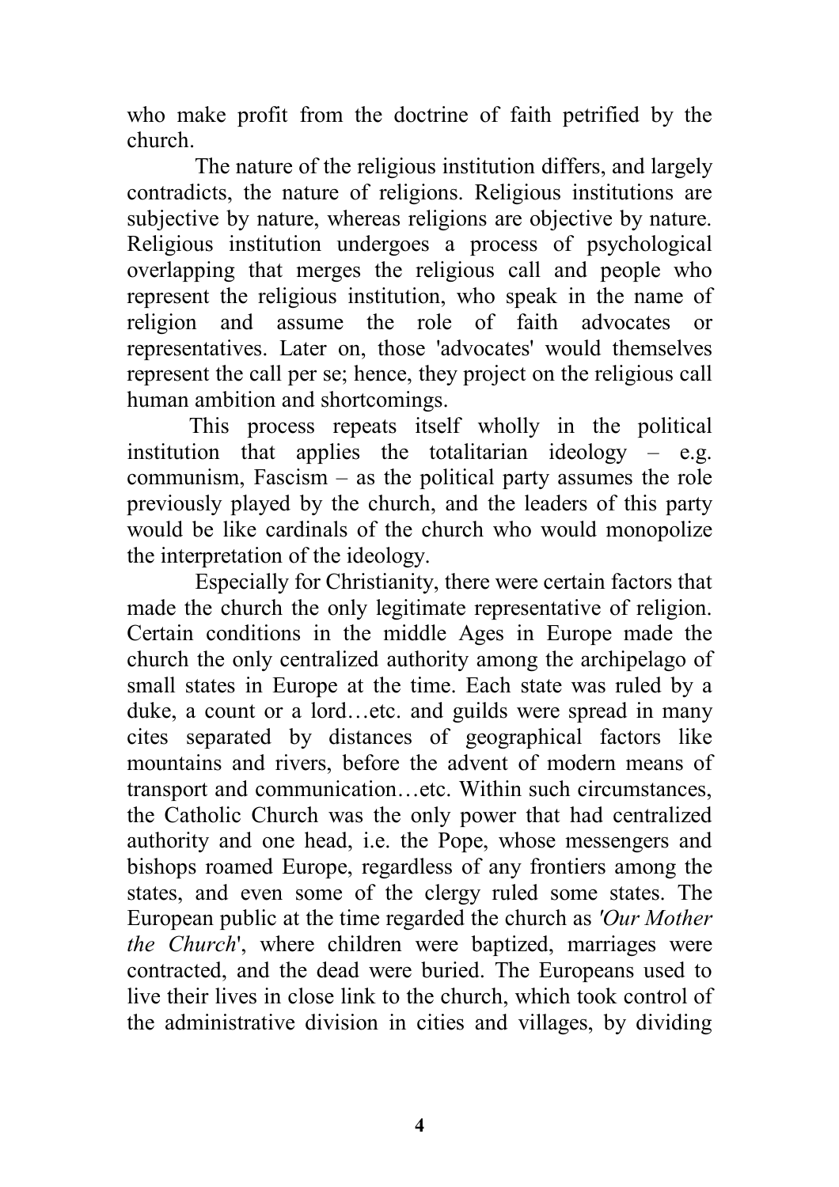who make profit from the doctrine of faith petrified by the church.

The nature of the religious institution differs, and largely contradicts, the nature of religions. Religious institutions are subjective by nature, whereas religions are objective by nature. Religious institution undergoes a process of psychological overlapping that merges the religious call and people who represent the religious institution, who speak in the name of religion and assume the role of faith advocates or representatives. Later on, those 'advocates' would themselves represent the call per se; hence, they project on the religious call human ambition and shortcomings.

This process repeats itself wholly in the political institution that applies the totalitarian ideology – e.g. communism, Fascism – as the political party assumes the role previously played by the church, and the leaders of this party would be like cardinals of the church who would monopolize the interpretation of the ideology.

Especially for Christianity, there were certain factors that made the church the only legitimate representative of religion. Certain conditions in the middle Ages in Europe made the church the only centralized authority among the archipelago of small states in Europe at the time. Each state was ruled by a duke, a count or a lord…etc. and guilds were spread in many cites separated by distances of geographical factors like mountains and rivers, before the advent of modern means of transport and communication…etc. Within such circumstances, the Catholic Church was the only power that had centralized authority and one head, i.e. the Pope, whose messengers and bishops roamed Europe, regardless of any frontiers among the states, and even some of the clergy ruled some states. The European public at the time regarded the church as *'Our Mother the Church*', where children were baptized, marriages were contracted, and the dead were buried. The Europeans used to live their lives in close link to the church, which took control of the administrative division in cities and villages, by dividing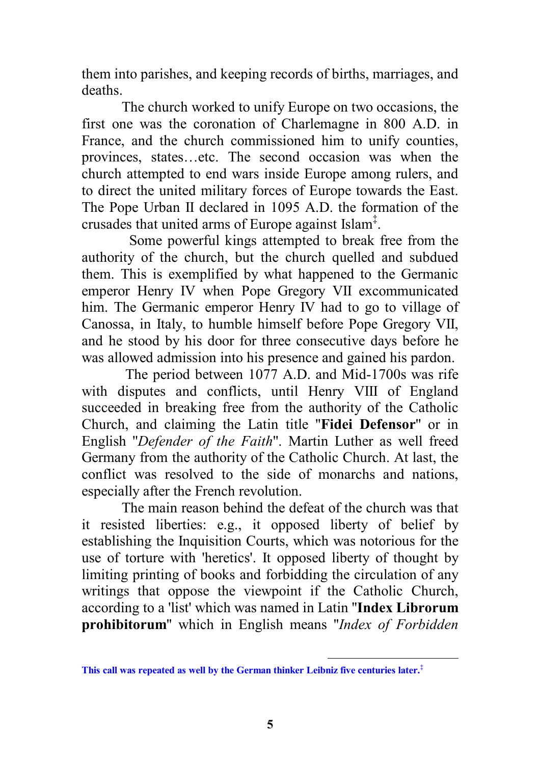them into parishes, and keeping records of births, marriages, and deaths.

The church worked to unify Europe on two occasions, the first one was the coronation of Charlemagne in 800 A.D. in France, and the church commissioned him to unify counties, provinces, states…etc. The second occasion was when the church attempted to end wars inside Europe among rulers, and to direct the united military forces of Europe towards the East. The Pope Urban II declared in 1095 A.D. the formation of the crusades that united arms of Europe against Islam[‡].

Some powerful kings attempted to break free from the authority of the church, but the church quelled and subdued them. This is exemplified by what happened to the Germanic emperor Henry IV when Pope Gregory VII excommunicated him. The Germanic emperor Henry IV had to go to village of Canossa, in Italy, to humble himself before Pope Gregory VII, and he stood by his door for three consecutive days before he was allowed admission into his presence and gained his pardon.

The period between 1077 A.D. and Mid-1700s was rife with disputes and conflicts, until Henry VIII of England succeeded in breaking free from the authority of the Catholic Church, and claiming the Latin title "**Fidei Defensor**" or in English "*Defender of the Faith*". Martin Luther as well freed Germany from the authority of the Catholic Church. At last, the conflict was resolved to the side of monarchs and nations, especially after the French revolution.

The main reason behind the defeat of the church was that it resisted liberties: e.g., it opposed liberty of belief by establishing the Inquisition Courts, which was notorious for the use of torture with 'heretics'. It opposed liberty of thought by limiting printing of books and forbidding the circulation of any writings that oppose the viewpoint if the Catholic Church, according to a 'list' which was named in Latin "**Index Librorum prohibitorum**" which in English means "*Index of Forbidden*

---

**This call was repeated as well by the German thinker Leibniz five centuries later.**[‡]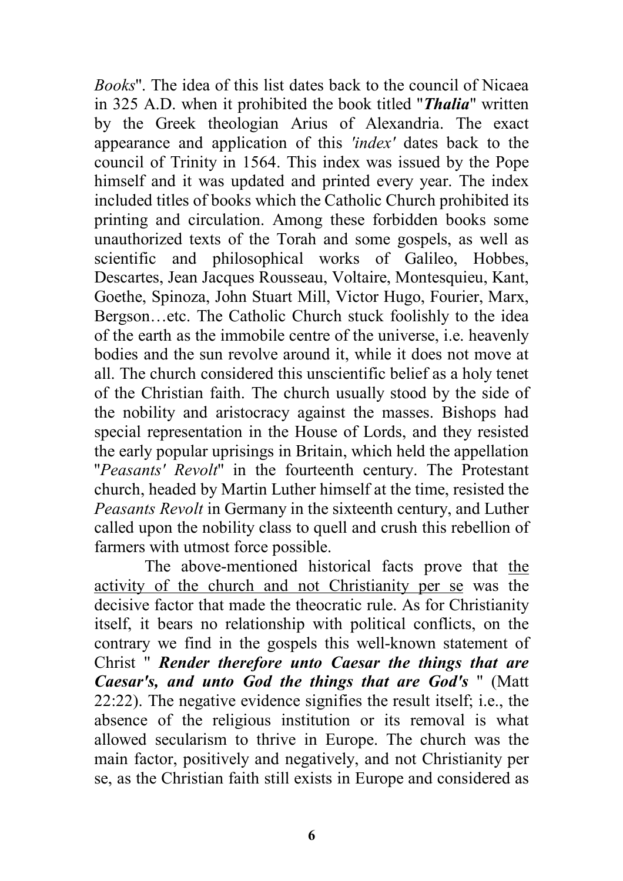*Books*". The idea of this list dates back to the council of Nicaea in 325 A.D. when it prohibited the book titled "***Thalia***" written by the Greek theologian Arius of Alexandria. The exact appearance and application of this *'index'* dates back to the council of Trinity in 1564. This index was issued by the Pope himself and it was updated and printed every year. The index included titles of books which the Catholic Church prohibited its printing and circulation. Among these forbidden books some unauthorized texts of the Torah and some gospels, as well as scientific and philosophical works of Galileo, Hobbes, Descartes, Jean Jacques Rousseau, Voltaire, Montesquieu, Kant, Goethe, Spinoza, John Stuart Mill, Victor Hugo, Fourier, Marx, Bergson…etc. The Catholic Church stuck foolishly to the idea of the earth as the immobile centre of the universe, i.e. heavenly bodies and the sun revolve around it, while it does not move at all. The church considered this unscientific belief as a holy tenet of the Christian faith. The church usually stood by the side of the nobility and aristocracy against the masses. Bishops had special representation in the House of Lords, and they resisted the early popular uprisings in Britain, which held the appellation "*Peasants' Revolt*" in the fourteenth century. The Protestant church, headed by Martin Luther himself at the time, resisted the *Peasants Revolt* in Germany in the sixteenth century, and Luther called upon the nobility class to quell and crush this rebellion of farmers with utmost force possible.

The above-mentioned historical facts prove that <u>the activity of the church and not Christianity per se</u> was the decisive factor that made the theocratic rule. As for Christianity itself, it bears no relationship with political conflicts, on the contrary we find in the gospels this well-known statement of Christ " ***Render therefore unto Caesar the things that are Caesar's, and unto God the things that are God's*** " (Matt 22:22). The negative evidence signifies the result itself; i.e., the absence of the religious institution or its removal is what allowed secularism to thrive in Europe. The church was the main factor, positively and negatively, and not Christianity per se, as the Christian faith still exists in Europe and considered as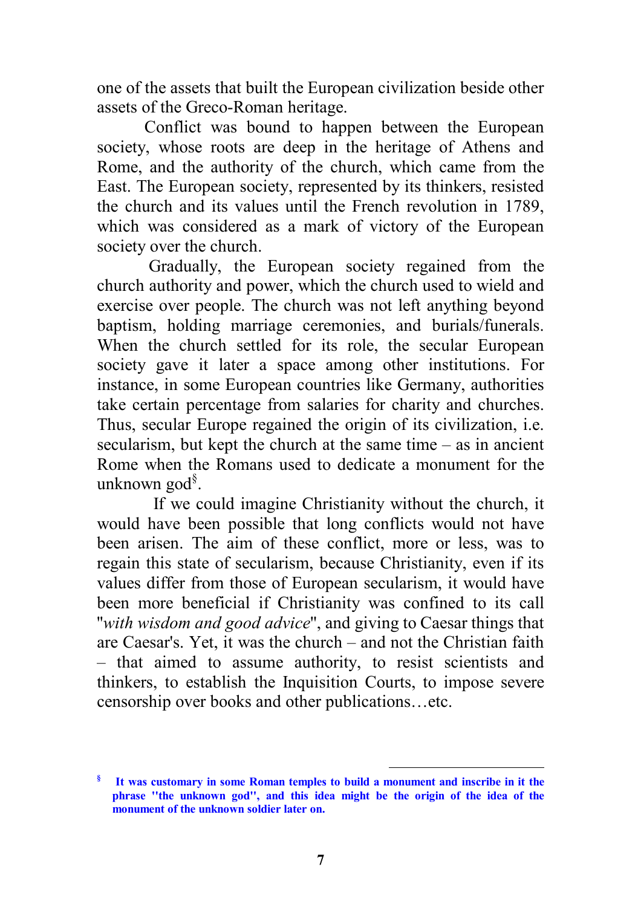one of the assets that built the European civilization beside other assets of the Greco-Roman heritage.

Conflict was bound to happen between the European society, whose roots are deep in the heritage of Athens and Rome, and the authority of the church, which came from the East. The European society, represented by its thinkers, resisted the church and its values until the French revolution in 1789, which was considered as a mark of victory of the European society over the church.

Gradually, the European society regained from the church authority and power, which the church used to wield and exercise over people. The church was not left anything beyond baptism, holding marriage ceremonies, and burials/funerals. When the church settled for its role, the secular European society gave it later a space among other institutions. For instance, in some European countries like Germany, authorities take certain percentage from salaries for charity and churches. Thus, secular Europe regained the origin of its civilization, i.e. secularism, but kept the church at the same time – as in ancient Rome when the Romans used to dedicate a monument for the unknown god[§].

If we could imagine Christianity without the church, it would have been possible that long conflicts would not have been arisen. The aim of these conflict, more or less, was to regain this state of secularism, because Christianity, even if its values differ from those of European secularism, it would have been more beneficial if Christianity was confined to its call "*with wisdom and good advice*", and giving to Caesar things that are Caesar's. Yet, it was the church – and not the Christian faith – that aimed to assume authority, to resist scientists and thinkers, to establish the Inquisition Courts, to impose severe censorship over books and other publications…etc.

---

[§] **It was customary in some Roman temples to build a monument and inscribe in it the phrase "the unknown god", and this idea might be the origin of the idea of the monument of the unknown soldier later on.**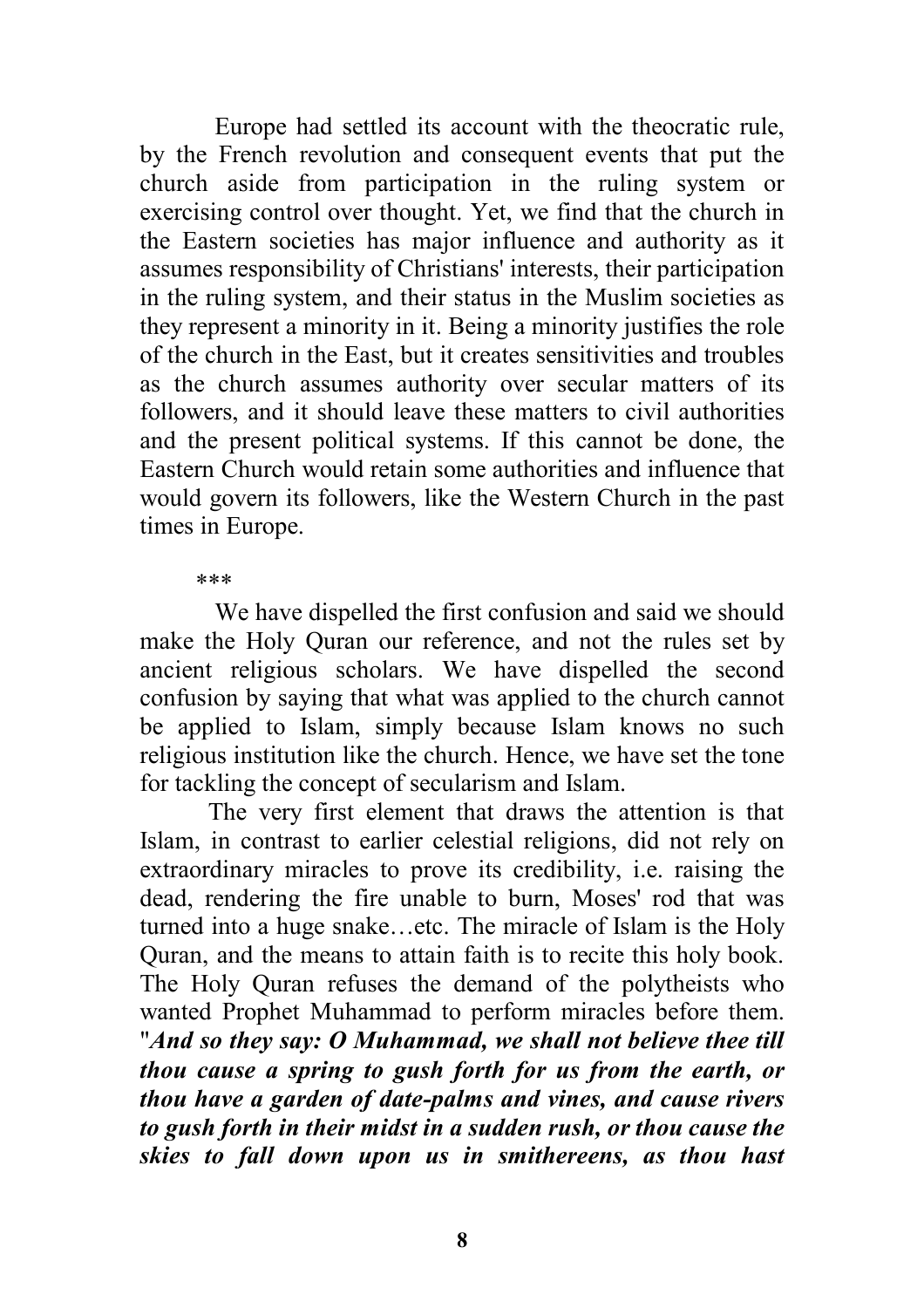Europe had settled its account with the theocratic rule, by the French revolution and consequent events that put the church aside from participation in the ruling system or exercising control over thought. Yet, we find that the church in the Eastern societies has major influence and authority as it assumes responsibility of Christians' interests, their participation in the ruling system, and their status in the Muslim societies as they represent a minority in it. Being a minority justifies the role of the church in the East, but it creates sensitivities and troubles as the church assumes authority over secular matters of its followers, and it should leave these matters to civil authorities and the present political systems. If this cannot be done, the Eastern Church would retain some authorities and influence that would govern its followers, like the Western Church in the past times in Europe.

\*\*\*

We have dispelled the first confusion and said we should make the Holy Quran our reference, and not the rules set by ancient religious scholars. We have dispelled the second confusion by saying that what was applied to the church cannot be applied to Islam, simply because Islam knows no such religious institution like the church. Hence, we have set the tone for tackling the concept of secularism and Islam.

The very first element that draws the attention is that Islam, in contrast to earlier celestial religions, did not rely on extraordinary miracles to prove its credibility, i.e. raising the dead, rendering the fire unable to burn, Moses' rod that was turned into a huge snake…etc. The miracle of Islam is the Holy Quran, and the means to attain faith is to recite this holy book. The Holy Quran refuses the demand of the polytheists who wanted Prophet Muhammad to perform miracles before them. "***And so they say: O Muhammad, we shall not believe thee till thou cause a spring to gush forth for us from the earth, or thou have a garden of date-palms and vines, and cause rivers to gush forth in their midst in a sudden rush, or thou cause the skies to fall down upon us in smithereens, as thou hast***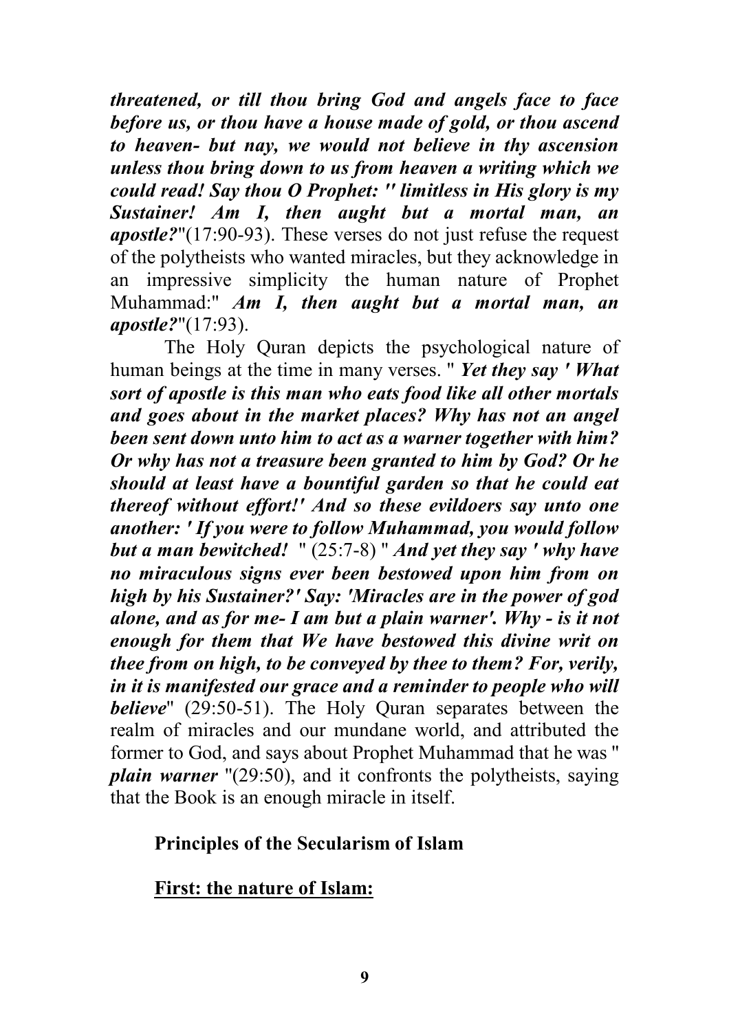***threatened, or till thou bring God and angels face to face before us, or thou have a house made of gold, or thou ascend to heaven- but nay, we would not believe in thy ascension unless thou bring down to us from heaven a writing which we could read! Say thou O Prophet: " limitless in His glory is my Sustainer! Am I, then aught but a mortal man, an apostle?***"(17:90-93). These verses do not just refuse the request of the polytheists who wanted miracles, but they acknowledge in an impressive simplicity the human nature of Prophet Muhammad:" ***Am I, then aught but a mortal man, an apostle?***"(17:93).

The Holy Quran depicts the psychological nature of human beings at the time in many verses. " ***Yet they say ' What sort of apostle is this man who eats food like all other mortals and goes about in the market places? Why has not an angel been sent down unto him to act as a warner together with him? Or why has not a treasure been granted to him by God? Or he should at least have a bountiful garden so that he could eat thereof without effort!' And so these evildoers say unto one another: ' If you were to follow Muhammad, you would follow but a man bewitched!*** " (25:7-8) " ***And yet they say ' why have no miraculous signs ever been bestowed upon him from on high by his Sustainer?' Say: 'Miracles are in the power of god alone, and as for me- I am but a plain warner'. Why - is it not enough for them that We have bestowed this divine writ on thee from on high, to be conveyed by thee to them? For, verily, in it is manifested our grace and a reminder to people who will believe***" (29:50-51). The Holy Quran separates between the realm of miracles and our mundane world, and attributed the former to God, and says about Prophet Muhammad that he was " ***plain warner*** "(29:50), and it confronts the polytheists, saying that the Book is an enough miracle in itself.

## Principles of the Secularism of Islam

### First: the nature of Islam: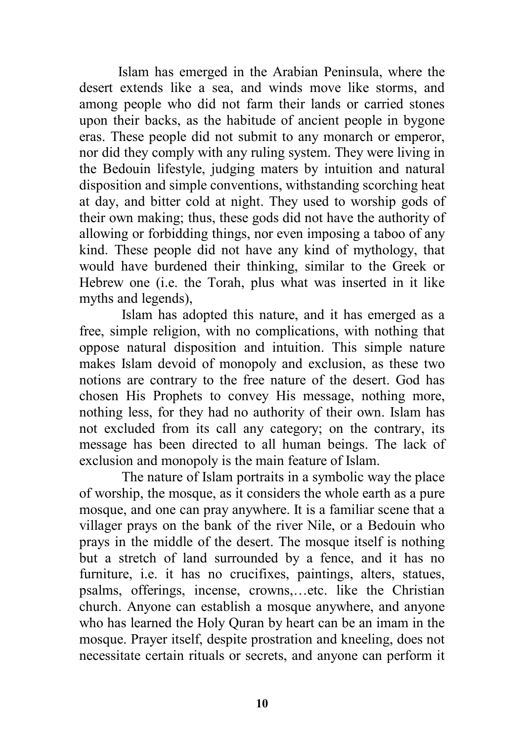Islam has emerged in the Arabian Peninsula, where the desert extends like a sea, and winds move like storms, and among people who did not farm their lands or carried stones upon their backs, as the habitude of ancient people in bygone eras. These people did not submit to any monarch or emperor, nor did they comply with any ruling system. They were living in the Bedouin lifestyle, judging maters by intuition and natural disposition and simple conventions, withstanding scorching heat at day, and bitter cold at night. They used to worship gods of their own making; thus, these gods did not have the authority of allowing or forbidding things, nor even imposing a taboo of any kind. These people did not have any kind of mythology, that would have burdened their thinking, similar to the Greek or Hebrew one (i.e. the Torah, plus what was inserted in it like myths and legends),

Islam has adopted this nature, and it has emerged as a free, simple religion, with no complications, with nothing that oppose natural disposition and intuition. This simple nature makes Islam devoid of monopoly and exclusion, as these two notions are contrary to the free nature of the desert. God has chosen His Prophets to convey His message, nothing more, nothing less, for they had no authority of their own. Islam has not excluded from its call any category; on the contrary, its message has been directed to all human beings. The lack of exclusion and monopoly is the main feature of Islam.

The nature of Islam portraits in a symbolic way the place of worship, the mosque, as it considers the whole earth as a pure mosque, and one can pray anywhere. It is a familiar scene that a villager prays on the bank of the river Nile, or a Bedouin who prays in the middle of the desert. The mosque itself is nothing but a stretch of land surrounded by a fence, and it has no furniture, i.e. it has no crucifixes, paintings, alters, statues, psalms, offerings, incense, crowns,…etc. like the Christian church. Anyone can establish a mosque anywhere, and anyone who has learned the Holy Quran by heart can be an imam in the mosque. Prayer itself, despite prostration and kneeling, does not necessitate certain rituals or secrets, and anyone can perform it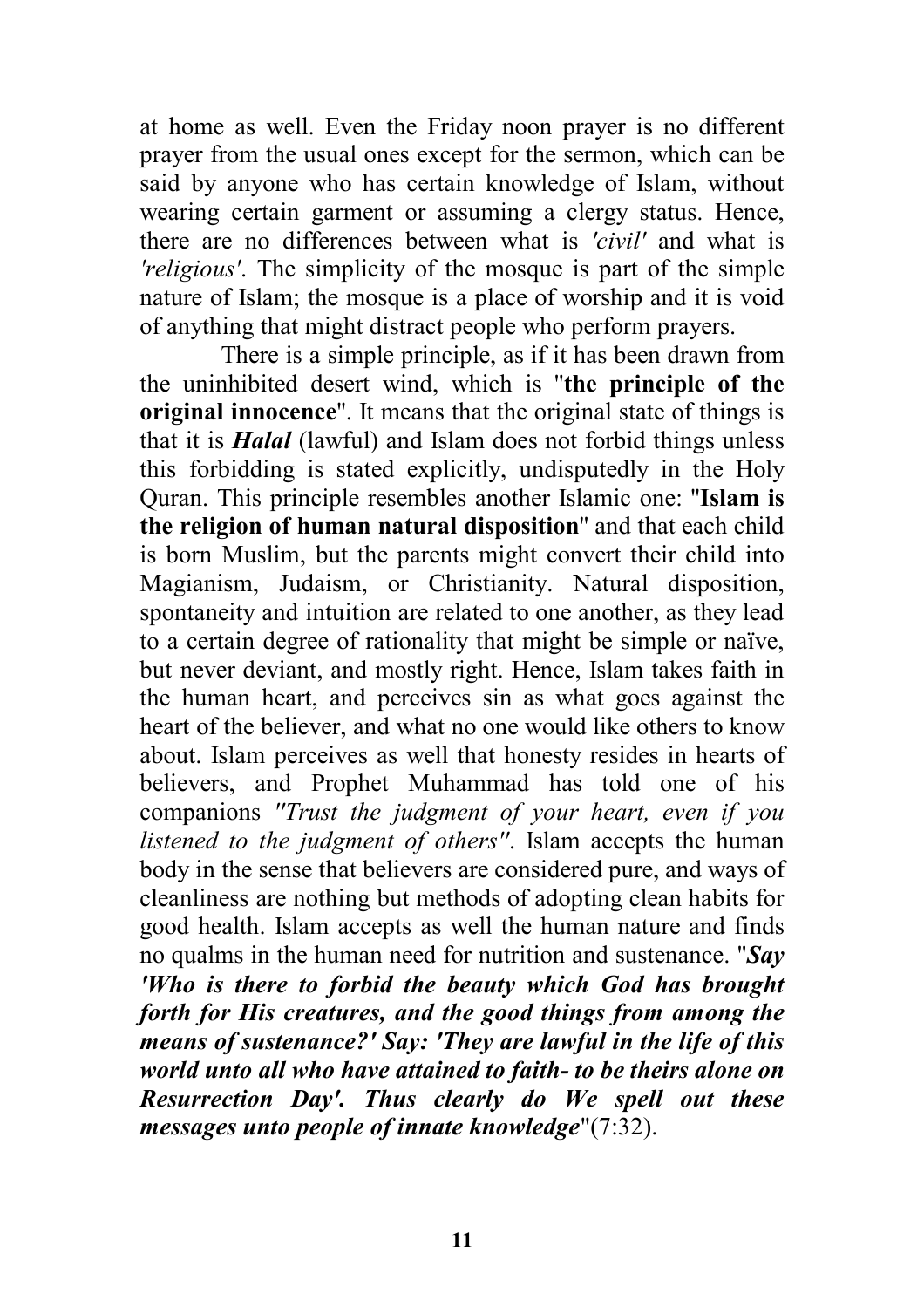at home as well. Even the Friday noon prayer is no different prayer from the usual ones except for the sermon, which can be said by anyone who has certain knowledge of Islam, without wearing certain garment or assuming a clergy status. Hence, there are no differences between what is *'civil'* and what is *'religious'*. The simplicity of the mosque is part of the simple nature of Islam; the mosque is a place of worship and it is void of anything that might distract people who perform prayers.

There is a simple principle, as if it has been drawn from the uninhibited desert wind, which is "**the principle of the original innocence**". It means that the original state of things is that it is ***Halal*** (lawful) and Islam does not forbid things unless this forbidding is stated explicitly, undisputedly in the Holy Quran. This principle resembles another Islamic one: "**Islam is the religion of human natural disposition**" and that each child is born Muslim, but the parents might convert their child into Magianism, Judaism, or Christianity. Natural disposition, spontaneity and intuition are related to one another, as they lead to a certain degree of rationality that might be simple or naïve, but never deviant, and mostly right. Hence, Islam takes faith in the human heart, and perceives sin as what goes against the heart of the believer, and what no one would like others to know about. Islam perceives as well that honesty resides in hearts of believers, and Prophet Muhammad has told one of his companions *"Trust the judgment of your heart, even if you listened to the judgment of others"*. Islam accepts the human body in the sense that believers are considered pure, and ways of cleanliness are nothing but methods of adopting clean habits for good health. Islam accepts as well the human nature and finds no qualms in the human need for nutrition and sustenance. "***Say 'Who is there to forbid the beauty which God has brought forth for His creatures, and the good things from among the means of sustenance?' Say: 'They are lawful in the life of this world unto all who have attained to faith- to be theirs alone on Resurrection Day'. Thus clearly do We spell out these messages unto people of innate knowledge***"(7:32).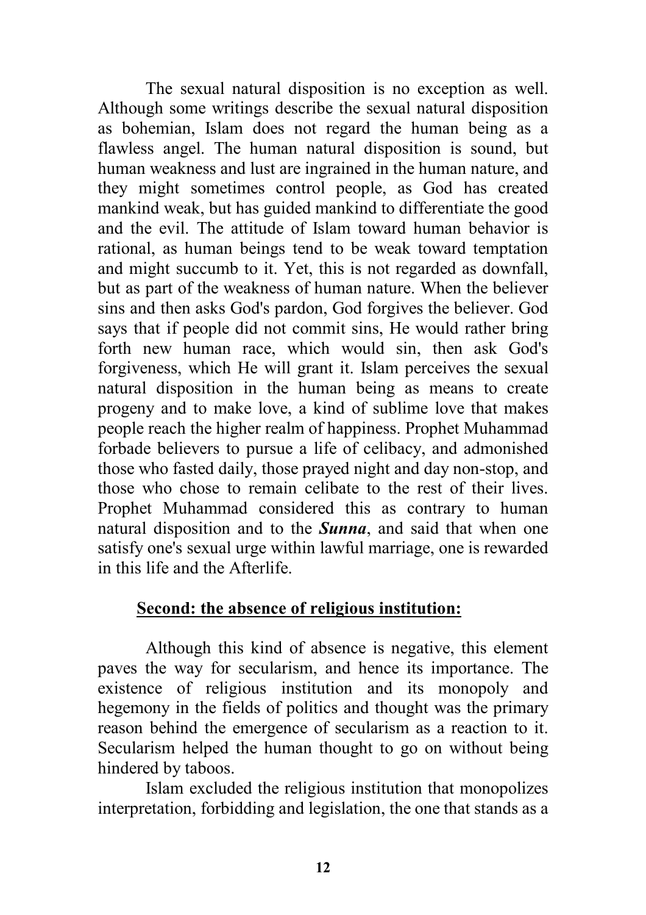The sexual natural disposition is no exception as well. Although some writings describe the sexual natural disposition as bohemian, Islam does not regard the human being as a flawless angel. The human natural disposition is sound, but human weakness and lust are ingrained in the human nature, and they might sometimes control people, as God has created mankind weak, but has guided mankind to differentiate the good and the evil. The attitude of Islam toward human behavior is rational, as human beings tend to be weak toward temptation and might succumb to it. Yet, this is not regarded as downfall, but as part of the weakness of human nature. When the believer sins and then asks God's pardon, God forgives the believer. God says that if people did not commit sins, He would rather bring forth new human race, which would sin, then ask God's forgiveness, which He will grant it. Islam perceives the sexual natural disposition in the human being as means to create progeny and to make love, a kind of sublime love that makes people reach the higher realm of happiness. Prophet Muhammad forbade believers to pursue a life of celibacy, and admonished those who fasted daily, those prayed night and day non-stop, and those who chose to remain celibate to the rest of their lives. Prophet Muhammad considered this as contrary to human natural disposition and to the ***Sunna***, and said that when one satisfy one's sexual urge within lawful marriage, one is rewarded in this life and the Afterlife.

## Second: the absence of religious institution:

Although this kind of absence is negative, this element paves the way for secularism, and hence its importance. The existence of religious institution and its monopoly and hegemony in the fields of politics and thought was the primary reason behind the emergence of secularism as a reaction to it. Secularism helped the human thought to go on without being hindered by taboos.

Islam excluded the religious institution that monopolizes interpretation, forbidding and legislation, the one that stands as a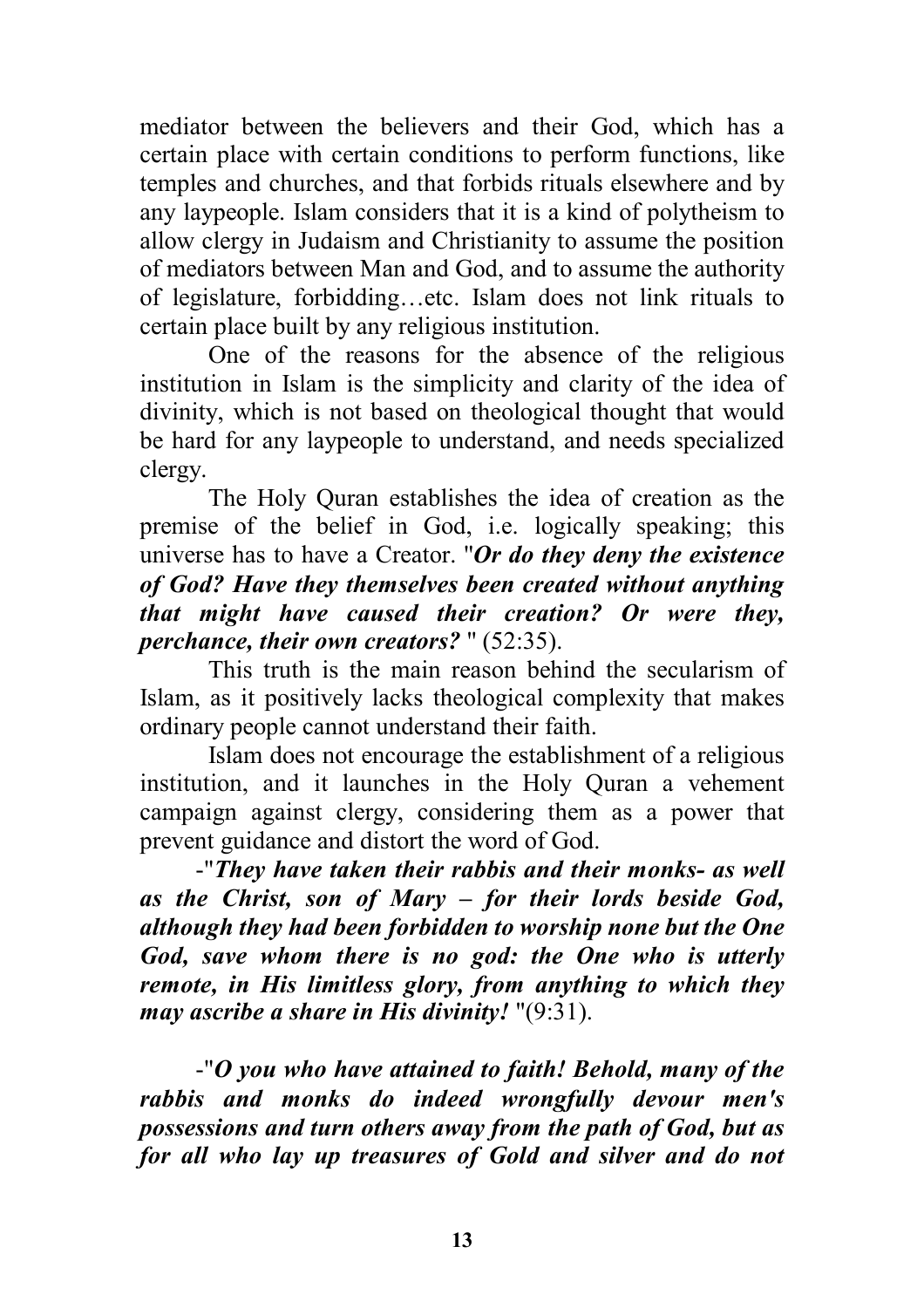mediator between the believers and their God, which has a certain place with certain conditions to perform functions, like temples and churches, and that forbids rituals elsewhere and by any laypeople. Islam considers that it is a kind of polytheism to allow clergy in Judaism and Christianity to assume the position of mediators between Man and God, and to assume the authority of legislature, forbidding…etc. Islam does not link rituals to certain place built by any religious institution.

One of the reasons for the absence of the religious institution in Islam is the simplicity and clarity of the idea of divinity, which is not based on theological thought that would be hard for any laypeople to understand, and needs specialized clergy.

The Holy Quran establishes the idea of creation as the premise of the belief in God, i.e. logically speaking; this universe has to have a Creator. "***Or do they deny the existence of God? Have they themselves been created without anything that might have caused their creation? Or were they, perchance, their own creators?*** " (52:35).

This truth is the main reason behind the secularism of Islam, as it positively lacks theological complexity that makes ordinary people cannot understand their faith.

Islam does not encourage the establishment of a religious institution, and it launches in the Holy Quran a vehement campaign against clergy, considering them as a power that prevent guidance and distort the word of God.

-"***They have taken their rabbis and their monks- as well as the Christ, son of Mary – for their lords beside God, although they had been forbidden to worship none but the One God, save whom there is no god: the One who is utterly remote, in His limitless glory, from anything to which they may ascribe a share in His divinity!*** "(9:31).

-"***O you who have attained to faith! Behold, many of the rabbis and monks do indeed wrongfully devour men's possessions and turn others away from the path of God, but as for all who lay up treasures of Gold and silver and do not***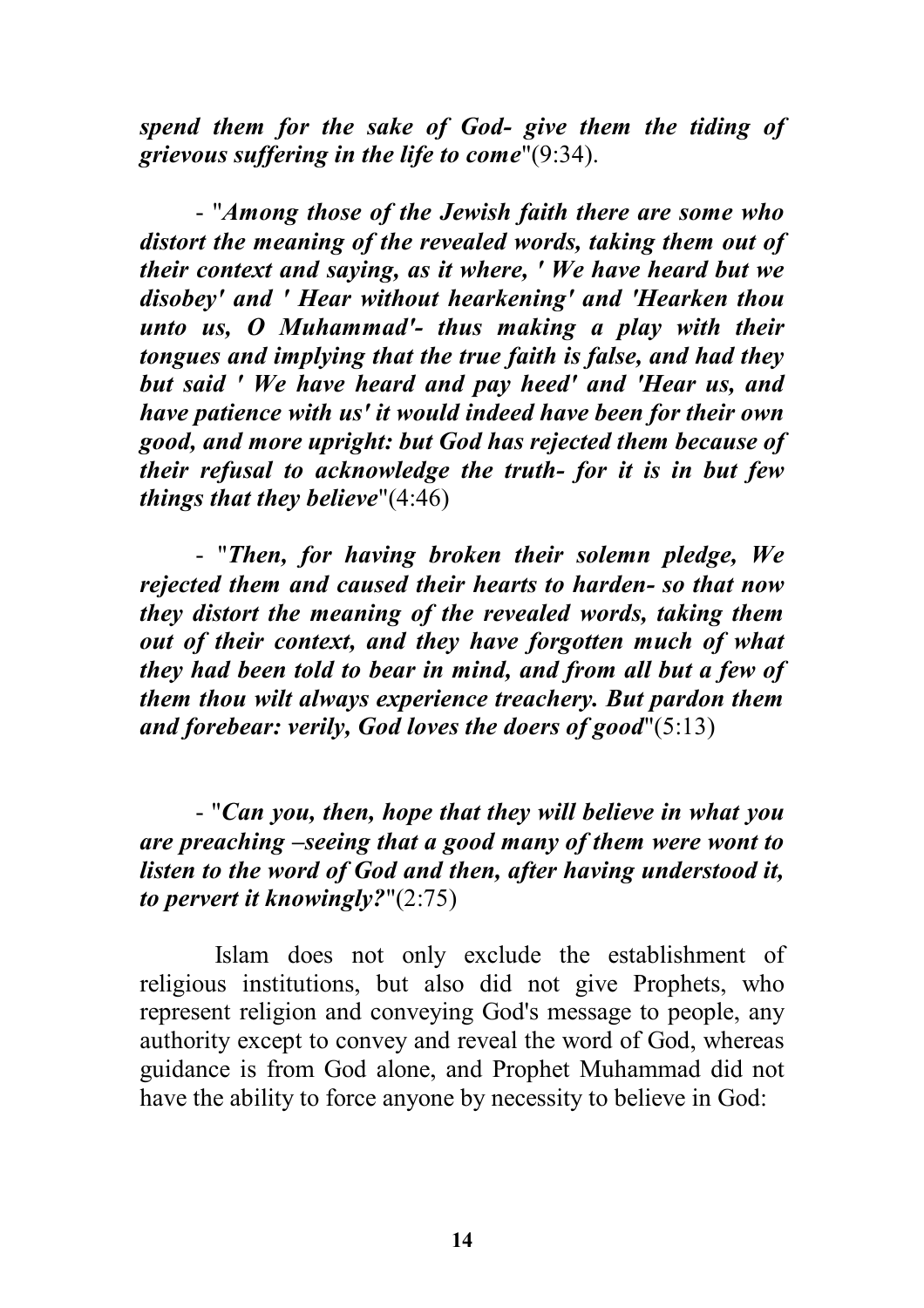***spend them for the sake of God- give them the tiding of grievous suffering in the life to come***"(9:34).

- "***Among those of the Jewish faith there are some who distort the meaning of the revealed words, taking them out of their context and saying, as it where, ' We have heard but we disobey' and ' Hear without hearkening' and 'Hearken thou unto us, O Muhammad'- thus making a play with their tongues and implying that the true faith is false, and had they but said ' We have heard and pay heed' and 'Hear us, and have patience with us' it would indeed have been for their own good, and more upright: but God has rejected them because of their refusal to acknowledge the truth- for it is in but few things that they believe***"(4:46)

- "***Then, for having broken their solemn pledge, We rejected them and caused their hearts to harden- so that now they distort the meaning of the revealed words, taking them out of their context, and they have forgotten much of what they had been told to bear in mind, and from all but a few of them thou wilt always experience treachery. But pardon them and forebear: verily, God loves the doers of good***"(5:13)

- "***Can you, then, hope that they will believe in what you are preaching –seeing that a good many of them were wont to listen to the word of God and then, after having understood it, to pervert it knowingly?***"(2:75)

Islam does not only exclude the establishment of religious institutions, but also did not give Prophets, who represent religion and conveying God's message to people, any authority except to convey and reveal the word of God, whereas guidance is from God alone, and Prophet Muhammad did not have the ability to force anyone by necessity to believe in God: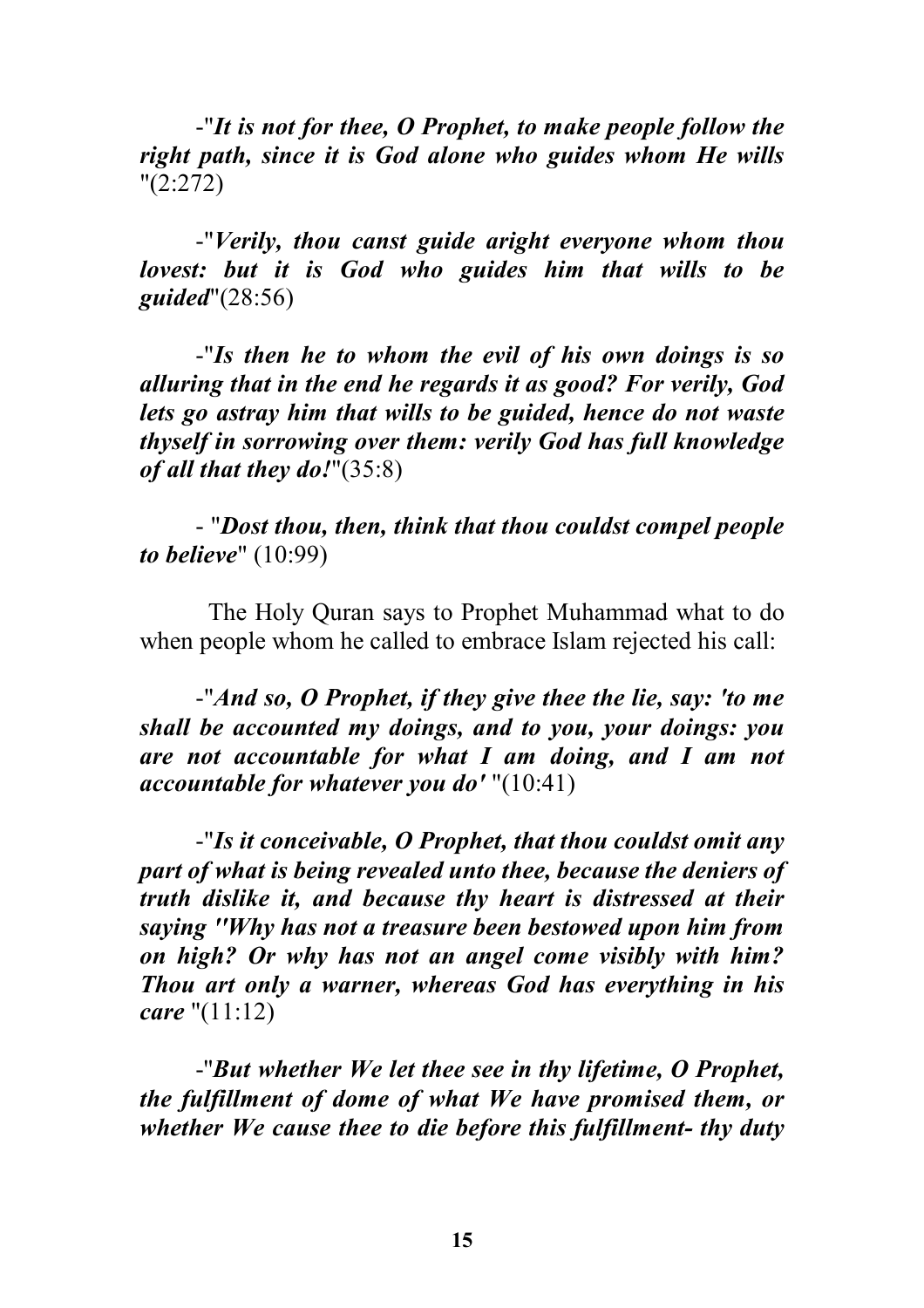-"***It is not for thee, O Prophet, to make people follow the right path, since it is God alone who guides whom He wills*** "(2:272)

-"***Verily, thou canst guide aright everyone whom thou lovest: but it is God who guides him that wills to be guided***"(28:56)

-"***Is then he to whom the evil of his own doings is so alluring that in the end he regards it as good? For verily, God lets go astray him that wills to be guided, hence do not waste thyself in sorrowing over them: verily God has full knowledge of all that they do!***"(35:8)

- "***Dost thou, then, think that thou couldst compel people to believe***" (10:99)

The Holy Quran says to Prophet Muhammad what to do when people whom he called to embrace Islam rejected his call:

-"***And so, O Prophet, if they give thee the lie, say: 'to me shall be accounted my doings, and to you, your doings: you are not accountable for what I am doing, and I am not accountable for whatever you do'*** "(10:41)

-"***Is it conceivable, O Prophet, that thou couldst omit any part of what is being revealed unto thee, because the deniers of truth dislike it, and because thy heart is distressed at their saying "Why has not a treasure been bestowed upon him from on high? Or why has not an angel come visibly with him? Thou art only a warner, whereas God has everything in his care*** "(11:12)

-"***But whether We let thee see in thy lifetime, O Prophet, the fulfillment of dome of what We have promised them, or whether We cause thee to die before this fulfillment- thy duty***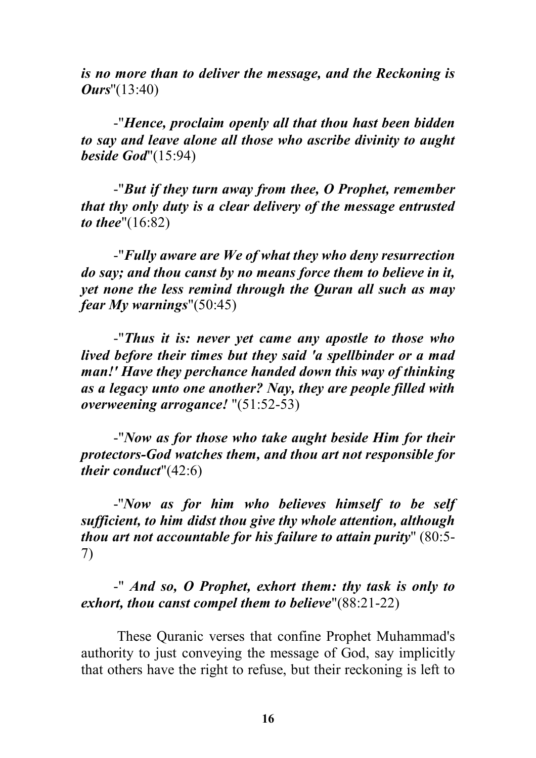***is no more than to deliver the message, and the Reckoning is Ours***"(13:40)

-"***Hence, proclaim openly all that thou hast been bidden to say and leave alone all those who ascribe divinity to aught beside God***"(15:94)

-"***But if they turn away from thee, O Prophet, remember that thy only duty is a clear delivery of the message entrusted to thee***"(16:82)

-"***Fully aware are We of what they who deny resurrection do say; and thou canst by no means force them to believe in it, yet none the less remind through the Quran all such as may fear My warnings***"(50:45)

-"***Thus it is: never yet came any apostle to those who lived before their times but they said 'a spellbinder or a mad man!' Have they perchance handed down this way of thinking as a legacy unto one another? Nay, they are people filled with overweening arrogance!*** "(51:52-53)

-"***Now as for those who take aught beside Him for their protectors-God watches them, and thou art not responsible for their conduct***"(42:6)

-"***Now as for him who believes himself to be self sufficient, to him didst thou give thy whole attention, although thou art not accountable for his failure to attain purity***" (80:5-7)

-" ***And so, O Prophet, exhort them: thy task is only to exhort, thou canst compel them to believe***"(88:21-22)

These Quranic verses that confine Prophet Muhammad's authority to just conveying the message of God, say implicitly that others have the right to refuse, but their reckoning is left to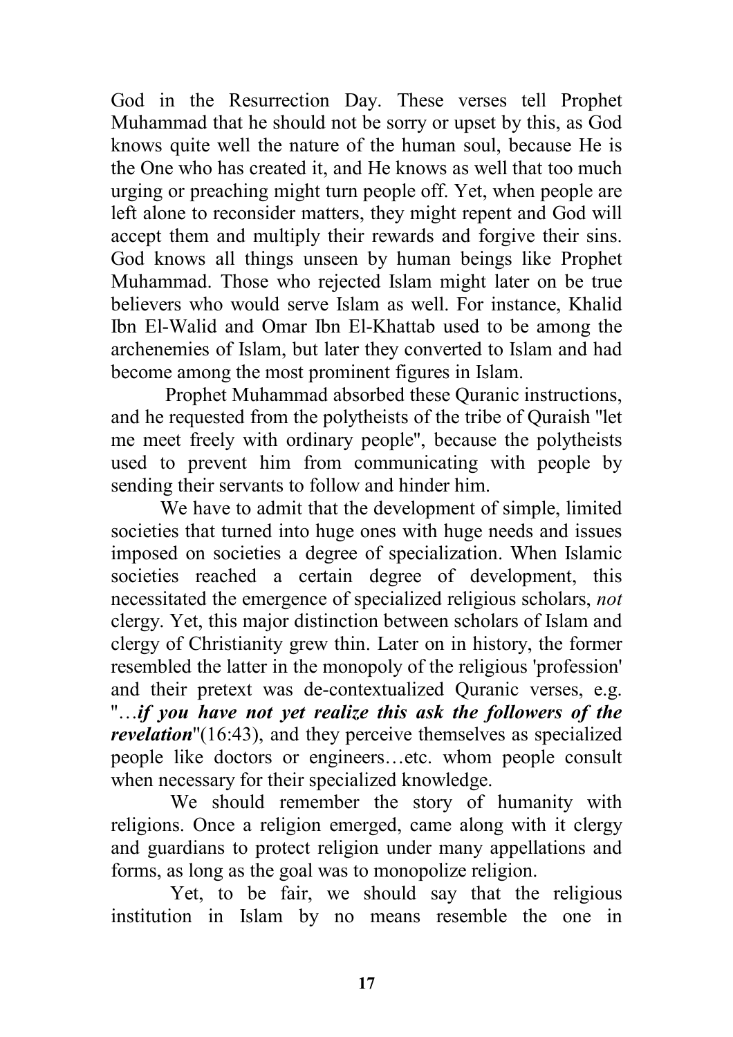God in the Resurrection Day. These verses tell Prophet Muhammad that he should not be sorry or upset by this, as God knows quite well the nature of the human soul, because He is the One who has created it, and He knows as well that too much urging or preaching might turn people off. Yet, when people are left alone to reconsider matters, they might repent and God will accept them and multiply their rewards and forgive their sins. God knows all things unseen by human beings like Prophet Muhammad. Those who rejected Islam might later on be true believers who would serve Islam as well. For instance, Khalid Ibn El-Walid and Omar Ibn El-Khattab used to be among the archenemies of Islam, but later they converted to Islam and had become among the most prominent figures in Islam.

Prophet Muhammad absorbed these Quranic instructions, and he requested from the polytheists of the tribe of Quraish "let me meet freely with ordinary people", because the polytheists used to prevent him from communicating with people by sending their servants to follow and hinder him.

We have to admit that the development of simple, limited societies that turned into huge ones with huge needs and issues imposed on societies a degree of specialization. When Islamic societies reached a certain degree of development, this necessitated the emergence of specialized religious scholars, *not* clergy. Yet, this major distinction between scholars of Islam and clergy of Christianity grew thin. Later on in history, the former resembled the latter in the monopoly of the religious 'profession' and their pretext was de-contextualized Quranic verses, e.g. "…***if you have not yet realize this ask the followers of the revelation***"(16:43), and they perceive themselves as specialized people like doctors or engineers…etc. whom people consult when necessary for their specialized knowledge.

We should remember the story of humanity with religions. Once a religion emerged, came along with it clergy and guardians to protect religion under many appellations and forms, as long as the goal was to monopolize religion.

Yet, to be fair, we should say that the religious institution in Islam by no means resemble the one in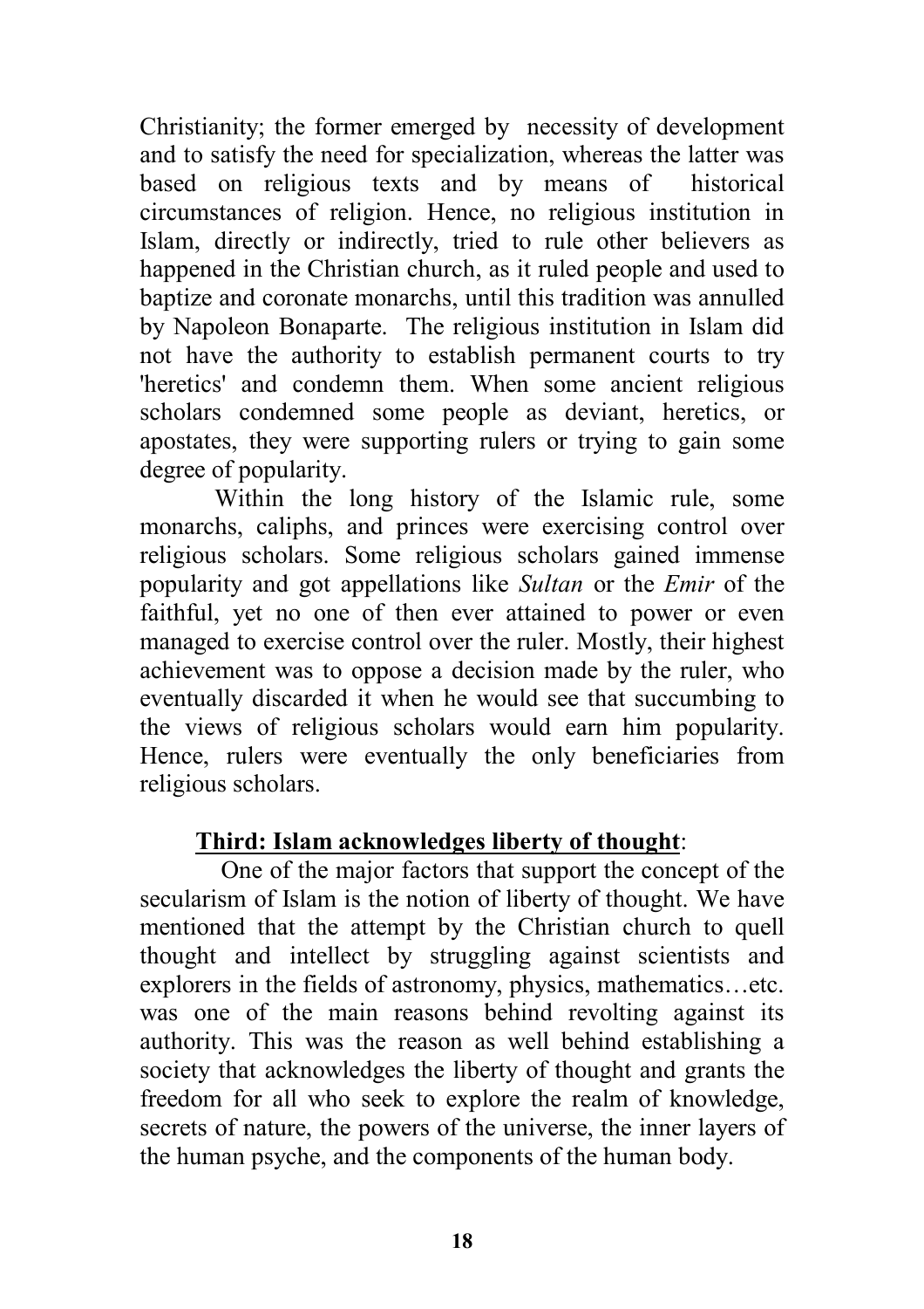Christianity; the former emerged by necessity of development and to satisfy the need for specialization, whereas the latter was based on religious texts and by means of historical circumstances of religion. Hence, no religious institution in Islam, directly or indirectly, tried to rule other believers as happened in the Christian church, as it ruled people and used to baptize and coronate monarchs, until this tradition was annulled by Napoleon Bonaparte. The religious institution in Islam did not have the authority to establish permanent courts to try 'heretics' and condemn them. When some ancient religious scholars condemned some people as deviant, heretics, or apostates, they were supporting rulers or trying to gain some degree of popularity.

Within the long history of the Islamic rule, some monarchs, caliphs, and princes were exercising control over religious scholars. Some religious scholars gained immense popularity and got appellations like *Sultan* or the *Emir* of the faithful, yet no one of then ever attained to power or even managed to exercise control over the ruler. Mostly, their highest achievement was to oppose a decision made by the ruler, who eventually discarded it when he would see that succumbing to the views of religious scholars would earn him popularity. Hence, rulers were eventually the only beneficiaries from religious scholars.

**Third: Islam acknowledges liberty of thought**:

One of the major factors that support the concept of the secularism of Islam is the notion of liberty of thought. We have mentioned that the attempt by the Christian church to quell thought and intellect by struggling against scientists and explorers in the fields of astronomy, physics, mathematics…etc. was one of the main reasons behind revolting against its authority. This was the reason as well behind establishing a society that acknowledges the liberty of thought and grants the freedom for all who seek to explore the realm of knowledge, secrets of nature, the powers of the universe, the inner layers of the human psyche, and the components of the human body.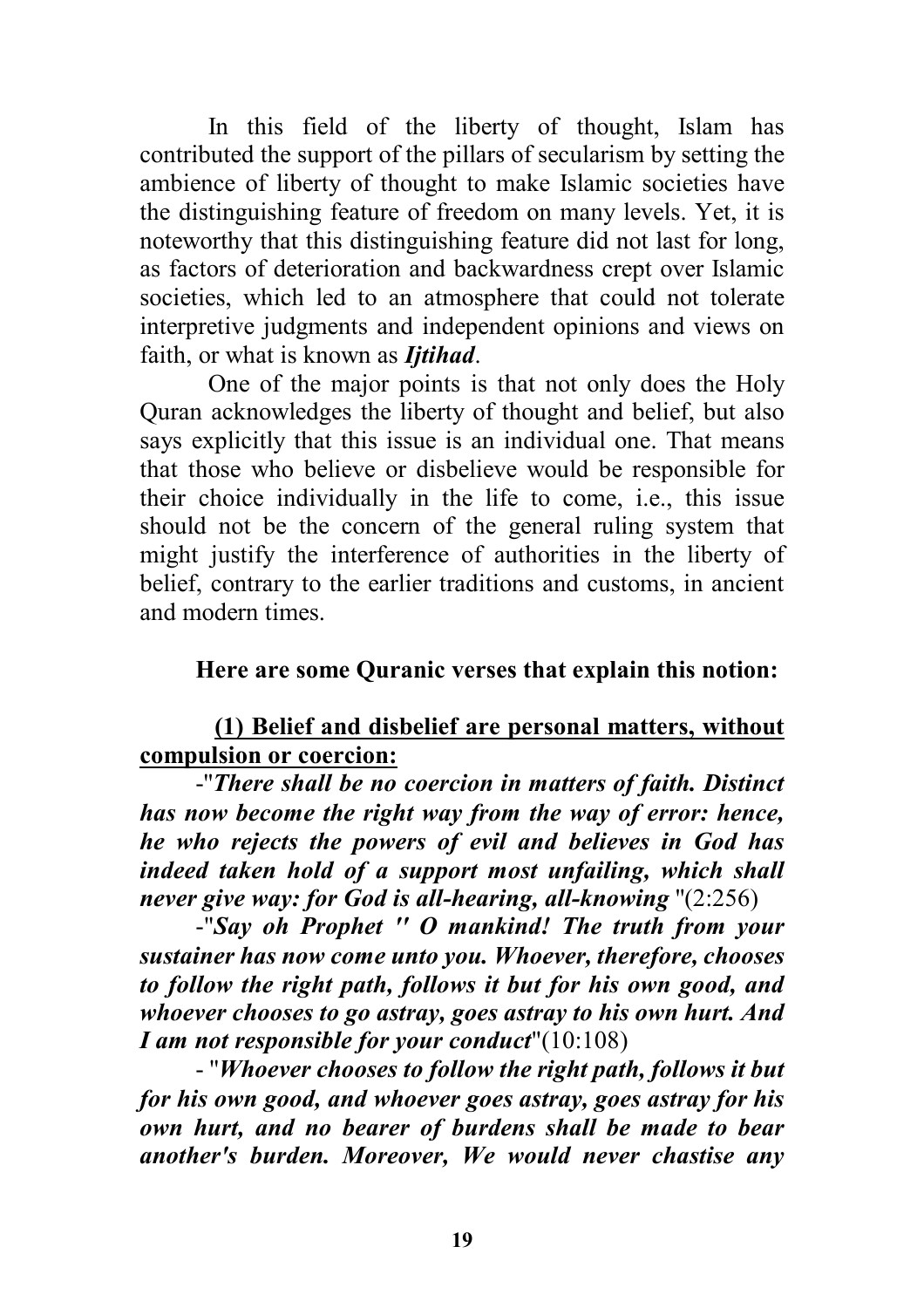In this field of the liberty of thought, Islam has contributed the support of the pillars of secularism by setting the ambience of liberty of thought to make Islamic societies have the distinguishing feature of freedom on many levels. Yet, it is noteworthy that this distinguishing feature did not last for long, as factors of deterioration and backwardness crept over Islamic societies, which led to an atmosphere that could not tolerate interpretive judgments and independent opinions and views on faith, or what is known as ***Ijtihad***.

One of the major points is that not only does the Holy Quran acknowledges the liberty of thought and belief, but also says explicitly that this issue is an individual one. That means that those who believe or disbelieve would be responsible for their choice individually in the life to come, i.e., this issue should not be the concern of the general ruling system that might justify the interference of authorities in the liberty of belief, contrary to the earlier traditions and customs, in ancient and modern times.

**Here are some Quranic verses that explain this notion:**

**(1) Belief and disbelief are personal matters, without compulsion or coercion:**

-"***There shall be no coercion in matters of faith. Distinct has now become the right way from the way of error: hence, he who rejects the powers of evil and believes in God has indeed taken hold of a support most unfailing, which shall never give way: for God is all-hearing, all-knowing*** "(2:256)

-"***Say oh Prophet " O mankind! The truth from your sustainer has now come unto you. Whoever, therefore, chooses to follow the right path, follows it but for his own good, and whoever chooses to go astray, goes astray to his own hurt. And I am not responsible for your conduct***"(10:108)

- "***Whoever chooses to follow the right path, follows it but for his own good, and whoever goes astray, goes astray for his own hurt, and no bearer of burdens shall be made to bear another's burden. Moreover, We would never chastise any***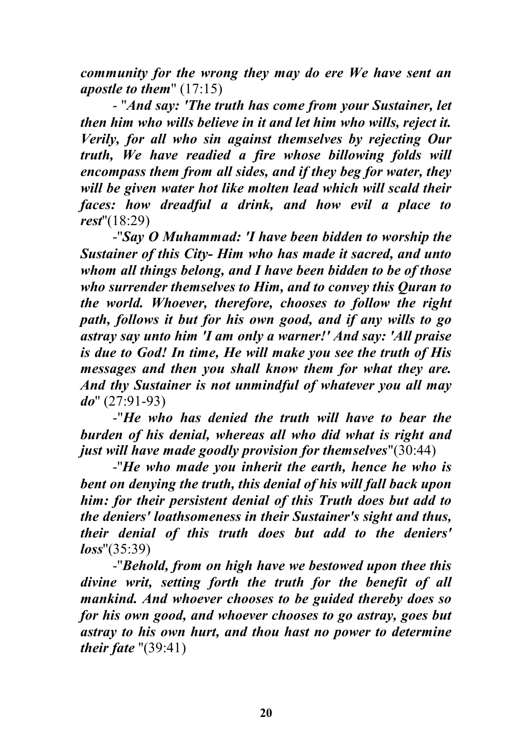***community for the wrong they may do ere We have sent an apostle to them***" (17:15)

- "***And say: 'The truth has come from your Sustainer, let then him who wills believe in it and let him who wills, reject it. Verily, for all who sin against themselves by rejecting Our truth, We have readied a fire whose billowing folds will encompass them from all sides, and if they beg for water, they will be given water hot like molten lead which will scald their faces: how dreadful a drink, and how evil a place to rest***"(18:29)

-"***Say O Muhammad: 'I have been bidden to worship the Sustainer of this City- Him who has made it sacred, and unto whom all things belong, and I have been bidden to be of those who surrender themselves to Him, and to convey this Quran to the world. Whoever, therefore, chooses to follow the right path, follows it but for his own good, and if any wills to go astray say unto him 'I am only a warner!' And say: 'All praise is due to God! In time, He will make you see the truth of His messages and then you shall know them for what they are. And thy Sustainer is not unmindful of whatever you all may do***" (27:91-93)

-"***He who has denied the truth will have to bear the burden of his denial, whereas all who did what is right and just will have made goodly provision for themselves***"(30:44)

-"***He who made you inherit the earth, hence he who is bent on denying the truth, this denial of his will fall back upon him: for their persistent denial of this Truth does but add to the deniers' loathsomeness in their Sustainer's sight and thus, their denial of this truth does but add to the deniers' loss***"(35:39)

-"***Behold, from on high have we bestowed upon thee this divine writ, setting forth the truth for the benefit of all mankind. And whoever chooses to be guided thereby does so for his own good, and whoever chooses to go astray, goes but astray to his own hurt, and thou hast no power to determine their fate*** "(39:41)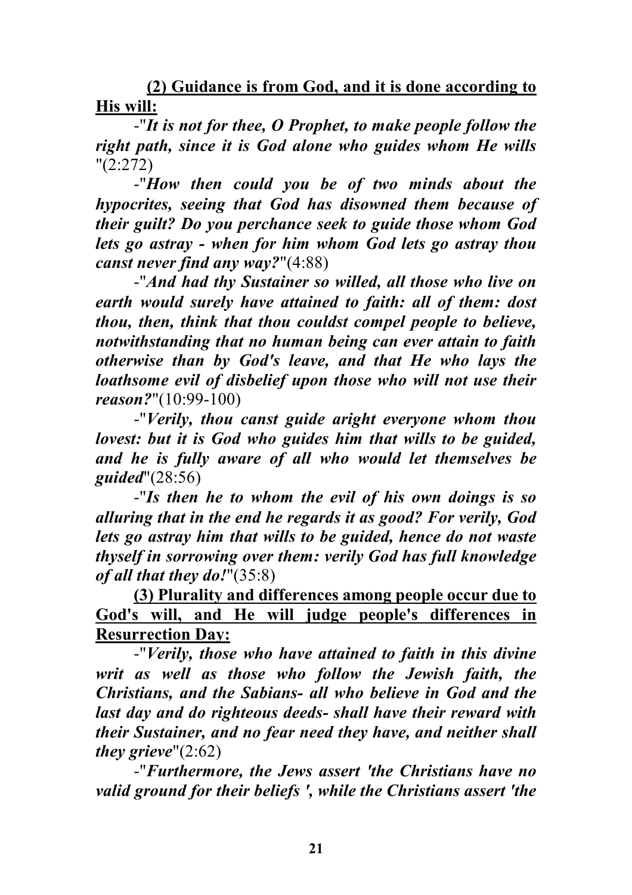**(2) Guidance is from God, and it is done according to His will:**

-"*It is not for thee, O Prophet, to make people follow the right path, since it is God alone who guides whom He wills* "(2:272)

-"*How then could you be of two minds about the hypocrites, seeing that God has disowned them because of their guilt? Do you perchance seek to guide those whom God lets go astray - when for him whom God lets go astray thou canst never find any way?*"(4:88)

-"*And had thy Sustainer so willed, all those who live on earth would surely have attained to faith: all of them: dost thou, then, think that thou couldst compel people to believe, notwithstanding that no human being can ever attain to faith otherwise than by God's leave, and that He who lays the loathsome evil of disbelief upon those who will not use their reason?*"(10:99-100)

-"*Verily, thou canst guide aright everyone whom thou lovest: but it is God who guides him that wills to be guided, and he is fully aware of all who would let themselves be guided*"(28:56)

-"*Is then he to whom the evil of his own doings is so alluring that in the end he regards it as good? For verily, God lets go astray him that wills to be guided, hence do not waste thyself in sorrowing over them: verily God has full knowledge of all that they do!*"(35:8)

**(3) Plurality and differences among people occur due to God's will, and He will judge people's differences in Resurrection Day:**

-"*Verily, those who have attained to faith in this divine writ as well as those who follow the Jewish faith, the Christians, and the Sabians- all who believe in God and the last day and do righteous deeds- shall have their reward with their Sustainer, and no fear need they have, and neither shall they grieve*"(2:62)

-"*Furthermore, the Jews assert 'the Christians have no valid ground for their beliefs ', while the Christians assert 'the*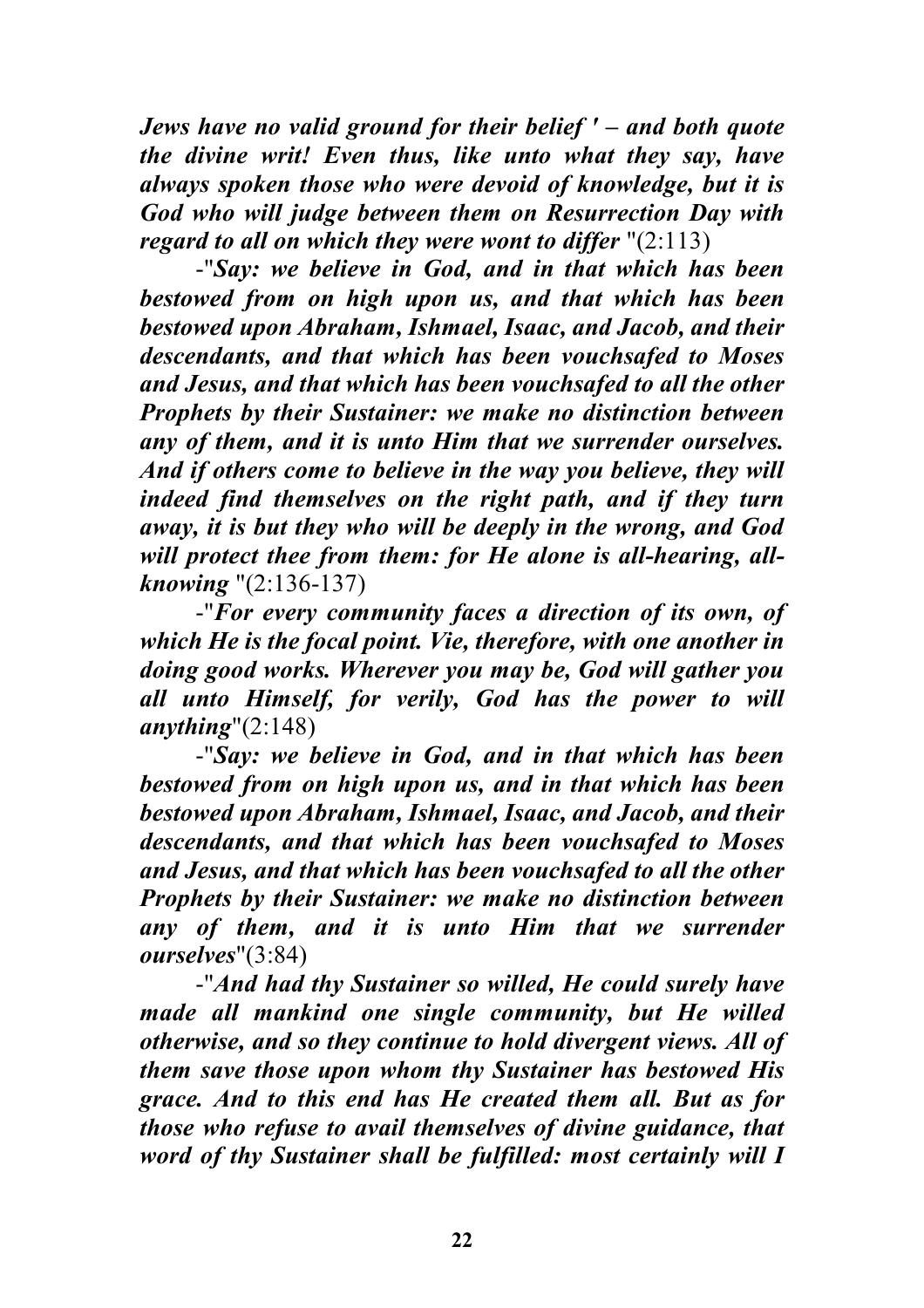***Jews have no valid ground for their belief ' – and both quote the divine writ! Even thus, like unto what they say, have always spoken those who were devoid of knowledge, but it is God who will judge between them on Resurrection Day with regard to all on which they were wont to differ*** "(2:113)

-"***Say: we believe in God, and in that which has been bestowed from on high upon us, and that which has been bestowed upon Abraham, Ishmael, Isaac, and Jacob, and their descendants, and that which has been vouchsafed to Moses and Jesus, and that which has been vouchsafed to all the other Prophets by their Sustainer: we make no distinction between any of them, and it is unto Him that we surrender ourselves. And if others come to believe in the way you believe, they will indeed find themselves on the right path, and if they turn away, it is but they who will be deeply in the wrong, and God will protect thee from them: for He alone is all-hearing, all-knowing*** "(2:136-137)

-"***For every community faces a direction of its own, of which He is the focal point. Vie, therefore, with one another in doing good works. Wherever you may be, God will gather you all unto Himself, for verily, God has the power to will anything***"(2:148)

-"***Say: we believe in God, and in that which has been bestowed from on high upon us, and in that which has been bestowed upon Abraham, Ishmael, Isaac, and Jacob, and their descendants, and that which has been vouchsafed to Moses and Jesus, and that which has been vouchsafed to all the other Prophets by their Sustainer: we make no distinction between any of them, and it is unto Him that we surrender ourselves***"(3:84)

-"***And had thy Sustainer so willed, He could surely have made all mankind one single community, but He willed otherwise, and so they continue to hold divergent views. All of them save those upon whom thy Sustainer has bestowed His grace. And to this end has He created them all. But as for those who refuse to avail themselves of divine guidance, that word of thy Sustainer shall be fulfilled: most certainly will I***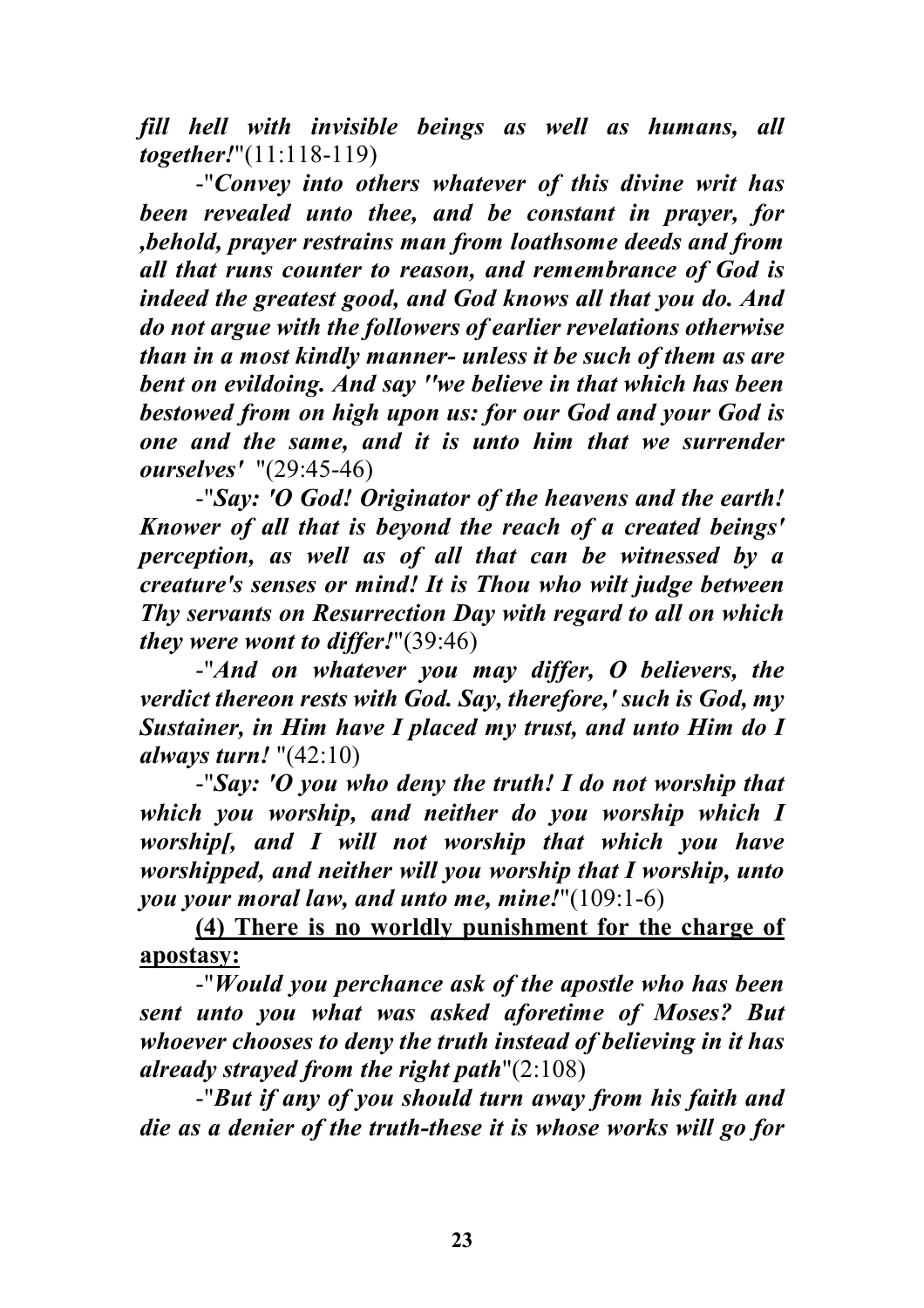***fill hell with invisible beings as well as humans, all together!***"(11:118-119)

-"***Convey into others whatever of this divine writ has been revealed unto thee, and be constant in prayer, for ,behold, prayer restrains man from loathsome deeds and from all that runs counter to reason, and remembrance of God is indeed the greatest good, and God knows all that you do. And do not argue with the followers of earlier revelations otherwise than in a most kindly manner- unless it be such of them as are bent on evildoing. And say ''we believe in that which has been bestowed from on high upon us: for our God and your God is one and the same, and it is unto him that we surrender ourselves'*** "(29:45-46)

-"***Say: 'O God! Originator of the heavens and the earth! Knower of all that is beyond the reach of a created beings' perception, as well as of all that can be witnessed by a creature's senses or mind! It is Thou who wilt judge between Thy servants on Resurrection Day with regard to all on which they were wont to differ!***"(39:46)

-"***And on whatever you may differ, O believers, the verdict thereon rests with God. Say, therefore,' such is God, my Sustainer, in Him have I placed my trust, and unto Him do I always turn!*** "(42:10)

-"***Say: 'O you who deny the truth! I do not worship that which you worship, and neither do you worship which I worship[, and I will not worship that which you have worshipped, and neither will you worship that I worship, unto you your moral law, and unto me, mine!***"(109:1-6)

<u>**(4) There is no worldly punishment for the charge of apostasy:**</u>

-"***Would you perchance ask of the apostle who has been sent unto you what was asked aforetime of Moses? But whoever chooses to deny the truth instead of believing in it has already strayed from the right path***"(2:108)

-"***But if any of you should turn away from his faith and die as a denier of the truth-these it is whose works will go for***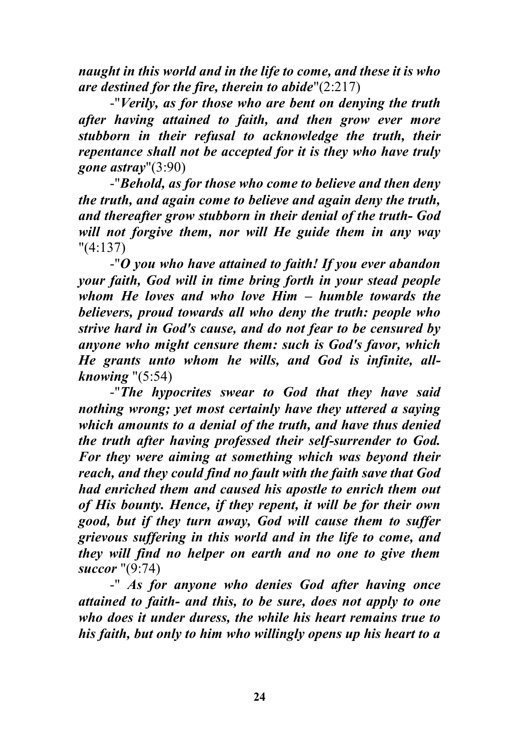***naught in this world and in the life to come, and these it is who are destined for the fire, therein to abide***"(2:217)

-"***Verily, as for those who are bent on denying the truth after having attained to faith, and then grow ever more stubborn in their refusal to acknowledge the truth, their repentance shall not be accepted for it is they who have truly gone astray***"(3:90)

-"***Behold, as for those who come to believe and then deny the truth, and again come to believe and again deny the truth, and thereafter grow stubborn in their denial of the truth- God will not forgive them, nor will He guide them in any way*** "(4:137)

-"***O you who have attained to faith! If you ever abandon your faith, God will in time bring forth in your stead people whom He loves and who love Him – humble towards the believers, proud towards all who deny the truth: people who strive hard in God's cause, and do not fear to be censured by anyone who might censure them: such is God's favor, which He grants unto whom he wills, and God is infinite, all-knowing*** "(5:54)

-"***The hypocrites swear to God that they have said nothing wrong; yet most certainly have they uttered a saying which amounts to a denial of the truth, and have thus denied the truth after having professed their self-surrender to God. For they were aiming at something which was beyond their reach, and they could find no fault with the faith save that God had enriched them and caused his apostle to enrich them out of His bounty. Hence, if they repent, it will be for their own good, but if they turn away, God will cause them to suffer grievous suffering in this world and in the life to come, and they will find no helper on earth and no one to give them succor*** "(9:74)

-" ***As for anyone who denies God after having once attained to faith- and this, to be sure, does not apply to one who does it under duress, the while his heart remains true to his faith, but only to him who willingly opens up his heart to a***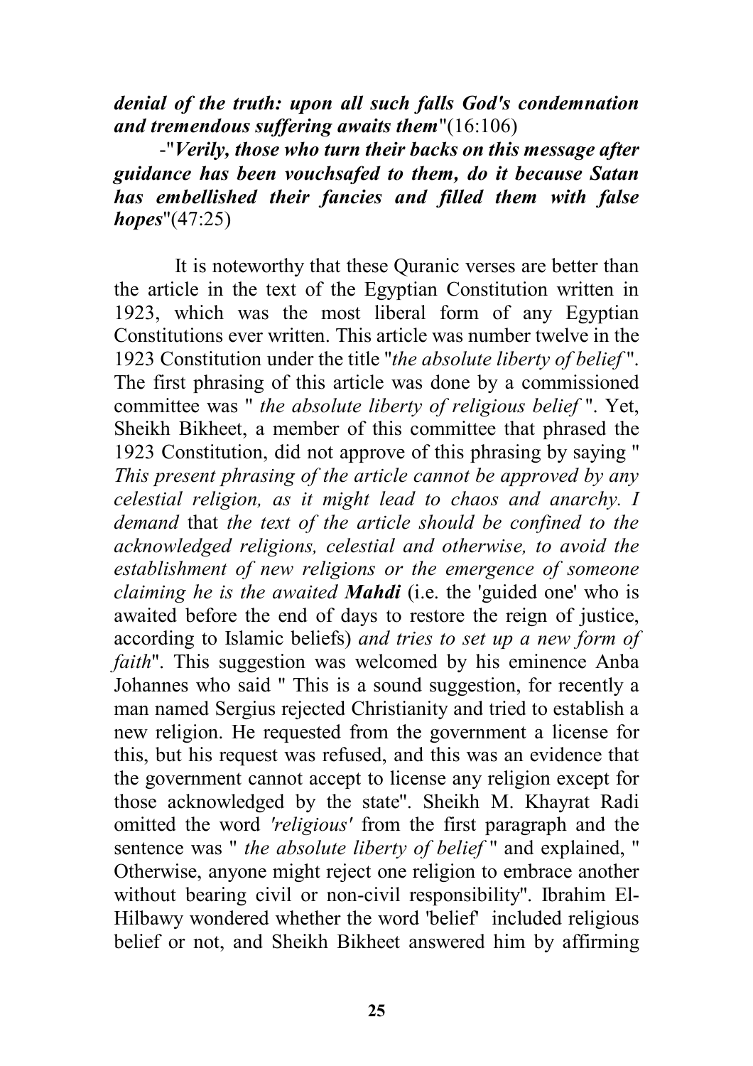***denial of the truth: upon all such falls God's condemnation and tremendous suffering awaits them***"(16:106)

-"***Verily, those who turn their backs on this message after guidance has been vouchsafed to them, do it because Satan has embellished their fancies and filled them with false hopes***"(47:25)

It is noteworthy that these Quranic verses are better than the article in the text of the Egyptian Constitution written in 1923, which was the most liberal form of any Egyptian Constitutions ever written. This article was number twelve in the 1923 Constitution under the title "*the absolute liberty of belief* ". The first phrasing of this article was done by a commissioned committee was " *the absolute liberty of religious belief* ". Yet, Sheikh Bikheet, a member of this committee that phrased the 1923 Constitution, did not approve of this phrasing by saying " *This present phrasing of the article cannot be approved by any celestial religion, as it might lead to chaos and anarchy. I demand* that *the text of the article should be confined to the acknowledged religions, celestial and otherwise, to avoid the establishment of new religions or the emergence of someone claiming he is the awaited **Mahdi*** (i.e. the 'guided one' who is awaited before the end of days to restore the reign of justice, according to Islamic beliefs) *and tries to set up a new form of faith*". This suggestion was welcomed by his eminence Anba Johannes who said " This is a sound suggestion, for recently a man named Sergius rejected Christianity and tried to establish a new religion. He requested from the government a license for this, but his request was refused, and this was an evidence that the government cannot accept to license any religion except for those acknowledged by the state". Sheikh M. Khayrat Radi omitted the word *'religious'* from the first paragraph and the sentence was " *the absolute liberty of belief* " and explained, " Otherwise, anyone might reject one religion to embrace another without bearing civil or non-civil responsibility". Ibrahim El-Hilbawy wondered whether the word 'belief' included religious belief or not, and Sheikh Bikheet answered him by affirming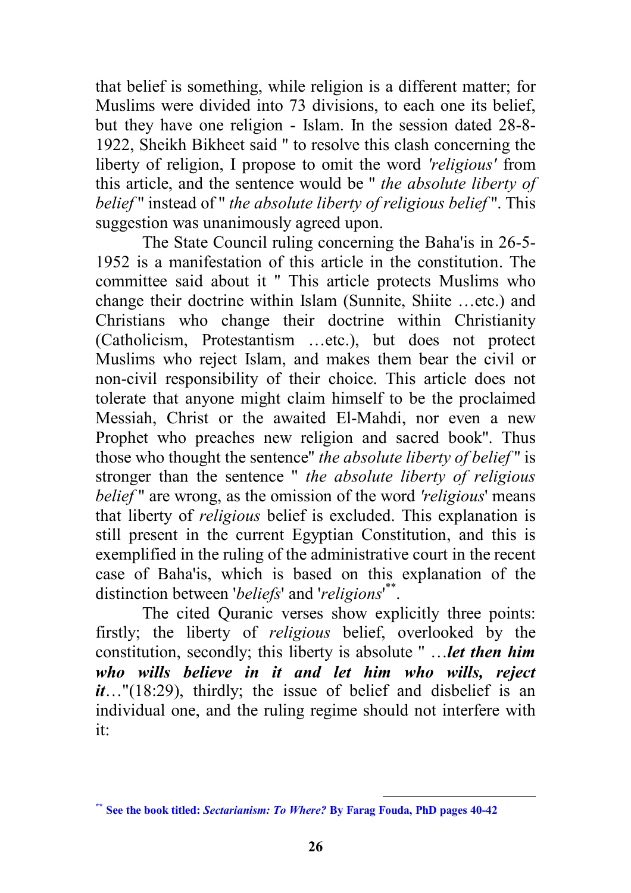that belief is something, while religion is a different matter; for Muslims were divided into 73 divisions, to each one its belief, but they have one religion - Islam. In the session dated 28-8-1922, Sheikh Bikheet said " to resolve this clash concerning the liberty of religion, I propose to omit the word *'religious'* from this article, and the sentence would be " *the absolute liberty of belief* " instead of " *the absolute liberty of religious belief* ". This suggestion was unanimously agreed upon.

The State Council ruling concerning the Baha'is in 26-5-1952 is a manifestation of this article in the constitution. The committee said about it " This article protects Muslims who change their doctrine within Islam (Sunnite, Shiite …etc.) and Christians who change their doctrine within Christianity (Catholicism, Protestantism …etc.), but does not protect Muslims who reject Islam, and makes them bear the civil or non-civil responsibility of their choice. This article does not tolerate that anyone might claim himself to be the proclaimed Messiah, Christ or the awaited El-Mahdi, nor even a new Prophet who preaches new religion and sacred book". Thus those who thought the sentence" *the absolute liberty of belief* " is stronger than the sentence " *the absolute liberty of religious belief* " are wrong, as the omission of the word *'religious'* means that liberty of *religious* belief is excluded. This explanation is still present in the current Egyptian Constitution, and this is exemplified in the ruling of the administrative court in the recent case of Baha'is, which is based on this explanation of the distinction between '*beliefs*' and '*religions*'[**].

The cited Quranic verses show explicitly three points: firstly; the liberty of *religious* belief, overlooked by the constitution, secondly; this liberty is absolute " …***let then him who wills believe in it and let him who wills, reject it***…"(18:29), thirdly; the issue of belief and disbelief is an individual one, and the ruling regime should not interfere with it:

---

[**] **See the book titled: *Sectarianism: To Where?* By Farag Fouda, PhD pages 40-42**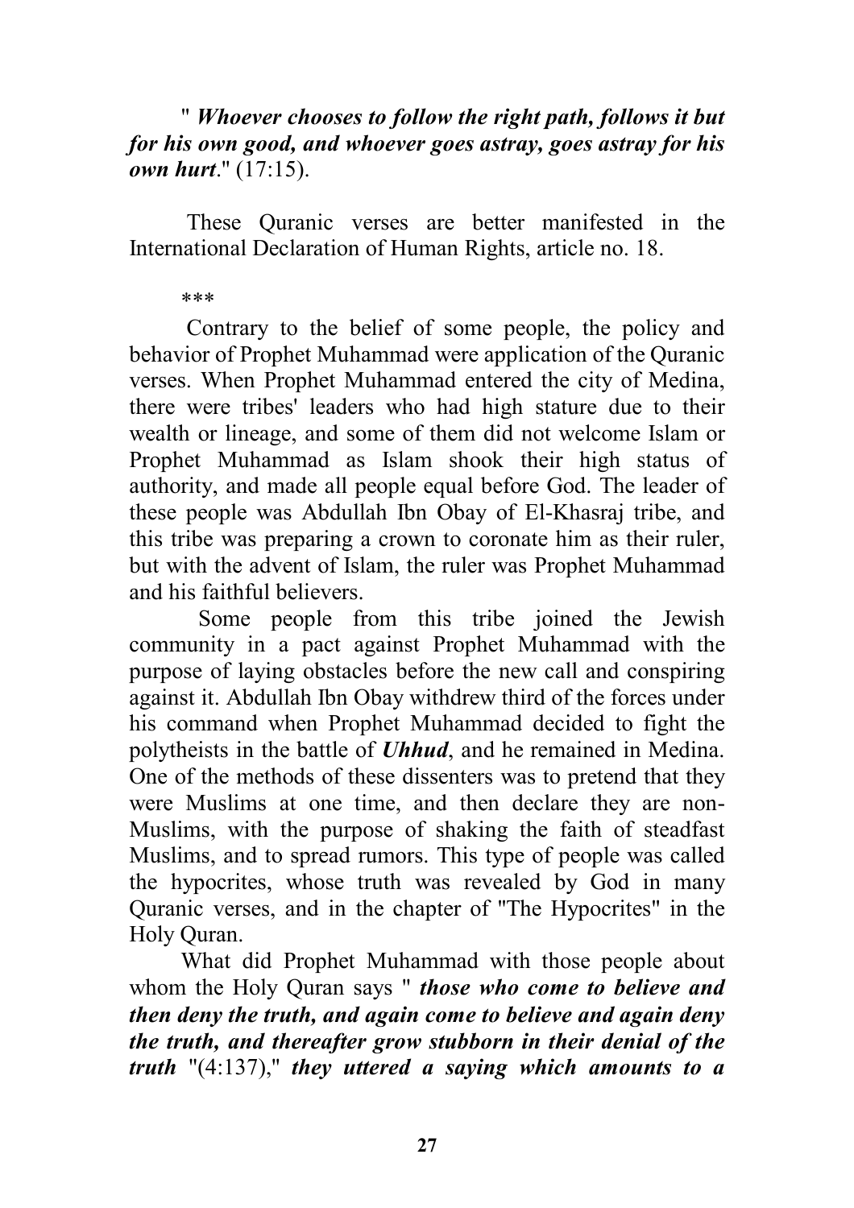" ***Whoever chooses to follow the right path, follows it but for his own good, and whoever goes astray, goes astray for his own hurt***." (17:15).

These Quranic verses are better manifested in the International Declaration of Human Rights, article no. 18.

\*\*\*

Contrary to the belief of some people, the policy and behavior of Prophet Muhammad were application of the Quranic verses. When Prophet Muhammad entered the city of Medina, there were tribes' leaders who had high stature due to their wealth or lineage, and some of them did not welcome Islam or Prophet Muhammad as Islam shook their high status of authority, and made all people equal before God. The leader of these people was Abdullah Ibn Obay of El-Khasraj tribe, and this tribe was preparing a crown to coronate him as their ruler, but with the advent of Islam, the ruler was Prophet Muhammad and his faithful believers.

Some people from this tribe joined the Jewish community in a pact against Prophet Muhammad with the purpose of laying obstacles before the new call and conspiring against it. Abdullah Ibn Obay withdrew third of the forces under his command when Prophet Muhammad decided to fight the polytheists in the battle of ***Uhhud***, and he remained in Medina. One of the methods of these dissenters was to pretend that they were Muslims at one time, and then declare they are non-Muslims, with the purpose of shaking the faith of steadfast Muslims, and to spread rumors. This type of people was called the hypocrites, whose truth was revealed by God in many Quranic verses, and in the chapter of "The Hypocrites" in the Holy Quran.

What did Prophet Muhammad with those people about whom the Holy Quran says " ***those who come to believe and then deny the truth, and again come to believe and again deny the truth, and thereafter grow stubborn in their denial of the truth*** "(4:137)," ***they uttered a saying which amounts to a***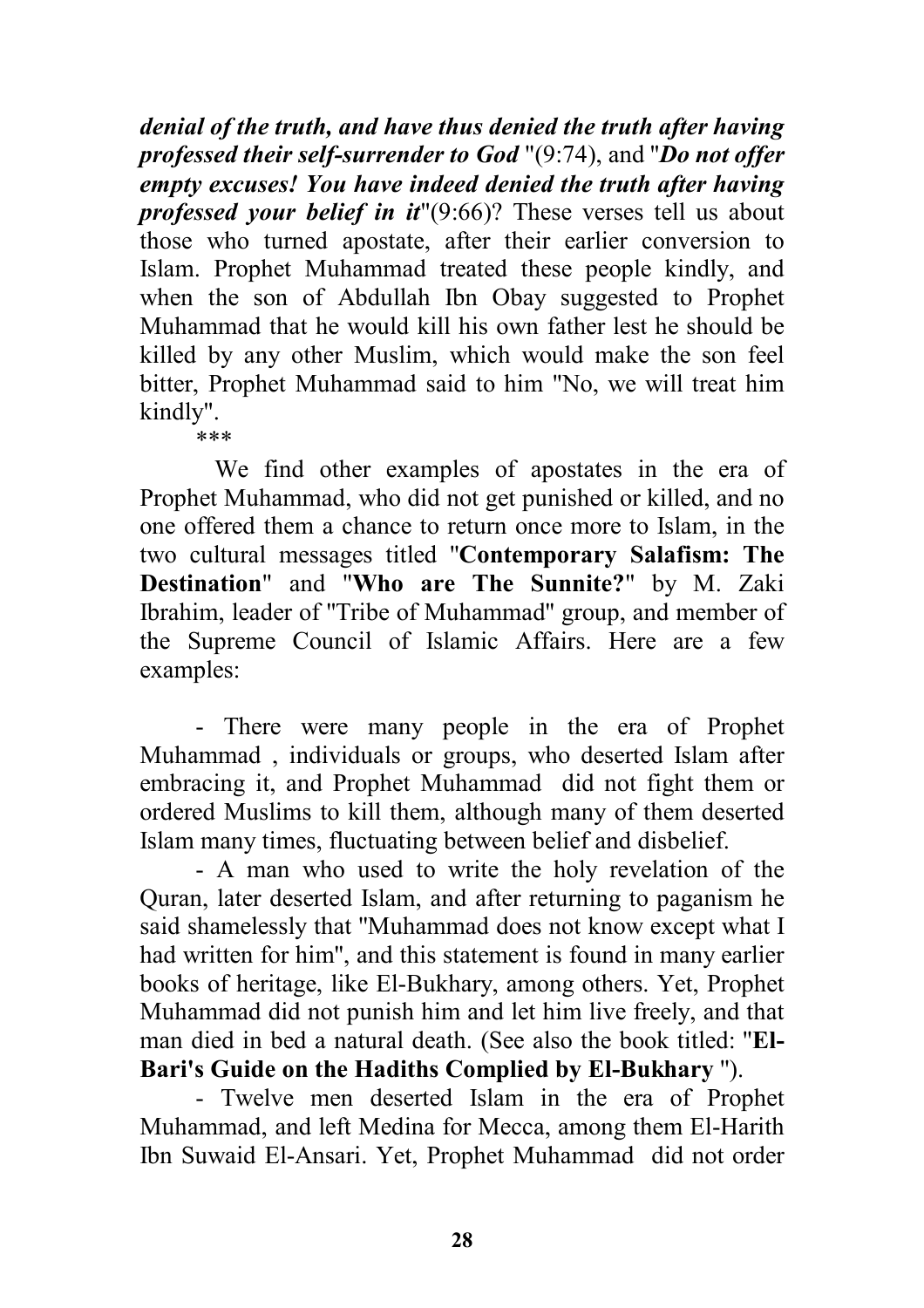***denial of the truth, and have thus denied the truth after having professed their self-surrender to God*** "(9:74), and "***Do not offer empty excuses! You have indeed denied the truth after having professed your belief in it***"(9:66)? These verses tell us about those who turned apostate, after their earlier conversion to Islam. Prophet Muhammad treated these people kindly, and when the son of Abdullah Ibn Obay suggested to Prophet Muhammad that he would kill his own father lest he should be killed by any other Muslim, which would make the son feel bitter, Prophet Muhammad said to him "No, we will treat him kindly".

***

We find other examples of apostates in the era of Prophet Muhammad, who did not get punished or killed, and no one offered them a chance to return once more to Islam, in the two cultural messages titled "**Contemporary Salafism: The Destination**" and "**Who are The Sunnite?**" by M. Zaki Ibrahim, leader of "Tribe of Muhammad" group, and member of the Supreme Council of Islamic Affairs. Here are a few examples:

- There were many people in the era of Prophet Muhammad , individuals or groups, who deserted Islam after embracing it, and Prophet Muhammad did not fight them or ordered Muslims to kill them, although many of them deserted Islam many times, fluctuating between belief and disbelief.
- A man who used to write the holy revelation of the Quran, later deserted Islam, and after returning to paganism he said shamelessly that "Muhammad does not know except what I had written for him", and this statement is found in many earlier books of heritage, like El-Bukhary, among others. Yet, Prophet Muhammad did not punish him and let him live freely, and that man died in bed a natural death. (See also the book titled: "**El-Bari's Guide on the Hadiths Complied by El-Bukhary** ").
- Twelve men deserted Islam in the era of Prophet Muhammad, and left Medina for Mecca, among them El-Harith Ibn Suwaid El-Ansari. Yet, Prophet Muhammad did not order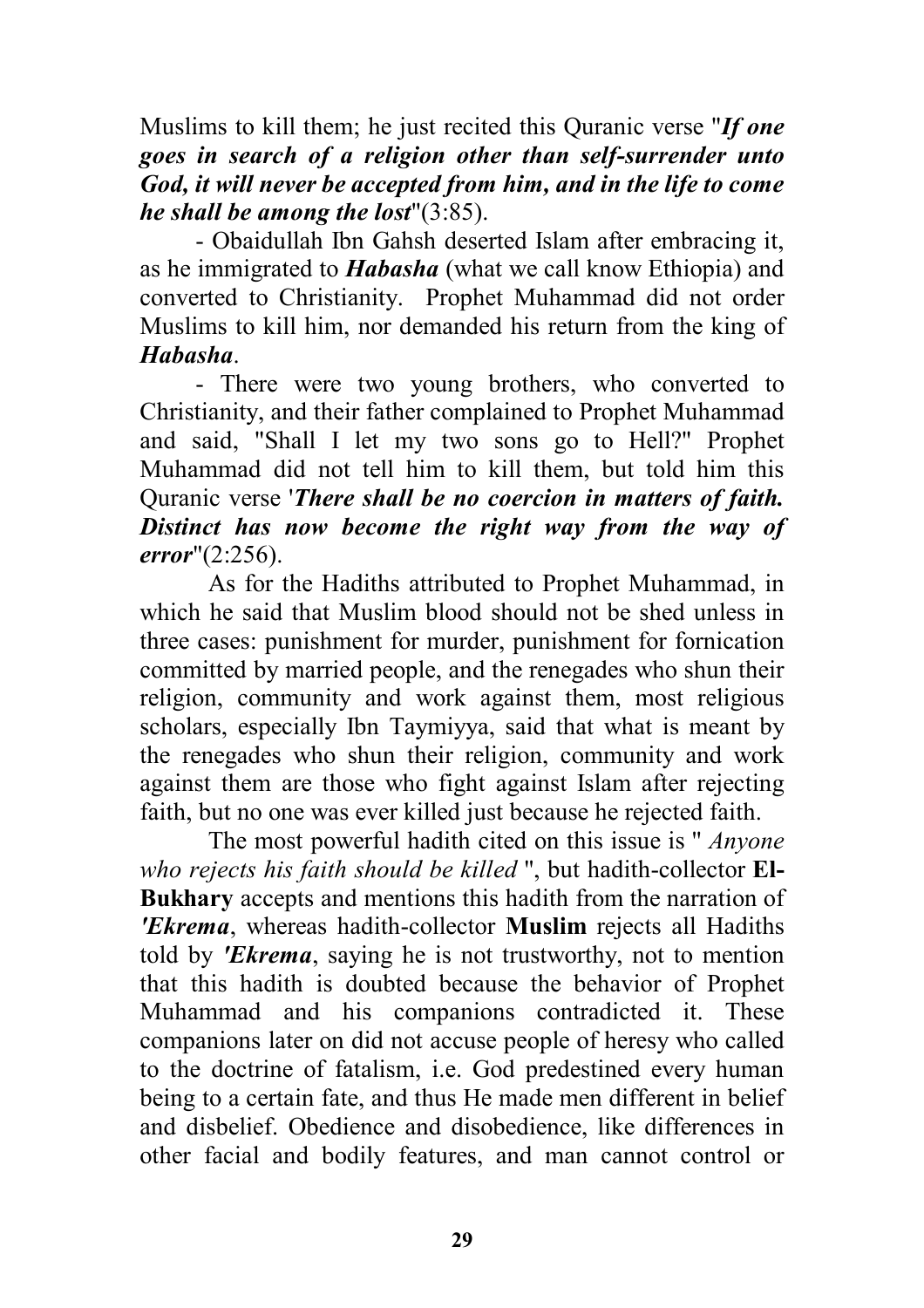Muslims to kill them; he just recited this Quranic verse "***If one goes in search of a religion other than self-surrender unto God, it will never be accepted from him, and in the life to come he shall be among the lost***"(3:85).

- Obaidullah Ibn Gahsh deserted Islam after embracing it, as he immigrated to ***Habasha*** (what we call know Ethiopia) and converted to Christianity. Prophet Muhammad did not order Muslims to kill him, nor demanded his return from the king of ***Habasha***.

- There were two young brothers, who converted to Christianity, and their father complained to Prophet Muhammad and said, "Shall I let my two sons go to Hell?" Prophet Muhammad did not tell him to kill them, but told him this Quranic verse '***There shall be no coercion in matters of faith. Distinct has now become the right way from the way of error***"(2:256).

As for the Hadiths attributed to Prophet Muhammad, in which he said that Muslim blood should not be shed unless in three cases: punishment for murder, punishment for fornication committed by married people, and the renegades who shun their religion, community and work against them, most religious scholars, especially Ibn Taymiyya, said that what is meant by the renegades who shun their religion, community and work against them are those who fight against Islam after rejecting faith, but no one was ever killed just because he rejected faith.

The most powerful hadith cited on this issue is " *Anyone who rejects his faith should be killed* ", but hadith-collector **El-Bukhary** accepts and mentions this hadith from the narration of ***'Ekrema***, whereas hadith-collector **Muslim** rejects all Hadiths told by ***'Ekrema***, saying he is not trustworthy, not to mention that this hadith is doubted because the behavior of Prophet Muhammad and his companions contradicted it. These companions later on did not accuse people of heresy who called to the doctrine of fatalism, i.e. God predestined every human being to a certain fate, and thus He made men different in belief and disbelief. Obedience and disobedience, like differences in other facial and bodily features, and man cannot control or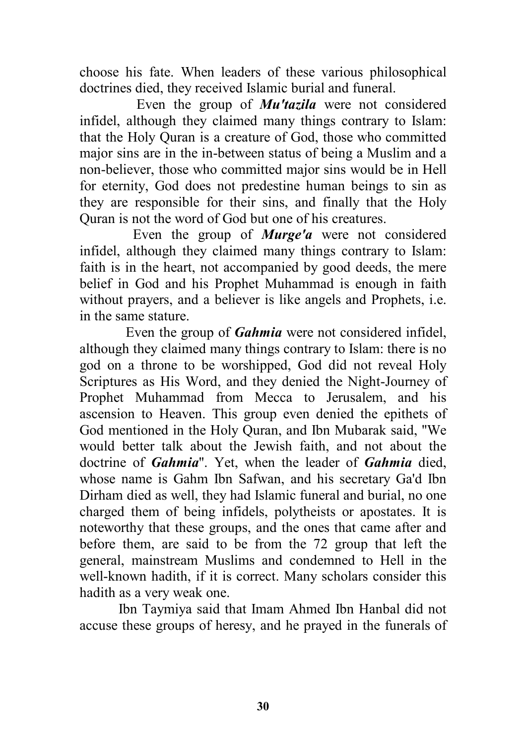choose his fate. When leaders of these various philosophical doctrines died, they received Islamic burial and funeral.

Even the group of ***Mu'tazila*** were not considered infidel, although they claimed many things contrary to Islam: that the Holy Quran is a creature of God, those who committed major sins are in the in-between status of being a Muslim and a non-believer, those who committed major sins would be in Hell for eternity, God does not predestine human beings to sin as they are responsible for their sins, and finally that the Holy Quran is not the word of God but one of his creatures.

Even the group of ***Murge'a*** were not considered infidel, although they claimed many things contrary to Islam: faith is in the heart, not accompanied by good deeds, the mere belief in God and his Prophet Muhammad is enough in faith without prayers, and a believer is like angels and Prophets, i.e. in the same stature.

Even the group of ***Gahmia*** were not considered infidel, although they claimed many things contrary to Islam: there is no god on a throne to be worshipped, God did not reveal Holy Scriptures as His Word, and they denied the Night-Journey of Prophet Muhammad from Mecca to Jerusalem, and his ascension to Heaven. This group even denied the epithets of God mentioned in the Holy Quran, and Ibn Mubarak said, "We would better talk about the Jewish faith, and not about the doctrine of ***Gahmia***". Yet, when the leader of ***Gahmia*** died, whose name is Gahm Ibn Safwan, and his secretary Ga'd Ibn Dirham died as well, they had Islamic funeral and burial, no one charged them of being infidels, polytheists or apostates. It is noteworthy that these groups, and the ones that came after and before them, are said to be from the 72 group that left the general, mainstream Muslims and condemned to Hell in the well-known hadith, if it is correct. Many scholars consider this hadith as a very weak one.

Ibn Taymiya said that Imam Ahmed Ibn Hanbal did not accuse these groups of heresy, and he prayed in the funerals of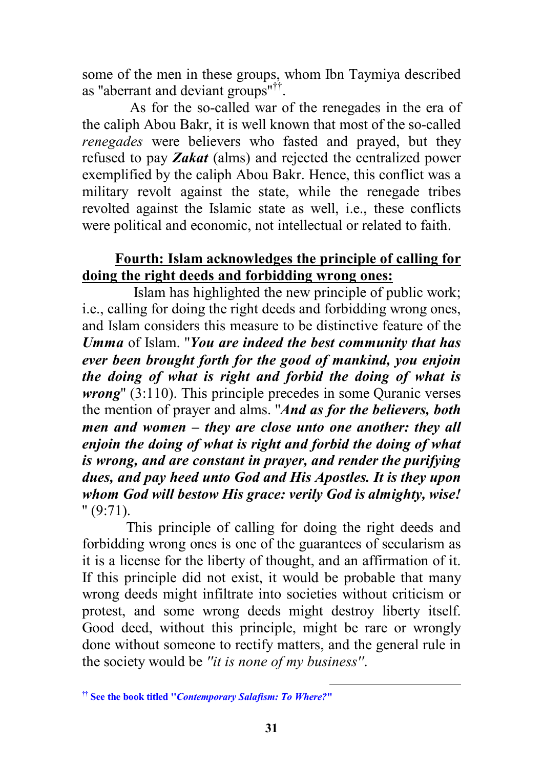some of the men in these groups, whom Ibn Taymiya described as "aberrant and deviant groups"[††].

As for the so-called war of the renegades in the era of the caliph Abou Bakr, it is well known that most of the so-called *renegades* were believers who fasted and prayed, but they refused to pay ***Zakat*** (alms) and rejected the centralized power exemplified by the caliph Abou Bakr. Hence, this conflict was a military revolt against the state, while the renegade tribes revolted against the Islamic state as well, i.e., these conflicts were political and economic, not intellectual or related to faith.

## Fourth: Islam acknowledges the principle of calling for doing the right deeds and forbidding wrong ones:

Islam has highlighted the new principle of public work; i.e., calling for doing the right deeds and forbidding wrong ones, and Islam considers this measure to be distinctive feature of the ***Umma*** of Islam. "***You are indeed the best community that has ever been brought forth for the good of mankind, you enjoin the doing of what is right and forbid the doing of what is wrong***" (3:110). This principle precedes in some Quranic verses the mention of prayer and alms. "***And as for the believers, both men and women – they are close unto one another: they all enjoin the doing of what is right and forbid the doing of what is wrong, and are constant in prayer, and render the purifying dues, and pay heed unto God and His Apostles. It is they upon whom God will bestow His grace: verily God is almighty, wise!*** " (9:71).

This principle of calling for doing the right deeds and forbidding wrong ones is one of the guarantees of secularism as it is a license for the liberty of thought, and an affirmation of it. If this principle did not exist, it would be probable that many wrong deeds might infiltrate into societies without criticism or protest, and some wrong deeds might destroy liberty itself. Good deed, without this principle, might be rare or wrongly done without someone to rectify matters, and the general rule in the society would be *"it is none of my business"*.

---

[††] **See the book titled "*Contemporary Salafism: To Where?*"**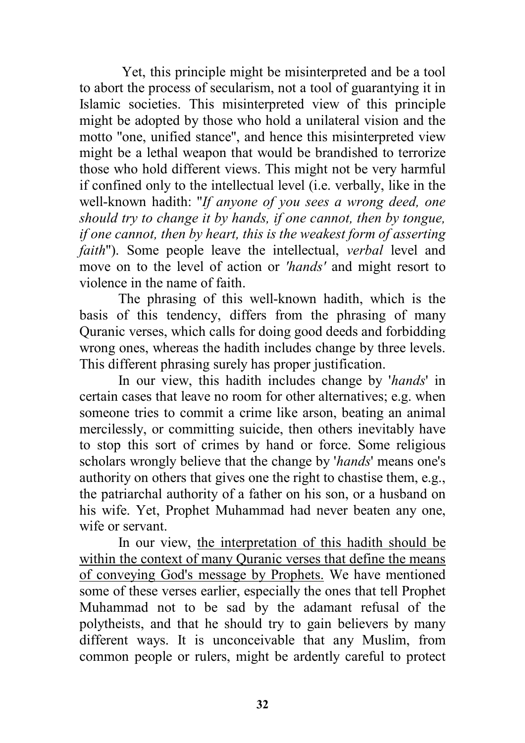Yet, this principle might be misinterpreted and be a tool to abort the process of secularism, not a tool of guarantying it in Islamic societies. This misinterpreted view of this principle might be adopted by those who hold a unilateral vision and the motto "one, unified stance", and hence this misinterpreted view might be a lethal weapon that would be brandished to terrorize those who hold different views. This might not be very harmful if confined only to the intellectual level (i.e. verbally, like in the well-known hadith: "*If anyone of you sees a wrong deed, one should try to change it by hands, if one cannot, then by tongue, if one cannot, then by heart, this is the weakest form of asserting faith*"). Some people leave the intellectual, *verbal* level and move on to the level of action or *'hands'* and might resort to violence in the name of faith.

The phrasing of this well-known hadith, which is the basis of this tendency, differs from the phrasing of many Quranic verses, which calls for doing good deeds and forbidding wrong ones, whereas the hadith includes change by three levels. This different phrasing surely has proper justification.

In our view, this hadith includes change by '*hands*' in certain cases that leave no room for other alternatives; e.g. when someone tries to commit a crime like arson, beating an animal mercilessly, or committing suicide, then others inevitably have to stop this sort of crimes by hand or force. Some religious scholars wrongly believe that the change by '*hands*' means one's authority on others that gives one the right to chastise them, e.g., the patriarchal authority of a father on his son, or a husband on his wife. Yet, Prophet Muhammad had never beaten any one, wife or servant.

In our view, <u>the interpretation of this hadith should be within the context of many Quranic verses that define the means of conveying God's message by Prophets.</u> We have mentioned some of these verses earlier, especially the ones that tell Prophet Muhammad not to be sad by the adamant refusal of the polytheists, and that he should try to gain believers by many different ways. It is unconceivable that any Muslim, from common people or rulers, might be ardently careful to protect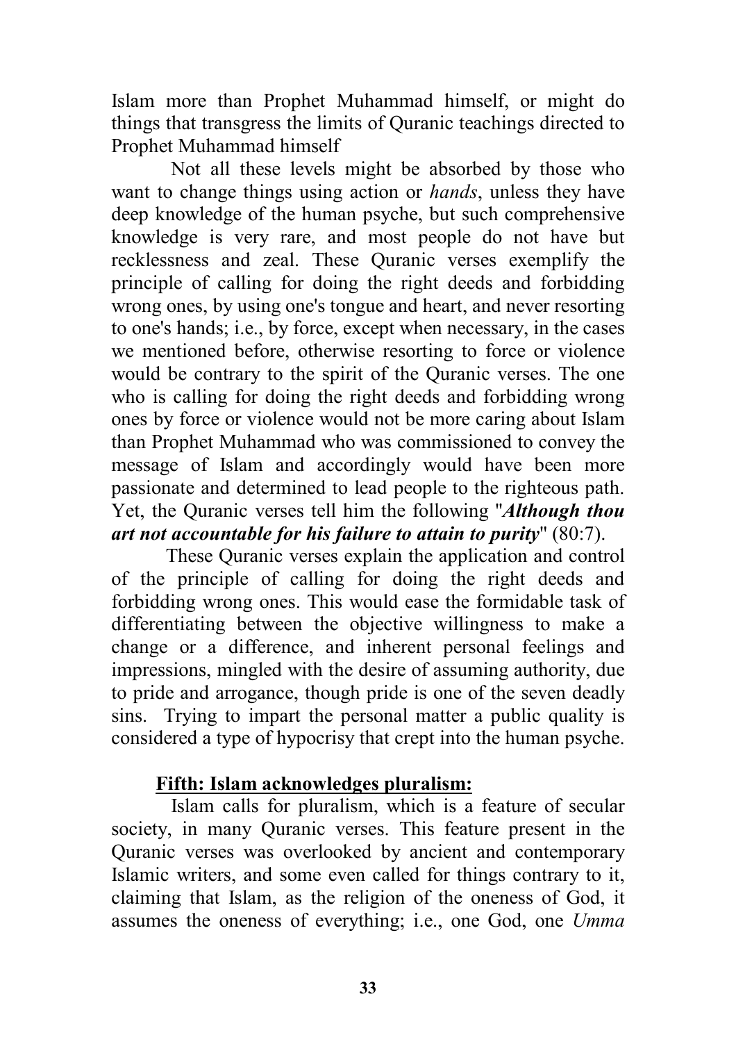Islam more than Prophet Muhammad himself, or might do things that transgress the limits of Quranic teachings directed to Prophet Muhammad himself

Not all these levels might be absorbed by those who want to change things using action or *hands*, unless they have deep knowledge of the human psyche, but such comprehensive knowledge is very rare, and most people do not have but recklessness and zeal. These Quranic verses exemplify the principle of calling for doing the right deeds and forbidding wrong ones, by using one's tongue and heart, and never resorting to one's hands; i.e., by force, except when necessary, in the cases we mentioned before, otherwise resorting to force or violence would be contrary to the spirit of the Quranic verses. The one who is calling for doing the right deeds and forbidding wrong ones by force or violence would not be more caring about Islam than Prophet Muhammad who was commissioned to convey the message of Islam and accordingly would have been more passionate and determined to lead people to the righteous path. Yet, the Quranic verses tell him the following "***Although thou art not accountable for his failure to attain to purity***" (80:7).

These Quranic verses explain the application and control of the principle of calling for doing the right deeds and forbidding wrong ones. This would ease the formidable task of differentiating between the objective willingness to make a change or a difference, and inherent personal feelings and impressions, mingled with the desire of assuming authority, due to pride and arrogance, though pride is one of the seven deadly sins. Trying to impart the personal matter a public quality is considered a type of hypocrisy that crept into the human psyche.

## **Fifth: Islam acknowledges pluralism:**

Islam calls for pluralism, which is a feature of secular society, in many Quranic verses. This feature present in the Quranic verses was overlooked by ancient and contemporary Islamic writers, and some even called for things contrary to it, claiming that Islam, as the religion of the oneness of God, it assumes the oneness of everything; i.e., one God, one *Umma*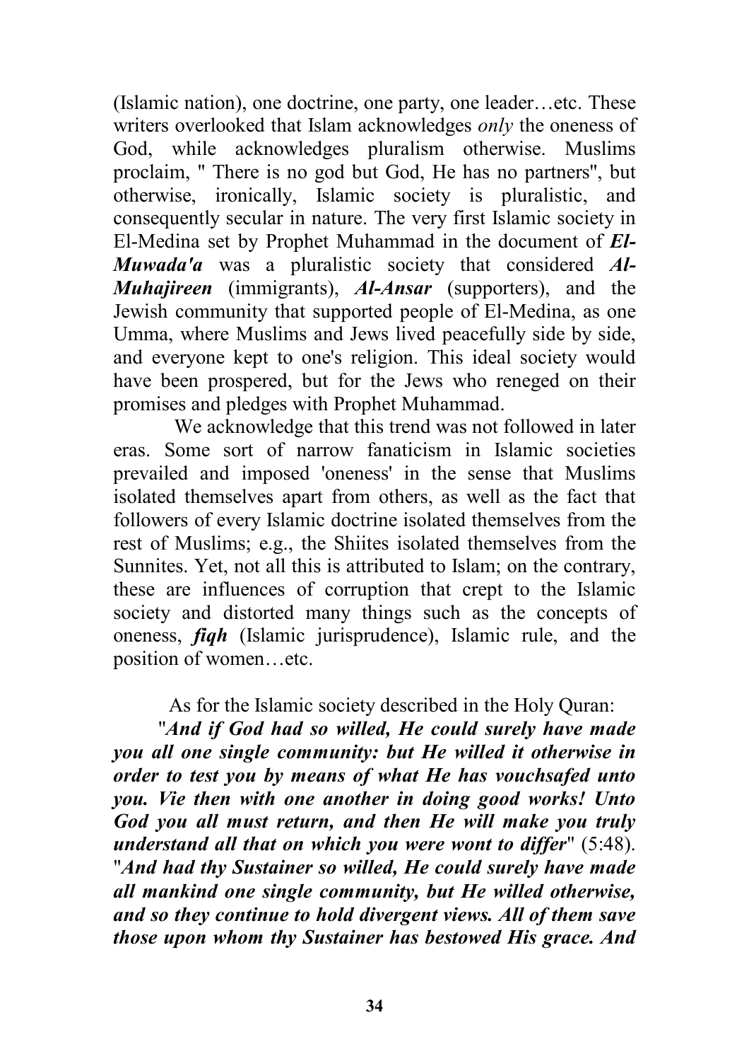(Islamic nation), one doctrine, one party, one leader…etc. These writers overlooked that Islam acknowledges *only* the oneness of God, while acknowledges pluralism otherwise. Muslims proclaim, " There is no god but God, He has no partners", but otherwise, ironically, Islamic society is pluralistic, and consequently secular in nature. The very first Islamic society in El-Medina set by Prophet Muhammad in the document of ***El-Muwada'a*** was a pluralistic society that considered ***Al-Muhajireen*** (immigrants), ***Al-Ansar*** (supporters), and the Jewish community that supported people of El-Medina, as one Umma, where Muslims and Jews lived peacefully side by side, and everyone kept to one's religion. This ideal society would have been prospered, but for the Jews who reneged on their promises and pledges with Prophet Muhammad.

We acknowledge that this trend was not followed in later eras. Some sort of narrow fanaticism in Islamic societies prevailed and imposed 'oneness' in the sense that Muslims isolated themselves apart from others, as well as the fact that followers of every Islamic doctrine isolated themselves from the rest of Muslims; e.g., the Shiites isolated themselves from the Sunnites. Yet, not all this is attributed to Islam; on the contrary, these are influences of corruption that crept to the Islamic society and distorted many things such as the concepts of oneness, ***fiqh*** (Islamic jurisprudence), Islamic rule, and the position of women…etc.

As for the Islamic society described in the Holy Quran:

"***And if God had so willed, He could surely have made you all one single community: but He willed it otherwise in order to test you by means of what He has vouchsafed unto you. Vie then with one another in doing good works! Unto God you all must return, and then He will make you truly understand all that on which you were wont to differ***" (5:48). "***And had thy Sustainer so willed, He could surely have made all mankind one single community, but He willed otherwise, and so they continue to hold divergent views. All of them save those upon whom thy Sustainer has bestowed His grace. And***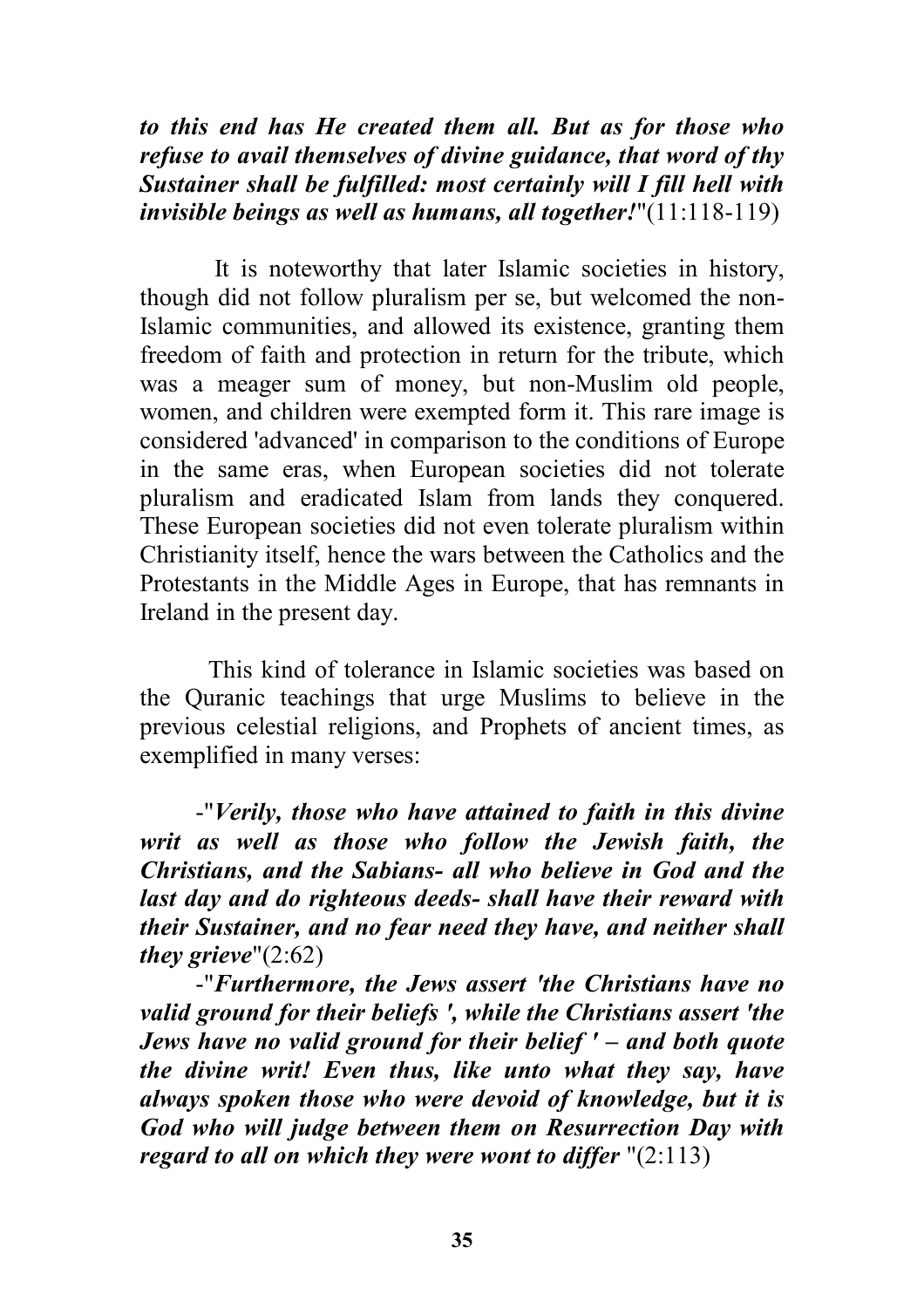***to this end has He created them all. But as for those who refuse to avail themselves of divine guidance, that word of thy Sustainer shall be fulfilled: most certainly will I fill hell with invisible beings as well as humans, all together!***"(11:118-119)

It is noteworthy that later Islamic societies in history, though did not follow pluralism per se, but welcomed the non-Islamic communities, and allowed its existence, granting them freedom of faith and protection in return for the tribute, which was a meager sum of money, but non-Muslim old people, women, and children were exempted form it. This rare image is considered 'advanced' in comparison to the conditions of Europe in the same eras, when European societies did not tolerate pluralism and eradicated Islam from lands they conquered. These European societies did not even tolerate pluralism within Christianity itself, hence the wars between the Catholics and the Protestants in the Middle Ages in Europe, that has remnants in Ireland in the present day.

This kind of tolerance in Islamic societies was based on the Quranic teachings that urge Muslims to believe in the previous celestial religions, and Prophets of ancient times, as exemplified in many verses:

-"***Verily, those who have attained to faith in this divine writ as well as those who follow the Jewish faith, the Christians, and the Sabians- all who believe in God and the last day and do righteous deeds- shall have their reward with their Sustainer, and no fear need they have, and neither shall they grieve***"(2:62)

-"***Furthermore, the Jews assert 'the Christians have no valid ground for their beliefs ', while the Christians assert 'the Jews have no valid ground for their belief ' – and both quote the divine writ! Even thus, like unto what they say, have always spoken those who were devoid of knowledge, but it is God who will judge between them on Resurrection Day with regard to all on which they were wont to differ*** "(2:113)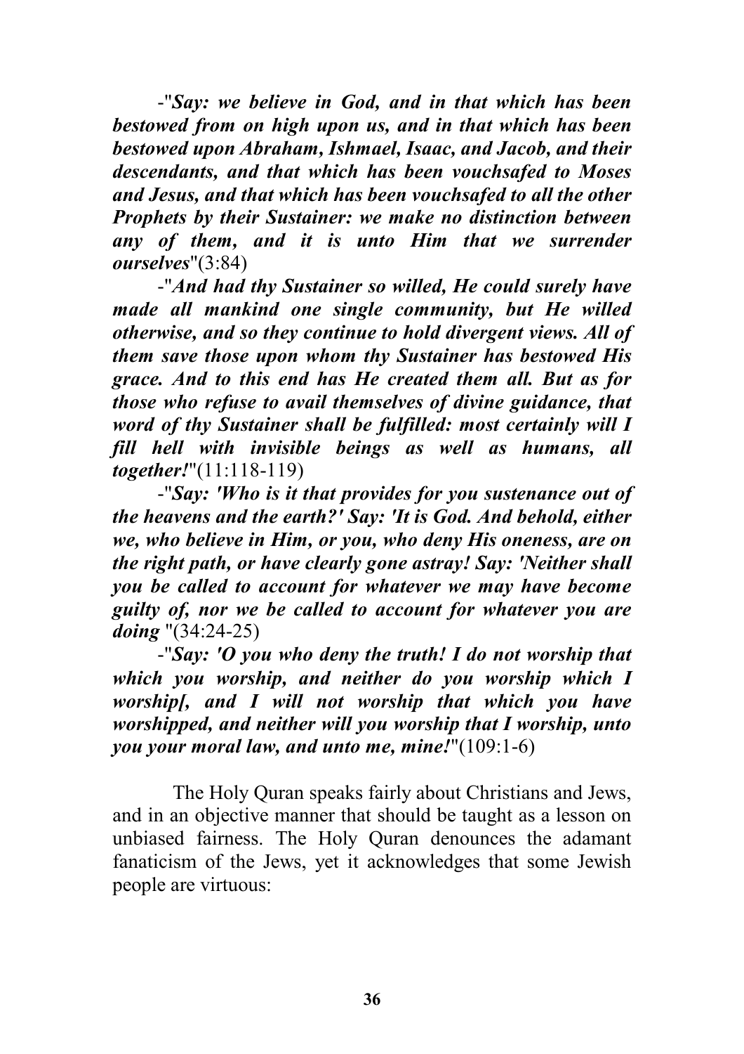-"***Say: we believe in God, and in that which has been bestowed from on high upon us, and in that which has been bestowed upon Abraham, Ishmael, Isaac, and Jacob, and their descendants, and that which has been vouchsafed to Moses and Jesus, and that which has been vouchsafed to all the other Prophets by their Sustainer: we make no distinction between any of them, and it is unto Him that we surrender ourselves***"(3:84)

-"***And had thy Sustainer so willed, He could surely have made all mankind one single community, but He willed otherwise, and so they continue to hold divergent views. All of them save those upon whom thy Sustainer has bestowed His grace. And to this end has He created them all. But as for those who refuse to avail themselves of divine guidance, that word of thy Sustainer shall be fulfilled: most certainly will I fill hell with invisible beings as well as humans, all together!***"(11:118-119)

-"***Say: 'Who is it that provides for you sustenance out of the heavens and the earth?' Say: 'It is God. And behold, either we, who believe in Him, or you, who deny His oneness, are on the right path, or have clearly gone astray! Say: 'Neither shall you be called to account for whatever we may have become guilty of, nor we be called to account for whatever you are doing*** "(34:24-25)

-"***Say: 'O you who deny the truth! I do not worship that which you worship, and neither do you worship which I worship[, and I will not worship that which you have worshipped, and neither will you worship that I worship, unto you your moral law, and unto me, mine!***"(109:1-6)

The Holy Quran speaks fairly about Christians and Jews, and in an objective manner that should be taught as a lesson on unbiased fairness. The Holy Quran denounces the adamant fanaticism of the Jews, yet it acknowledges that some Jewish people are virtuous: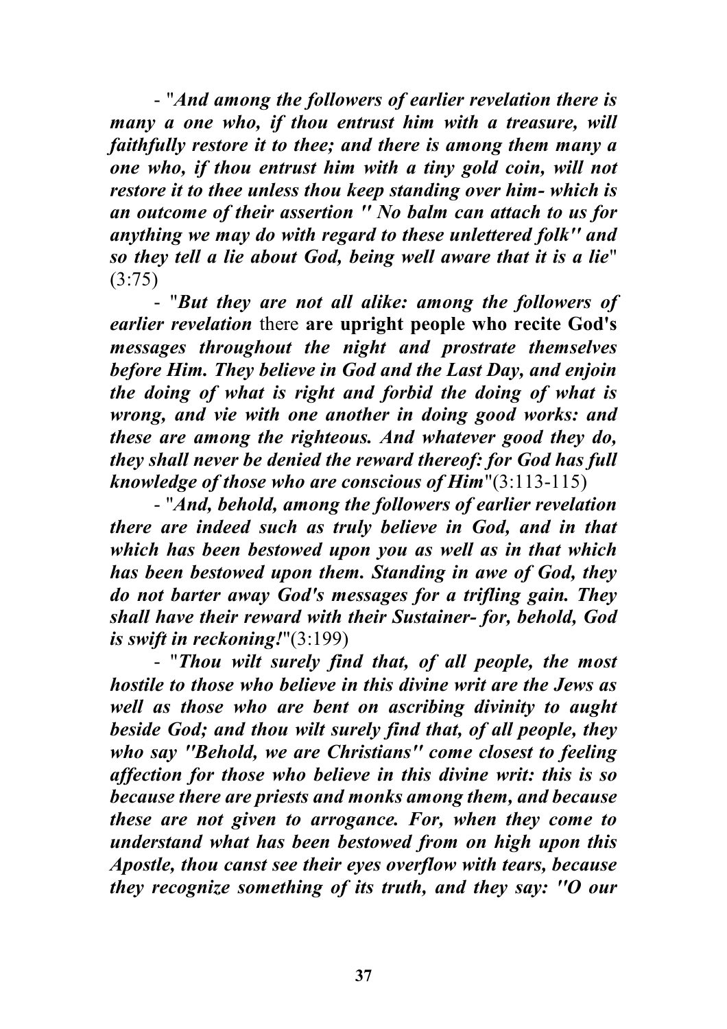- "*And among the followers of earlier revelation there is many a one who, if thou entrust him with a treasure, will faithfully restore it to thee; and there is among them many a one who, if thou entrust him with a tiny gold coin, will not restore it to thee unless thou keep standing over him- which is an outcome of their assertion " No balm can attach to us for anything we may do with regard to these unlettered folk" and so they tell a lie about God, being well aware that it is a lie*" (3:75)

- "*But they are not all alike: among the followers of earlier revelation* there **are upright people who recite God's** *messages throughout the night and prostrate themselves before Him. They believe in God and the Last Day, and enjoin the doing of what is right and forbid the doing of what is wrong, and vie with one another in doing good works: and these are among the righteous. And whatever good they do, they shall never be denied the reward thereof: for God has full knowledge of those who are conscious of Him*"(3:113-115)

- "*And, behold, among the followers of earlier revelation there are indeed such as truly believe in God, and in that which has been bestowed upon you as well as in that which has been bestowed upon them. Standing in awe of God, they do not barter away God's messages for a trifling gain. They shall have their reward with their Sustainer- for, behold, God is swift in reckoning!*"(3:199)

- "*Thou wilt surely find that, of all people, the most hostile to those who believe in this divine writ are the Jews as well as those who are bent on ascribing divinity to aught beside God; and thou wilt surely find that, of all people, they who say "Behold, we are Christians" come closest to feeling affection for those who believe in this divine writ: this is so because there are priests and monks among them, and because these are not given to arrogance. For, when they come to understand what has been bestowed from on high upon this Apostle, thou canst see their eyes overflow with tears, because they recognize something of its truth, and they say: "O our*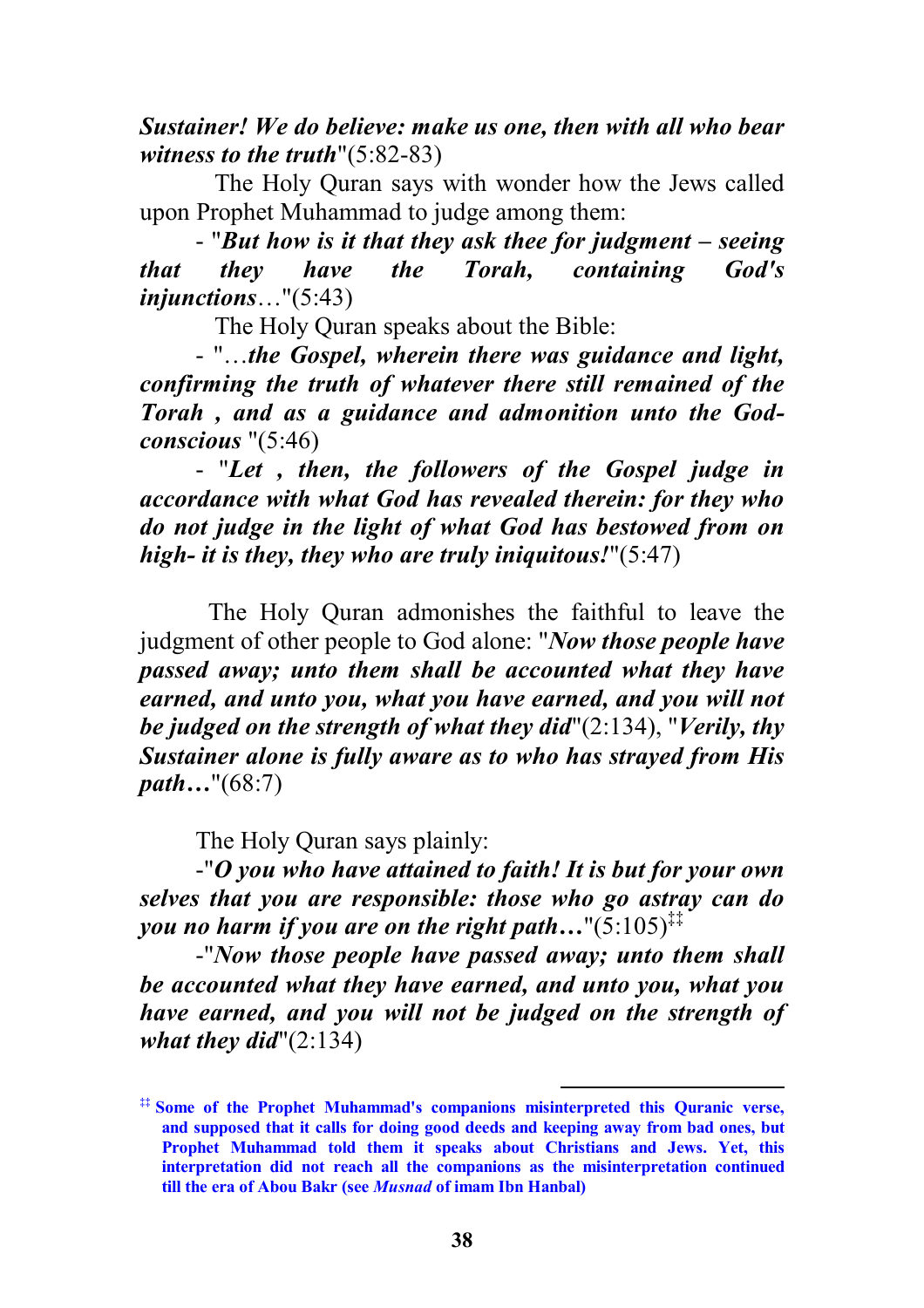***Sustainer! We do believe: make us one, then with all who bear witness to the truth***"(5:82-83)

The Holy Quran says with wonder how the Jews called upon Prophet Muhammad to judge among them:

- "***But how is it that they ask thee for judgment – seeing that they have the Torah, containing God's injunctions***…"(5:43)

The Holy Quran speaks about the Bible:

- "…***the Gospel, wherein there was guidance and light, confirming the truth of whatever there still remained of the Torah , and as a guidance and admonition unto the God-conscious*** "(5:46)

- "***Let , then, the followers of the Gospel judge in accordance with what God has revealed therein: for they who do not judge in the light of what God has bestowed from on high- it is they, they who are truly iniquitous!***"(5:47)

The Holy Quran admonishes the faithful to leave the judgment of other people to God alone: "***Now those people have passed away; unto them shall be accounted what they have earned, and unto you, what you have earned, and you will not be judged on the strength of what they did***"(2:134), "***Verily, thy Sustainer alone is fully aware as to who has strayed from His path…***"(68:7)

The Holy Quran says plainly:

-"***O you who have attained to faith! It is but for your own selves that you are responsible: those who go astray can do you no harm if you are on the right path…***"(5:105)[‡‡]

-"***Now those people have passed away; unto them shall be accounted what they have earned, and unto you, what you have earned, and you will not be judged on the strength of what they did***"(2:134)

---

[‡‡] **Some of the Prophet Muhammad's companions misinterpreted this Quranic verse, and supposed that it calls for doing good deeds and keeping away from bad ones, but Prophet Muhammad told them it speaks about Christians and Jews. Yet, this interpretation did not reach all the companions as the misinterpretation continued till the era of Abou Bakr (see *Musnad* of imam Ibn Hanbal)**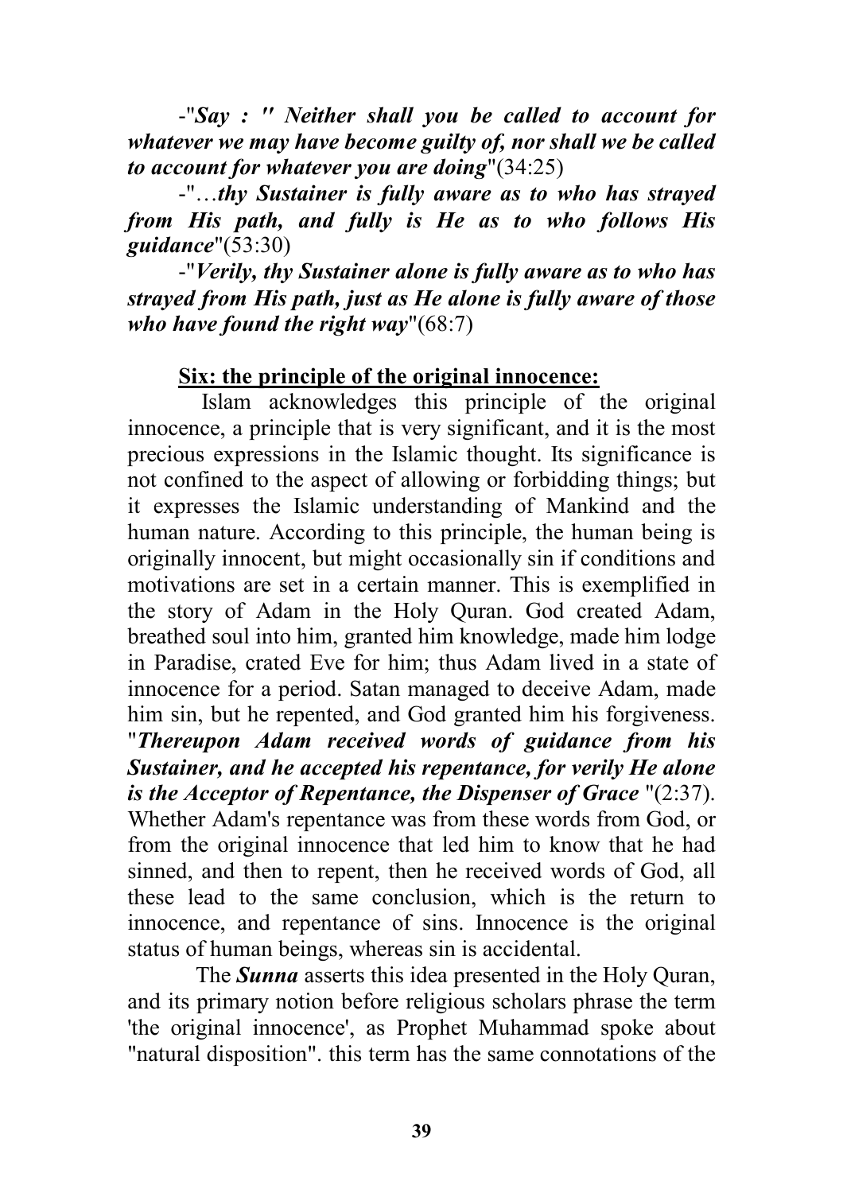-"*Say : " Neither shall you be called to account for whatever we may have become guilty of, nor shall we be called to account for whatever you are doing*"(34:25)

-"…*thy Sustainer is fully aware as to who has strayed from His path, and fully is He as to who follows His guidance*"(53:30)

-"*Verily, thy Sustainer alone is fully aware as to who has strayed from His path, just as He alone is fully aware of those who have found the right way*"(68:7)

**Six: the principle of the original innocence:**

Islam acknowledges this principle of the original innocence, a principle that is very significant, and it is the most precious expressions in the Islamic thought. Its significance is not confined to the aspect of allowing or forbidding things; but it expresses the Islamic understanding of Mankind and the human nature. According to this principle, the human being is originally innocent, but might occasionally sin if conditions and motivations are set in a certain manner. This is exemplified in the story of Adam in the Holy Quran. God created Adam, breathed soul into him, granted him knowledge, made him lodge in Paradise, crated Eve for him; thus Adam lived in a state of innocence for a period. Satan managed to deceive Adam, made him sin, but he repented, and God granted him his forgiveness. "***Thereupon Adam received words of guidance from his Sustainer, and he accepted his repentance, for verily He alone is the Acceptor of Repentance, the Dispenser of Grace*** "(2:37). Whether Adam's repentance was from these words from God, or from the original innocence that led him to know that he had sinned, and then to repent, then he received words of God, all these lead to the same conclusion, which is the return to innocence, and repentance of sins. Innocence is the original status of human beings, whereas sin is accidental.

The ***Sunna*** asserts this idea presented in the Holy Quran, and its primary notion before religious scholars phrase the term 'the original innocence', as Prophet Muhammad spoke about "natural disposition". this term has the same connotations of the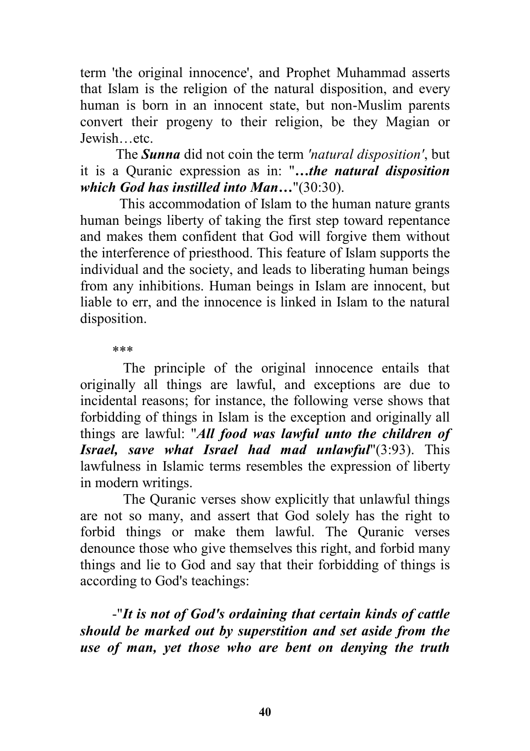term 'the original innocence', and Prophet Muhammad asserts that Islam is the religion of the natural disposition, and every human is born in an innocent state, but non-Muslim parents convert their progeny to their religion, be they Magian or Jewish…etc.

The ***Sunna*** did not coin the term *'natural disposition'*, but it is a Quranic expression as in: "***…the natural disposition which God has instilled into Man…***"(30:30).

This accommodation of Islam to the human nature grants human beings liberty of taking the first step toward repentance and makes them confident that God will forgive them without the interference of priesthood. This feature of Islam supports the individual and the society, and leads to liberating human beings from any inhibitions. Human beings in Islam are innocent, but liable to err, and the innocence is linked in Islam to the natural disposition.

***

The principle of the original innocence entails that originally all things are lawful, and exceptions are due to incidental reasons; for instance, the following verse shows that forbidding of things in Islam is the exception and originally all things are lawful: "***All food was lawful unto the children of Israel, save what Israel had mad unlawful***"(3:93). This lawfulness in Islamic terms resembles the expression of liberty in modern writings.

The Quranic verses show explicitly that unlawful things are not so many, and assert that God solely has the right to forbid things or make them lawful. The Quranic verses denounce those who give themselves this right, and forbid many things and lie to God and say that their forbidding of things is according to God's teachings:

-"***It is not of God's ordaining that certain kinds of cattle should be marked out by superstition and set aside from the use of man, yet those who are bent on denying the truth***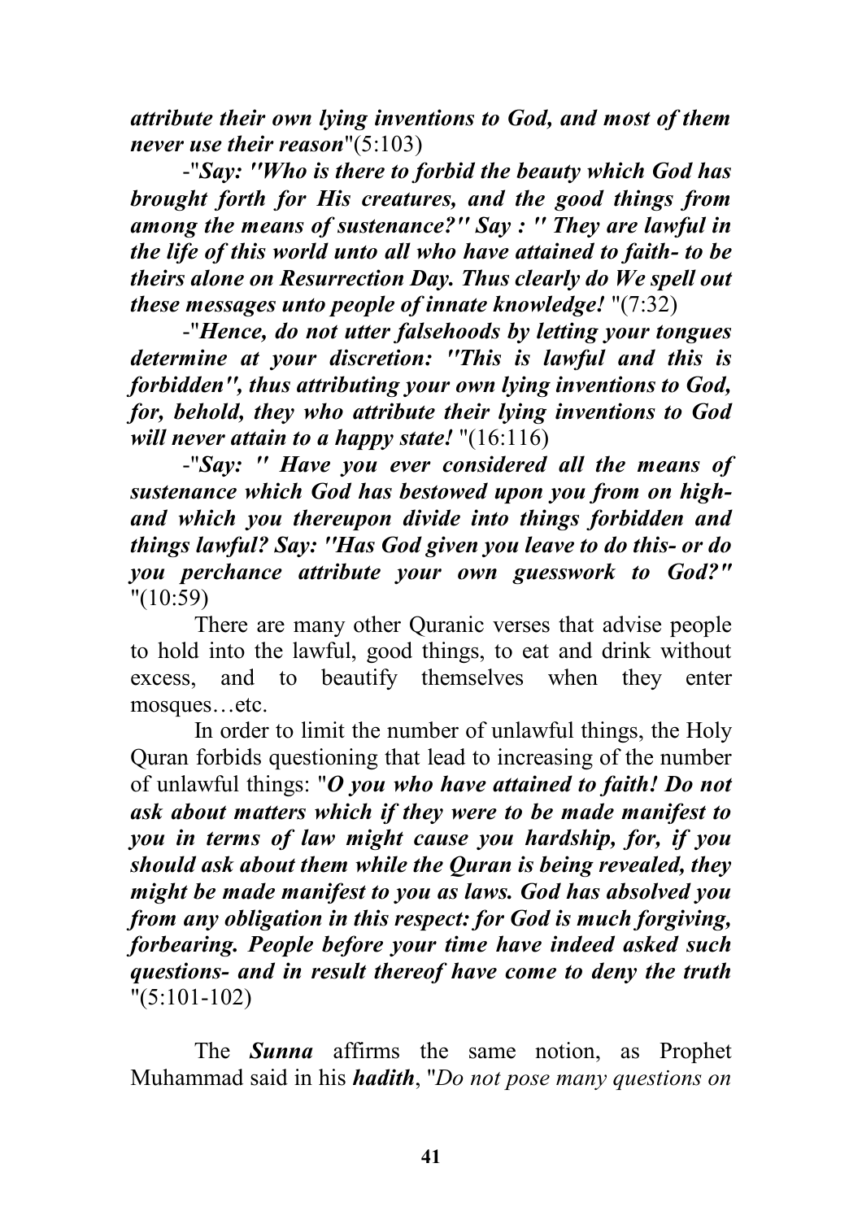***attribute their own lying inventions to God, and most of them never use their reason***"(5:103)

-"***Say: "Who is there to forbid the beauty which God has brought forth for His creatures, and the good things from among the means of sustenance?" Say : " They are lawful in the life of this world unto all who have attained to faith- to be theirs alone on Resurrection Day. Thus clearly do We spell out these messages unto people of innate knowledge!*** "(7:32)

-"***Hence, do not utter falsehoods by letting your tongues determine at your discretion: "This is lawful and this is forbidden", thus attributing your own lying inventions to God, for, behold, they who attribute their lying inventions to God will never attain to a happy state!*** "(16:116)

-"***Say: " Have you ever considered all the means of sustenance which God has bestowed upon you from on high- and which you thereupon divide into things forbidden and things lawful? Say: "Has God given you leave to do this- or do you perchance attribute your own guesswork to God?"*** "(10:59)

There are many other Quranic verses that advise people to hold into the lawful, good things, to eat and drink without excess, and to beautify themselves when they enter mosques…etc.

In order to limit the number of unlawful things, the Holy Quran forbids questioning that lead to increasing of the number of unlawful things: "***O you who have attained to faith! Do not ask about matters which if they were to be made manifest to you in terms of law might cause you hardship, for, if you should ask about them while the Quran is being revealed, they might be made manifest to you as laws. God has absolved you from any obligation in this respect: for God is much forgiving, forbearing. People before your time have indeed asked such questions- and in result thereof have come to deny the truth*** "(5:101-102)

The ***Sunna*** affirms the same notion, as Prophet Muhammad said in his ***hadith***, "*Do not pose many questions on*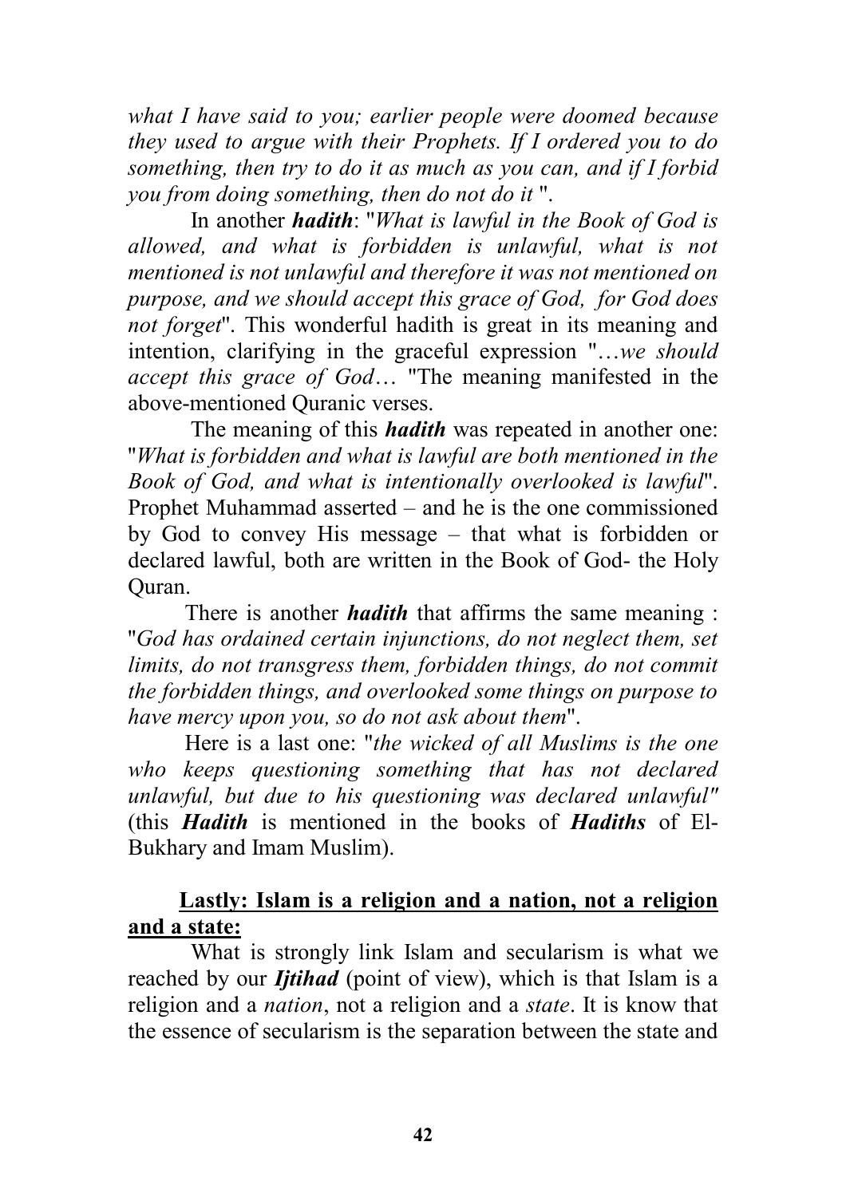*what I have said to you; earlier people were doomed because they used to argue with their Prophets. If I ordered you to do something, then try to do it as much as you can, and if I forbid you from doing something, then do not do it* ".

In another ***hadith***: "*What is lawful in the Book of God is allowed, and what is forbidden is unlawful, what is not mentioned is not unlawful and therefore it was not mentioned on purpose, and we should accept this grace of God, for God does not forget*". This wonderful hadith is great in its meaning and intention, clarifying in the graceful expression "…*we should accept this grace of God*… "The meaning manifested in the above-mentioned Quranic verses.

The meaning of this ***hadith*** was repeated in another one: "*What is forbidden and what is lawful are both mentioned in the Book of God, and what is intentionally overlooked is lawful*". Prophet Muhammad asserted – and he is the one commissioned by God to convey His message – that what is forbidden or declared lawful, both are written in the Book of God- the Holy Quran.

There is another ***hadith*** that affirms the same meaning : "*God has ordained certain injunctions, do not neglect them, set limits, do not transgress them, forbidden things, do not commit the forbidden things, and overlooked some things on purpose to have mercy upon you, so do not ask about them*".

Here is a last one: "*the wicked of all Muslims is the one who keeps questioning something that has not declared unlawful, but due to his questioning was declared unlawful"* (this ***Hadith*** is mentioned in the books of ***Hadiths*** of El-Bukhary and Imam Muslim).

**Lastly: Islam is a religion and a nation, not a religion and a state:**

What is strongly link Islam and secularism is what we reached by our ***Ijtihad*** (point of view), which is that Islam is a religion and a *nation*, not a religion and a *state*. It is know that the essence of secularism is the separation between the state and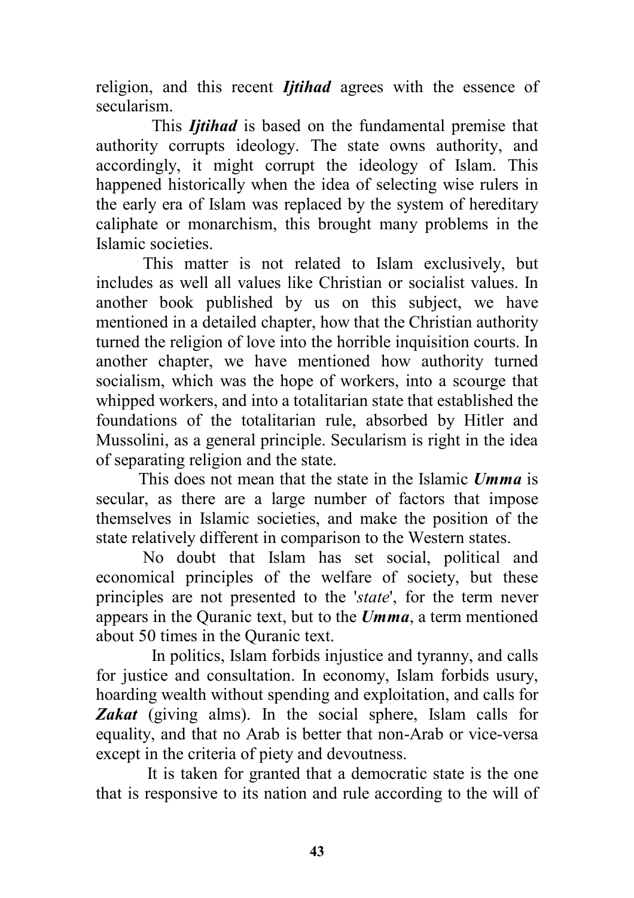religion, and this recent ***Ijtihad*** agrees with the essence of secularism.

This ***Ijtihad*** is based on the fundamental premise that authority corrupts ideology. The state owns authority, and accordingly, it might corrupt the ideology of Islam. This happened historically when the idea of selecting wise rulers in the early era of Islam was replaced by the system of hereditary caliphate or monarchism, this brought many problems in the Islamic societies.

This matter is not related to Islam exclusively, but includes as well all values like Christian or socialist values. In another book published by us on this subject, we have mentioned in a detailed chapter, how that the Christian authority turned the religion of love into the horrible inquisition courts. In another chapter, we have mentioned how authority turned socialism, which was the hope of workers, into a scourge that whipped workers, and into a totalitarian state that established the foundations of the totalitarian rule, absorbed by Hitler and Mussolini, as a general principle. Secularism is right in the idea of separating religion and the state.

This does not mean that the state in the Islamic ***Umma*** is secular, as there are a large number of factors that impose themselves in Islamic societies, and make the position of the state relatively different in comparison to the Western states.

No doubt that Islam has set social, political and economical principles of the welfare of society, but these principles are not presented to the '*state*', for the term never appears in the Quranic text, but to the ***Umma***, a term mentioned about 50 times in the Quranic text.

In politics, Islam forbids injustice and tyranny, and calls for justice and consultation. In economy, Islam forbids usury, hoarding wealth without spending and exploitation, and calls for ***Zakat*** (giving alms). In the social sphere, Islam calls for equality, and that no Arab is better that non-Arab or vice-versa except in the criteria of piety and devoutness.

It is taken for granted that a democratic state is the one that is responsive to its nation and rule according to the will of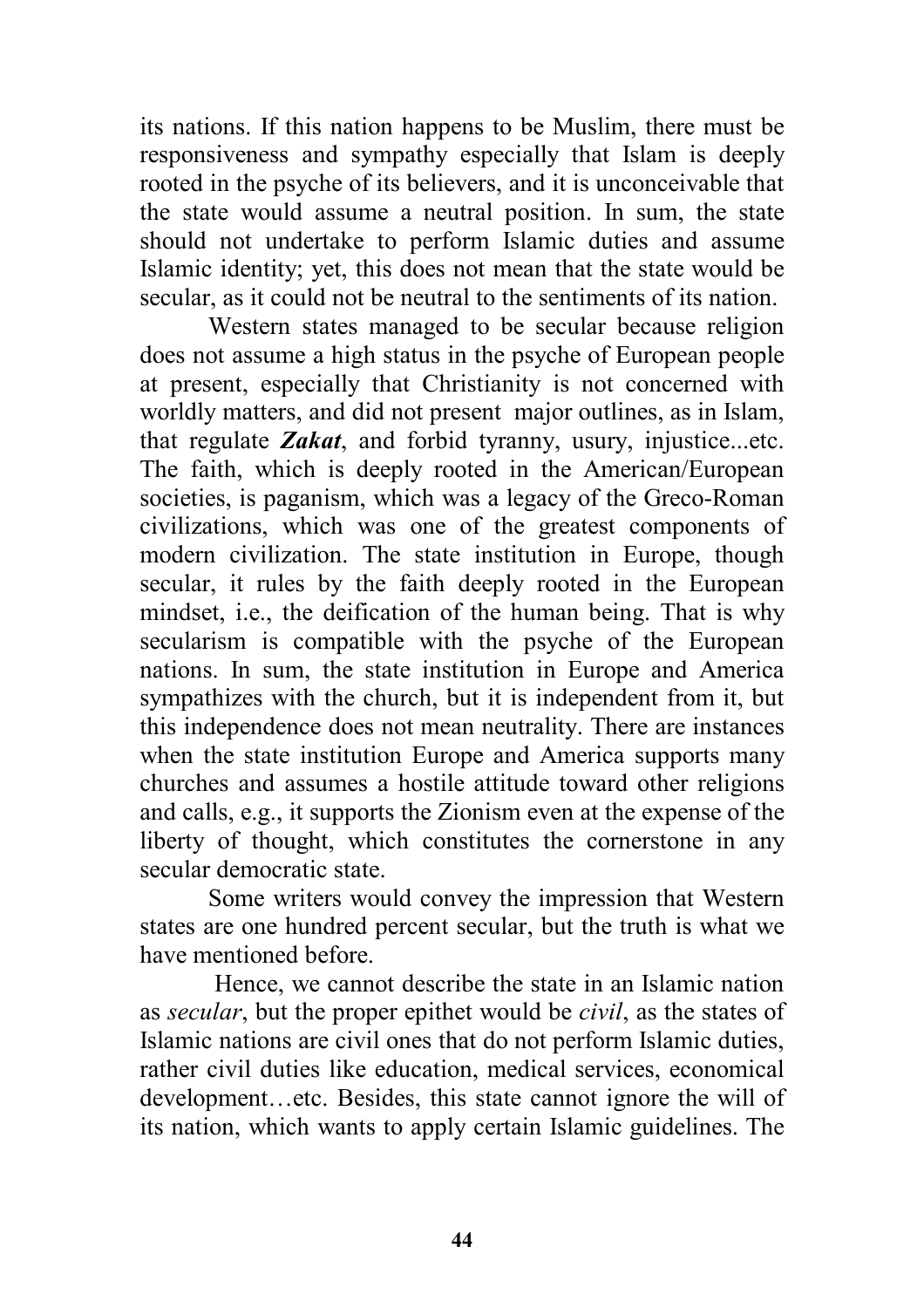its nations. If this nation happens to be Muslim, there must be responsiveness and sympathy especially that Islam is deeply rooted in the psyche of its believers, and it is unconceivable that the state would assume a neutral position. In sum, the state should not undertake to perform Islamic duties and assume Islamic identity; yet, this does not mean that the state would be secular, as it could not be neutral to the sentiments of its nation.

Western states managed to be secular because religion does not assume a high status in the psyche of European people at present, especially that Christianity is not concerned with worldly matters, and did not present major outlines, as in Islam, that regulate ***Zakat***, and forbid tyranny, usury, injustice...etc. The faith, which is deeply rooted in the American/European societies, is paganism, which was a legacy of the Greco-Roman civilizations, which was one of the greatest components of modern civilization. The state institution in Europe, though secular, it rules by the faith deeply rooted in the European mindset, i.e., the deification of the human being. That is why secularism is compatible with the psyche of the European nations. In sum, the state institution in Europe and America sympathizes with the church, but it is independent from it, but this independence does not mean neutrality. There are instances when the state institution Europe and America supports many churches and assumes a hostile attitude toward other religions and calls, e.g., it supports the Zionism even at the expense of the liberty of thought, which constitutes the cornerstone in any secular democratic state.

Some writers would convey the impression that Western states are one hundred percent secular, but the truth is what we have mentioned before.

Hence, we cannot describe the state in an Islamic nation as *secular*, but the proper epithet would be *civil*, as the states of Islamic nations are civil ones that do not perform Islamic duties, rather civil duties like education, medical services, economical development…etc. Besides, this state cannot ignore the will of its nation, which wants to apply certain Islamic guidelines. The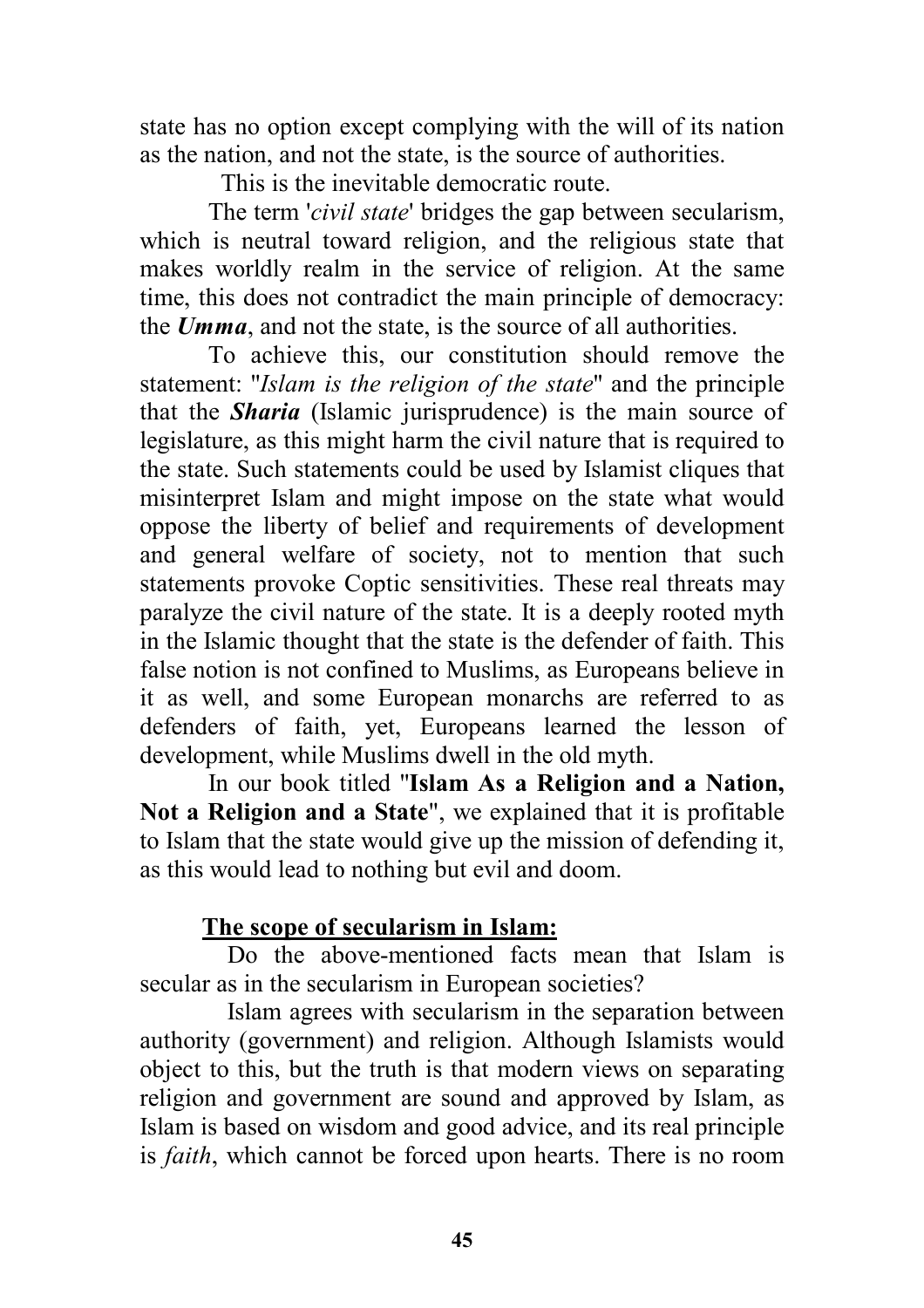state has no option except complying with the will of its nation as the nation, and not the state, is the source of authorities.

This is the inevitable democratic route.

The term '*civil state*' bridges the gap between secularism, which is neutral toward religion, and the religious state that makes worldly realm in the service of religion. At the same time, this does not contradict the main principle of democracy: the ***Umma***, and not the state, is the source of all authorities.

To achieve this, our constitution should remove the statement: "*Islam is the religion of the state*" and the principle that the ***Sharia*** (Islamic jurisprudence) is the main source of legislature, as this might harm the civil nature that is required to the state. Such statements could be used by Islamist cliques that misinterpret Islam and might impose on the state what would oppose the liberty of belief and requirements of development and general welfare of society, not to mention that such statements provoke Coptic sensitivities. These real threats may paralyze the civil nature of the state. It is a deeply rooted myth in the Islamic thought that the state is the defender of faith. This false notion is not confined to Muslims, as Europeans believe in it as well, and some European monarchs are referred to as defenders of faith, yet, Europeans learned the lesson of development, while Muslims dwell in the old myth.

In our book titled "**Islam As a Religion and a Nation, Not a Religion and a State**", we explained that it is profitable to Islam that the state would give up the mission of defending it, as this would lead to nothing but evil and doom.

## The scope of secularism in Islam:

Do the above-mentioned facts mean that Islam is secular as in the secularism in European societies?

Islam agrees with secularism in the separation between authority (government) and religion. Although Islamists would object to this, but the truth is that modern views on separating religion and government are sound and approved by Islam, as Islam is based on wisdom and good advice, and its real principle is *faith*, which cannot be forced upon hearts. There is no room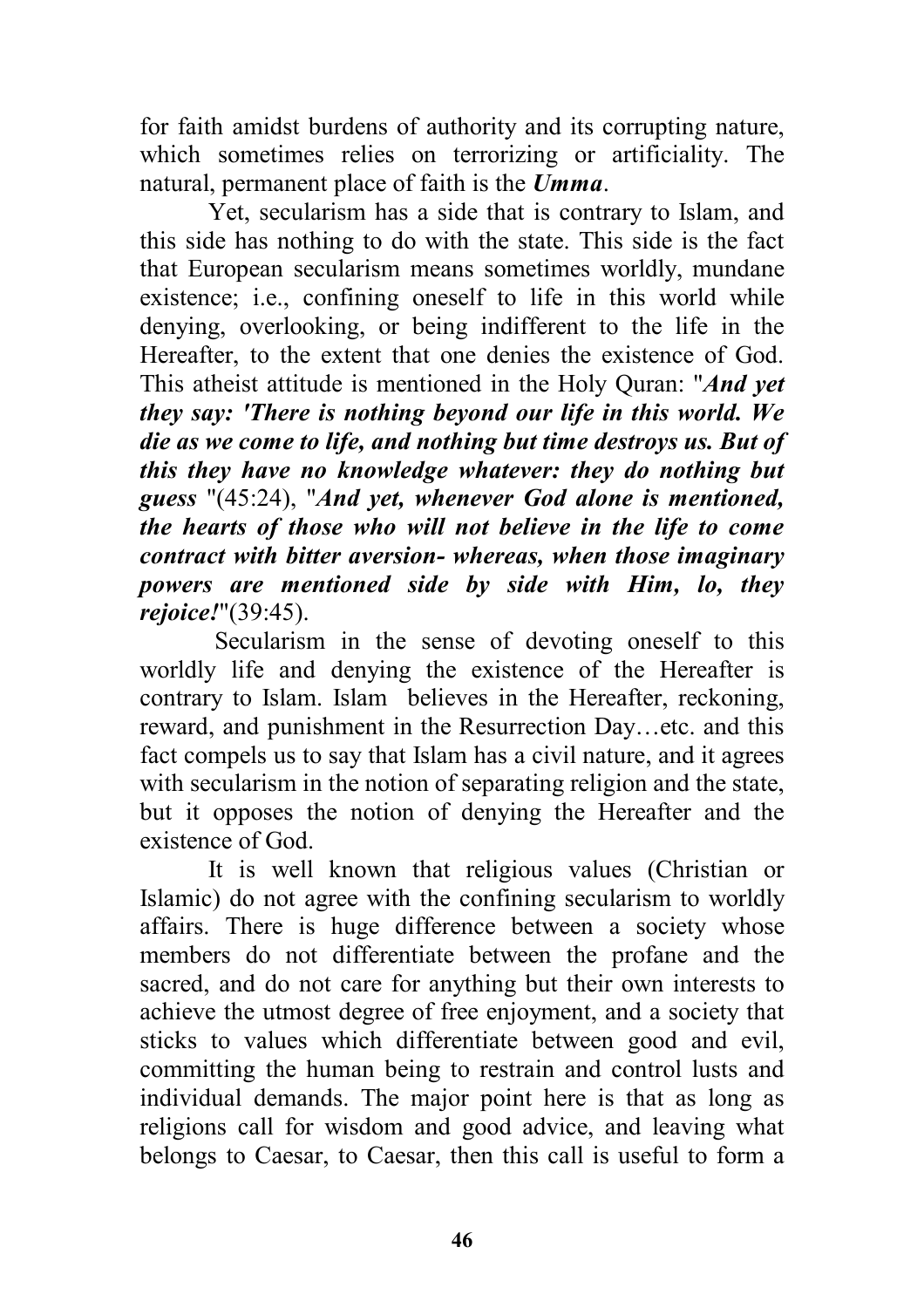for faith amidst burdens of authority and its corrupting nature, which sometimes relies on terrorizing or artificiality. The natural, permanent place of faith is the ***Umma***.

Yet, secularism has a side that is contrary to Islam, and this side has nothing to do with the state. This side is the fact that European secularism means sometimes worldly, mundane existence; i.e., confining oneself to life in this world while denying, overlooking, or being indifferent to the life in the Hereafter, to the extent that one denies the existence of God. This atheist attitude is mentioned in the Holy Quran: "***And yet they say: 'There is nothing beyond our life in this world. We die as we come to life, and nothing but time destroys us. But of this they have no knowledge whatever: they do nothing but guess*** "(45:24), "***And yet, whenever God alone is mentioned, the hearts of those who will not believe in the life to come contract with bitter aversion- whereas, when those imaginary powers are mentioned side by side with Him, lo, they rejoice!***"(39:45).

Secularism in the sense of devoting oneself to this worldly life and denying the existence of the Hereafter is contrary to Islam. Islam believes in the Hereafter, reckoning, reward, and punishment in the Resurrection Day…etc. and this fact compels us to say that Islam has a civil nature, and it agrees with secularism in the notion of separating religion and the state, but it opposes the notion of denying the Hereafter and the existence of God.

It is well known that religious values (Christian or Islamic) do not agree with the confining secularism to worldly affairs. There is huge difference between a society whose members do not differentiate between the profane and the sacred, and do not care for anything but their own interests to achieve the utmost degree of free enjoyment, and a society that sticks to values which differentiate between good and evil, committing the human being to restrain and control lusts and individual demands. The major point here is that as long as religions call for wisdom and good advice, and leaving what belongs to Caesar, to Caesar, then this call is useful to form a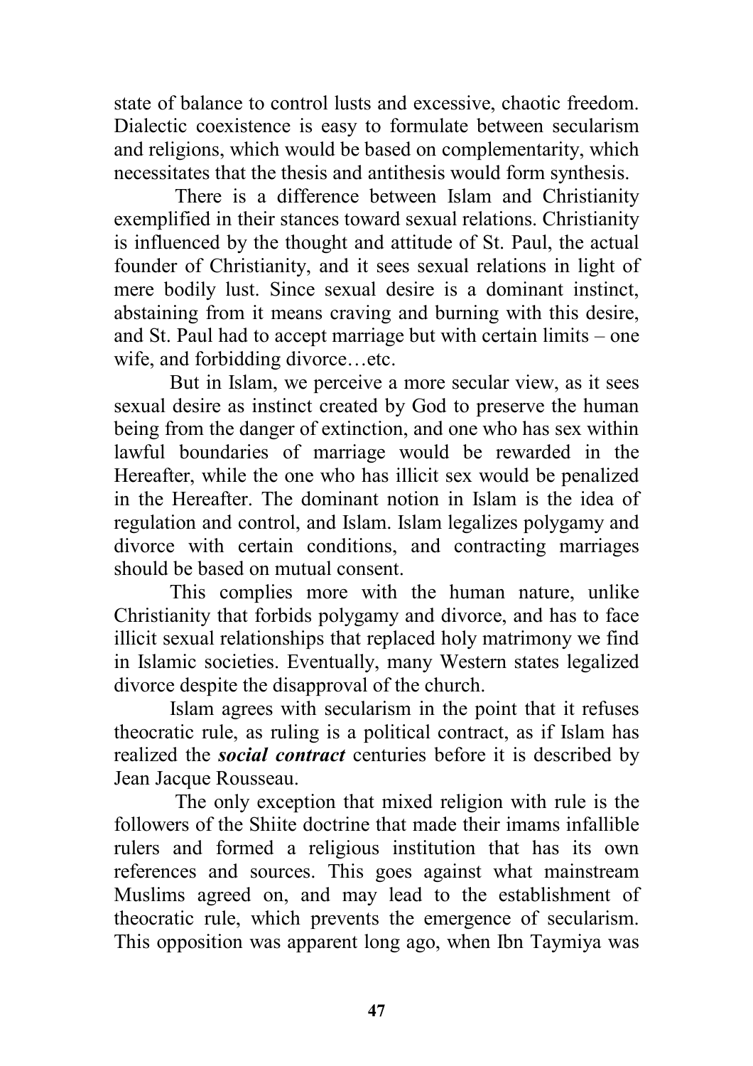state of balance to control lusts and excessive, chaotic freedom. Dialectic coexistence is easy to formulate between secularism and religions, which would be based on complementarity, which necessitates that the thesis and antithesis would form synthesis.

There is a difference between Islam and Christianity exemplified in their stances toward sexual relations. Christianity is influenced by the thought and attitude of St. Paul, the actual founder of Christianity, and it sees sexual relations in light of mere bodily lust. Since sexual desire is a dominant instinct, abstaining from it means craving and burning with this desire, and St. Paul had to accept marriage but with certain limits – one wife, and forbidding divorce…etc.

But in Islam, we perceive a more secular view, as it sees sexual desire as instinct created by God to preserve the human being from the danger of extinction, and one who has sex within lawful boundaries of marriage would be rewarded in the Hereafter, while the one who has illicit sex would be penalized in the Hereafter. The dominant notion in Islam is the idea of regulation and control, and Islam. Islam legalizes polygamy and divorce with certain conditions, and contracting marriages should be based on mutual consent.

This complies more with the human nature, unlike Christianity that forbids polygamy and divorce, and has to face illicit sexual relationships that replaced holy matrimony we find in Islamic societies. Eventually, many Western states legalized divorce despite the disapproval of the church.

Islam agrees with secularism in the point that it refuses theocratic rule, as ruling is a political contract, as if Islam has realized the ***social contract*** centuries before it is described by Jean Jacque Rousseau.

The only exception that mixed religion with rule is the followers of the Shiite doctrine that made their imams infallible rulers and formed a religious institution that has its own references and sources. This goes against what mainstream Muslims agreed on, and may lead to the establishment of theocratic rule, which prevents the emergence of secularism. This opposition was apparent long ago, when Ibn Taymiya was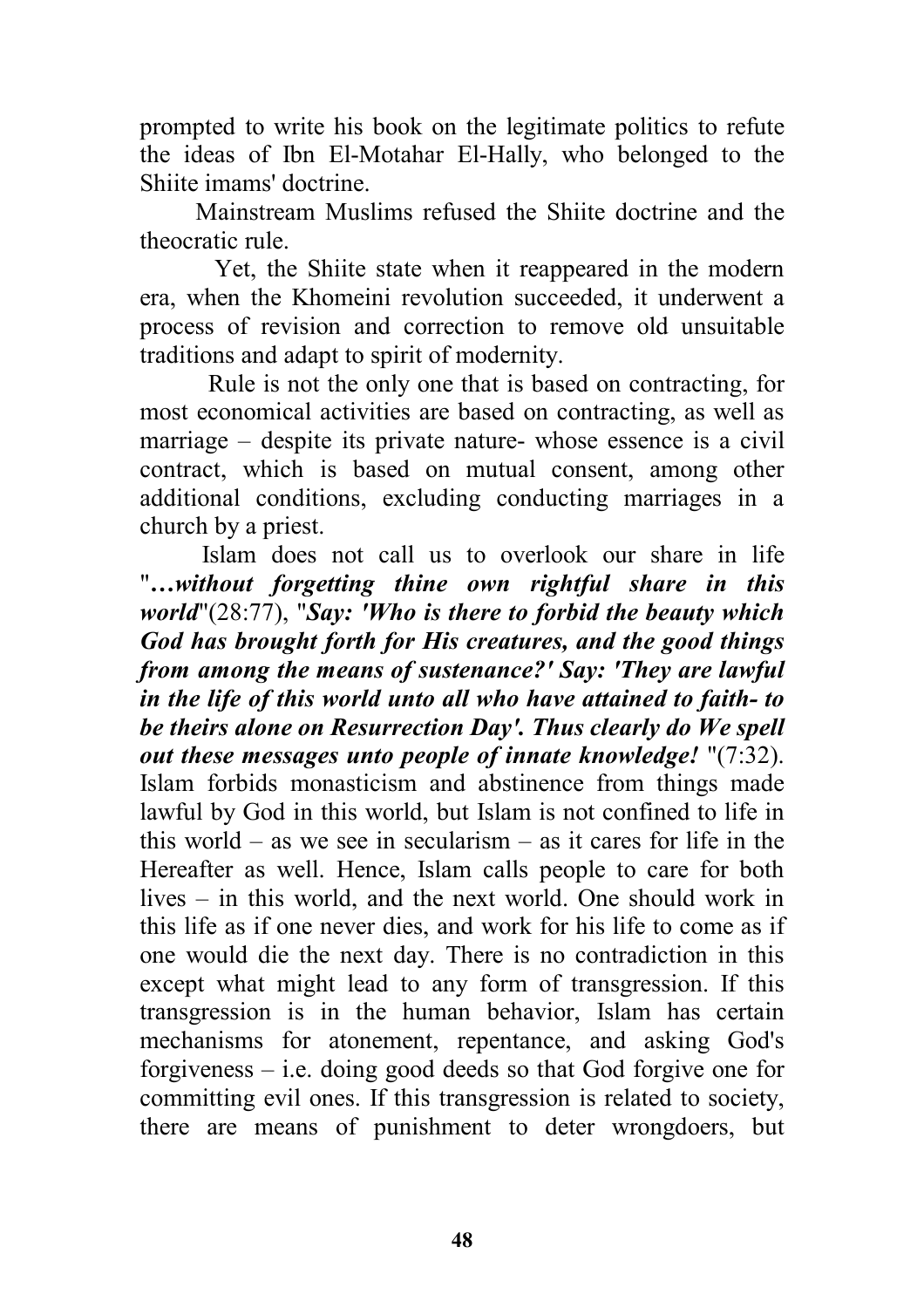prompted to write his book on the legitimate politics to refute the ideas of Ibn El-Motahar El-Hally, who belonged to the Shiite imams' doctrine.

Mainstream Muslims refused the Shiite doctrine and the theocratic rule.

Yet, the Shiite state when it reappeared in the modern era, when the Khomeini revolution succeeded, it underwent a process of revision and correction to remove old unsuitable traditions and adapt to spirit of modernity.

Rule is not the only one that is based on contracting, for most economical activities are based on contracting, as well as marriage – despite its private nature- whose essence is a civil contract, which is based on mutual consent, among other additional conditions, excluding conducting marriages in a church by a priest.

Islam does not call us to overlook our share in life "***…without forgetting thine own rightful share in this world***"(28:77), "***Say: 'Who is there to forbid the beauty which God has brought forth for His creatures, and the good things from among the means of sustenance?' Say: 'They are lawful in the life of this world unto all who have attained to faith- to be theirs alone on Resurrection Day'. Thus clearly do We spell out these messages unto people of innate knowledge!*** "(7:32). Islam forbids monasticism and abstinence from things made lawful by God in this world, but Islam is not confined to life in this world – as we see in secularism – as it cares for life in the Hereafter as well. Hence, Islam calls people to care for both lives – in this world, and the next world. One should work in this life as if one never dies, and work for his life to come as if one would die the next day. There is no contradiction in this except what might lead to any form of transgression. If this transgression is in the human behavior, Islam has certain mechanisms for atonement, repentance, and asking God's forgiveness – i.e. doing good deeds so that God forgive one for committing evil ones. If this transgression is related to society, there are means of punishment to deter wrongdoers, but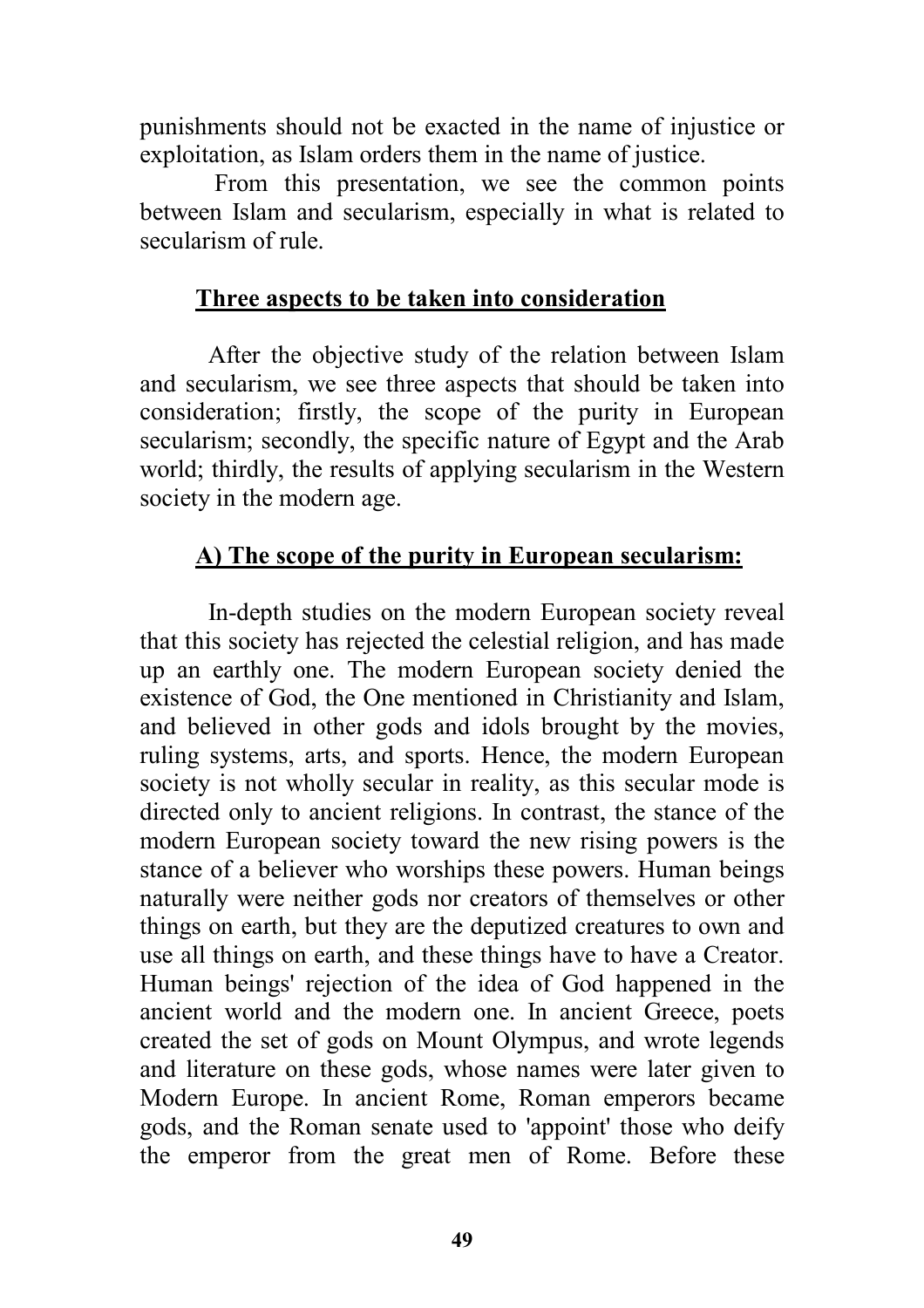punishments should not be exacted in the name of injustice or exploitation, as Islam orders them in the name of justice.

From this presentation, we see the common points between Islam and secularism, especially in what is related to secularism of rule.

## Three aspects to be taken into consideration

After the objective study of the relation between Islam and secularism, we see three aspects that should be taken into consideration; firstly, the scope of the purity in European secularism; secondly, the specific nature of Egypt and the Arab world; thirdly, the results of applying secularism in the Western society in the modern age.

### A) The scope of the purity in European secularism:

In-depth studies on the modern European society reveal that this society has rejected the celestial religion, and has made up an earthly one. The modern European society denied the existence of God, the One mentioned in Christianity and Islam, and believed in other gods and idols brought by the movies, ruling systems, arts, and sports. Hence, the modern European society is not wholly secular in reality, as this secular mode is directed only to ancient religions. In contrast, the stance of the modern European society toward the new rising powers is the stance of a believer who worships these powers. Human beings naturally were neither gods nor creators of themselves or other things on earth, but they are the deputized creatures to own and use all things on earth, and these things have to have a Creator. Human beings' rejection of the idea of God happened in the ancient world and the modern one. In ancient Greece, poets created the set of gods on Mount Olympus, and wrote legends and literature on these gods, whose names were later given to Modern Europe. In ancient Rome, Roman emperors became gods, and the Roman senate used to 'appoint' those who deify the emperor from the great men of Rome. Before these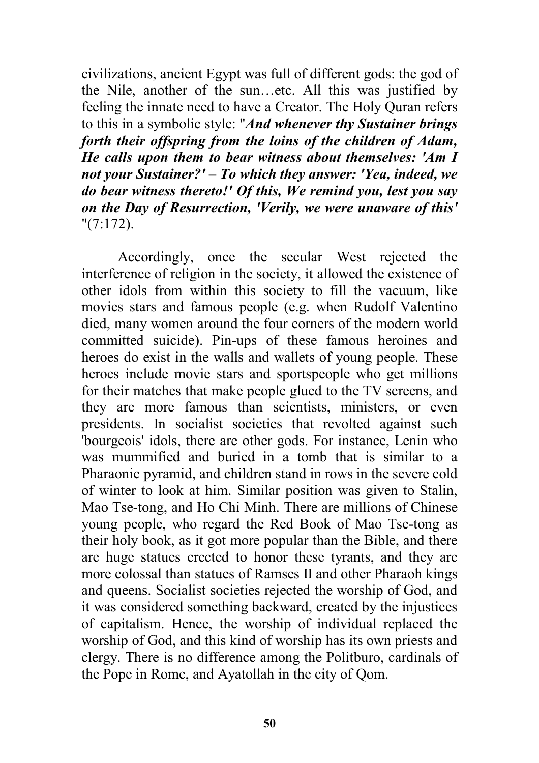civilizations, ancient Egypt was full of different gods: the god of the Nile, another of the sun…etc. All this was justified by feeling the innate need to have a Creator. The Holy Quran refers to this in a symbolic style: "***And whenever thy Sustainer brings forth their offspring from the loins of the children of Adam, He calls upon them to bear witness about themselves: 'Am I not your Sustainer?' – To which they answer: 'Yea, indeed, we do bear witness thereto!' Of this, We remind you, lest you say on the Day of Resurrection, 'Verily, we were unaware of this'*** "(7:172).

Accordingly, once the secular West rejected the interference of religion in the society, it allowed the existence of other idols from within this society to fill the vacuum, like movies stars and famous people (e.g. when Rudolf Valentino died, many women around the four corners of the modern world committed suicide). Pin-ups of these famous heroines and heroes do exist in the walls and wallets of young people. These heroes include movie stars and sportspeople who get millions for their matches that make people glued to the TV screens, and they are more famous than scientists, ministers, or even presidents. In socialist societies that revolted against such 'bourgeois' idols, there are other gods. For instance, Lenin who was mummified and buried in a tomb that is similar to a Pharaonic pyramid, and children stand in rows in the severe cold of winter to look at him. Similar position was given to Stalin, Mao Tse-tong, and Ho Chi Minh. There are millions of Chinese young people, who regard the Red Book of Mao Tse-tong as their holy book, as it got more popular than the Bible, and there are huge statues erected to honor these tyrants, and they are more colossal than statues of Ramses II and other Pharaoh kings and queens. Socialist societies rejected the worship of God, and it was considered something backward, created by the injustices of capitalism. Hence, the worship of individual replaced the worship of God, and this kind of worship has its own priests and clergy. There is no difference among the Politburo, cardinals of the Pope in Rome, and Ayatollah in the city of Qom.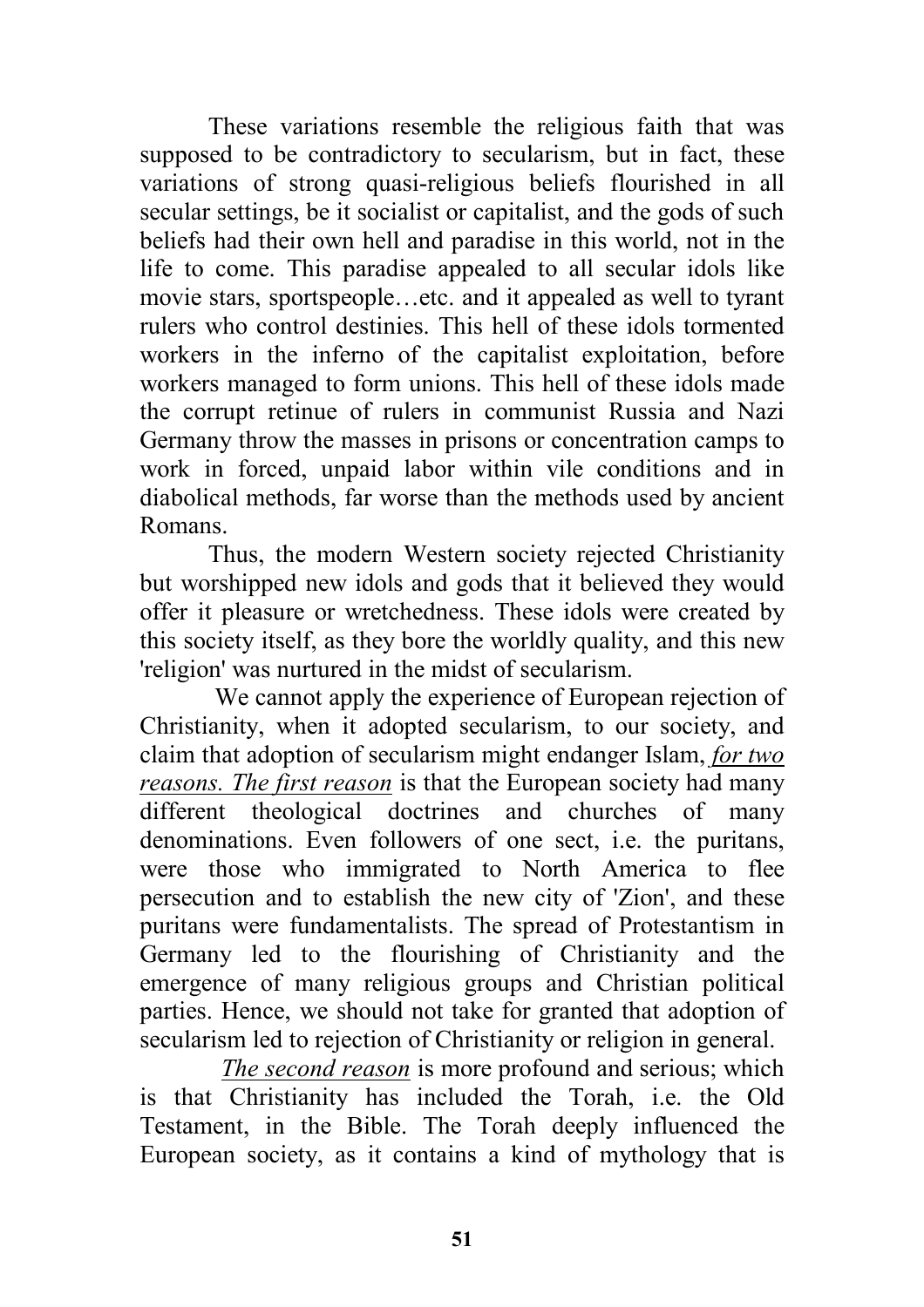These variations resemble the religious faith that was supposed to be contradictory to secularism, but in fact, these variations of strong quasi-religious beliefs flourished in all secular settings, be it socialist or capitalist, and the gods of such beliefs had their own hell and paradise in this world, not in the life to come. This paradise appealed to all secular idols like movie stars, sportspeople…etc. and it appealed as well to tyrant rulers who control destinies. This hell of these idols tormented workers in the inferno of the capitalist exploitation, before workers managed to form unions. This hell of these idols made the corrupt retinue of rulers in communist Russia and Nazi Germany throw the masses in prisons or concentration camps to work in forced, unpaid labor within vile conditions and in diabolical methods, far worse than the methods used by ancient Romans.

Thus, the modern Western society rejected Christianity but worshipped new idols and gods that it believed they would offer it pleasure or wretchedness. These idols were created by this society itself, as they bore the worldly quality, and this new 'religion' was nurtured in the midst of secularism.

We cannot apply the experience of European rejection of Christianity, when it adopted secularism, to our society, and claim that adoption of secularism might endanger Islam, *for two reasons. The first reason* is that the European society had many different theological doctrines and churches of many denominations. Even followers of one sect, i.e. the puritans, were those who immigrated to North America to flee persecution and to establish the new city of 'Zion', and these puritans were fundamentalists. The spread of Protestantism in Germany led to the flourishing of Christianity and the emergence of many religious groups and Christian political parties. Hence, we should not take for granted that adoption of secularism led to rejection of Christianity or religion in general.

*The second reason* is more profound and serious; which is that Christianity has included the Torah, i.e. the Old Testament, in the Bible. The Torah deeply influenced the European society, as it contains a kind of mythology that is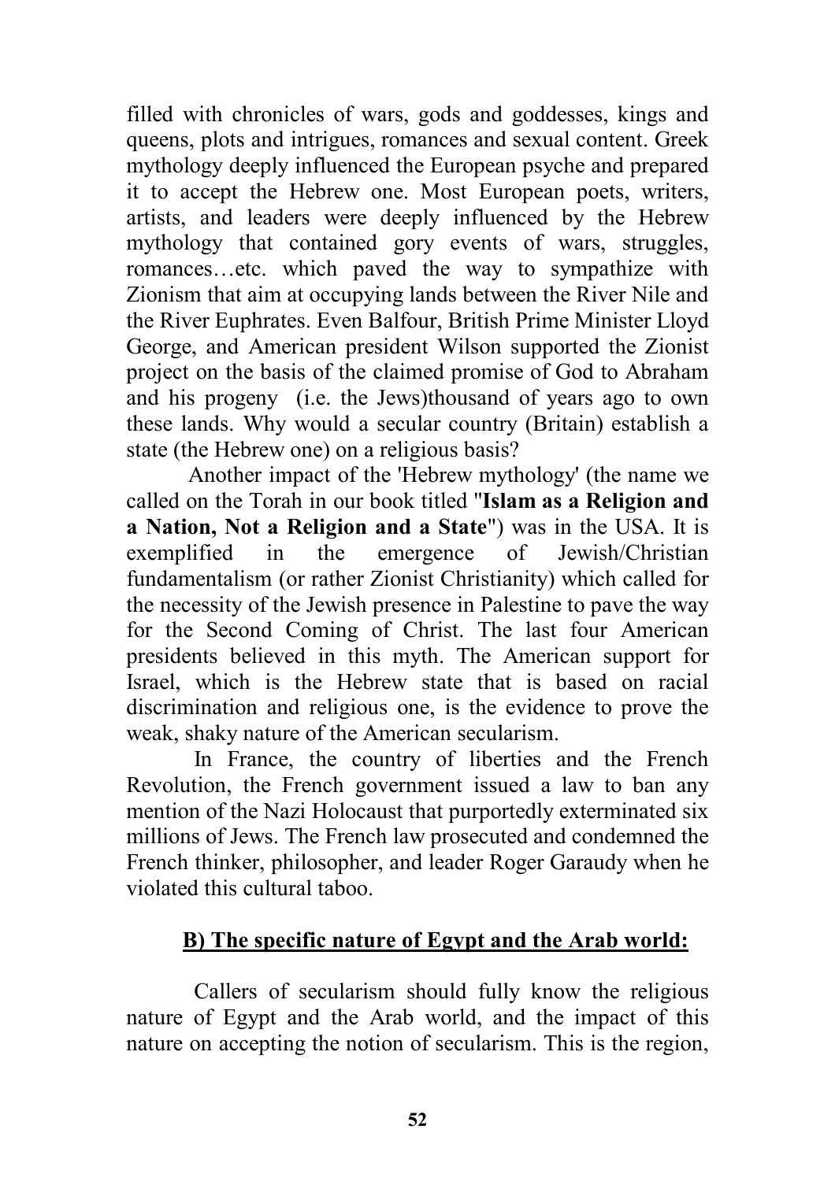filled with chronicles of wars, gods and goddesses, kings and queens, plots and intrigues, romances and sexual content. Greek mythology deeply influenced the European psyche and prepared it to accept the Hebrew one. Most European poets, writers, artists, and leaders were deeply influenced by the Hebrew mythology that contained gory events of wars, struggles, romances…etc. which paved the way to sympathize with Zionism that aim at occupying lands between the River Nile and the River Euphrates. Even Balfour, British Prime Minister Lloyd George, and American president Wilson supported the Zionist project on the basis of the claimed promise of God to Abraham and his progeny (i.e. the Jews)thousand of years ago to own these lands. Why would a secular country (Britain) establish a state (the Hebrew one) on a religious basis?

Another impact of the 'Hebrew mythology' (the name we called on the Torah in our book titled "**Islam as a Religion and a Nation, Not a Religion and a State**") was in the USA. It is exemplified in the emergence of Jewish/Christian fundamentalism (or rather Zionist Christianity) which called for the necessity of the Jewish presence in Palestine to pave the way for the Second Coming of Christ. The last four American presidents believed in this myth. The American support for Israel, which is the Hebrew state that is based on racial discrimination and religious one, is the evidence to prove the weak, shaky nature of the American secularism.

In France, the country of liberties and the French Revolution, the French government issued a law to ban any mention of the Nazi Holocaust that purportedly exterminated six millions of Jews. The French law prosecuted and condemned the French thinker, philosopher, and leader Roger Garaudy when he violated this cultural taboo.

## B) The specific nature of Egypt and the Arab world:

Callers of secularism should fully know the religious nature of Egypt and the Arab world, and the impact of this nature on accepting the notion of secularism. This is the region,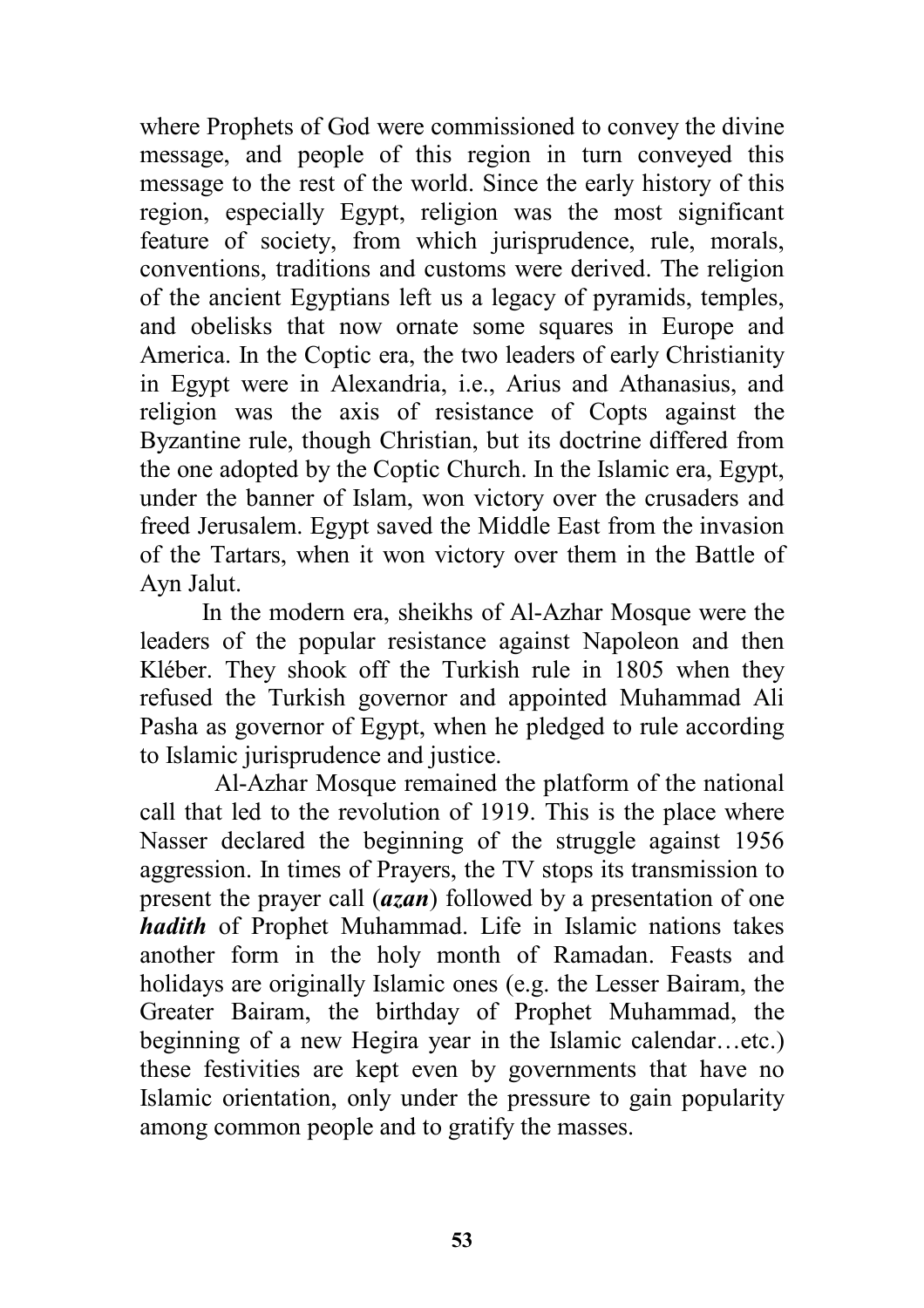where Prophets of God were commissioned to convey the divine message, and people of this region in turn conveyed this message to the rest of the world. Since the early history of this region, especially Egypt, religion was the most significant feature of society, from which jurisprudence, rule, morals, conventions, traditions and customs were derived. The religion of the ancient Egyptians left us a legacy of pyramids, temples, and obelisks that now ornate some squares in Europe and America. In the Coptic era, the two leaders of early Christianity in Egypt were in Alexandria, i.e., Arius and Athanasius, and religion was the axis of resistance of Copts against the Byzantine rule, though Christian, but its doctrine differed from the one adopted by the Coptic Church. In the Islamic era, Egypt, under the banner of Islam, won victory over the crusaders and freed Jerusalem. Egypt saved the Middle East from the invasion of the Tartars, when it won victory over them in the Battle of Ayn Jalut.

In the modern era, sheikhs of Al-Azhar Mosque were the leaders of the popular resistance against Napoleon and then Kléber. They shook off the Turkish rule in 1805 when they refused the Turkish governor and appointed Muhammad Ali Pasha as governor of Egypt, when he pledged to rule according to Islamic jurisprudence and justice.

Al-Azhar Mosque remained the platform of the national call that led to the revolution of 1919. This is the place where Nasser declared the beginning of the struggle against 1956 aggression. In times of Prayers, the TV stops its transmission to present the prayer call (***azan***) followed by a presentation of one ***hadith*** of Prophet Muhammad. Life in Islamic nations takes another form in the holy month of Ramadan. Feasts and holidays are originally Islamic ones (e.g. the Lesser Bairam, the Greater Bairam, the birthday of Prophet Muhammad, the beginning of a new Hegira year in the Islamic calendar…etc.) these festivities are kept even by governments that have no Islamic orientation, only under the pressure to gain popularity among common people and to gratify the masses.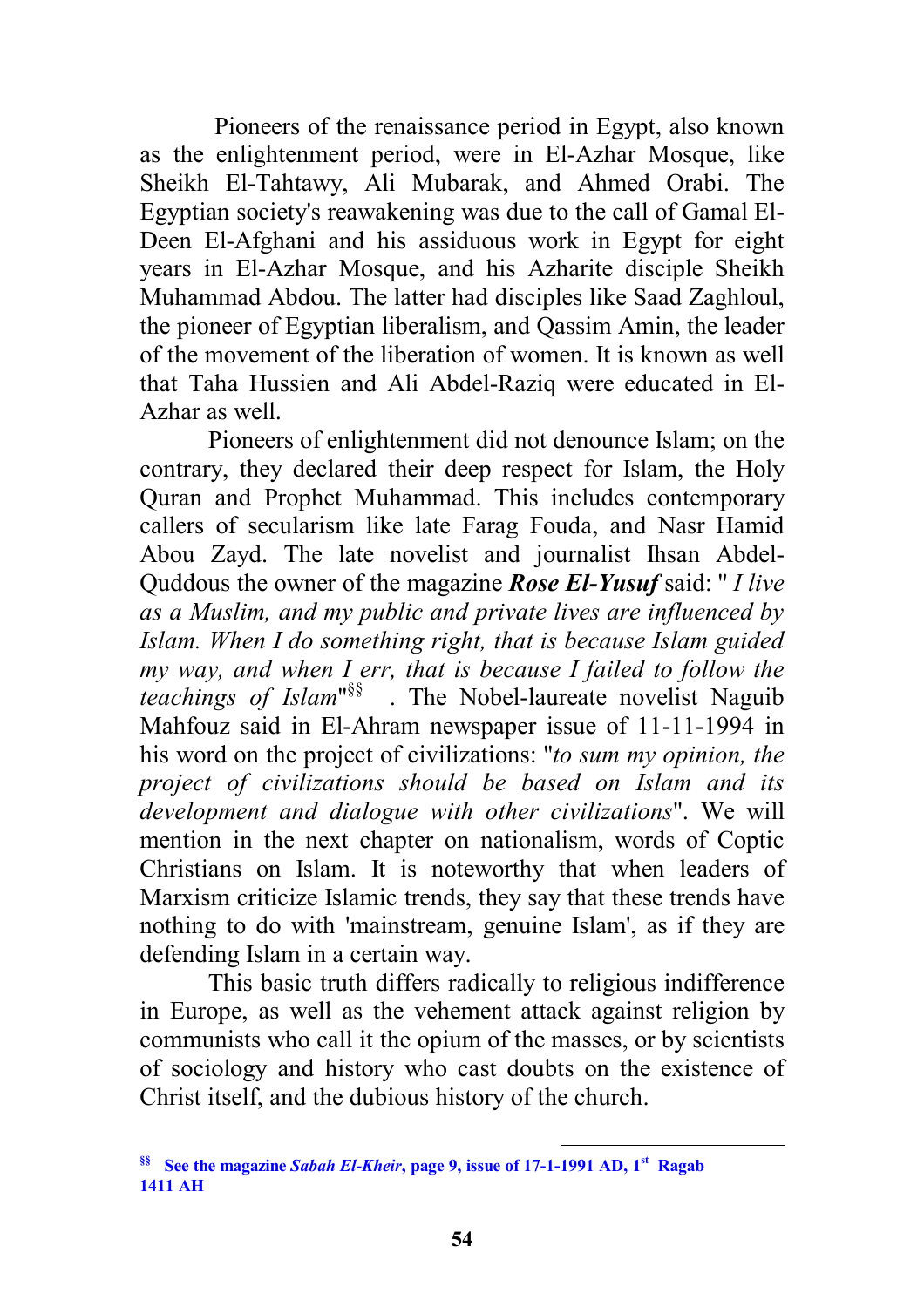Pioneers of the renaissance period in Egypt, also known as the enlightenment period, were in El-Azhar Mosque, like Sheikh El-Tahtawy, Ali Mubarak, and Ahmed Orabi. The Egyptian society's reawakening was due to the call of Gamal El-Deen El-Afghani and his assiduous work in Egypt for eight years in El-Azhar Mosque, and his Azharite disciple Sheikh Muhammad Abdou. The latter had disciples like Saad Zaghloul, the pioneer of Egyptian liberalism, and Qassim Amin, the leader of the movement of the liberation of women. It is known as well that Taha Hussien and Ali Abdel-Raziq were educated in El-Azhar as well.

Pioneers of enlightenment did not denounce Islam; on the contrary, they declared their deep respect for Islam, the Holy Quran and Prophet Muhammad. This includes contemporary callers of secularism like late Farag Fouda, and Nasr Hamid Abou Zayd. The late novelist and journalist Ihsan Abdel-Quddous the owner of the magazine ***Rose El-Yusuf*** said: " *I live as a Muslim, and my public and private lives are influenced by Islam. When I do something right, that is because Islam guided my way, and when I err, that is because I failed to follow the teachings of Islam*"[§§] . The Nobel-laureate novelist Naguib Mahfouz said in El-Ahram newspaper issue of 11-11-1994 in his word on the project of civilizations: "*to sum my opinion, the project of civilizations should be based on Islam and its development and dialogue with other civilizations*". We will mention in the next chapter on nationalism, words of Coptic Christians on Islam. It is noteworthy that when leaders of Marxism criticize Islamic trends, they say that these trends have nothing to do with 'mainstream, genuine Islam', as if they are defending Islam in a certain way.

This basic truth differs radically to religious indifference in Europe, as well as the vehement attack against religion by communists who call it the opium of the masses, or by scientists of sociology and history who cast doubts on the existence of Christ itself, and the dubious history of the church.

---

[§§] **See the magazine *Sabah El-Kheir*, page 9, issue of 17-1-1991 AD, 1st Ragab 1411 AH**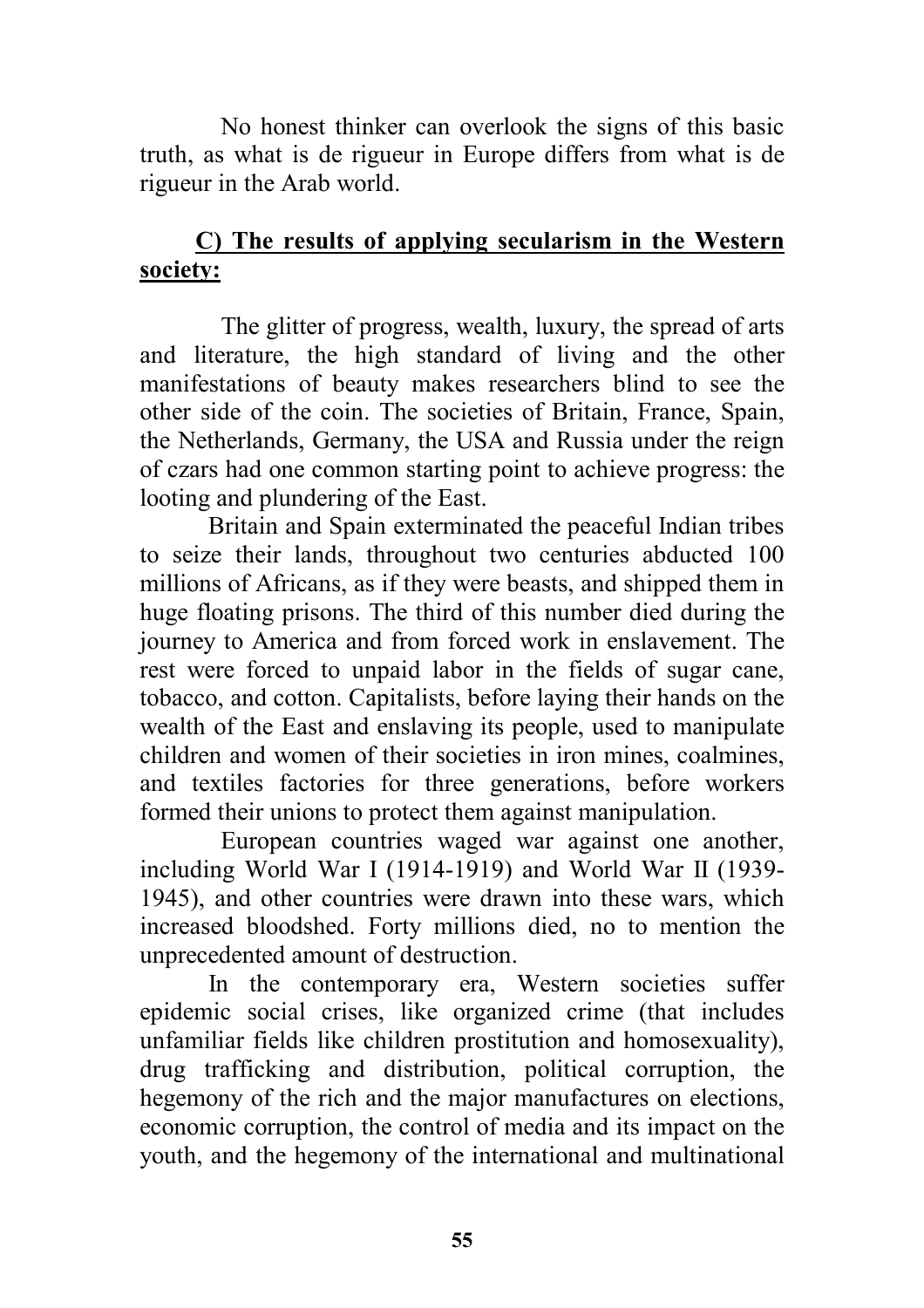No honest thinker can overlook the signs of this basic truth, as what is de rigueur in Europe differs from what is de rigueur in the Arab world.

**C) The results of applying secularism in the Western society:**

The glitter of progress, wealth, luxury, the spread of arts and literature, the high standard of living and the other manifestations of beauty makes researchers blind to see the other side of the coin. The societies of Britain, France, Spain, the Netherlands, Germany, the USA and Russia under the reign of czars had one common starting point to achieve progress: the looting and plundering of the East.

Britain and Spain exterminated the peaceful Indian tribes to seize their lands, throughout two centuries abducted 100 millions of Africans, as if they were beasts, and shipped them in huge floating prisons. The third of this number died during the journey to America and from forced work in enslavement. The rest were forced to unpaid labor in the fields of sugar cane, tobacco, and cotton. Capitalists, before laying their hands on the wealth of the East and enslaving its people, used to manipulate children and women of their societies in iron mines, coalmines, and textiles factories for three generations, before workers formed their unions to protect them against manipulation.

European countries waged war against one another, including World War I (1914-1919) and World War II (1939-1945), and other countries were drawn into these wars, which increased bloodshed. Forty millions died, no to mention the unprecedented amount of destruction.

In the contemporary era, Western societies suffer epidemic social crises, like organized crime (that includes unfamiliar fields like children prostitution and homosexuality), drug trafficking and distribution, political corruption, the hegemony of the rich and the major manufactures on elections, economic corruption, the control of media and its impact on the youth, and the hegemony of the international and multinational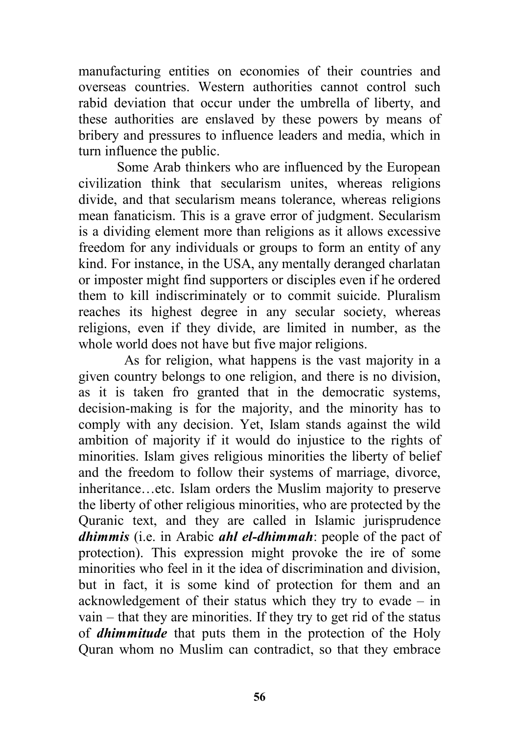manufacturing entities on economies of their countries and overseas countries. Western authorities cannot control such rabid deviation that occur under the umbrella of liberty, and these authorities are enslaved by these powers by means of bribery and pressures to influence leaders and media, which in turn influence the public.

Some Arab thinkers who are influenced by the European civilization think that secularism unites, whereas religions divide, and that secularism means tolerance, whereas religions mean fanaticism. This is a grave error of judgment. Secularism is a dividing element more than religions as it allows excessive freedom for any individuals or groups to form an entity of any kind. For instance, in the USA, any mentally deranged charlatan or imposter might find supporters or disciples even if he ordered them to kill indiscriminately or to commit suicide. Pluralism reaches its highest degree in any secular society, whereas religions, even if they divide, are limited in number, as the whole world does not have but five major religions.

As for religion, what happens is the vast majority in a given country belongs to one religion, and there is no division, as it is taken fro granted that in the democratic systems, decision-making is for the majority, and the minority has to comply with any decision. Yet, Islam stands against the wild ambition of majority if it would do injustice to the rights of minorities. Islam gives religious minorities the liberty of belief and the freedom to follow their systems of marriage, divorce, inheritance…etc. Islam orders the Muslim majority to preserve the liberty of other religious minorities, who are protected by the Quranic text, and they are called in Islamic jurisprudence ***dhimmis*** (i.e. in Arabic ***ahl el-dhimmah***: people of the pact of protection). This expression might provoke the ire of some minorities who feel in it the idea of discrimination and division, but in fact, it is some kind of protection for them and an acknowledgement of their status which they try to evade – in vain – that they are minorities. If they try to get rid of the status of ***dhimmitude*** that puts them in the protection of the Holy Quran whom no Muslim can contradict, so that they embrace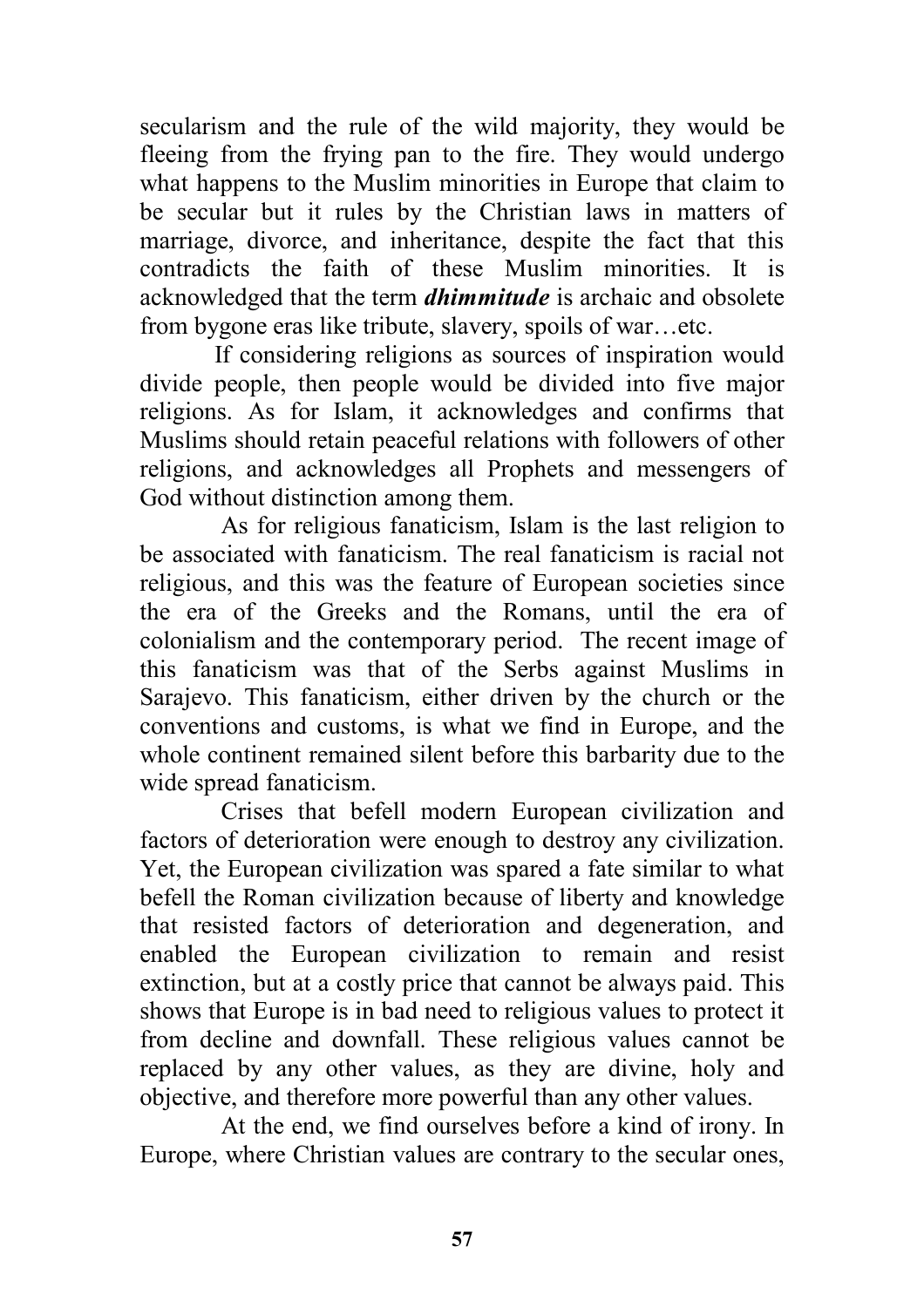secularism and the rule of the wild majority, they would be fleeing from the frying pan to the fire. They would undergo what happens to the Muslim minorities in Europe that claim to be secular but it rules by the Christian laws in matters of marriage, divorce, and inheritance, despite the fact that this contradicts the faith of these Muslim minorities. It is acknowledged that the term ***dhimmitude*** is archaic and obsolete from bygone eras like tribute, slavery, spoils of war…etc.

If considering religions as sources of inspiration would divide people, then people would be divided into five major religions. As for Islam, it acknowledges and confirms that Muslims should retain peaceful relations with followers of other religions, and acknowledges all Prophets and messengers of God without distinction among them.

As for religious fanaticism, Islam is the last religion to be associated with fanaticism. The real fanaticism is racial not religious, and this was the feature of European societies since the era of the Greeks and the Romans, until the era of colonialism and the contemporary period. The recent image of this fanaticism was that of the Serbs against Muslims in Sarajevo. This fanaticism, either driven by the church or the conventions and customs, is what we find in Europe, and the whole continent remained silent before this barbarity due to the wide spread fanaticism.

Crises that befell modern European civilization and factors of deterioration were enough to destroy any civilization. Yet, the European civilization was spared a fate similar to what befell the Roman civilization because of liberty and knowledge that resisted factors of deterioration and degeneration, and enabled the European civilization to remain and resist extinction, but at a costly price that cannot be always paid. This shows that Europe is in bad need to religious values to protect it from decline and downfall. These religious values cannot be replaced by any other values, as they are divine, holy and objective, and therefore more powerful than any other values.

At the end, we find ourselves before a kind of irony. In Europe, where Christian values are contrary to the secular ones,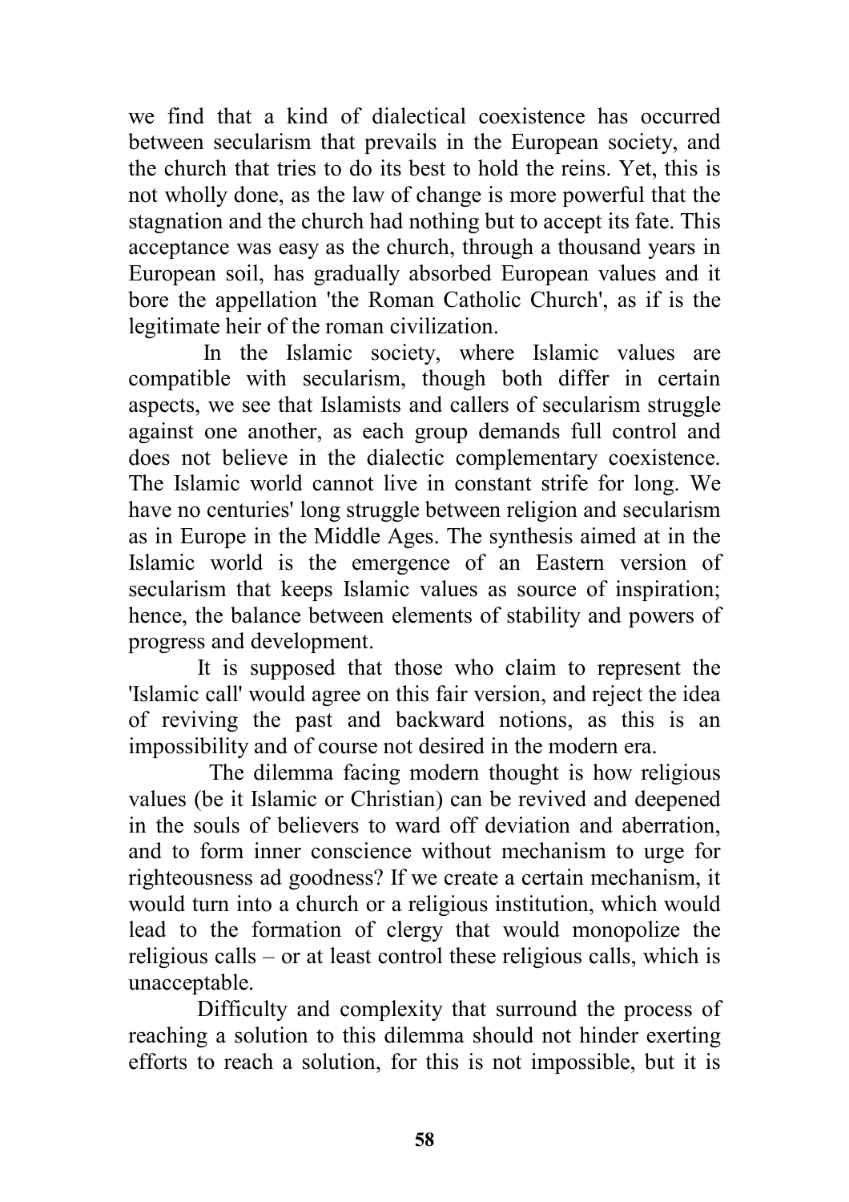we find that a kind of dialectical coexistence has occurred between secularism that prevails in the European society, and the church that tries to do its best to hold the reins. Yet, this is not wholly done, as the law of change is more powerful that the stagnation and the church had nothing but to accept its fate. This acceptance was easy as the church, through a thousand years in European soil, has gradually absorbed European values and it bore the appellation 'the Roman Catholic Church', as if is the legitimate heir of the roman civilization.

In the Islamic society, where Islamic values are compatible with secularism, though both differ in certain aspects, we see that Islamists and callers of secularism struggle against one another, as each group demands full control and does not believe in the dialectic complementary coexistence. The Islamic world cannot live in constant strife for long. We have no centuries' long struggle between religion and secularism as in Europe in the Middle Ages. The synthesis aimed at in the Islamic world is the emergence of an Eastern version of secularism that keeps Islamic values as source of inspiration; hence, the balance between elements of stability and powers of progress and development.

It is supposed that those who claim to represent the 'Islamic call' would agree on this fair version, and reject the idea of reviving the past and backward notions, as this is an impossibility and of course not desired in the modern era.

The dilemma facing modern thought is how religious values (be it Islamic or Christian) can be revived and deepened in the souls of believers to ward off deviation and aberration, and to form inner conscience without mechanism to urge for righteousness ad goodness? If we create a certain mechanism, it would turn into a church or a religious institution, which would lead to the formation of clergy that would monopolize the religious calls – or at least control these religious calls, which is unacceptable.

Difficulty and complexity that surround the process of reaching a solution to this dilemma should not hinder exerting efforts to reach a solution, for this is not impossible, but it is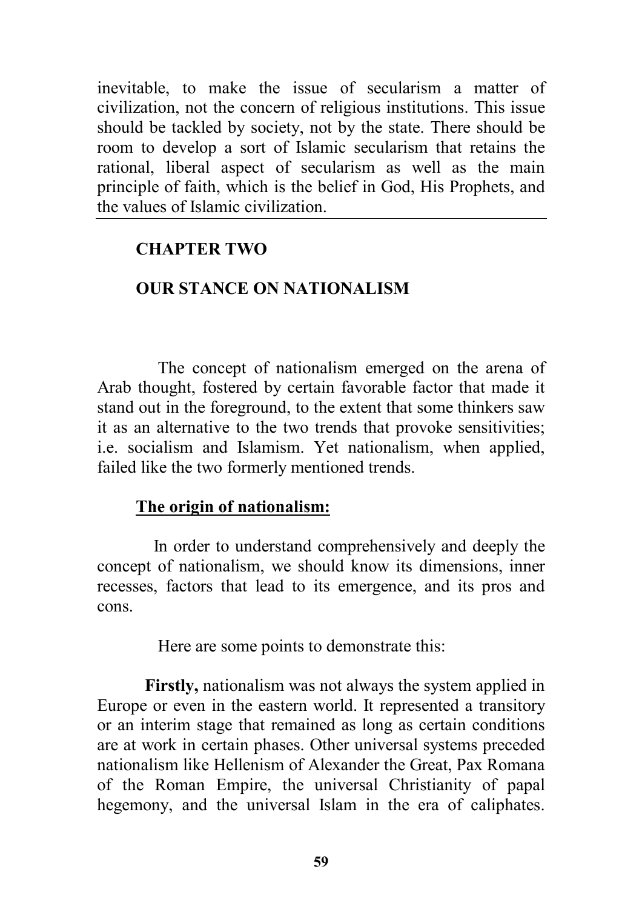inevitable, to make the issue of secularism a matter of civilization, not the concern of religious institutions. This issue should be tackled by society, not by the state. There should be room to develop a sort of Islamic secularism that retains the rational, liberal aspect of secularism as well as the main principle of faith, which is the belief in God, His Prophets, and the values of Islamic civilization.

---

## CHAPTER TWO

## OUR STANCE ON NATIONALISM

The concept of nationalism emerged on the arena of Arab thought, fostered by certain favorable factor that made it stand out in the foreground, to the extent that some thinkers saw it as an alternative to the two trends that provoke sensitivities; i.e. socialism and Islamism. Yet nationalism, when applied, failed like the two formerly mentioned trends.

### The origin of nationalism:

In order to understand comprehensively and deeply the concept of nationalism, we should know its dimensions, inner recesses, factors that lead to its emergence, and its pros and cons.

Here are some points to demonstrate this:

**Firstly,** nationalism was not always the system applied in Europe or even in the eastern world. It represented a transitory or an interim stage that remained as long as certain conditions are at work in certain phases. Other universal systems preceded nationalism like Hellenism of Alexander the Great, Pax Romana of the Roman Empire, the universal Christianity of papal hegemony, and the universal Islam in the era of caliphates.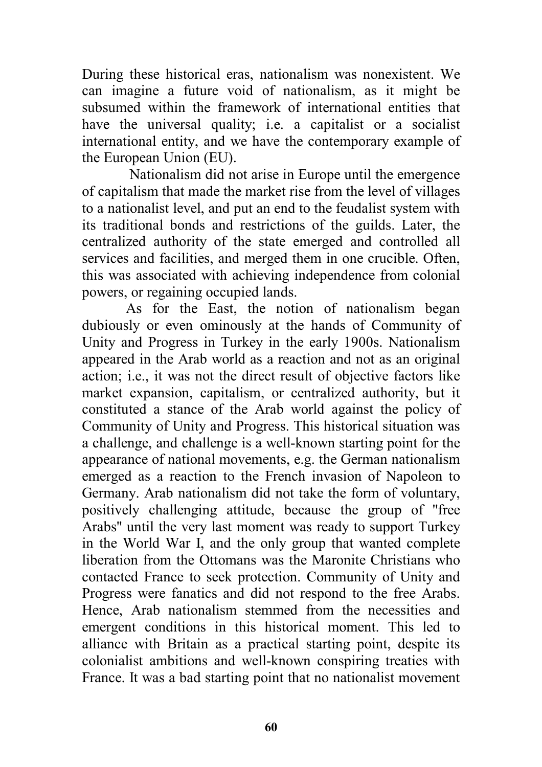During these historical eras, nationalism was nonexistent. We can imagine a future void of nationalism, as it might be subsumed within the framework of international entities that have the universal quality; i.e. a capitalist or a socialist international entity, and we have the contemporary example of the European Union (EU).

Nationalism did not arise in Europe until the emergence of capitalism that made the market rise from the level of villages to a nationalist level, and put an end to the feudalist system with its traditional bonds and restrictions of the guilds. Later, the centralized authority of the state emerged and controlled all services and facilities, and merged them in one crucible. Often, this was associated with achieving independence from colonial powers, or regaining occupied lands.

As for the East, the notion of nationalism began dubiously or even ominously at the hands of Community of Unity and Progress in Turkey in the early 1900s. Nationalism appeared in the Arab world as a reaction and not as an original action; i.e., it was not the direct result of objective factors like market expansion, capitalism, or centralized authority, but it constituted a stance of the Arab world against the policy of Community of Unity and Progress. This historical situation was a challenge, and challenge is a well-known starting point for the appearance of national movements, e.g. the German nationalism emerged as a reaction to the French invasion of Napoleon to Germany. Arab nationalism did not take the form of voluntary, positively challenging attitude, because the group of "free Arabs" until the very last moment was ready to support Turkey in the World War I, and the only group that wanted complete liberation from the Ottomans was the Maronite Christians who contacted France to seek protection. Community of Unity and Progress were fanatics and did not respond to the free Arabs. Hence, Arab nationalism stemmed from the necessities and emergent conditions in this historical moment. This led to alliance with Britain as a practical starting point, despite its colonialist ambitions and well-known conspiring treaties with France. It was a bad starting point that no nationalist movement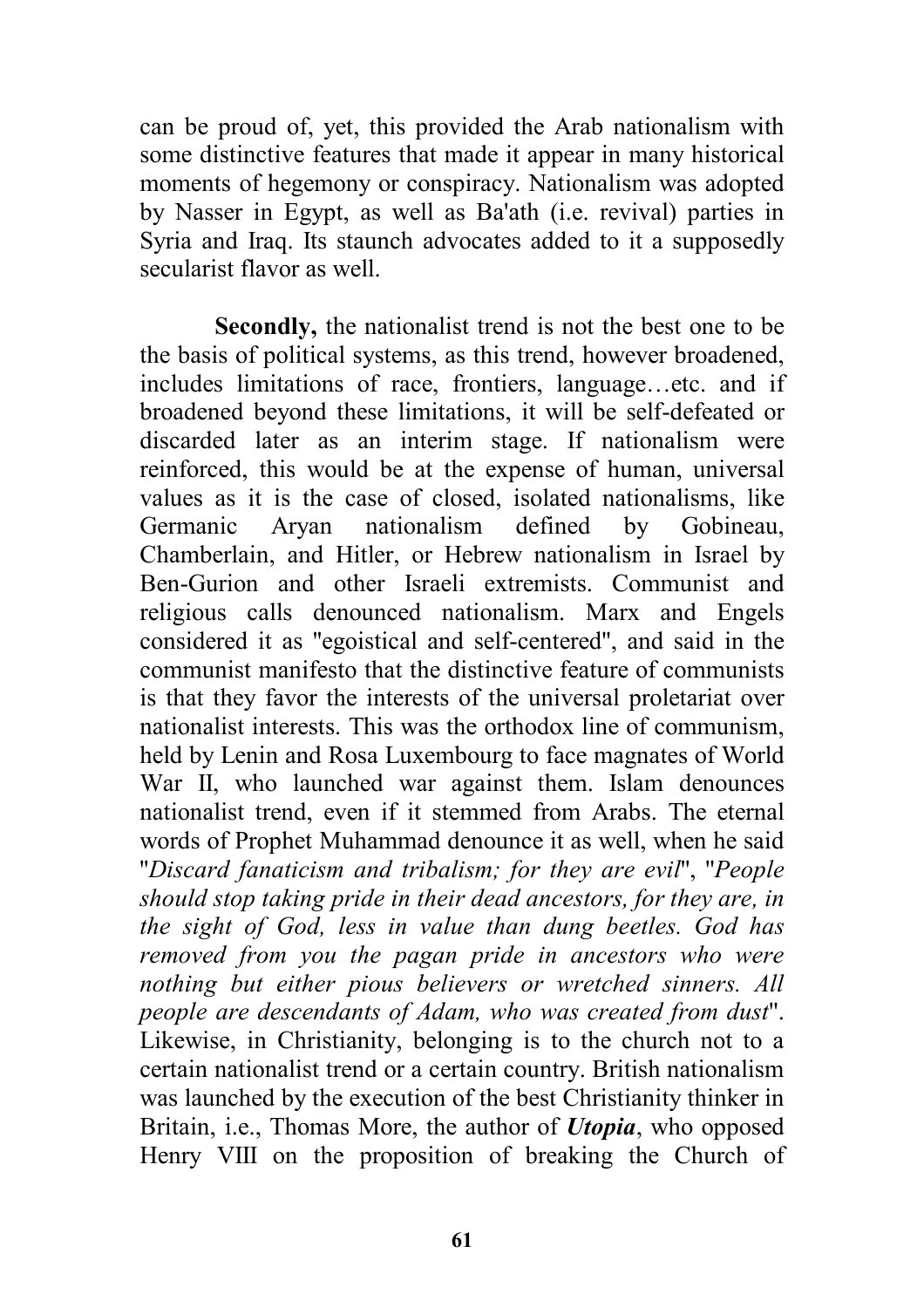can be proud of, yet, this provided the Arab nationalism with some distinctive features that made it appear in many historical moments of hegemony or conspiracy. Nationalism was adopted by Nasser in Egypt, as well as Ba'ath (i.e. revival) parties in Syria and Iraq. Its staunch advocates added to it a supposedly secularist flavor as well.

**Secondly,** the nationalist trend is not the best one to be the basis of political systems, as this trend, however broadened, includes limitations of race, frontiers, language…etc. and if broadened beyond these limitations, it will be self-defeated or discarded later as an interim stage. If nationalism were reinforced, this would be at the expense of human, universal values as it is the case of closed, isolated nationalisms, like Germanic Aryan nationalism defined by Gobineau, Chamberlain, and Hitler, or Hebrew nationalism in Israel by Ben-Gurion and other Israeli extremists. Communist and religious calls denounced nationalism. Marx and Engels considered it as "egoistical and self-centered", and said in the communist manifesto that the distinctive feature of communists is that they favor the interests of the universal proletariat over nationalist interests. This was the orthodox line of communism, held by Lenin and Rosa Luxembourg to face magnates of World War II, who launched war against them. Islam denounces nationalist trend, even if it stemmed from Arabs. The eternal words of Prophet Muhammad denounce it as well, when he said "*Discard fanaticism and tribalism; for they are evil*", "*People should stop taking pride in their dead ancestors, for they are, in the sight of God, less in value than dung beetles. God has removed from you the pagan pride in ancestors who were nothing but either pious believers or wretched sinners. All people are descendants of Adam, who was created from dust*". Likewise, in Christianity, belonging is to the church not to a certain nationalist trend or a certain country. British nationalism was launched by the execution of the best Christianity thinker in Britain, i.e., Thomas More, the author of ***Utopia***, who opposed Henry VIII on the proposition of breaking the Church of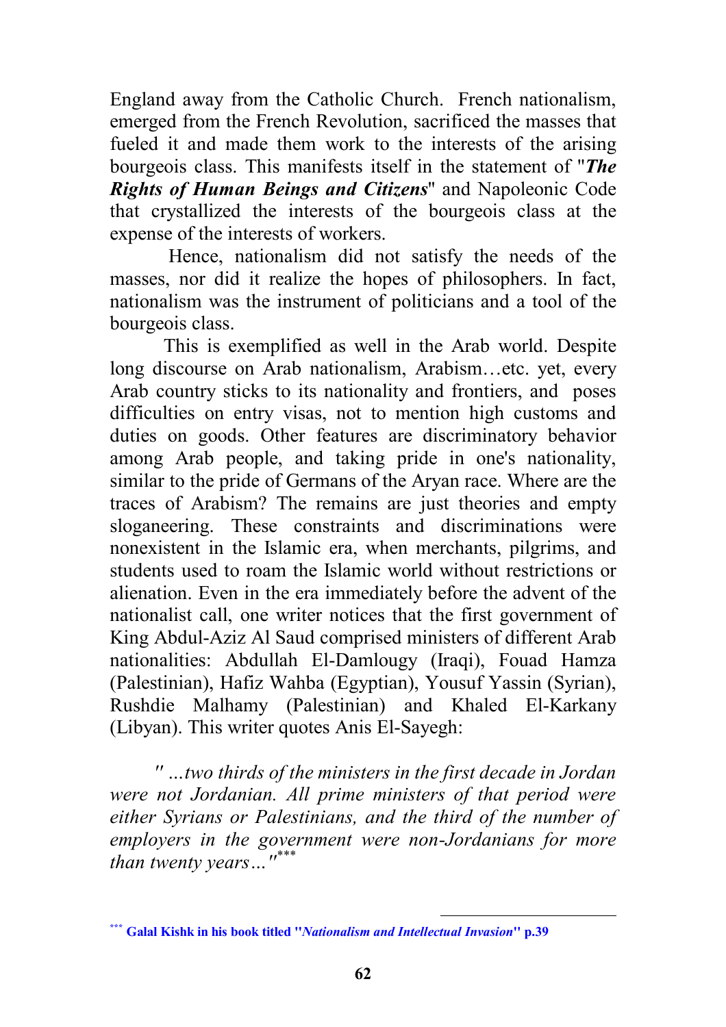England away from the Catholic Church. French nationalism, emerged from the French Revolution, sacrificed the masses that fueled it and made them work to the interests of the arising bourgeois class. This manifests itself in the statement of "***The Rights of Human Beings and Citizens***" and Napoleonic Code that crystallized the interests of the bourgeois class at the expense of the interests of workers.

Hence, nationalism did not satisfy the needs of the masses, nor did it realize the hopes of philosophers. In fact, nationalism was the instrument of politicians and a tool of the bourgeois class.

This is exemplified as well in the Arab world. Despite long discourse on Arab nationalism, Arabism…etc. yet, every Arab country sticks to its nationality and frontiers, and poses difficulties on entry visas, not to mention high customs and duties on goods. Other features are discriminatory behavior among Arab people, and taking pride in one's nationality, similar to the pride of Germans of the Aryan race. Where are the traces of Arabism? The remains are just theories and empty sloganeering. These constraints and discriminations were nonexistent in the Islamic era, when merchants, pilgrims, and students used to roam the Islamic world without restrictions or alienation. Even in the era immediately before the advent of the nationalist call, one writer notices that the first government of King Abdul-Aziz Al Saud comprised ministers of different Arab nationalities: Abdullah El-Damlougy (Iraqi), Fouad Hamza (Palestinian), Hafiz Wahba (Egyptian), Yousuf Yassin (Syrian), Rushdie Malhamy (Palestinian) and Khaled El-Karkany (Libyan). This writer quotes Anis El-Sayegh:

> *" …two thirds of the ministers in the first decade in Jordan were not Jordanian. All prime ministers of that period were either Syrians or Palestinians, and the third of the number of employers in the government were non-Jordanians for more than twenty years…"*[***]

---

[***] **Galal Kishk in his book titled "*Nationalism and Intellectual Invasion*" p.39**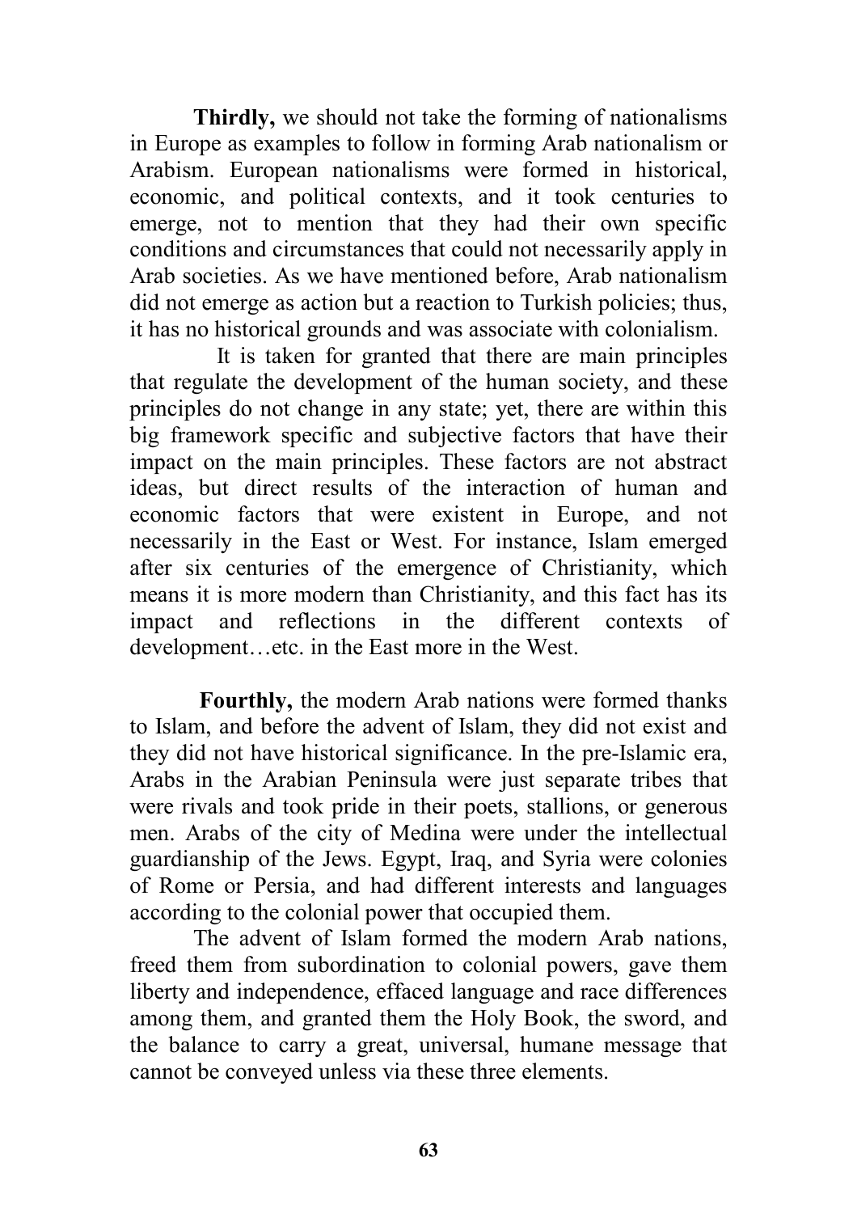**Thirdly,** we should not take the forming of nationalisms in Europe as examples to follow in forming Arab nationalism or Arabism. European nationalisms were formed in historical, economic, and political contexts, and it took centuries to emerge, not to mention that they had their own specific conditions and circumstances that could not necessarily apply in Arab societies. As we have mentioned before, Arab nationalism did not emerge as action but a reaction to Turkish policies; thus, it has no historical grounds and was associate with colonialism.

It is taken for granted that there are main principles that regulate the development of the human society, and these principles do not change in any state; yet, there are within this big framework specific and subjective factors that have their impact on the main principles. These factors are not abstract ideas, but direct results of the interaction of human and economic factors that were existent in Europe, and not necessarily in the East or West. For instance, Islam emerged after six centuries of the emergence of Christianity, which means it is more modern than Christianity, and this fact has its impact and reflections in the different contexts of development…etc. in the East more in the West.

**Fourthly,** the modern Arab nations were formed thanks to Islam, and before the advent of Islam, they did not exist and they did not have historical significance. In the pre-Islamic era, Arabs in the Arabian Peninsula were just separate tribes that were rivals and took pride in their poets, stallions, or generous men. Arabs of the city of Medina were under the intellectual guardianship of the Jews. Egypt, Iraq, and Syria were colonies of Rome or Persia, and had different interests and languages according to the colonial power that occupied them.

The advent of Islam formed the modern Arab nations, freed them from subordination to colonial powers, gave them liberty and independence, effaced language and race differences among them, and granted them the Holy Book, the sword, and the balance to carry a great, universal, humane message that cannot be conveyed unless via these three elements.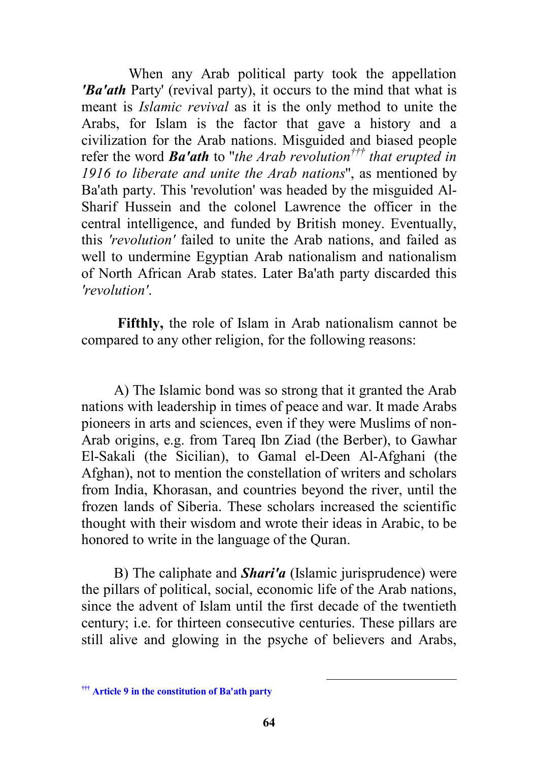When any Arab political party took the appellation ***'Ba'ath*** Party' (revival party), it occurs to the mind that what is meant is *Islamic revival* as it is the only method to unite the Arabs, for Islam is the factor that gave a history and a civilization for the Arab nations. Misguided and biased people refer the word ***Ba'ath*** to "*the Arab revolution*[†††] *that erupted in 1916 to liberate and unite the Arab nations*", as mentioned by Ba'ath party. This 'revolution' was headed by the misguided Al-Sharif Hussein and the colonel Lawrence the officer in the central intelligence, and funded by British money. Eventually, this *'revolution'* failed to unite the Arab nations, and failed as well to undermine Egyptian Arab nationalism and nationalism of North African Arab states. Later Ba'ath party discarded this *'revolution'*.

**Fifthly,** the role of Islam in Arab nationalism cannot be compared to any other religion, for the following reasons:

A) The Islamic bond was so strong that it granted the Arab nations with leadership in times of peace and war. It made Arabs pioneers in arts and sciences, even if they were Muslims of non-Arab origins, e.g. from Tareq Ibn Ziad (the Berber), to Gawhar El-Sakali (the Sicilian), to Gamal el-Deen Al-Afghani (the Afghan), not to mention the constellation of writers and scholars from India, Khorasan, and countries beyond the river, until the frozen lands of Siberia. These scholars increased the scientific thought with their wisdom and wrote their ideas in Arabic, to be honored to write in the language of the Quran.

B) The caliphate and ***Shari'a*** (Islamic jurisprudence) were the pillars of political, social, economic life of the Arab nations, since the advent of Islam until the first decade of the twentieth century; i.e. for thirteen consecutive centuries. These pillars are still alive and glowing in the psyche of believers and Arabs,

---

[†††] **Article 9 in the constitution of Ba'ath party**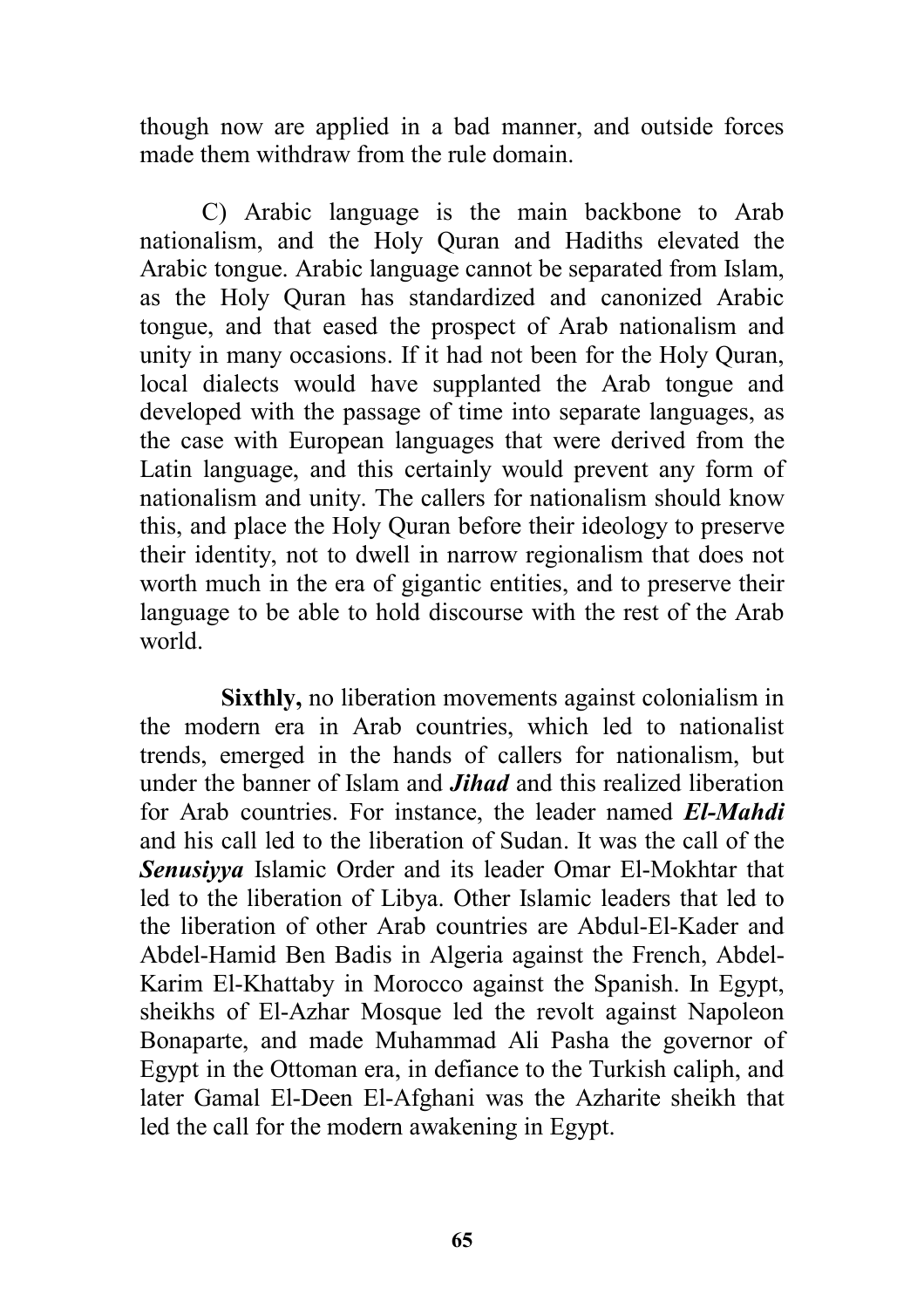though now are applied in a bad manner, and outside forces made them withdraw from the rule domain.

C) Arabic language is the main backbone to Arab nationalism, and the Holy Quran and Hadiths elevated the Arabic tongue. Arabic language cannot be separated from Islam, as the Holy Quran has standardized and canonized Arabic tongue, and that eased the prospect of Arab nationalism and unity in many occasions. If it had not been for the Holy Quran, local dialects would have supplanted the Arab tongue and developed with the passage of time into separate languages, as the case with European languages that were derived from the Latin language, and this certainly would prevent any form of nationalism and unity. The callers for nationalism should know this, and place the Holy Quran before their ideology to preserve their identity, not to dwell in narrow regionalism that does not worth much in the era of gigantic entities, and to preserve their language to be able to hold discourse with the rest of the Arab world.

**Sixthly,** no liberation movements against colonialism in the modern era in Arab countries, which led to nationalist trends, emerged in the hands of callers for nationalism, but under the banner of Islam and ***Jihad*** and this realized liberation for Arab countries. For instance, the leader named ***El-Mahdi*** and his call led to the liberation of Sudan. It was the call of the ***Senusiyya*** Islamic Order and its leader Omar El-Mokhtar that led to the liberation of Libya. Other Islamic leaders that led to the liberation of other Arab countries are Abdul-El-Kader and Abdel-Hamid Ben Badis in Algeria against the French, Abdel-Karim El-Khattaby in Morocco against the Spanish. In Egypt, sheikhs of El-Azhar Mosque led the revolt against Napoleon Bonaparte, and made Muhammad Ali Pasha the governor of Egypt in the Ottoman era, in defiance to the Turkish caliph, and later Gamal El-Deen El-Afghani was the Azharite sheikh that led the call for the modern awakening in Egypt.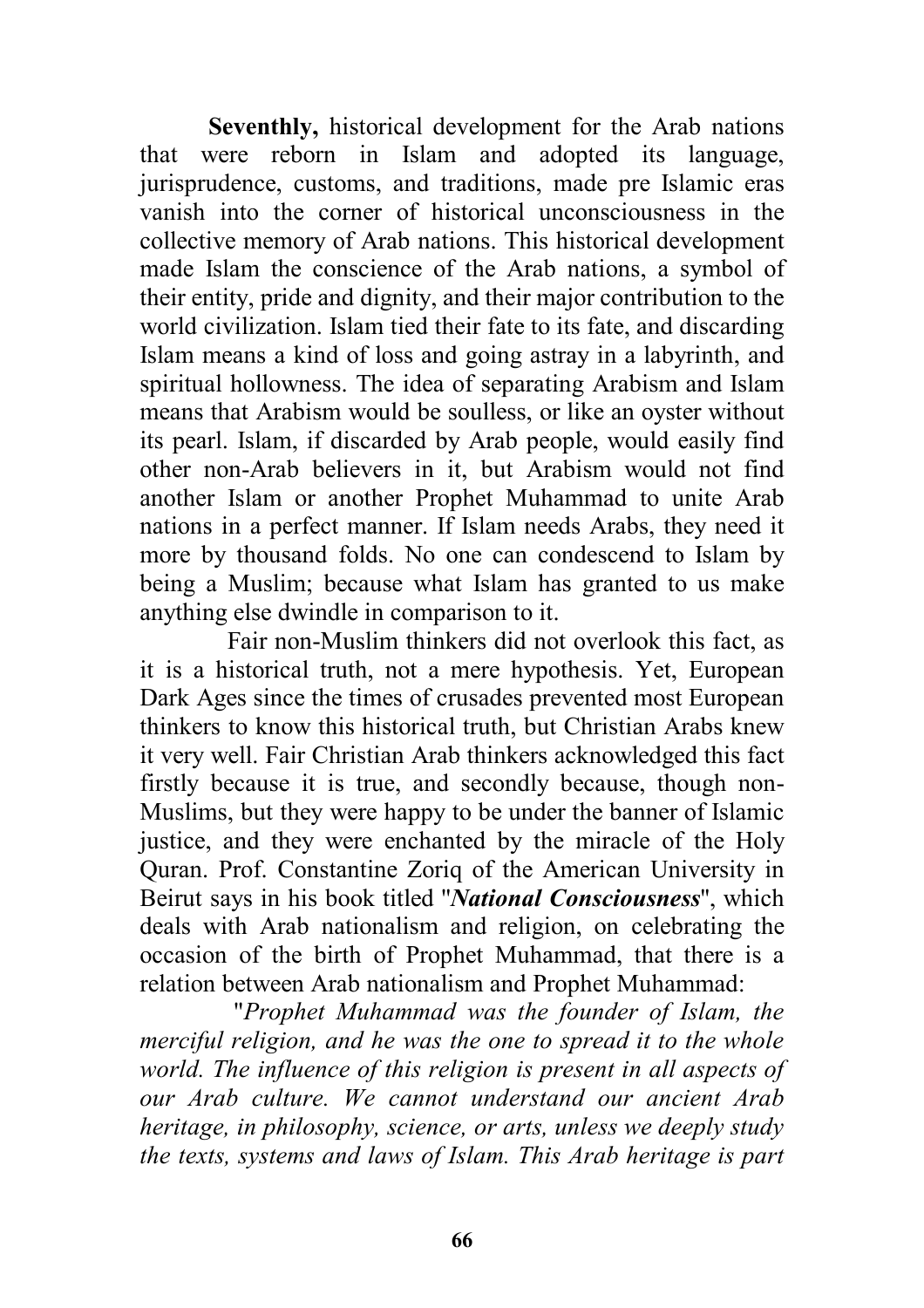**Seventhly,** historical development for the Arab nations that were reborn in Islam and adopted its language, jurisprudence, customs, and traditions, made pre Islamic eras vanish into the corner of historical unconsciousness in the collective memory of Arab nations. This historical development made Islam the conscience of the Arab nations, a symbol of their entity, pride and dignity, and their major contribution to the world civilization. Islam tied their fate to its fate, and discarding Islam means a kind of loss and going astray in a labyrinth, and spiritual hollowness. The idea of separating Arabism and Islam means that Arabism would be soulless, or like an oyster without its pearl. Islam, if discarded by Arab people, would easily find other non-Arab believers in it, but Arabism would not find another Islam or another Prophet Muhammad to unite Arab nations in a perfect manner. If Islam needs Arabs, they need it more by thousand folds. No one can condescend to Islam by being a Muslim; because what Islam has granted to us make anything else dwindle in comparison to it.

Fair non-Muslim thinkers did not overlook this fact, as it is a historical truth, not a mere hypothesis. Yet, European Dark Ages since the times of crusades prevented most European thinkers to know this historical truth, but Christian Arabs knew it very well. Fair Christian Arab thinkers acknowledged this fact firstly because it is true, and secondly because, though non-Muslims, but they were happy to be under the banner of Islamic justice, and they were enchanted by the miracle of the Holy Quran. Prof. Constantine Zoriq of the American University in Beirut says in his book titled "***National Consciousness***", which deals with Arab nationalism and religion, on celebrating the occasion of the birth of Prophet Muhammad, that there is a relation between Arab nationalism and Prophet Muhammad:

"*Prophet Muhammad was the founder of Islam, the merciful religion, and he was the one to spread it to the whole world. The influence of this religion is present in all aspects of our Arab culture. We cannot understand our ancient Arab heritage, in philosophy, science, or arts, unless we deeply study the texts, systems and laws of Islam. This Arab heritage is part*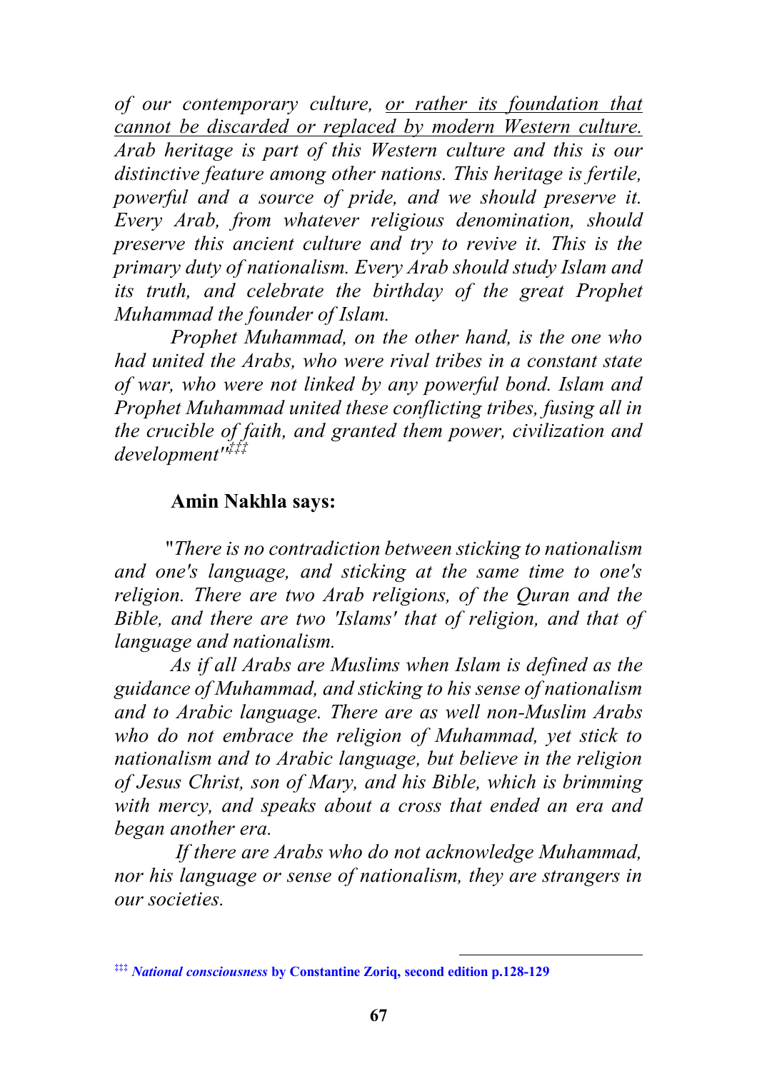*of our contemporary culture, <u>or rather its foundation that cannot be discarded or replaced by modern Western culture.</u> Arab heritage is part of this Western culture and this is our distinctive feature among other nations. This heritage is fertile, powerful and a source of pride, and we should preserve it. Every Arab, from whatever religious denomination, should preserve this ancient culture and try to revive it. This is the primary duty of nationalism. Every Arab should study Islam and its truth, and celebrate the birthday of the great Prophet Muhammad the founder of Islam.*

*Prophet Muhammad, on the other hand, is the one who had united the Arabs, who were rival tribes in a constant state of war, who were not linked by any powerful bond. Islam and Prophet Muhammad united these conflicting tribes, fusing all in the crucible of faith, and granted them power, civilization and development"*[‡‡‡]

**Amin Nakhla says:**

"*There is no contradiction between sticking to nationalism and one's language, and sticking at the same time to one's religion. There are two Arab religions, of the Quran and the Bible, and there are two 'Islams' that of religion, and that of language and nationalism.*

*As if all Arabs are Muslims when Islam is defined as the guidance of Muhammad, and sticking to his sense of nationalism and to Arabic language. There are as well non-Muslim Arabs who do not embrace the religion of Muhammad, yet stick to nationalism and to Arabic language, but believe in the religion of Jesus Christ, son of Mary, and his Bible, which is brimming with mercy, and speaks about a cross that ended an era and began another era.*

*If there are Arabs who do not acknowledge Muhammad, nor his language or sense of nationalism, they are strangers in our societies.*

---

[‡‡‡] ***National consciousness*** **by Constantine Zoriq, second edition p.128-129**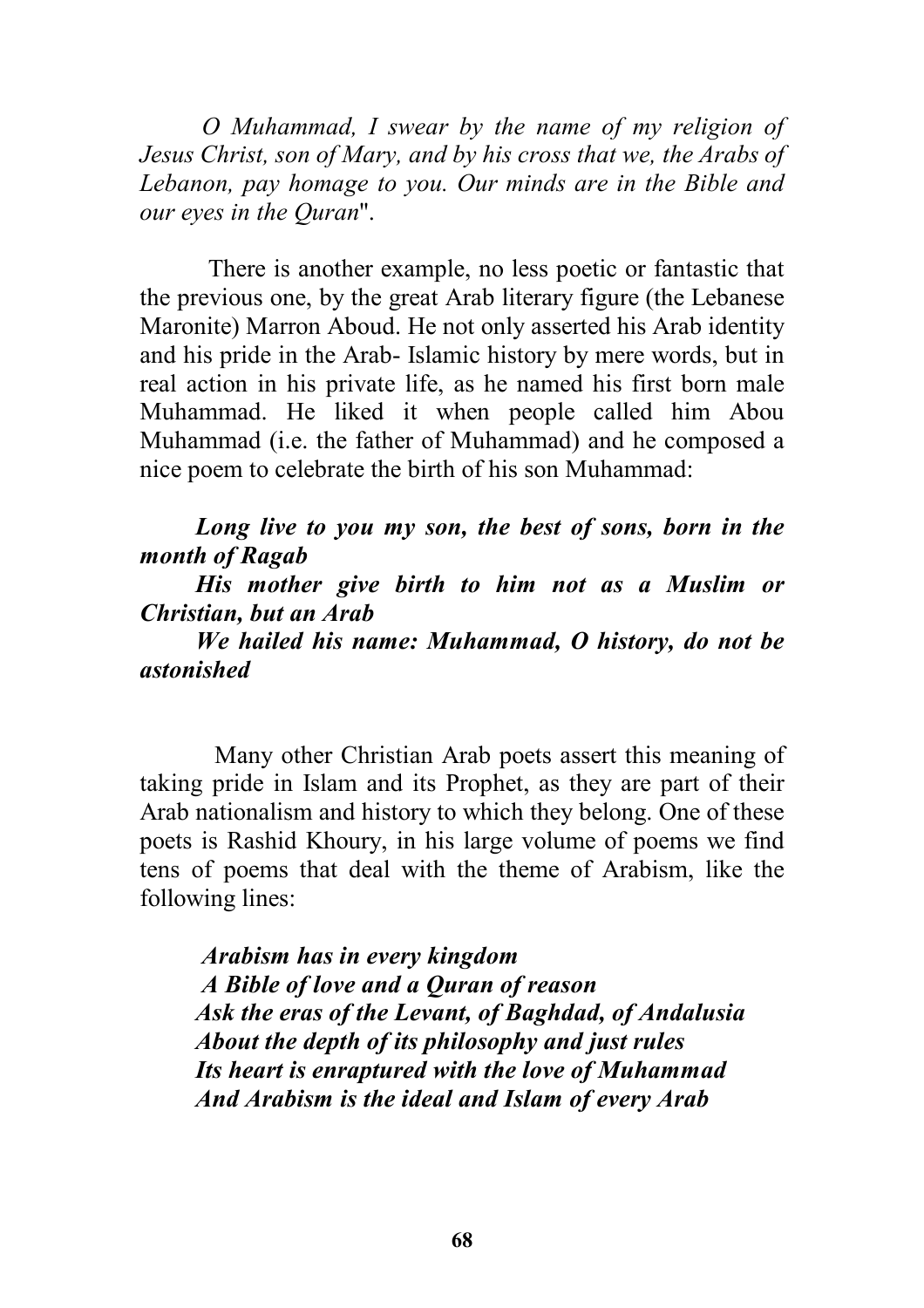*O Muhammad, I swear by the name of my religion of Jesus Christ, son of Mary, and by his cross that we, the Arabs of Lebanon, pay homage to you. Our minds are in the Bible and our eyes in the Quran*".

There is another example, no less poetic or fantastic that the previous one, by the great Arab literary figure (the Lebanese Maronite) Marron Aboud. He not only asserted his Arab identity and his pride in the Arab- Islamic history by mere words, but in real action in his private life, as he named his first born male Muhammad. He liked it when people called him Abou Muhammad (i.e. the father of Muhammad) and he composed a nice poem to celebrate the birth of his son Muhammad:

***Long live to you my son, the best of sons, born in the month of Ragab***
***His mother give birth to him not as a Muslim or Christian, but an Arab***
***We hailed his name: Muhammad, O history, do not be astonished***

Many other Christian Arab poets assert this meaning of taking pride in Islam and its Prophet, as they are part of their Arab nationalism and history to which they belong. One of these poets is Rashid Khoury, in his large volume of poems we find tens of poems that deal with the theme of Arabism, like the following lines:

***Arabism has in every kingdom***
***A Bible of love and a Quran of reason***
***Ask the eras of the Levant, of Baghdad, of Andalusia***
***About the depth of its philosophy and just rules***
***Its heart is enraptured with the love of Muhammad***
***And Arabism is the ideal and Islam of every Arab***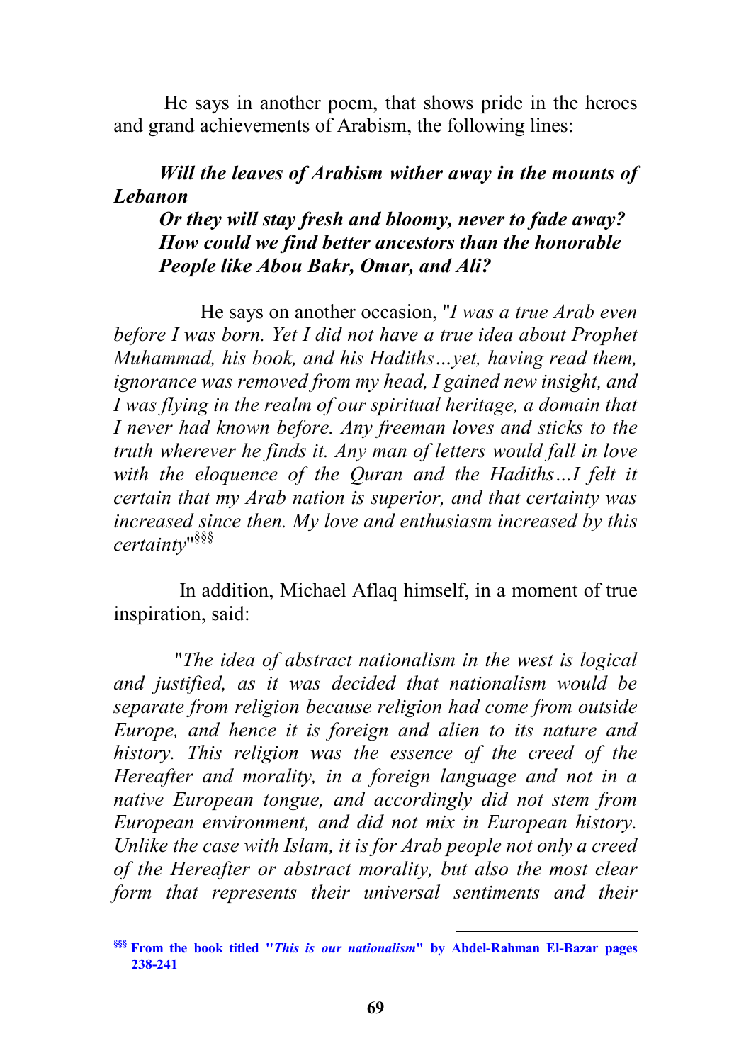He says in another poem, that shows pride in the heroes and grand achievements of Arabism, the following lines:

***Will the leaves of Arabism wither away in the mounts of Lebanon***
***Or they will stay fresh and bloomy, never to fade away?***
***How could we find better ancestors than the honorable***
***People like Abou Bakr, Omar, and Ali?***

He says on another occasion, "*I was a true Arab even before I was born. Yet I did not have a true idea about Prophet Muhammad, his book, and his Hadiths…yet, having read them, ignorance was removed from my head, I gained new insight, and I was flying in the realm of our spiritual heritage, a domain that I never had known before. Any freeman loves and sticks to the truth wherever he finds it. Any man of letters would fall in love with the eloquence of the Quran and the Hadiths…I felt it certain that my Arab nation is superior, and that certainty was increased since then. My love and enthusiasm increased by this certainty*"[§§§]

In addition, Michael Aflaq himself, in a moment of true inspiration, said:

"*The idea of abstract nationalism in the west is logical and justified, as it was decided that nationalism would be separate from religion because religion had come from outside Europe, and hence it is foreign and alien to its nature and history. This religion was the essence of the creed of the Hereafter and morality, in a foreign language and not in a native European tongue, and accordingly did not stem from European environment, and did not mix in European history. Unlike the case with Islam, it is for Arab people not only a creed of the Hereafter or abstract morality, but also the most clear form that represents their universal sentiments and their*

---

[§§§] **From the book titled "*This is our nationalism*" by Abdel-Rahman El-Bazar pages 238-241**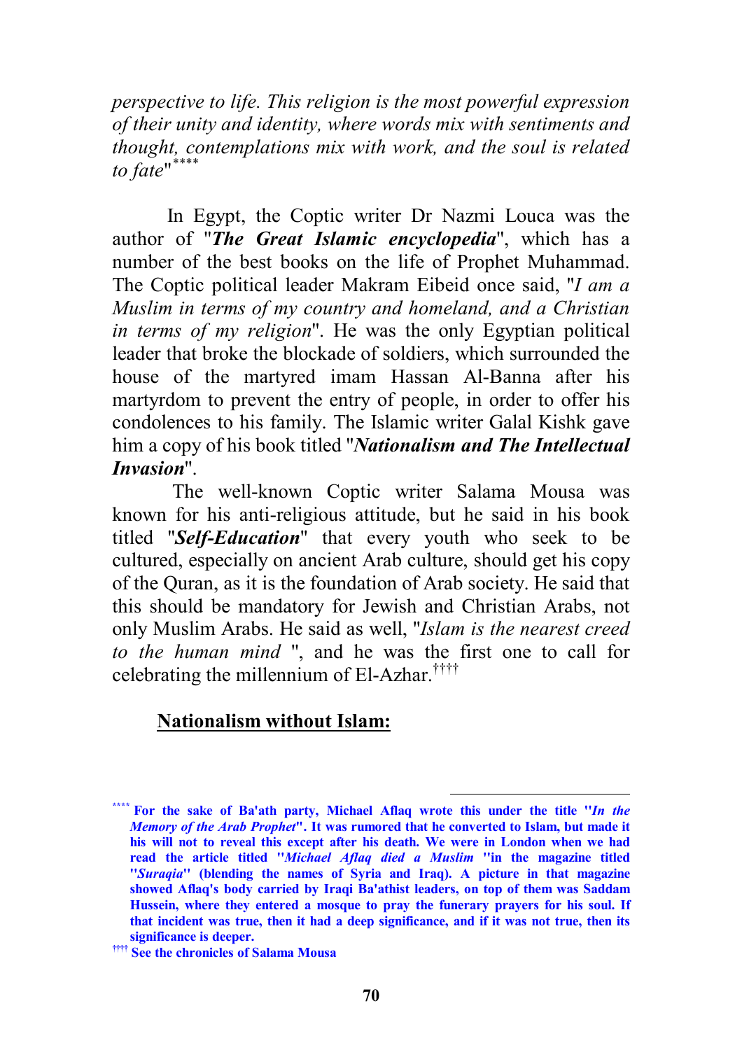*perspective to life. This religion is the most powerful expression of their unity and identity, where words mix with sentiments and thought, contemplations mix with work, and the soul is related to fate*"[****]

In Egypt, the Coptic writer Dr Nazmi Louca was the author of "***The Great Islamic encyclopedia***", which has a number of the best books on the life of Prophet Muhammad. The Coptic political leader Makram Eibeid once said, "*I am a Muslim in terms of my country and homeland, and a Christian in terms of my religion*". He was the only Egyptian political leader that broke the blockade of soldiers, which surrounded the house of the martyred imam Hassan Al-Banna after his martyrdom to prevent the entry of people, in order to offer his condolences to his family. The Islamic writer Galal Kishk gave him a copy of his book titled "***Nationalism and The Intellectual Invasion***".

The well-known Coptic writer Salama Mousa was known for his anti-religious attitude, but he said in his book titled "***Self-Education***" that every youth who seek to be cultured, especially on ancient Arab culture, should get his copy of the Quran, as it is the foundation of Arab society. He said that this should be mandatory for Jewish and Christian Arabs, not only Muslim Arabs. He said as well, "*Islam is the nearest creed to the human mind* ", and he was the first one to call for celebrating the millennium of El-Azhar.[††††]

## Nationalism without Islam:

---

[****] **For the sake of Ba'ath party, Michael Aflaq wrote this under the title "*In the Memory of the Arab Prophet*". It was rumored that he converted to Islam, but made it his will not to reveal this except after his death. We were in London when we had read the article titled "*Michael Aflaq died a Muslim* "in the magazine titled "*Suraqia*" (blending the names of Syria and Iraq). A picture in that magazine showed Aflaq's body carried by Iraqi Ba'athist leaders, on top of them was Saddam Hussein, where they entered a mosque to pray the funerary prayers for his soul. If that incident was true, then it had a deep significance, and if it was not true, then its significance is deeper.**

[††††] **See the chronicles of Salama Mousa**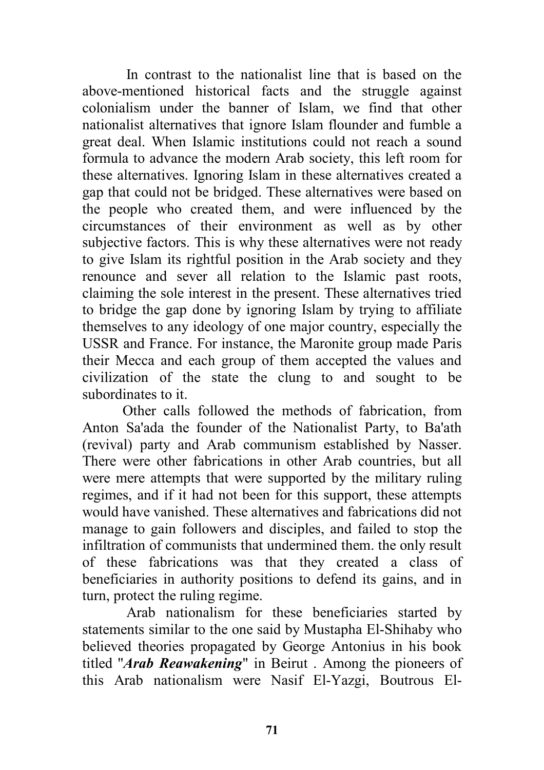In contrast to the nationalist line that is based on the above-mentioned historical facts and the struggle against colonialism under the banner of Islam, we find that other nationalist alternatives that ignore Islam flounder and fumble a great deal. When Islamic institutions could not reach a sound formula to advance the modern Arab society, this left room for these alternatives. Ignoring Islam in these alternatives created a gap that could not be bridged. These alternatives were based on the people who created them, and were influenced by the circumstances of their environment as well as by other subjective factors. This is why these alternatives were not ready to give Islam its rightful position in the Arab society and they renounce and sever all relation to the Islamic past roots, claiming the sole interest in the present. These alternatives tried to bridge the gap done by ignoring Islam by trying to affiliate themselves to any ideology of one major country, especially the USSR and France. For instance, the Maronite group made Paris their Mecca and each group of them accepted the values and civilization of the state the clung to and sought to be subordinates to it.

Other calls followed the methods of fabrication, from Anton Sa'ada the founder of the Nationalist Party, to Ba'ath (revival) party and Arab communism established by Nasser. There were other fabrications in other Arab countries, but all were mere attempts that were supported by the military ruling regimes, and if it had not been for this support, these attempts would have vanished. These alternatives and fabrications did not manage to gain followers and disciples, and failed to stop the infiltration of communists that undermined them. the only result of these fabrications was that they created a class of beneficiaries in authority positions to defend its gains, and in turn, protect the ruling regime.

Arab nationalism for these beneficiaries started by statements similar to the one said by Mustapha El-Shihaby who believed theories propagated by George Antonius in his book titled "***Arab Reawakening***" in Beirut . Among the pioneers of this Arab nationalism were Nasif El-Yazgi, Boutrous El-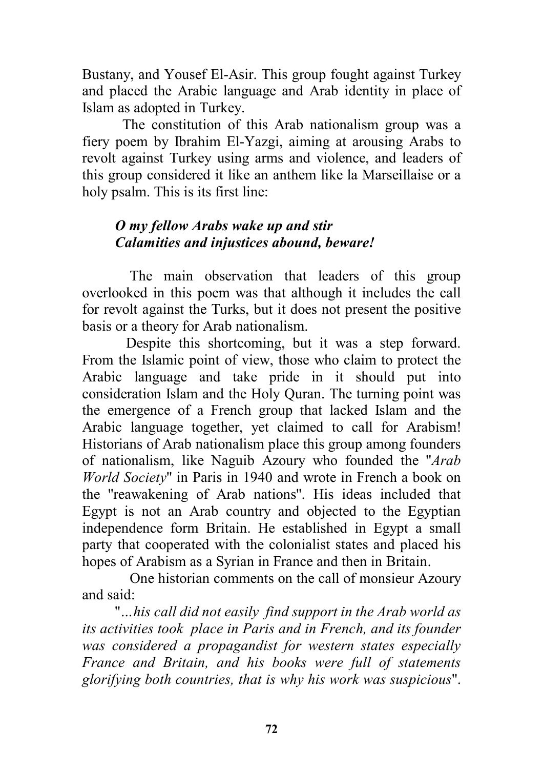Bustany, and Yousef El-Asir. This group fought against Turkey and placed the Arabic language and Arab identity in place of Islam as adopted in Turkey.

The constitution of this Arab nationalism group was a fiery poem by Ibrahim El-Yazgi, aiming at arousing Arabs to revolt against Turkey using arms and violence, and leaders of this group considered it like an anthem like la Marseillaise or a holy psalm. This is its first line:

> ***O my fellow Arabs wake up and stir***
> ***Calamities and injustices abound, beware!***

The main observation that leaders of this group overlooked in this poem was that although it includes the call for revolt against the Turks, but it does not present the positive basis or a theory for Arab nationalism.

Despite this shortcoming, but it was a step forward. From the Islamic point of view, those who claim to protect the Arabic language and take pride in it should put into consideration Islam and the Holy Quran. The turning point was the emergence of a French group that lacked Islam and the Arabic language together, yet claimed to call for Arabism! Historians of Arab nationalism place this group among founders of nationalism, like Naguib Azoury who founded the "*Arab World Society*" in Paris in 1940 and wrote in French a book on the "reawakening of Arab nations". His ideas included that Egypt is not an Arab country and objected to the Egyptian independence form Britain. He established in Egypt a small party that cooperated with the colonialist states and placed his hopes of Arabism as a Syrian in France and then in Britain.

One historian comments on the call of monsieur Azoury and said:

"*…his call did not easily find support in the Arab world as its activities took place in Paris and in French, and its founder was considered a propagandist for western states especially France and Britain, and his books were full of statements glorifying both countries, that is why his work was suspicious*".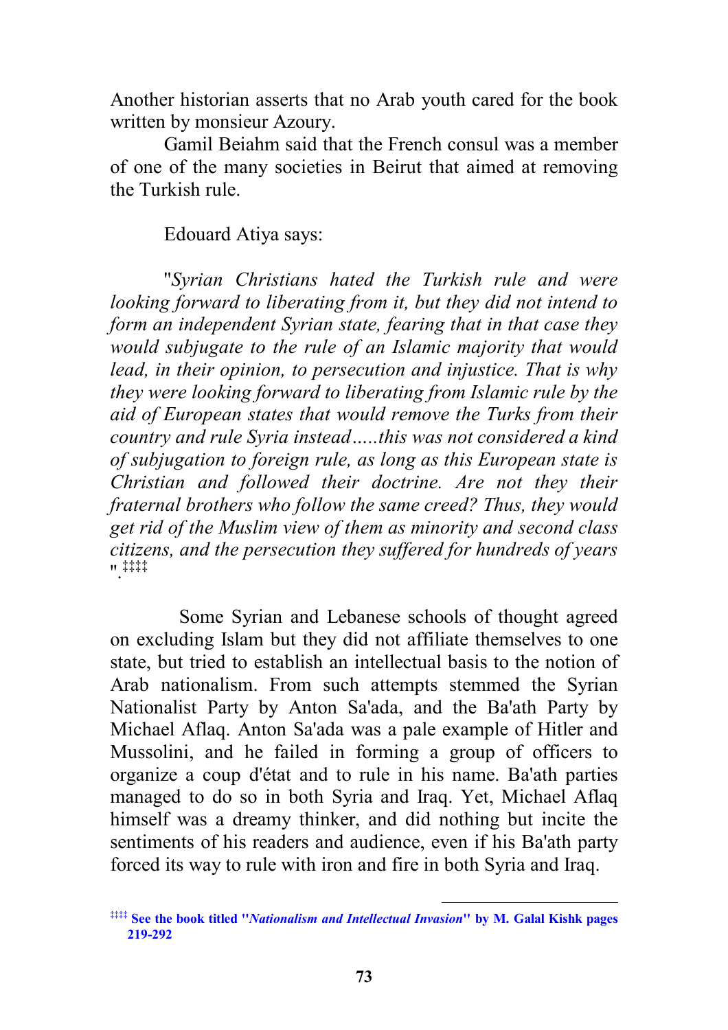Another historian asserts that no Arab youth cared for the book written by monsieur Azoury.

Gamil Beiahm said that the French consul was a member of one of the many societies in Beirut that aimed at removing the Turkish rule.

Edouard Atiya says:

"*Syrian Christians hated the Turkish rule and were looking forward to liberating from it, but they did not intend to form an independent Syrian state, fearing that in that case they would subjugate to the rule of an Islamic majority that would lead, in their opinion, to persecution and injustice. That is why they were looking forward to liberating from Islamic rule by the aid of European states that would remove the Turks from their country and rule Syria instead.....this was not considered a kind of subjugation to foreign rule, as long as this European state is Christian and followed their doctrine. Are not they their fraternal brothers who follow the same creed? Thus, they would get rid of the Muslim view of them as minority and second class citizens, and the persecution they suffered for hundreds of years*".[‡‡‡‡]

Some Syrian and Lebanese schools of thought agreed on excluding Islam but they did not affiliate themselves to one state, but tried to establish an intellectual basis to the notion of Arab nationalism. From such attempts stemmed the Syrian Nationalist Party by Anton Sa'ada, and the Ba'ath Party by Michael Aflaq. Anton Sa'ada was a pale example of Hitler and Mussolini, and he failed in forming a group of officers to organize a coup d'état and to rule in his name. Ba'ath parties managed to do so in both Syria and Iraq. Yet, Michael Aflaq himself was a dreamy thinker, and did nothing but incite the sentiments of his readers and audience, even if his Ba'ath party forced its way to rule with iron and fire in both Syria and Iraq.

---

[‡‡‡‡] **See the book titled "*Nationalism and Intellectual Invasion*" by M. Galal Kishk pages 219-292**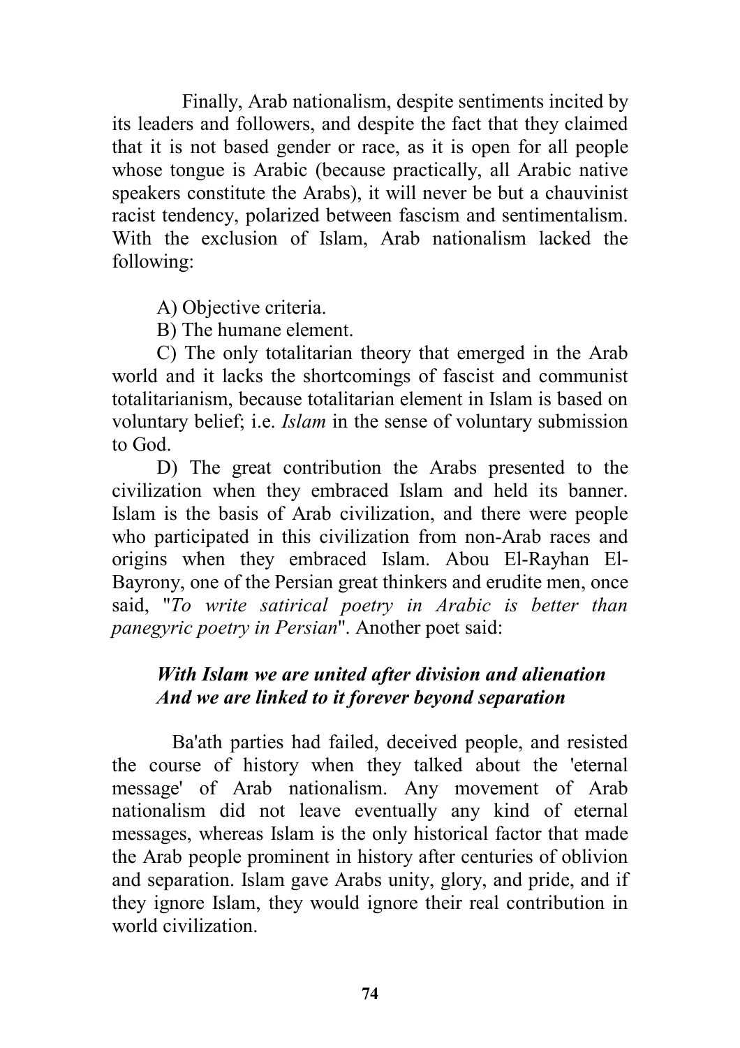Finally, Arab nationalism, despite sentiments incited by its leaders and followers, and despite the fact that they claimed that it is not based gender or race, as it is open for all people whose tongue is Arabic (because practically, all Arabic native speakers constitute the Arabs), it will never be but a chauvinist racist tendency, polarized between fascism and sentimentalism. With the exclusion of Islam, Arab nationalism lacked the following:

A) Objective criteria.

B) The humane element.

C) The only totalitarian theory that emerged in the Arab world and it lacks the shortcomings of fascist and communist totalitarianism, because totalitarian element in Islam is based on voluntary belief; i.e. *Islam* in the sense of voluntary submission to God.

D) The great contribution the Arabs presented to the civilization when they embraced Islam and held its banner. Islam is the basis of Arab civilization, and there were people who participated in this civilization from non-Arab races and origins when they embraced Islam. Abou El-Rayhan El-Bayrony, one of the Persian great thinkers and erudite men, once said, "*To write satirical poetry in Arabic is better than panegyric poetry in Persian*". Another poet said:

***With Islam we are united after division and alienation***
***And we are linked to it forever beyond separation***

Ba'ath parties had failed, deceived people, and resisted the course of history when they talked about the 'eternal message' of Arab nationalism. Any movement of Arab nationalism did not leave eventually any kind of eternal messages, whereas Islam is the only historical factor that made the Arab people prominent in history after centuries of oblivion and separation. Islam gave Arabs unity, glory, and pride, and if they ignore Islam, they would ignore their real contribution in world civilization.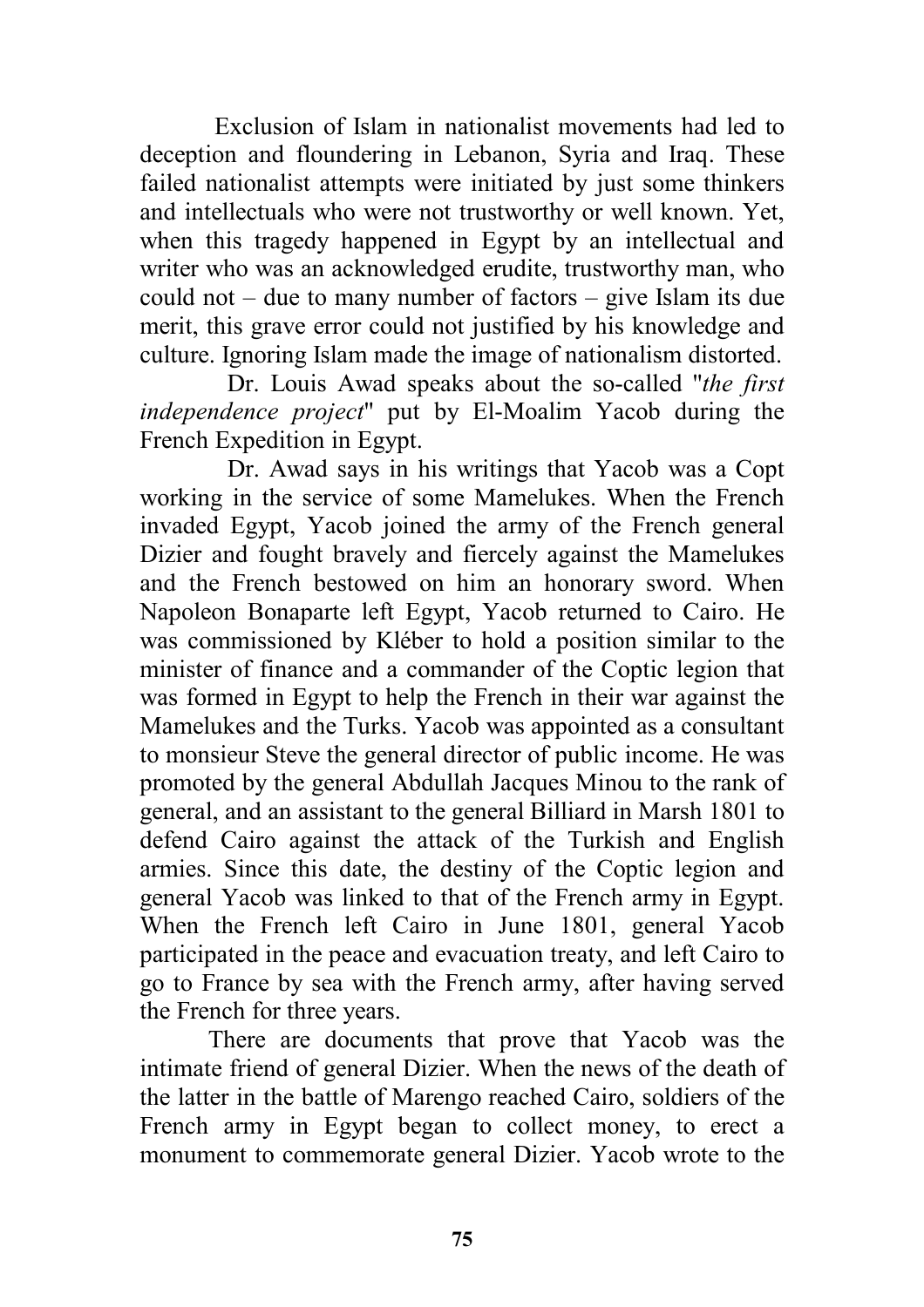Exclusion of Islam in nationalist movements had led to deception and floundering in Lebanon, Syria and Iraq. These failed nationalist attempts were initiated by just some thinkers and intellectuals who were not trustworthy or well known. Yet, when this tragedy happened in Egypt by an intellectual and writer who was an acknowledged erudite, trustworthy man, who could not – due to many number of factors – give Islam its due merit, this grave error could not justified by his knowledge and culture. Ignoring Islam made the image of nationalism distorted.

Dr. Louis Awad speaks about the so-called "*the first independence project*" put by El-Moalim Yacob during the French Expedition in Egypt.

Dr. Awad says in his writings that Yacob was a Copt working in the service of some Mamelukes. When the French invaded Egypt, Yacob joined the army of the French general Dizier and fought bravely and fiercely against the Mamelukes and the French bestowed on him an honorary sword. When Napoleon Bonaparte left Egypt, Yacob returned to Cairo. He was commissioned by Kléber to hold a position similar to the minister of finance and a commander of the Coptic legion that was formed in Egypt to help the French in their war against the Mamelukes and the Turks. Yacob was appointed as a consultant to monsieur Steve the general director of public income. He was promoted by the general Abdullah Jacques Minou to the rank of general, and an assistant to the general Billiard in Marsh 1801 to defend Cairo against the attack of the Turkish and English armies. Since this date, the destiny of the Coptic legion and general Yacob was linked to that of the French army in Egypt. When the French left Cairo in June 1801, general Yacob participated in the peace and evacuation treaty, and left Cairo to go to France by sea with the French army, after having served the French for three years.

There are documents that prove that Yacob was the intimate friend of general Dizier. When the news of the death of the latter in the battle of Marengo reached Cairo, soldiers of the French army in Egypt began to collect money, to erect a monument to commemorate general Dizier. Yacob wrote to the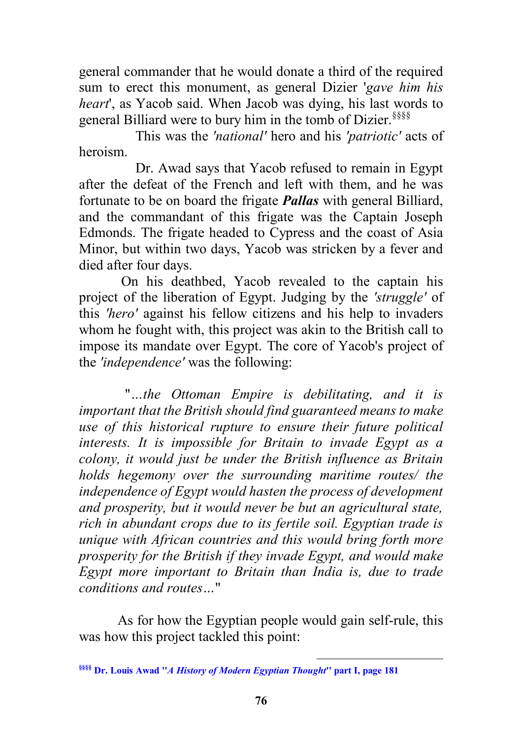general commander that he would donate a third of the required sum to erect this monument, as general Dizier '*gave him his heart*', as Yacob said. When Jacob was dying, his last words to general Billiard were to bury him in the tomb of Dizier.[§§§§]

This was the *'national'* hero and his *'patriotic'* acts of heroism.

Dr. Awad says that Yacob refused to remain in Egypt after the defeat of the French and left with them, and he was fortunate to be on board the frigate ***Pallas*** with general Billiard, and the commandant of this frigate was the Captain Joseph Edmonds. The frigate headed to Cypress and the coast of Asia Minor, but within two days, Yacob was stricken by a fever and died after four days.

On his deathbed, Yacob revealed to the captain his project of the liberation of Egypt. Judging by the *'struggle'* of this *'hero'* against his fellow citizens and his help to invaders whom he fought with, this project was akin to the British call to impose its mandate over Egypt. The core of Yacob's project of the *'independence'* was the following:

"*...the Ottoman Empire is debilitating, and it is important that the British should find guaranteed means to make use of this historical rupture to ensure their future political interests. It is impossible for Britain to invade Egypt as a colony, it would just be under the British influence as Britain holds hegemony over the surrounding maritime routes/ the independence of Egypt would hasten the process of development and prosperity, but it would never be but an agricultural state, rich in abundant crops due to its fertile soil. Egyptian trade is unique with African countries and this would bring forth more prosperity for the British if they invade Egypt, and would make Egypt more important to Britain than India is, due to trade conditions and routes...*"

As for how the Egyptian people would gain self-rule, this was how this project tackled this point:

---

[§§§§] **Dr. Louis Awad "*A History of Modern Egyptian Thought*" part I, page 181**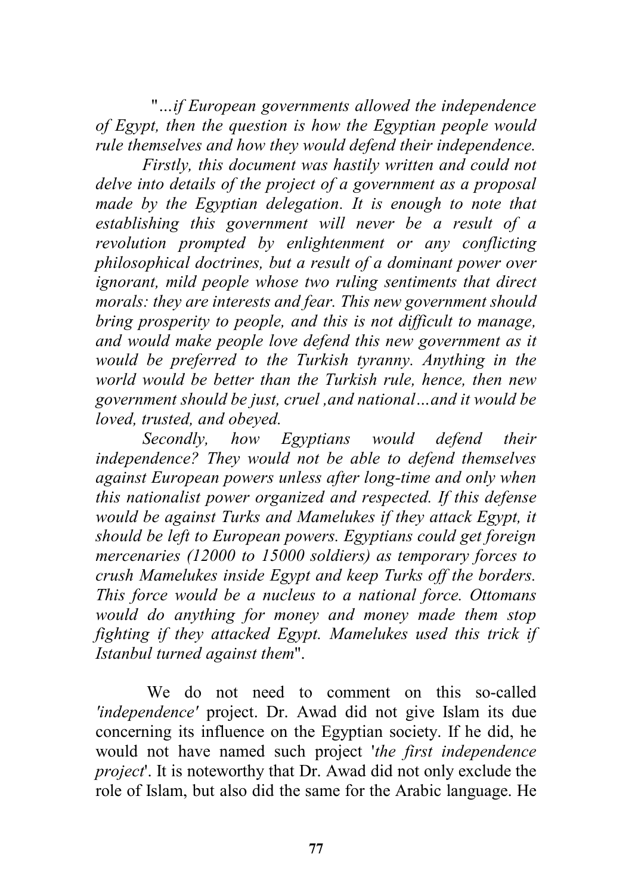"*…if European governments allowed the independence of Egypt, then the question is how the Egyptian people would rule themselves and how they would defend their independence.*

*Firstly, this document was hastily written and could not delve into details of the project of a government as a proposal made by the Egyptian delegation. It is enough to note that establishing this government will never be a result of a revolution prompted by enlightenment or any conflicting philosophical doctrines, but a result of a dominant power over ignorant, mild people whose two ruling sentiments that direct morals: they are interests and fear. This new government should bring prosperity to people, and this is not difficult to manage, and would make people love defend this new government as it would be preferred to the Turkish tyranny. Anything in the world would be better than the Turkish rule, hence, then new government should be just, cruel ,and national…and it would be loved, trusted, and obeyed.*

*Secondly, how Egyptians would defend their independence? They would not be able to defend themselves against European powers unless after long-time and only when this nationalist power organized and respected. If this defense would be against Turks and Mamelukes if they attack Egypt, it should be left to European powers. Egyptians could get foreign mercenaries (12000 to 15000 soldiers) as temporary forces to crush Mamelukes inside Egypt and keep Turks off the borders. This force would be a nucleus to a national force. Ottomans would do anything for money and money made them stop fighting if they attacked Egypt. Mamelukes used this trick if Istanbul turned against them*".

We do not need to comment on this so-called *'independence'* project. Dr. Awad did not give Islam its due concerning its influence on the Egyptian society. If he did, he would not have named such project '*the first independence project*'. It is noteworthy that Dr. Awad did not only exclude the role of Islam, but also did the same for the Arabic language. He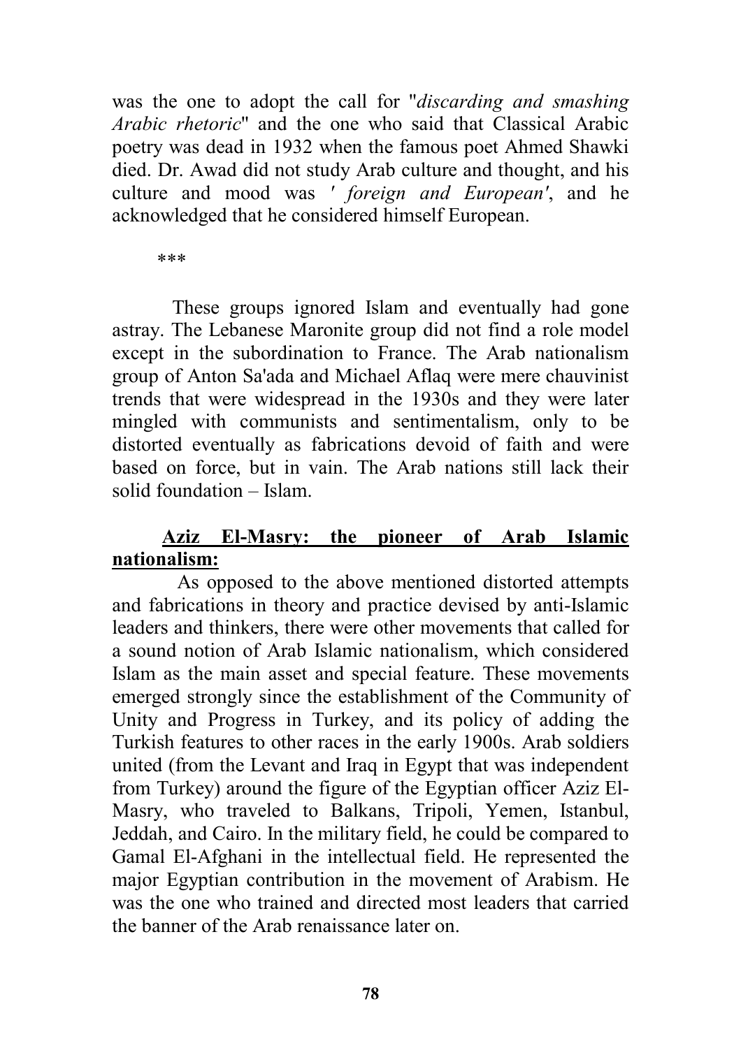was the one to adopt the call for "*discarding and smashing Arabic rhetoric*" and the one who said that Classical Arabic poetry was dead in 1932 when the famous poet Ahmed Shawki died. Dr. Awad did not study Arab culture and thought, and his culture and mood was *' foreign and European'*, and he acknowledged that he considered himself European.

\*\*\*

These groups ignored Islam and eventually had gone astray. The Lebanese Maronite group did not find a role model except in the subordination to France. The Arab nationalism group of Anton Sa'ada and Michael Aflaq were mere chauvinist trends that were widespread in the 1930s and they were later mingled with communists and sentimentalism, only to be distorted eventually as fabrications devoid of faith and were based on force, but in vain. The Arab nations still lack their solid foundation – Islam.

**Aziz El-Masry: the pioneer of Arab Islamic nationalism:**

As opposed to the above mentioned distorted attempts and fabrications in theory and practice devised by anti-Islamic leaders and thinkers, there were other movements that called for a sound notion of Arab Islamic nationalism, which considered Islam as the main asset and special feature. These movements emerged strongly since the establishment of the Community of Unity and Progress in Turkey, and its policy of adding the Turkish features to other races in the early 1900s. Arab soldiers united (from the Levant and Iraq in Egypt that was independent from Turkey) around the figure of the Egyptian officer Aziz El-Masry, who traveled to Balkans, Tripoli, Yemen, Istanbul, Jeddah, and Cairo. In the military field, he could be compared to Gamal El-Afghani in the intellectual field. He represented the major Egyptian contribution in the movement of Arabism. He was the one who trained and directed most leaders that carried the banner of the Arab renaissance later on.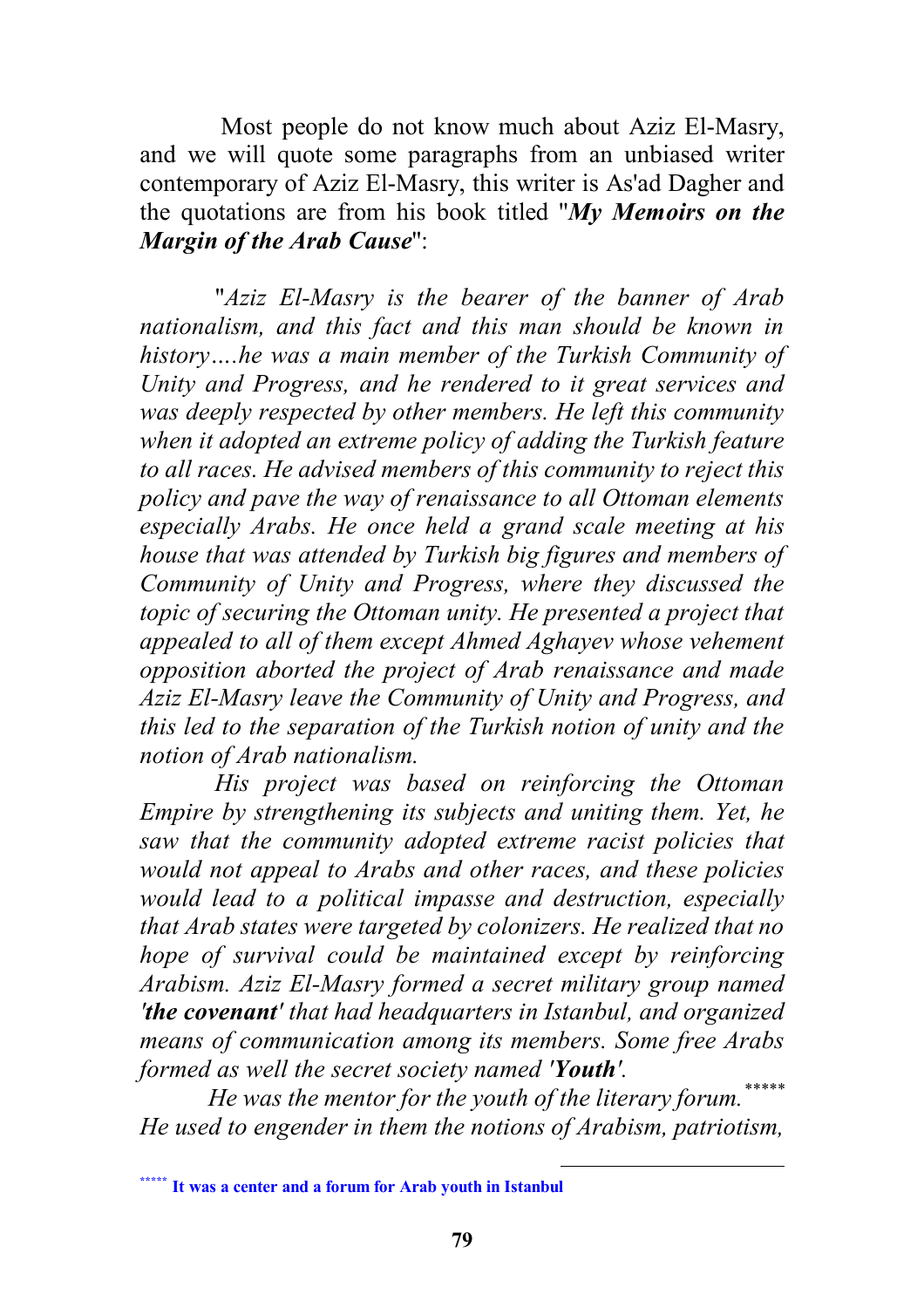Most people do not know much about Aziz El-Masry, and we will quote some paragraphs from an unbiased writer contemporary of Aziz El-Masry, this writer is As'ad Dagher and the quotations are from his book titled "***My Memoirs on the Margin of the Arab Cause***":

"*Aziz El-Masry is the bearer of the banner of Arab nationalism, and this fact and this man should be known in history….he was a main member of the Turkish Community of Unity and Progress, and he rendered to it great services and was deeply respected by other members. He left this community when it adopted an extreme policy of adding the Turkish feature to all races. He advised members of this community to reject this policy and pave the way of renaissance to all Ottoman elements especially Arabs. He once held a grand scale meeting at his house that was attended by Turkish big figures and members of Community of Unity and Progress, where they discussed the topic of securing the Ottoman unity. He presented a project that appealed to all of them except Ahmed Aghayev whose vehement opposition aborted the project of Arab renaissance and made Aziz El-Masry leave the Community of Unity and Progress, and this led to the separation of the Turkish notion of unity and the notion of Arab nationalism.*

*His project was based on reinforcing the Ottoman Empire by strengthening its subjects and uniting them. Yet, he saw that the community adopted extreme racist policies that would not appeal to Arabs and other races, and these policies would lead to a political impasse and destruction, especially that Arab states were targeted by colonizers. He realized that no hope of survival could be maintained except by reinforcing Arabism. Aziz El-Masry formed a secret military group named* ***'the covenant'*** *that had headquarters in Istanbul, and organized means of communication among its members. Some free Arabs formed as well the secret society named* ***'Youth'****.*

*He was the mentor for the youth of the literary forum.*[*****] *He used to engender in them the notions of Arabism, patriotism,*

[*****] **It was a center and a forum for Arab youth in Istanbul**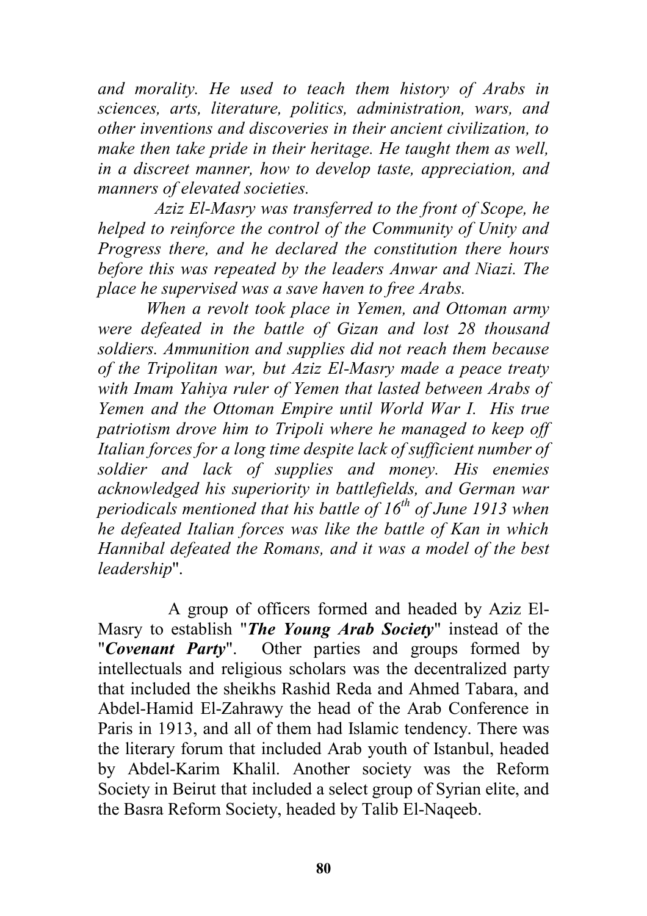*and morality. He used to teach them history of Arabs in sciences, arts, literature, politics, administration, wars, and other inventions and discoveries in their ancient civilization, to make then take pride in their heritage. He taught them as well, in a discreet manner, how to develop taste, appreciation, and manners of elevated societies.*

*Aziz El-Masry was transferred to the front of Scope, he helped to reinforce the control of the Community of Unity and Progress there, and he declared the constitution there hours before this was repeated by the leaders Anwar and Niazi. The place he supervised was a save haven to free Arabs.*

*When a revolt took place in Yemen, and Ottoman army were defeated in the battle of Gizan and lost 28 thousand soldiers. Ammunition and supplies did not reach them because of the Tripolitan war, but Aziz El-Masry made a peace treaty with Imam Yahiya ruler of Yemen that lasted between Arabs of Yemen and the Ottoman Empire until World War I. His true patriotism drove him to Tripoli where he managed to keep off Italian forces for a long time despite lack of sufficient number of soldier and lack of supplies and money. His enemies acknowledged his superiority in battlefields, and German war periodicals mentioned that his battle of 16th of June 1913 when he defeated Italian forces was like the battle of Kan in which Hannibal defeated the Romans, and it was a model of the best leadership*".

A group of officers formed and headed by Aziz El-Masry to establish "***The Young Arab Society***" instead of the "***Covenant Party***". Other parties and groups formed by intellectuals and religious scholars was the decentralized party that included the sheikhs Rashid Reda and Ahmed Tabara, and Abdel-Hamid El-Zahrawy the head of the Arab Conference in Paris in 1913, and all of them had Islamic tendency. There was the literary forum that included Arab youth of Istanbul, headed by Abdel-Karim Khalil. Another society was the Reform Society in Beirut that included a select group of Syrian elite, and the Basra Reform Society, headed by Talib El-Naqeeb.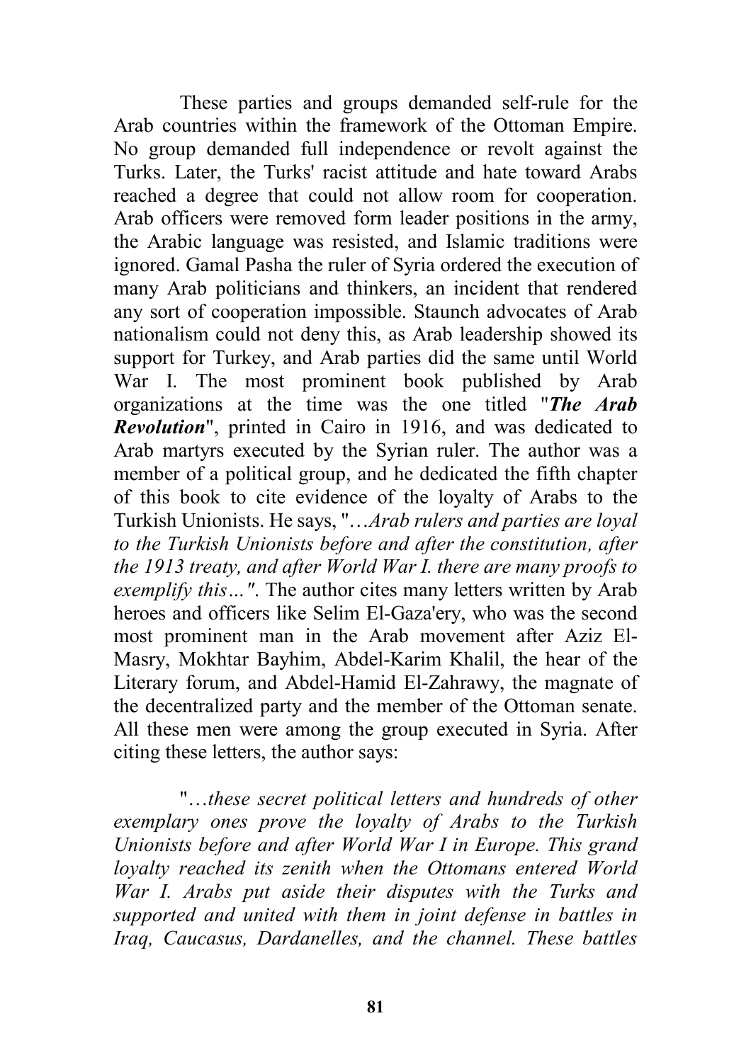These parties and groups demanded self-rule for the Arab countries within the framework of the Ottoman Empire. No group demanded full independence or revolt against the Turks. Later, the Turks' racist attitude and hate toward Arabs reached a degree that could not allow room for cooperation. Arab officers were removed form leader positions in the army, the Arabic language was resisted, and Islamic traditions were ignored. Gamal Pasha the ruler of Syria ordered the execution of many Arab politicians and thinkers, an incident that rendered any sort of cooperation impossible. Staunch advocates of Arab nationalism could not deny this, as Arab leadership showed its support for Turkey, and Arab parties did the same until World War I. The most prominent book published by Arab organizations at the time was the one titled "***The Arab Revolution***", printed in Cairo in 1916, and was dedicated to Arab martyrs executed by the Syrian ruler. The author was a member of a political group, and he dedicated the fifth chapter of this book to cite evidence of the loyalty of Arabs to the Turkish Unionists. He says, "*…Arab rulers and parties are loyal to the Turkish Unionists before and after the constitution, after the 1913 treaty, and after World War I. there are many proofs to exemplify this…"*. The author cites many letters written by Arab heroes and officers like Selim El-Gaza'ery, who was the second most prominent man in the Arab movement after Aziz El-Masry, Mokhtar Bayhim, Abdel-Karim Khalil, the hear of the Literary forum, and Abdel-Hamid El-Zahrawy, the magnate of the decentralized party and the member of the Ottoman senate. All these men were among the group executed in Syria. After citing these letters, the author says:

"*…these secret political letters and hundreds of other exemplary ones prove the loyalty of Arabs to the Turkish Unionists before and after World War I in Europe. This grand loyalty reached its zenith when the Ottomans entered World War I. Arabs put aside their disputes with the Turks and supported and united with them in joint defense in battles in Iraq, Caucasus, Dardanelles, and the channel. These battles*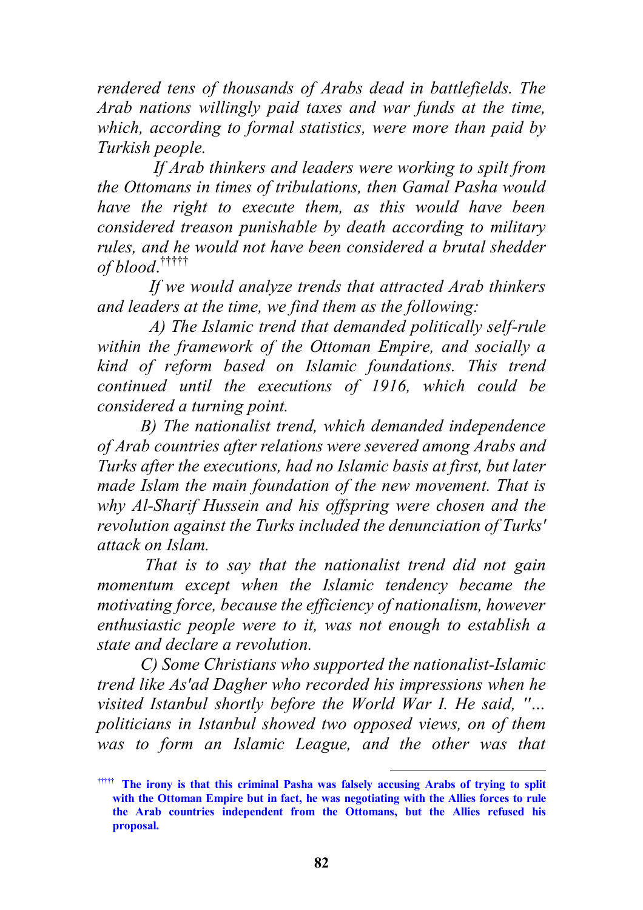*rendered tens of thousands of Arabs dead in battlefields. The Arab nations willingly paid taxes and war funds at the time, which, according to formal statistics, were more than paid by Turkish people.*

*If Arab thinkers and leaders were working to spilt from the Ottomans in times of tribulations, then Gamal Pasha would have the right to execute them, as this would have been considered treason punishable by death according to military rules, and he would not have been considered a brutal shedder of blood.*[†††††]

*If we would analyze trends that attracted Arab thinkers and leaders at the time, we find them as the following:*

*A) The Islamic trend that demanded politically self-rule within the framework of the Ottoman Empire, and socially a kind of reform based on Islamic foundations. This trend continued until the executions of 1916, which could be considered a turning point.*

*B) The nationalist trend, which demanded independence of Arab countries after relations were severed among Arabs and Turks after the executions, had no Islamic basis at first, but later made Islam the main foundation of the new movement. That is why Al-Sharif Hussein and his offspring were chosen and the revolution against the Turks included the denunciation of Turks' attack on Islam.*

*That is to say that the nationalist trend did not gain momentum except when the Islamic tendency became the motivating force, because the efficiency of nationalism, however enthusiastic people were to it, was not enough to establish a state and declare a revolution.*

*C) Some Christians who supported the nationalist-Islamic trend like As'ad Dagher who recorded his impressions when he visited Istanbul shortly before the World War I. He said, "... politicians in Istanbul showed two opposed views, on of them was to form an Islamic League, and the other was that*

---

[†††††] **The irony is that this criminal Pasha was falsely accusing Arabs of trying to split with the Ottoman Empire but in fact, he was negotiating with the Allies forces to rule the Arab countries independent from the Ottomans, but the Allies refused his proposal.**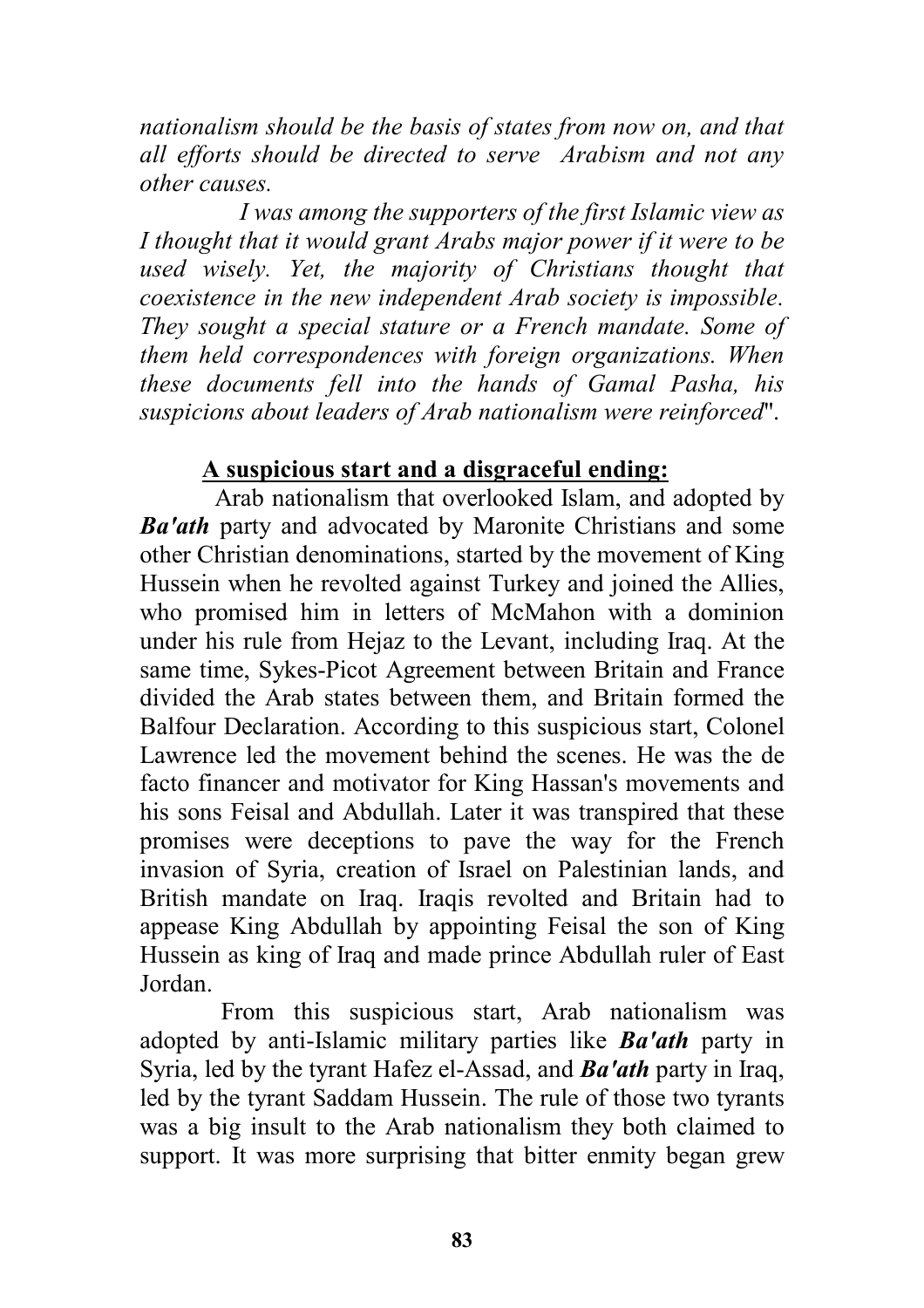*nationalism should be the basis of states from now on, and that all efforts should be directed to serve Arabism and not any other causes.*

*I was among the supporters of the first Islamic view as I thought that it would grant Arabs major power if it were to be used wisely. Yet, the majority of Christians thought that coexistence in the new independent Arab society is impossible. They sought a special stature or a French mandate. Some of them held correspondences with foreign organizations. When these documents fell into the hands of Gamal Pasha, his suspicions about leaders of Arab nationalism were reinforced*".

**A suspicious start and a disgraceful ending:**

Arab nationalism that overlooked Islam, and adopted by ***Ba'ath*** party and advocated by Maronite Christians and some other Christian denominations, started by the movement of King Hussein when he revolted against Turkey and joined the Allies, who promised him in letters of McMahon with a dominion under his rule from Hejaz to the Levant, including Iraq. At the same time, Sykes-Picot Agreement between Britain and France divided the Arab states between them, and Britain formed the Balfour Declaration. According to this suspicious start, Colonel Lawrence led the movement behind the scenes. He was the de facto financer and motivator for King Hassan's movements and his sons Feisal and Abdullah. Later it was transpired that these promises were deceptions to pave the way for the French invasion of Syria, creation of Israel on Palestinian lands, and British mandate on Iraq. Iraqis revolted and Britain had to appease King Abdullah by appointing Feisal the son of King Hussein as king of Iraq and made prince Abdullah ruler of East Jordan.

From this suspicious start, Arab nationalism was adopted by anti-Islamic military parties like ***Ba'ath*** party in Syria, led by the tyrant Hafez el-Assad, and ***Ba'ath*** party in Iraq, led by the tyrant Saddam Hussein. The rule of those two tyrants was a big insult to the Arab nationalism they both claimed to support. It was more surprising that bitter enmity began grew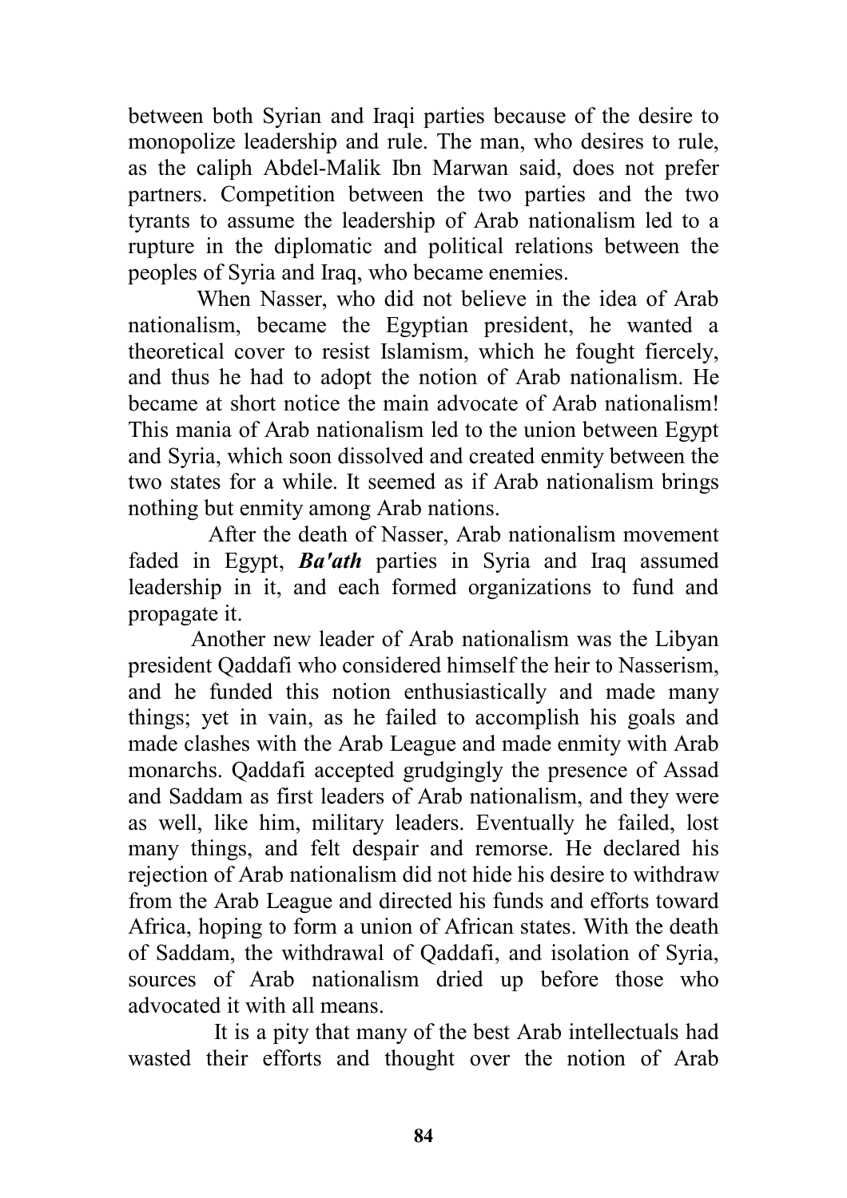between both Syrian and Iraqi parties because of the desire to monopolize leadership and rule. The man, who desires to rule, as the caliph Abdel-Malik Ibn Marwan said, does not prefer partners. Competition between the two parties and the two tyrants to assume the leadership of Arab nationalism led to a rupture in the diplomatic and political relations between the peoples of Syria and Iraq, who became enemies.

When Nasser, who did not believe in the idea of Arab nationalism, became the Egyptian president, he wanted a theoretical cover to resist Islamism, which he fought fiercely, and thus he had to adopt the notion of Arab nationalism. He became at short notice the main advocate of Arab nationalism! This mania of Arab nationalism led to the union between Egypt and Syria, which soon dissolved and created enmity between the two states for a while. It seemed as if Arab nationalism brings nothing but enmity among Arab nations.

After the death of Nasser, Arab nationalism movement faded in Egypt, ***Ba'ath*** parties in Syria and Iraq assumed leadership in it, and each formed organizations to fund and propagate it.

Another new leader of Arab nationalism was the Libyan president Qaddafi who considered himself the heir to Nasserism, and he funded this notion enthusiastically and made many things; yet in vain, as he failed to accomplish his goals and made clashes with the Arab League and made enmity with Arab monarchs. Qaddafi accepted grudgingly the presence of Assad and Saddam as first leaders of Arab nationalism, and they were as well, like him, military leaders. Eventually he failed, lost many things, and felt despair and remorse. He declared his rejection of Arab nationalism did not hide his desire to withdraw from the Arab League and directed his funds and efforts toward Africa, hoping to form a union of African states. With the death of Saddam, the withdrawal of Qaddafi, and isolation of Syria, sources of Arab nationalism dried up before those who advocated it with all means.

It is a pity that many of the best Arab intellectuals had wasted their efforts and thought over the notion of Arab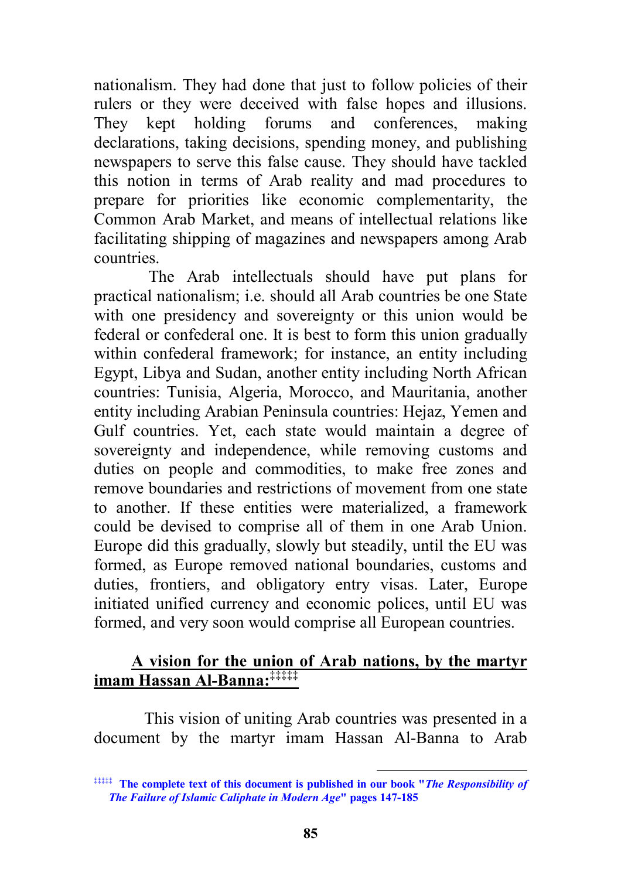nationalism. They had done that just to follow policies of their rulers or they were deceived with false hopes and illusions. They kept holding forums and conferences, making declarations, taking decisions, spending money, and publishing newspapers to serve this false cause. They should have tackled this notion in terms of Arab reality and mad procedures to prepare for priorities like economic complementarity, the Common Arab Market, and means of intellectual relations like facilitating shipping of magazines and newspapers among Arab countries.

The Arab intellectuals should have put plans for practical nationalism; i.e. should all Arab countries be one State with one presidency and sovereignty or this union would be federal or confederal one. It is best to form this union gradually within confederal framework; for instance, an entity including Egypt, Libya and Sudan, another entity including North African countries: Tunisia, Algeria, Morocco, and Mauritania, another entity including Arabian Peninsula countries: Hejaz, Yemen and Gulf countries. Yet, each state would maintain a degree of sovereignty and independence, while removing customs and duties on people and commodities, to make free zones and remove boundaries and restrictions of movement from one state to another. If these entities were materialized, a framework could be devised to comprise all of them in one Arab Union. Europe did this gradually, slowly but steadily, until the EU was formed, as Europe removed national boundaries, customs and duties, frontiers, and obligatory entry visas. Later, Europe initiated unified currency and economic polices, until EU was formed, and very soon would comprise all European countries.

## **A vision for the union of Arab nations, by the martyr imam Hassan Al-Banna:**[‡‡‡‡‡]

This vision of uniting Arab countries was presented in a document by the martyr imam Hassan Al-Banna to Arab

---

[‡‡‡‡‡] **The complete text of this document is published in our book "*The Responsibility of The Failure of Islamic Caliphate in Modern Age*" pages 147-185**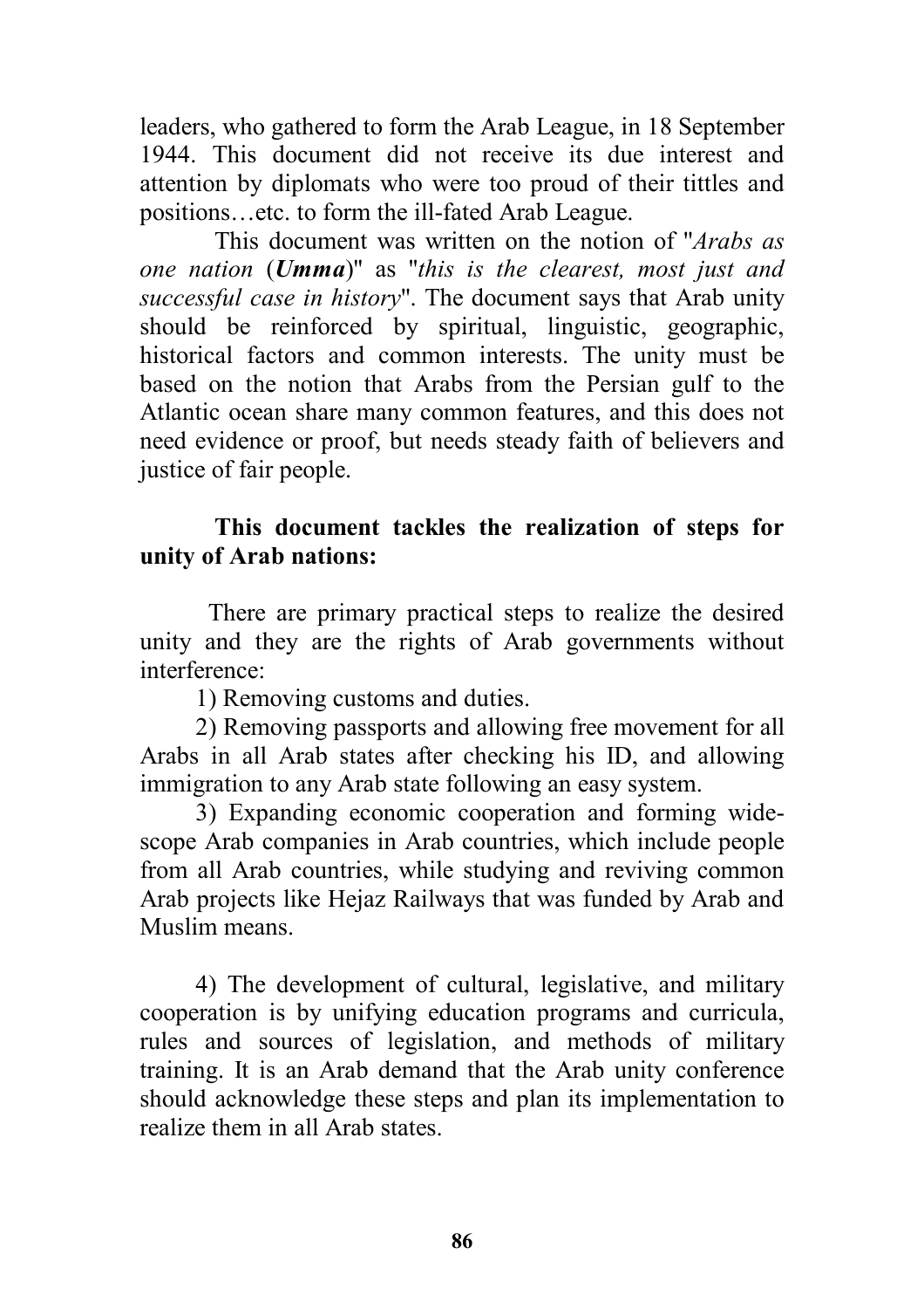leaders, who gathered to form the Arab League, in 18 September 1944. This document did not receive its due interest and attention by diplomats who were too proud of their tittles and positions…etc. to form the ill-fated Arab League.

This document was written on the notion of "*Arabs as one nation* (***Umma***)" as "*this is the clearest, most just and successful case in history*". The document says that Arab unity should be reinforced by spiritual, linguistic, geographic, historical factors and common interests. The unity must be based on the notion that Arabs from the Persian gulf to the Atlantic ocean share many common features, and this does not need evidence or proof, but needs steady faith of believers and justice of fair people.

**This document tackles the realization of steps for unity of Arab nations:**

There are primary practical steps to realize the desired unity and they are the rights of Arab governments without interference:

1) Removing customs and duties.

2) Removing passports and allowing free movement for all Arabs in all Arab states after checking his ID, and allowing immigration to any Arab state following an easy system.

3) Expanding economic cooperation and forming wide-scope Arab companies in Arab countries, which include people from all Arab countries, while studying and reviving common Arab projects like Hejaz Railways that was funded by Arab and Muslim means.

4) The development of cultural, legislative, and military cooperation is by unifying education programs and curricula, rules and sources of legislation, and methods of military training. It is an Arab demand that the Arab unity conference should acknowledge these steps and plan its implementation to realize them in all Arab states.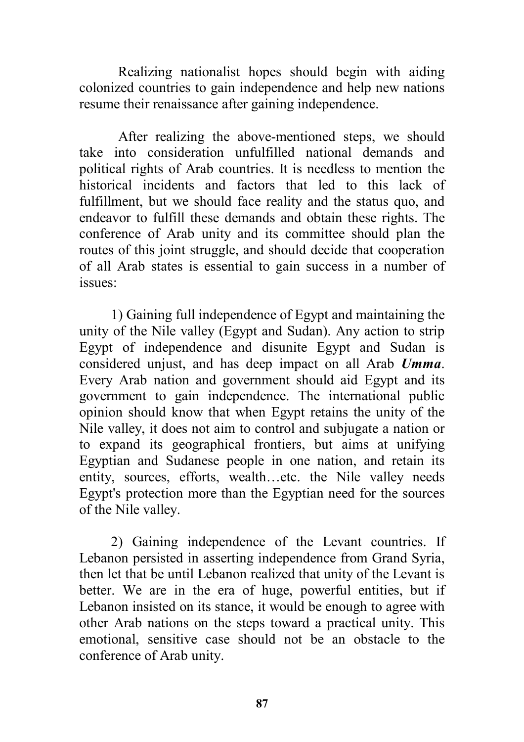Realizing nationalist hopes should begin with aiding colonized countries to gain independence and help new nations resume their renaissance after gaining independence.

After realizing the above-mentioned steps, we should take into consideration unfulfilled national demands and political rights of Arab countries. It is needless to mention the historical incidents and factors that led to this lack of fulfillment, but we should face reality and the status quo, and endeavor to fulfill these demands and obtain these rights. The conference of Arab unity and its committee should plan the routes of this joint struggle, and should decide that cooperation of all Arab states is essential to gain success in a number of issues:

1) Gaining full independence of Egypt and maintaining the unity of the Nile valley (Egypt and Sudan). Any action to strip Egypt of independence and disunite Egypt and Sudan is considered unjust, and has deep impact on all Arab ***Umma***. Every Arab nation and government should aid Egypt and its government to gain independence. The international public opinion should know that when Egypt retains the unity of the Nile valley, it does not aim to control and subjugate a nation or to expand its geographical frontiers, but aims at unifying Egyptian and Sudanese people in one nation, and retain its entity, sources, efforts, wealth…etc. the Nile valley needs Egypt's protection more than the Egyptian need for the sources of the Nile valley.

2) Gaining independence of the Levant countries. If Lebanon persisted in asserting independence from Grand Syria, then let that be until Lebanon realized that unity of the Levant is better. We are in the era of huge, powerful entities, but if Lebanon insisted on its stance, it would be enough to agree with other Arab nations on the steps toward a practical unity. This emotional, sensitive case should not be an obstacle to the conference of Arab unity.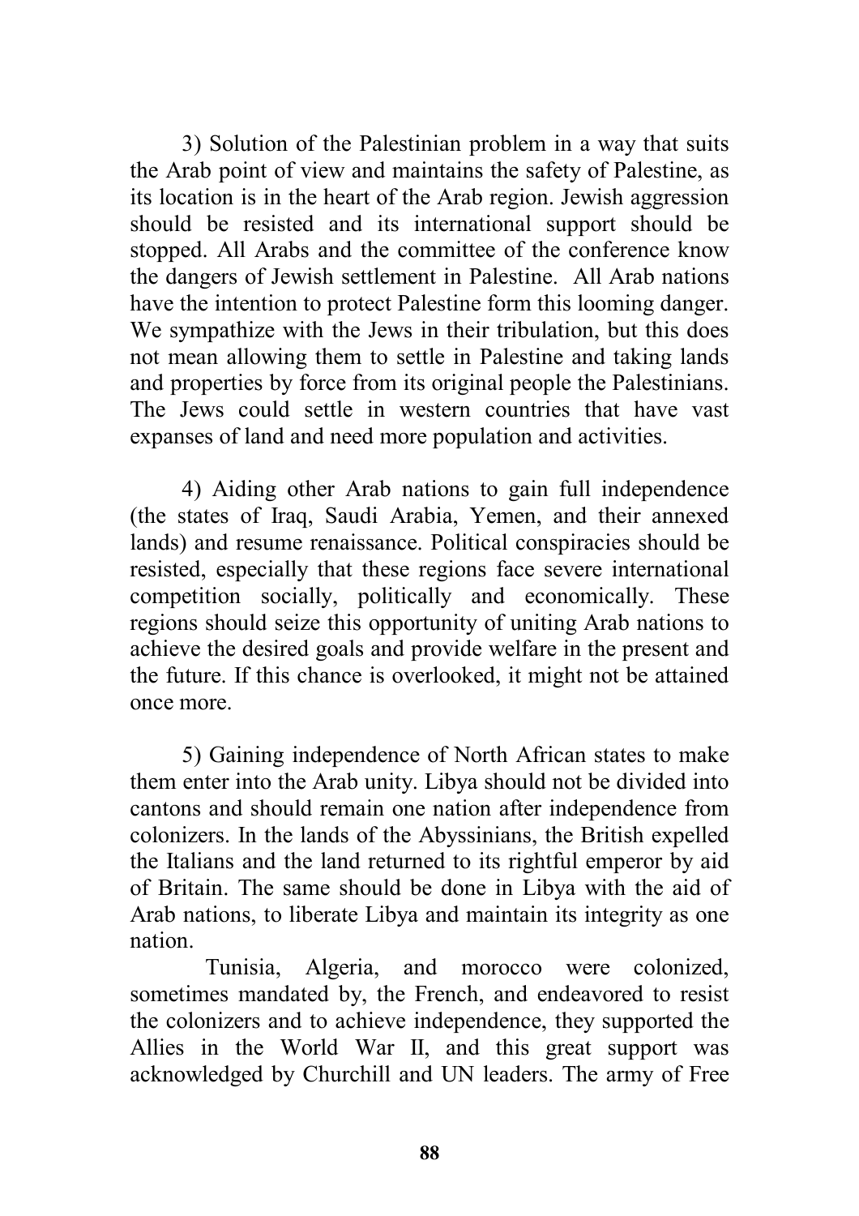3) Solution of the Palestinian problem in a way that suits the Arab point of view and maintains the safety of Palestine, as its location is in the heart of the Arab region. Jewish aggression should be resisted and its international support should be stopped. All Arabs and the committee of the conference know the dangers of Jewish settlement in Palestine. All Arab nations have the intention to protect Palestine form this looming danger. We sympathize with the Jews in their tribulation, but this does not mean allowing them to settle in Palestine and taking lands and properties by force from its original people the Palestinians. The Jews could settle in western countries that have vast expanses of land and need more population and activities.

4) Aiding other Arab nations to gain full independence (the states of Iraq, Saudi Arabia, Yemen, and their annexed lands) and resume renaissance. Political conspiracies should be resisted, especially that these regions face severe international competition socially, politically and economically. These regions should seize this opportunity of uniting Arab nations to achieve the desired goals and provide welfare in the present and the future. If this chance is overlooked, it might not be attained once more.

5) Gaining independence of North African states to make them enter into the Arab unity. Libya should not be divided into cantons and should remain one nation after independence from colonizers. In the lands of the Abyssinians, the British expelled the Italians and the land returned to its rightful emperor by aid of Britain. The same should be done in Libya with the aid of Arab nations, to liberate Libya and maintain its integrity as one nation.

Tunisia, Algeria, and morocco were colonized, sometimes mandated by, the French, and endeavored to resist the colonizers and to achieve independence, they supported the Allies in the World War II, and this great support was acknowledged by Churchill and UN leaders. The army of Free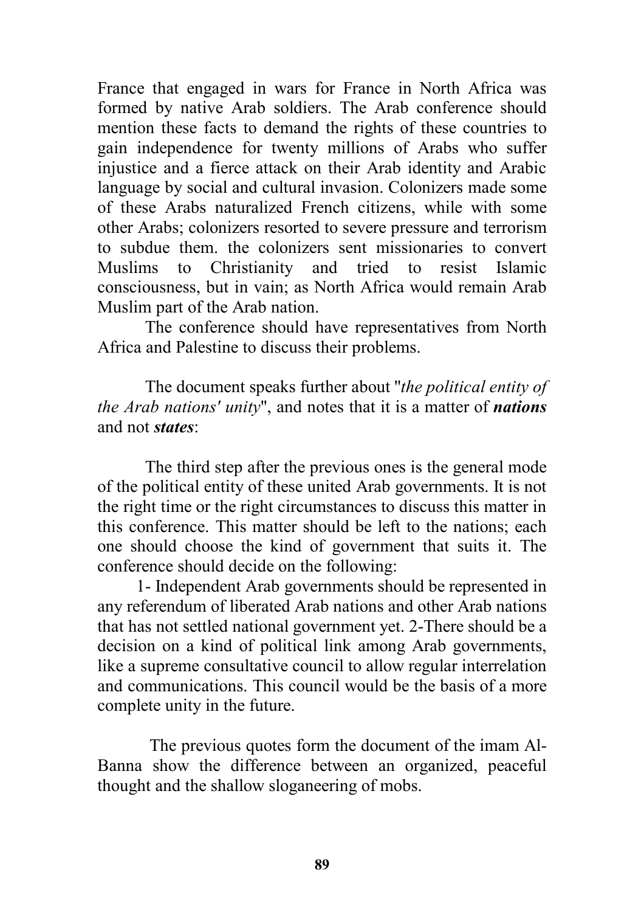France that engaged in wars for France in North Africa was formed by native Arab soldiers. The Arab conference should mention these facts to demand the rights of these countries to gain independence for twenty millions of Arabs who suffer injustice and a fierce attack on their Arab identity and Arabic language by social and cultural invasion. Colonizers made some of these Arabs naturalized French citizens, while with some other Arabs; colonizers resorted to severe pressure and terrorism to subdue them. the colonizers sent missionaries to convert Muslims to Christianity and tried to resist Islamic consciousness, but in vain; as North Africa would remain Arab Muslim part of the Arab nation.

The conference should have representatives from North Africa and Palestine to discuss their problems.

The document speaks further about "*the political entity of the Arab nations' unity*", and notes that it is a matter of ***nations*** and not ***states***:

The third step after the previous ones is the general mode of the political entity of these united Arab governments. It is not the right time or the right circumstances to discuss this matter in this conference. This matter should be left to the nations; each one should choose the kind of government that suits it. The conference should decide on the following:

1- Independent Arab governments should be represented in any referendum of liberated Arab nations and other Arab nations that has not settled national government yet. 2-There should be a decision on a kind of political link among Arab governments, like a supreme consultative council to allow regular interrelation and communications. This council would be the basis of a more complete unity in the future.

The previous quotes form the document of the imam Al-Banna show the difference between an organized, peaceful thought and the shallow sloganeering of mobs.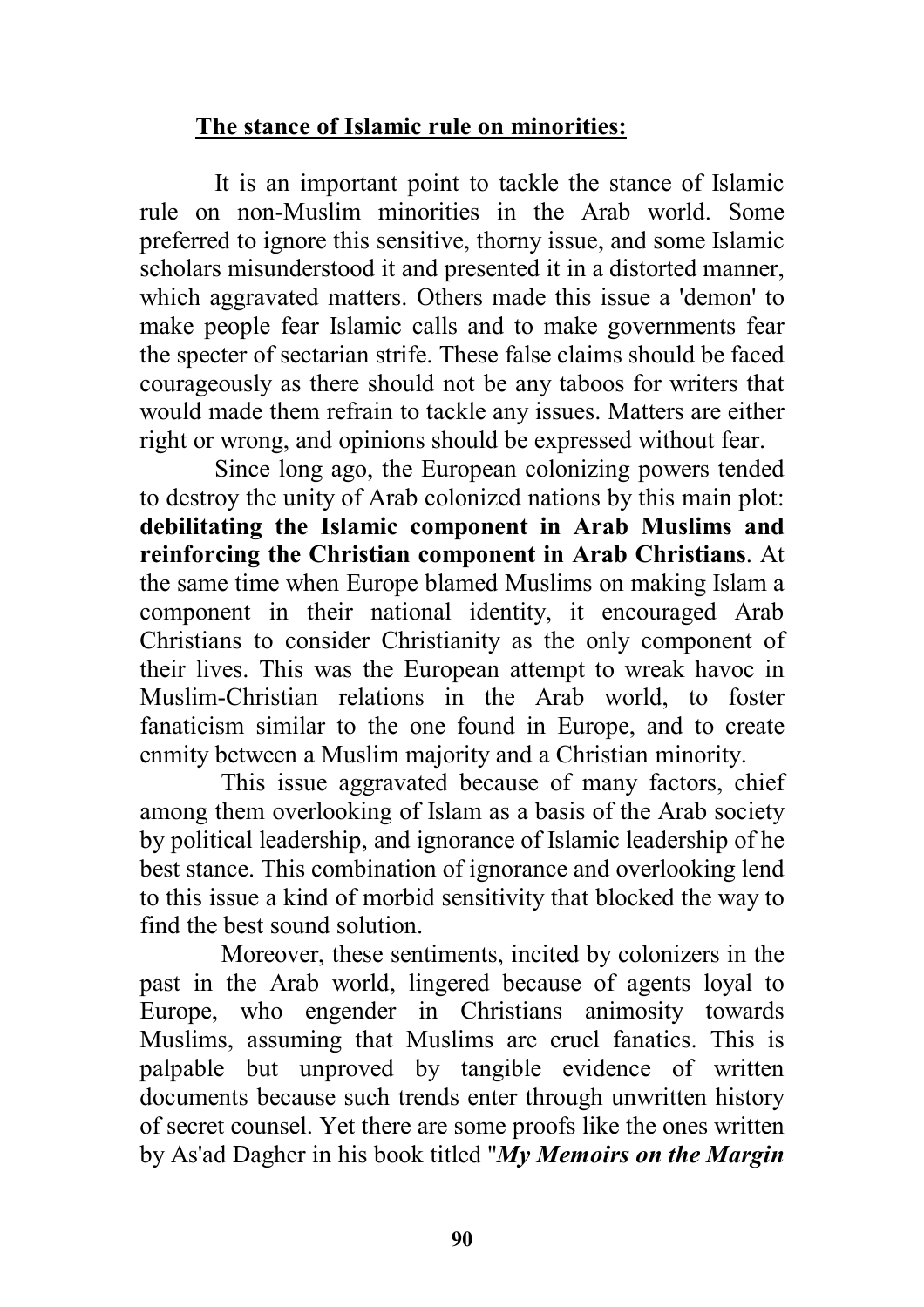**The stance of Islamic rule on minorities:**

It is an important point to tackle the stance of Islamic rule on non-Muslim minorities in the Arab world. Some preferred to ignore this sensitive, thorny issue, and some Islamic scholars misunderstood it and presented it in a distorted manner, which aggravated matters. Others made this issue a 'demon' to make people fear Islamic calls and to make governments fear the specter of sectarian strife. These false claims should be faced courageously as there should not be any taboos for writers that would made them refrain to tackle any issues. Matters are either right or wrong, and opinions should be expressed without fear.

Since long ago, the European colonizing powers tended to destroy the unity of Arab colonized nations by this main plot: **debilitating the Islamic component in Arab Muslims and reinforcing the Christian component in Arab Christians**. At the same time when Europe blamed Muslims on making Islam a component in their national identity, it encouraged Arab Christians to consider Christianity as the only component of their lives. This was the European attempt to wreak havoc in Muslim-Christian relations in the Arab world, to foster fanaticism similar to the one found in Europe, and to create enmity between a Muslim majority and a Christian minority.

This issue aggravated because of many factors, chief among them overlooking of Islam as a basis of the Arab society by political leadership, and ignorance of Islamic leadership of he best stance. This combination of ignorance and overlooking lend to this issue a kind of morbid sensitivity that blocked the way to find the best sound solution.

Moreover, these sentiments, incited by colonizers in the past in the Arab world, lingered because of agents loyal to Europe, who engender in Christians animosity towards Muslims, assuming that Muslims are cruel fanatics. This is palpable but unproved by tangible evidence of written documents because such trends enter through unwritten history of secret counsel. Yet there are some proofs like the ones written by As'ad Dagher in his book titled "***My Memoirs on the Margin***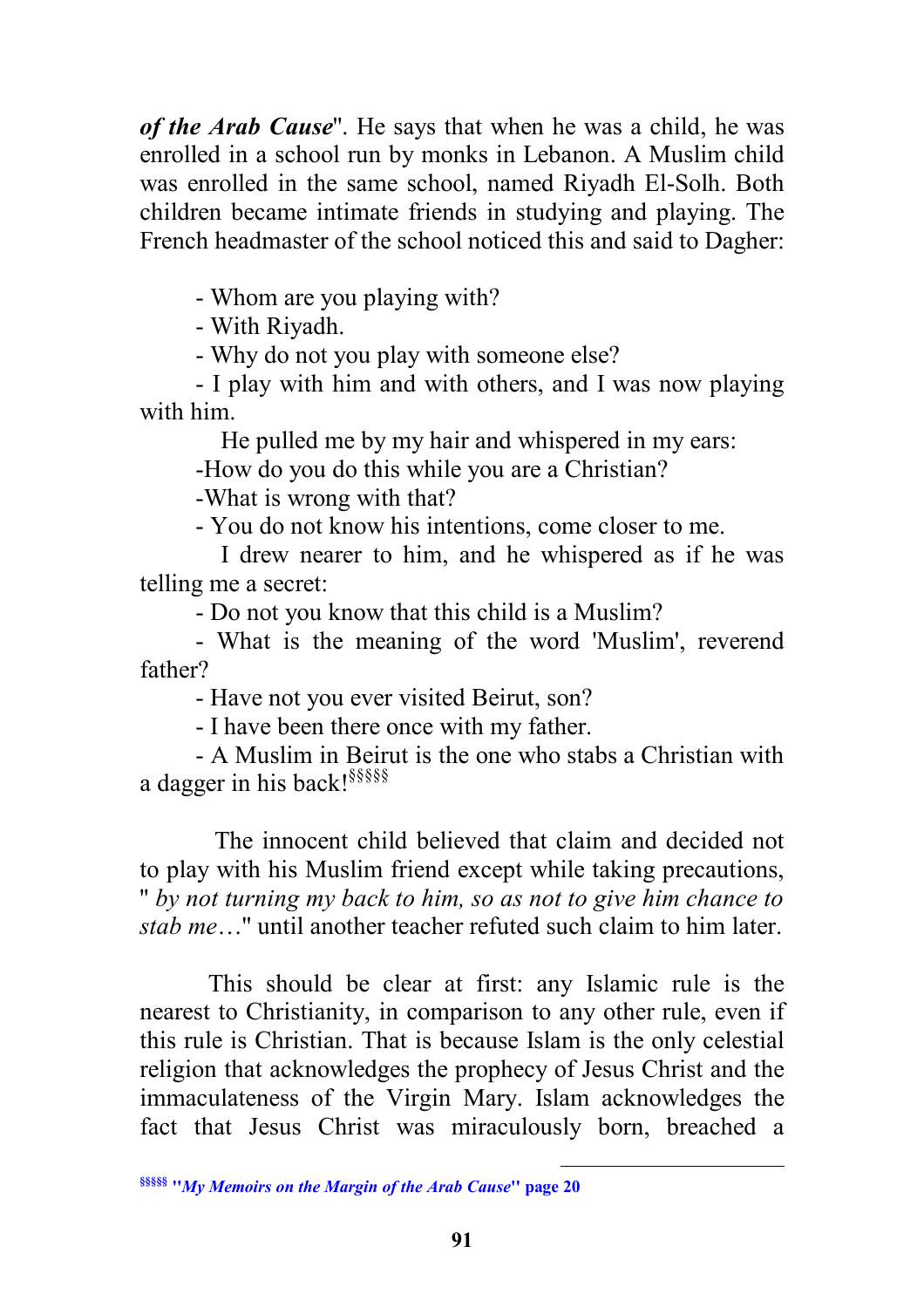***of the Arab Cause***". He says that when he was a child, he was enrolled in a school run by monks in Lebanon. A Muslim child was enrolled in the same school, named Riyadh El-Solh. Both children became intimate friends in studying and playing. The French headmaster of the school noticed this and said to Dagher:

- Whom are you playing with?
- With Riyadh.
- Why do not you play with someone else?
- I play with him and with others, and I was now playing with him.

He pulled me by my hair and whispered in my ears:

-How do you do this while you are a Christian?

-What is wrong with that?

- You do not know his intentions, come closer to me.

I drew nearer to him, and he whispered as if he was telling me a secret:

- Do not you know that this child is a Muslim?
- What is the meaning of the word 'Muslim', reverend father?
- Have not you ever visited Beirut, son?
- I have been there once with my father.
- A Muslim in Beirut is the one who stabs a Christian with a dagger in his back![§§§§§]

The innocent child believed that claim and decided not to play with his Muslim friend except while taking precautions, " *by not turning my back to him, so as not to give him chance to stab me*…" until another teacher refuted such claim to him later.

This should be clear at first: any Islamic rule is the nearest to Christianity, in comparison to any other rule, even if this rule is Christian. That is because Islam is the only celestial religion that acknowledges the prophecy of Jesus Christ and the immaculateness of the Virgin Mary. Islam acknowledges the fact that Jesus Christ was miraculously born, breached a

---

[§§§§§] **"*My Memoirs on the Margin of the Arab Cause*" page 20**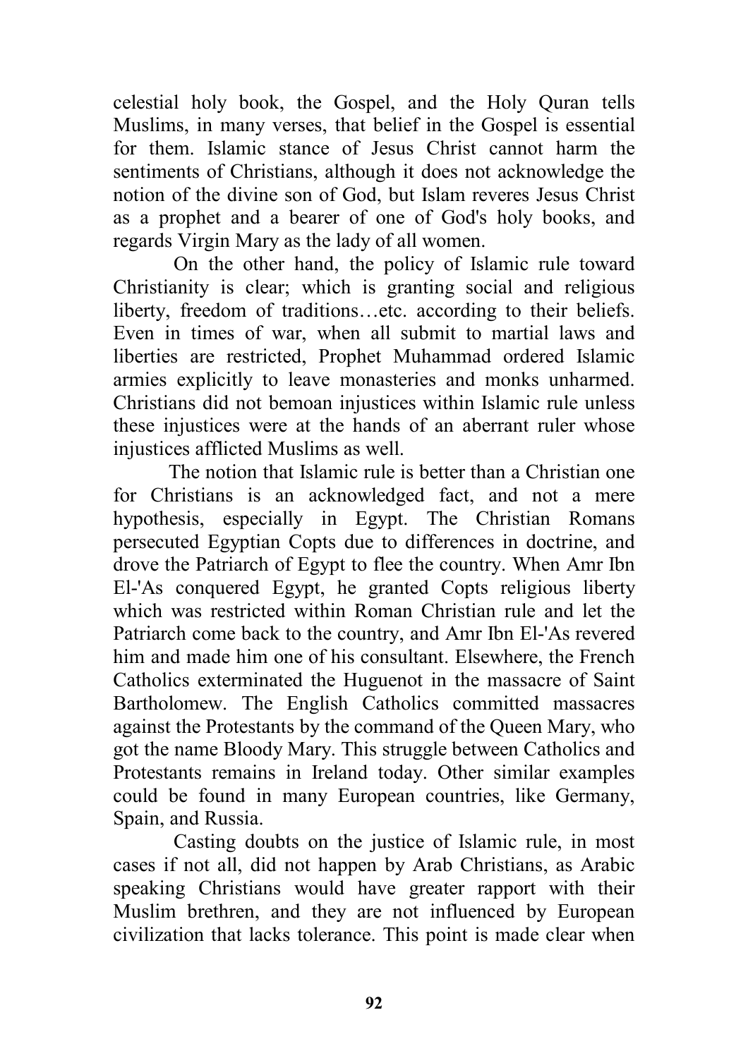celestial holy book, the Gospel, and the Holy Quran tells Muslims, in many verses, that belief in the Gospel is essential for them. Islamic stance of Jesus Christ cannot harm the sentiments of Christians, although it does not acknowledge the notion of the divine son of God, but Islam reveres Jesus Christ as a prophet and a bearer of one of God's holy books, and regards Virgin Mary as the lady of all women.

On the other hand, the policy of Islamic rule toward Christianity is clear; which is granting social and religious liberty, freedom of traditions…etc. according to their beliefs. Even in times of war, when all submit to martial laws and liberties are restricted, Prophet Muhammad ordered Islamic armies explicitly to leave monasteries and monks unharmed. Christians did not bemoan injustices within Islamic rule unless these injustices were at the hands of an aberrant ruler whose injustices afflicted Muslims as well.

The notion that Islamic rule is better than a Christian one for Christians is an acknowledged fact, and not a mere hypothesis, especially in Egypt. The Christian Romans persecuted Egyptian Copts due to differences in doctrine, and drove the Patriarch of Egypt to flee the country. When Amr Ibn El-'As conquered Egypt, he granted Copts religious liberty which was restricted within Roman Christian rule and let the Patriarch come back to the country, and Amr Ibn El-'As revered him and made him one of his consultant. Elsewhere, the French Catholics exterminated the Huguenot in the massacre of Saint Bartholomew. The English Catholics committed massacres against the Protestants by the command of the Queen Mary, who got the name Bloody Mary. This struggle between Catholics and Protestants remains in Ireland today. Other similar examples could be found in many European countries, like Germany, Spain, and Russia.

Casting doubts on the justice of Islamic rule, in most cases if not all, did not happen by Arab Christians, as Arabic speaking Christians would have greater rapport with their Muslim brethren, and they are not influenced by European civilization that lacks tolerance. This point is made clear when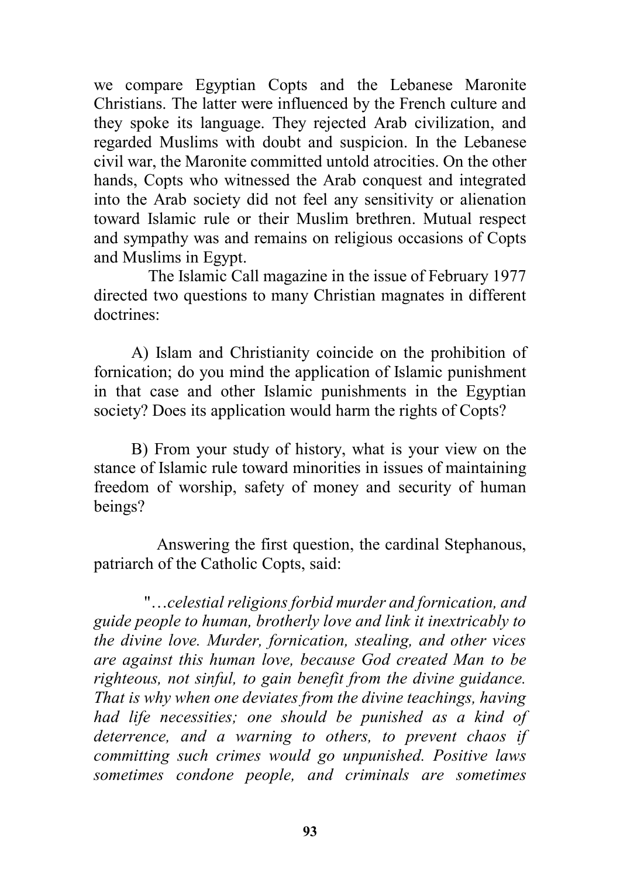we compare Egyptian Copts and the Lebanese Maronite Christians. The latter were influenced by the French culture and they spoke its language. They rejected Arab civilization, and regarded Muslims with doubt and suspicion. In the Lebanese civil war, the Maronite committed untold atrocities. On the other hands, Copts who witnessed the Arab conquest and integrated into the Arab society did not feel any sensitivity or alienation toward Islamic rule or their Muslim brethren. Mutual respect and sympathy was and remains on religious occasions of Copts and Muslims in Egypt.

The Islamic Call magazine in the issue of February 1977 directed two questions to many Christian magnates in different doctrines:

A) Islam and Christianity coincide on the prohibition of fornication; do you mind the application of Islamic punishment in that case and other Islamic punishments in the Egyptian society? Does its application would harm the rights of Copts?

B) From your study of history, what is your view on the stance of Islamic rule toward minorities in issues of maintaining freedom of worship, safety of money and security of human beings?

Answering the first question, the cardinal Stephanous, patriarch of the Catholic Copts, said:

"*…celestial religions forbid murder and fornication, and guide people to human, brotherly love and link it inextricably to the divine love. Murder, fornication, stealing, and other vices are against this human love, because God created Man to be righteous, not sinful, to gain benefit from the divine guidance. That is why when one deviates from the divine teachings, having had life necessities; one should be punished as a kind of deterrence, and a warning to others, to prevent chaos if committing such crimes would go unpunished. Positive laws sometimes condone people, and criminals are sometimes*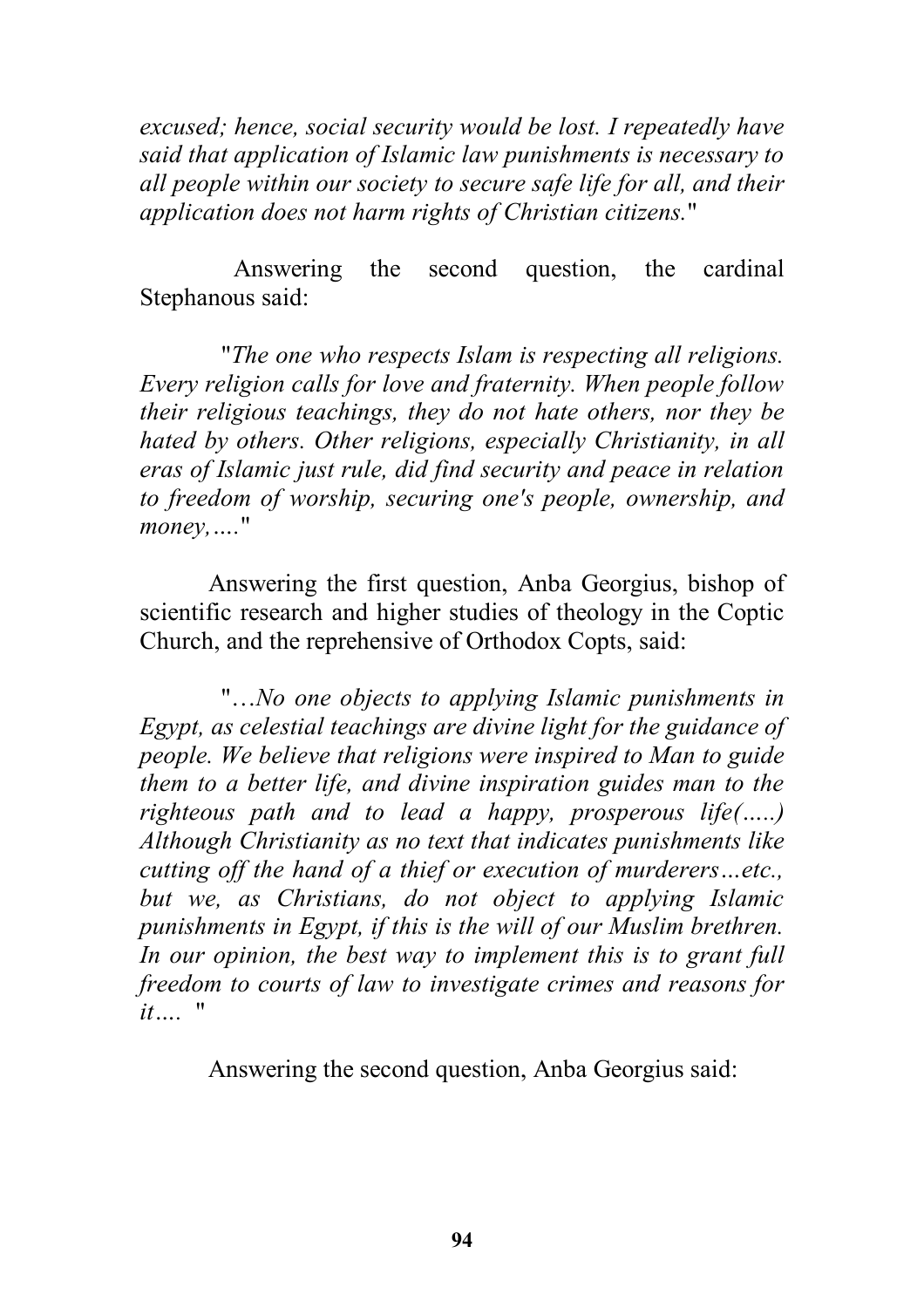*excused; hence, social security would be lost. I repeatedly have said that application of Islamic law punishments is necessary to all people within our society to secure safe life for all, and their application does not harm rights of Christian citizens.*"

Answering the second question, the cardinal Stephanous said:

"*The one who respects Islam is respecting all religions. Every religion calls for love and fraternity. When people follow their religious teachings, they do not hate others, nor they be hated by others. Other religions, especially Christianity, in all eras of Islamic just rule, did find security and peace in relation to freedom of worship, securing one's people, ownership, and money,….*"

Answering the first question, Anba Georgius, bishop of scientific research and higher studies of theology in the Coptic Church, and the reprehensive of Orthodox Copts, said:

"*…No one objects to applying Islamic punishments in Egypt, as celestial teachings are divine light for the guidance of people. We believe that religions were inspired to Man to guide them to a better life, and divine inspiration guides man to the righteous path and to lead a happy, prosperous life(…..) Although Christianity as no text that indicates punishments like cutting off the hand of a thief or execution of murderers…etc., but we, as Christians, do not object to applying Islamic punishments in Egypt, if this is the will of our Muslim brethren. In our opinion, the best way to implement this is to grant full freedom to courts of law to investigate crimes and reasons for it….* "

Answering the second question, Anba Georgius said: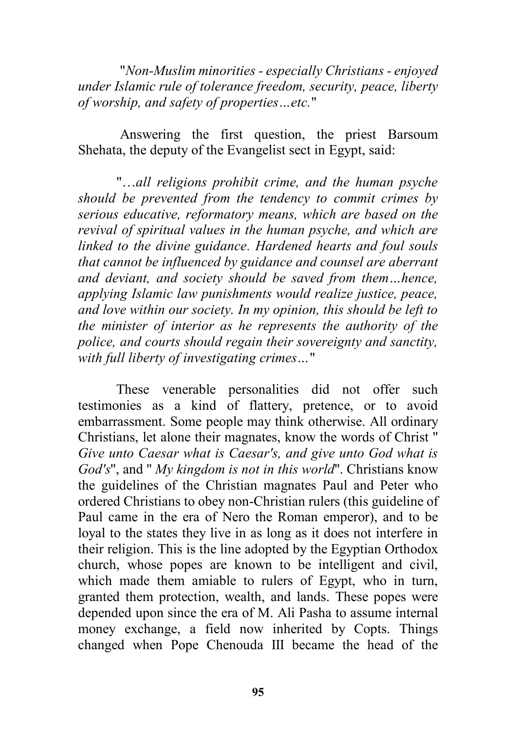"*Non-Muslim minorities - especially Christians - enjoyed under Islamic rule of tolerance freedom, security, peace, liberty of worship, and safety of properties…etc.*"

Answering the first question, the priest Barsoum Shehata, the deputy of the Evangelist sect in Egypt, said:

"*…all religions prohibit crime, and the human psyche should be prevented from the tendency to commit crimes by serious educative, reformatory means, which are based on the revival of spiritual values in the human psyche, and which are linked to the divine guidance. Hardened hearts and foul souls that cannot be influenced by guidance and counsel are aberrant and deviant, and society should be saved from them…hence, applying Islamic law punishments would realize justice, peace, and love within our society. In my opinion, this should be left to the minister of interior as he represents the authority of the police, and courts should regain their sovereignty and sanctity, with full liberty of investigating crimes…*"

These venerable personalities did not offer such testimonies as a kind of flattery, pretence, or to avoid embarrassment. Some people may think otherwise. All ordinary Christians, let alone their magnates, know the words of Christ " *Give unto Caesar what is Caesar's, and give unto God what is God's*", and " *My kingdom is not in this world*". Christians know the guidelines of the Christian magnates Paul and Peter who ordered Christians to obey non-Christian rulers (this guideline of Paul came in the era of Nero the Roman emperor), and to be loyal to the states they live in as long as it does not interfere in their religion. This is the line adopted by the Egyptian Orthodox church, whose popes are known to be intelligent and civil, which made them amiable to rulers of Egypt, who in turn, granted them protection, wealth, and lands. These popes were depended upon since the era of M. Ali Pasha to assume internal money exchange, a field now inherited by Copts. Things changed when Pope Chenouda III became the head of the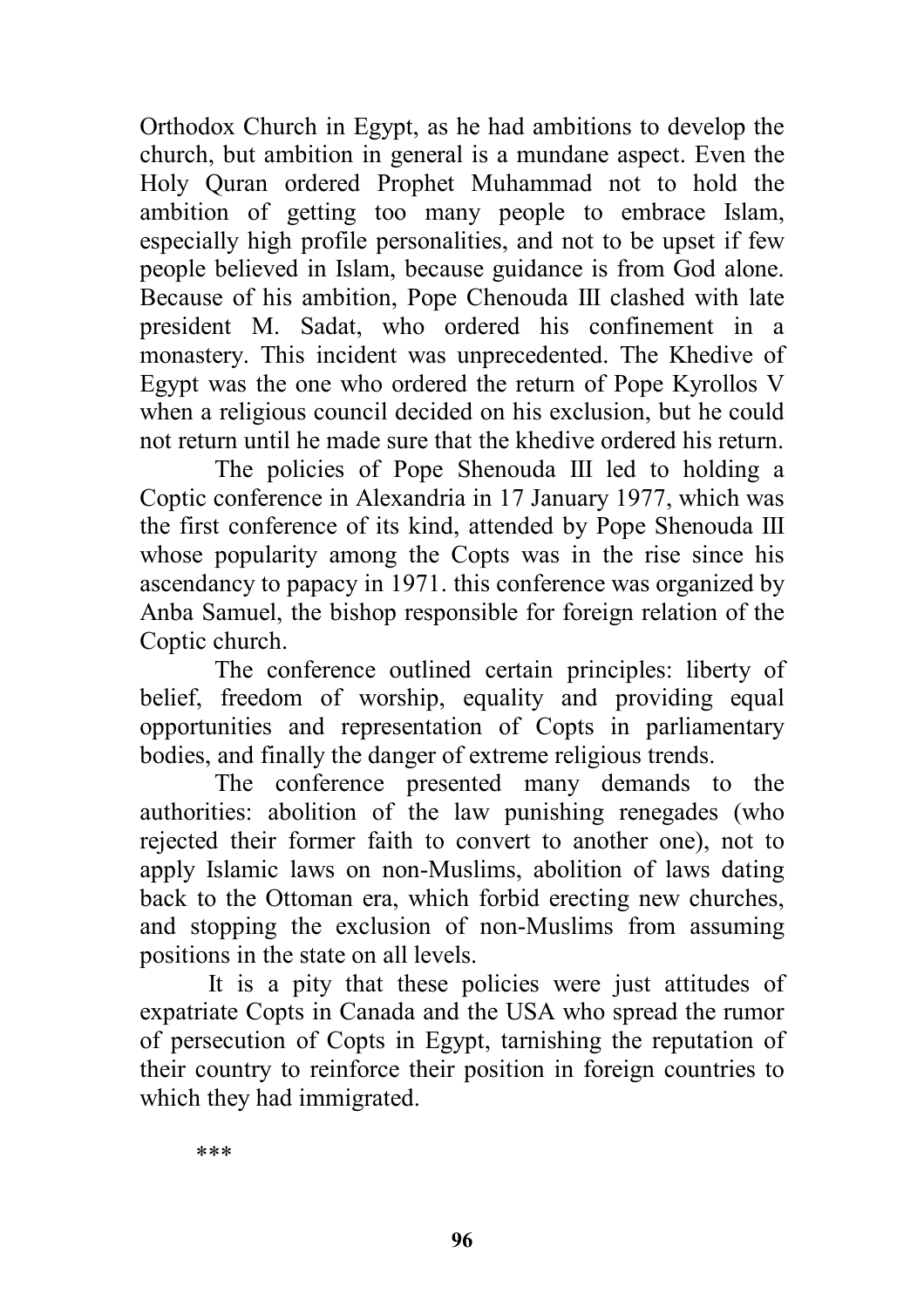Orthodox Church in Egypt, as he had ambitions to develop the church, but ambition in general is a mundane aspect. Even the Holy Quran ordered Prophet Muhammad not to hold the ambition of getting too many people to embrace Islam, especially high profile personalities, and not to be upset if few people believed in Islam, because guidance is from God alone. Because of his ambition, Pope Chenouda III clashed with late president M. Sadat, who ordered his confinement in a monastery. This incident was unprecedented. The Khedive of Egypt was the one who ordered the return of Pope Kyrollos V when a religious council decided on his exclusion, but he could not return until he made sure that the khedive ordered his return.

The policies of Pope Shenouda III led to holding a Coptic conference in Alexandria in 17 January 1977, which was the first conference of its kind, attended by Pope Shenouda III whose popularity among the Copts was in the rise since his ascendancy to papacy in 1971. this conference was organized by Anba Samuel, the bishop responsible for foreign relation of the Coptic church.

The conference outlined certain principles: liberty of belief, freedom of worship, equality and providing equal opportunities and representation of Copts in parliamentary bodies, and finally the danger of extreme religious trends.

The conference presented many demands to the authorities: abolition of the law punishing renegades (who rejected their former faith to convert to another one), not to apply Islamic laws on non-Muslims, abolition of laws dating back to the Ottoman era, which forbid erecting new churches, and stopping the exclusion of non-Muslims from assuming positions in the state on all levels.

It is a pity that these policies were just attitudes of expatriate Copts in Canada and the USA who spread the rumor of persecution of Copts in Egypt, tarnishing the reputation of their country to reinforce their position in foreign countries to which they had immigrated.

***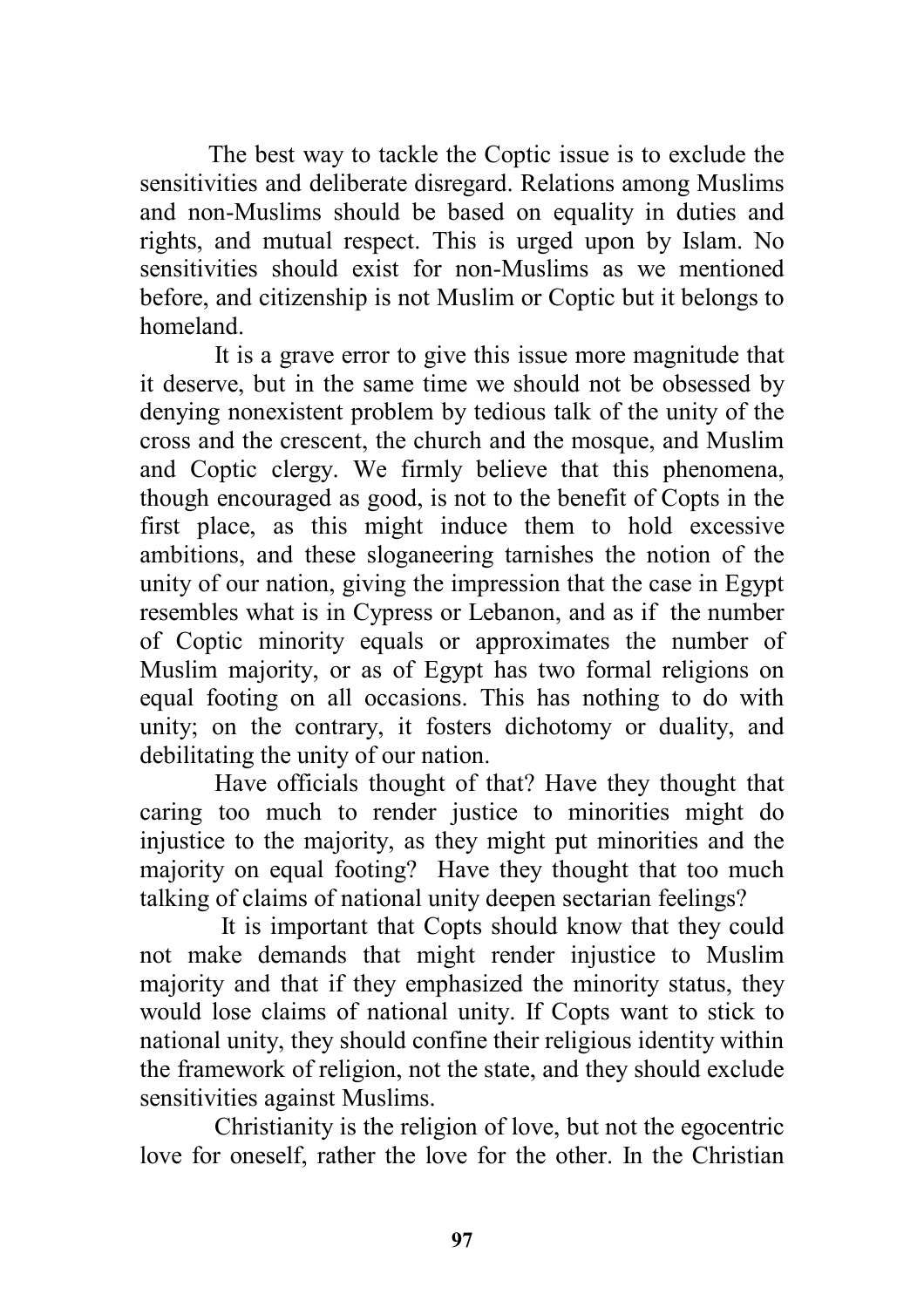The best way to tackle the Coptic issue is to exclude the sensitivities and deliberate disregard. Relations among Muslims and non-Muslims should be based on equality in duties and rights, and mutual respect. This is urged upon by Islam. No sensitivities should exist for non-Muslims as we mentioned before, and citizenship is not Muslim or Coptic but it belongs to homeland.

It is a grave error to give this issue more magnitude that it deserve, but in the same time we should not be obsessed by denying nonexistent problem by tedious talk of the unity of the cross and the crescent, the church and the mosque, and Muslim and Coptic clergy. We firmly believe that this phenomena, though encouraged as good, is not to the benefit of Copts in the first place, as this might induce them to hold excessive ambitions, and these sloganeering tarnishes the notion of the unity of our nation, giving the impression that the case in Egypt resembles what is in Cypress or Lebanon, and as if the number of Coptic minority equals or approximates the number of Muslim majority, or as of Egypt has two formal religions on equal footing on all occasions. This has nothing to do with unity; on the contrary, it fosters dichotomy or duality, and debilitating the unity of our nation.

Have officials thought of that? Have they thought that caring too much to render justice to minorities might do injustice to the majority, as they might put minorities and the majority on equal footing? Have they thought that too much talking of claims of national unity deepen sectarian feelings?

It is important that Copts should know that they could not make demands that might render injustice to Muslim majority and that if they emphasized the minority status, they would lose claims of national unity. If Copts want to stick to national unity, they should confine their religious identity within the framework of religion, not the state, and they should exclude sensitivities against Muslims.

Christianity is the religion of love, but not the egocentric love for oneself, rather the love for the other. In the Christian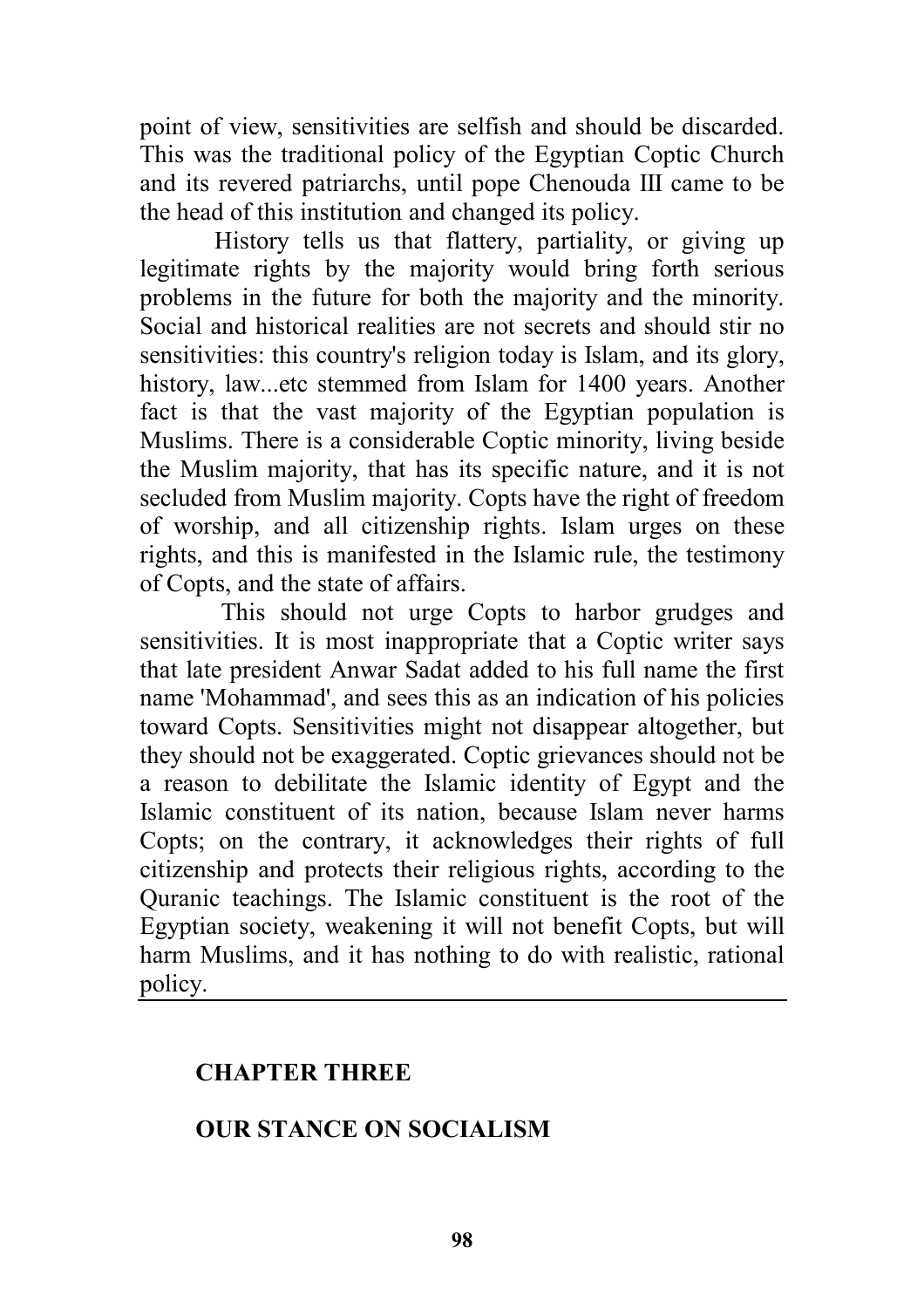point of view, sensitivities are selfish and should be discarded. This was the traditional policy of the Egyptian Coptic Church and its revered patriarchs, until pope Chenouda III came to be the head of this institution and changed its policy.

History tells us that flattery, partiality, or giving up legitimate rights by the majority would bring forth serious problems in the future for both the majority and the minority. Social and historical realities are not secrets and should stir no sensitivities: this country's religion today is Islam, and its glory, history, law...etc stemmed from Islam for 1400 years. Another fact is that the vast majority of the Egyptian population is Muslims. There is a considerable Coptic minority, living beside the Muslim majority, that has its specific nature, and it is not secluded from Muslim majority. Copts have the right of freedom of worship, and all citizenship rights. Islam urges on these rights, and this is manifested in the Islamic rule, the testimony of Copts, and the state of affairs.

This should not urge Copts to harbor grudges and sensitivities. It is most inappropriate that a Coptic writer says that late president Anwar Sadat added to his full name the first name 'Mohammad', and sees this as an indication of his policies toward Copts. Sensitivities might not disappear altogether, but they should not be exaggerated. Coptic grievances should not be a reason to debilitate the Islamic identity of Egypt and the Islamic constituent of its nation, because Islam never harms Copts; on the contrary, it acknowledges their rights of full citizenship and protects their religious rights, according to the Quranic teachings. The Islamic constituent is the root of the Egyptian society, weakening it will not benefit Copts, but will harm Muslims, and it has nothing to do with realistic, rational policy.

---

## CHAPTER THREE

## OUR STANCE ON SOCIALISM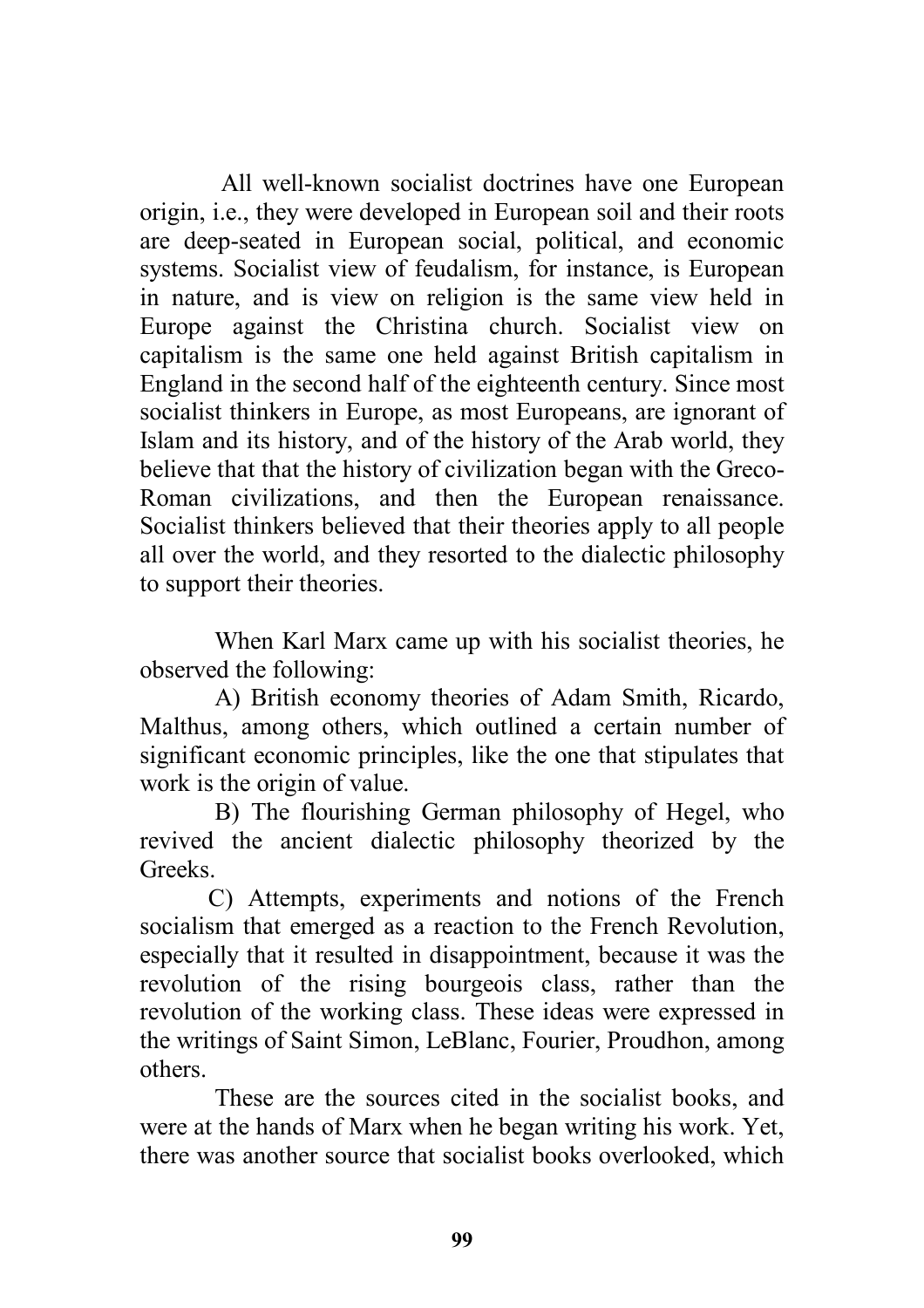All well-known socialist doctrines have one European origin, i.e., they were developed in European soil and their roots are deep-seated in European social, political, and economic systems. Socialist view of feudalism, for instance, is European in nature, and is view on religion is the same view held in Europe against the Christina church. Socialist view on capitalism is the same one held against British capitalism in England in the second half of the eighteenth century. Since most socialist thinkers in Europe, as most Europeans, are ignorant of Islam and its history, and of the history of the Arab world, they believe that that the history of civilization began with the Greco-Roman civilizations, and then the European renaissance. Socialist thinkers believed that their theories apply to all people all over the world, and they resorted to the dialectic philosophy to support their theories.

When Karl Marx came up with his socialist theories, he observed the following:

A) British economy theories of Adam Smith, Ricardo, Malthus, among others, which outlined a certain number of significant economic principles, like the one that stipulates that work is the origin of value.

B) The flourishing German philosophy of Hegel, who revived the ancient dialectic philosophy theorized by the Greeks.

C) Attempts, experiments and notions of the French socialism that emerged as a reaction to the French Revolution, especially that it resulted in disappointment, because it was the revolution of the rising bourgeois class, rather than the revolution of the working class. These ideas were expressed in the writings of Saint Simon, LeBlanc, Fourier, Proudhon, among others.

These are the sources cited in the socialist books, and were at the hands of Marx when he began writing his work. Yet, there was another source that socialist books overlooked, which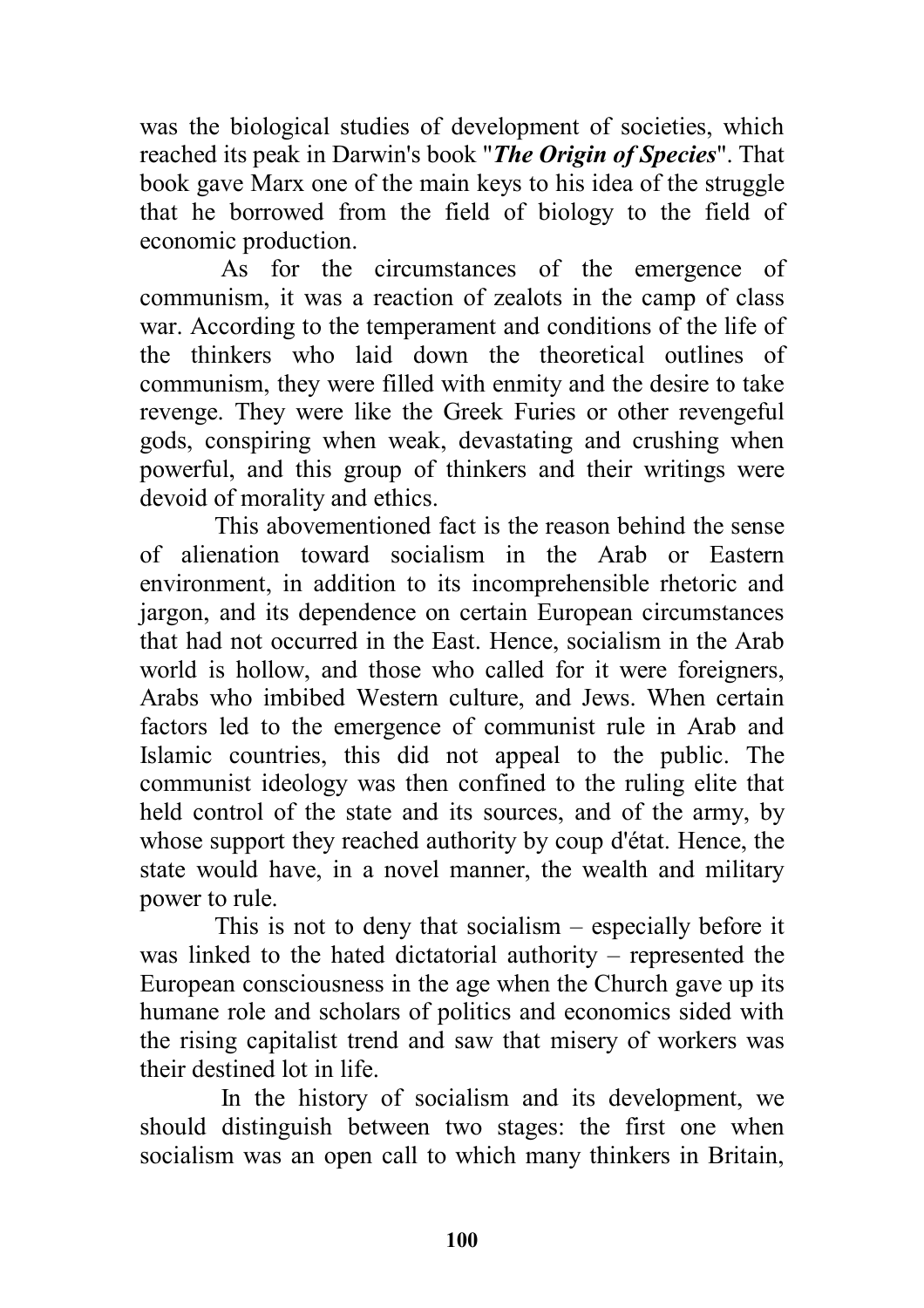was the biological studies of development of societies, which reached its peak in Darwin's book "***The Origin of Species***". That book gave Marx one of the main keys to his idea of the struggle that he borrowed from the field of biology to the field of economic production.

As for the circumstances of the emergence of communism, it was a reaction of zealots in the camp of class war. According to the temperament and conditions of the life of the thinkers who laid down the theoretical outlines of communism, they were filled with enmity and the desire to take revenge. They were like the Greek Furies or other revengeful gods, conspiring when weak, devastating and crushing when powerful, and this group of thinkers and their writings were devoid of morality and ethics.

This abovementioned fact is the reason behind the sense of alienation toward socialism in the Arab or Eastern environment, in addition to its incomprehensible rhetoric and jargon, and its dependence on certain European circumstances that had not occurred in the East. Hence, socialism in the Arab world is hollow, and those who called for it were foreigners, Arabs who imbibed Western culture, and Jews. When certain factors led to the emergence of communist rule in Arab and Islamic countries, this did not appeal to the public. The communist ideology was then confined to the ruling elite that held control of the state and its sources, and of the army, by whose support they reached authority by coup d'état. Hence, the state would have, in a novel manner, the wealth and military power to rule.

This is not to deny that socialism – especially before it was linked to the hated dictatorial authority – represented the European consciousness in the age when the Church gave up its humane role and scholars of politics and economics sided with the rising capitalist trend and saw that misery of workers was their destined lot in life.

In the history of socialism and its development, we should distinguish between two stages: the first one when socialism was an open call to which many thinkers in Britain,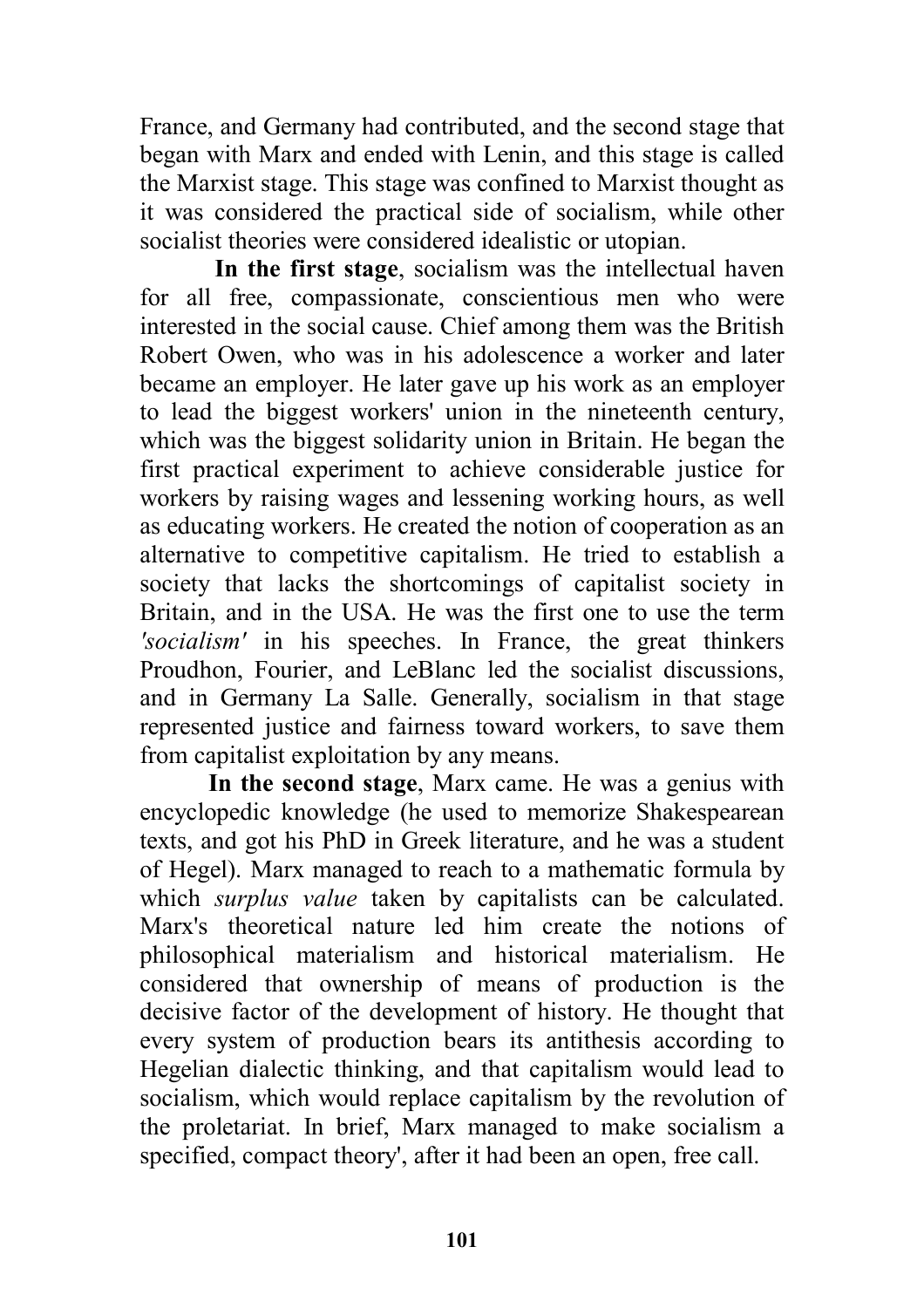France, and Germany had contributed, and the second stage that began with Marx and ended with Lenin, and this stage is called the Marxist stage. This stage was confined to Marxist thought as it was considered the practical side of socialism, while other socialist theories were considered idealistic or utopian.

**In the first stage**, socialism was the intellectual haven for all free, compassionate, conscientious men who were interested in the social cause. Chief among them was the British Robert Owen, who was in his adolescence a worker and later became an employer. He later gave up his work as an employer to lead the biggest workers' union in the nineteenth century, which was the biggest solidarity union in Britain. He began the first practical experiment to achieve considerable justice for workers by raising wages and lessening working hours, as well as educating workers. He created the notion of cooperation as an alternative to competitive capitalism. He tried to establish a society that lacks the shortcomings of capitalist society in Britain, and in the USA. He was the first one to use the term *'socialism'* in his speeches. In France, the great thinkers Proudhon, Fourier, and LeBlanc led the socialist discussions, and in Germany La Salle. Generally, socialism in that stage represented justice and fairness toward workers, to save them from capitalist exploitation by any means.

**In the second stage**, Marx came. He was a genius with encyclopedic knowledge (he used to memorize Shakespearean texts, and got his PhD in Greek literature, and he was a student of Hegel). Marx managed to reach to a mathematic formula by which *surplus value* taken by capitalists can be calculated. Marx's theoretical nature led him create the notions of philosophical materialism and historical materialism. He considered that ownership of means of production is the decisive factor of the development of history. He thought that every system of production bears its antithesis according to Hegelian dialectic thinking, and that capitalism would lead to socialism, which would replace capitalism by the revolution of the proletariat. In brief, Marx managed to make socialism a specified, compact theory', after it had been an open, free call.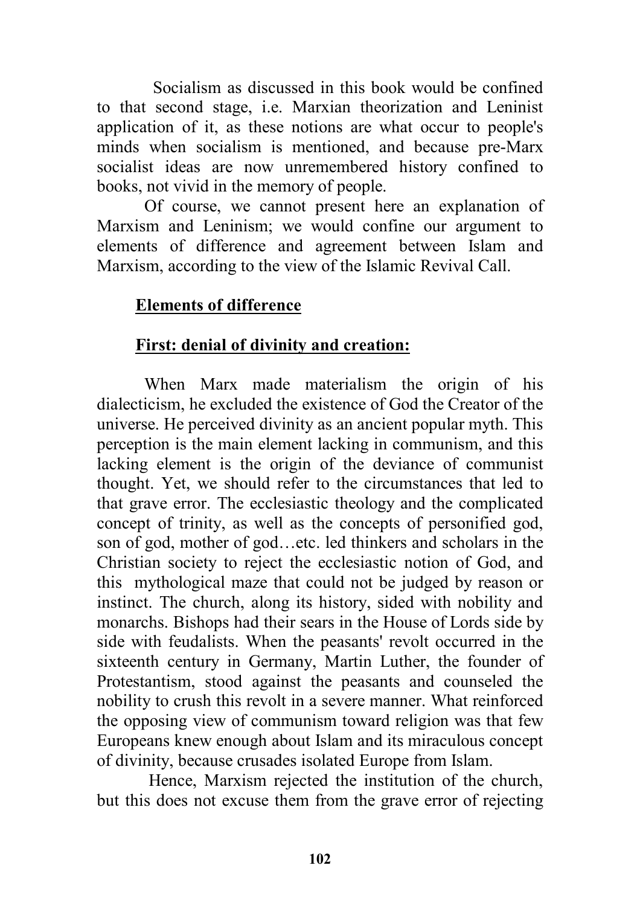Socialism as discussed in this book would be confined to that second stage, i.e. Marxian theorization and Leninist application of it, as these notions are what occur to people's minds when socialism is mentioned, and because pre-Marx socialist ideas are now unremembered history confined to books, not vivid in the memory of people.

Of course, we cannot present here an explanation of Marxism and Leninism; we would confine our argument to elements of difference and agreement between Islam and Marxism, according to the view of the Islamic Revival Call.

**Elements of difference**

**First: denial of divinity and creation:**

When Marx made materialism the origin of his dialecticism, he excluded the existence of God the Creator of the universe. He perceived divinity as an ancient popular myth. This perception is the main element lacking in communism, and this lacking element is the origin of the deviance of communist thought. Yet, we should refer to the circumstances that led to that grave error. The ecclesiastic theology and the complicated concept of trinity, as well as the concepts of personified god, son of god, mother of god…etc. led thinkers and scholars in the Christian society to reject the ecclesiastic notion of God, and this mythological maze that could not be judged by reason or instinct. The church, along its history, sided with nobility and monarchs. Bishops had their sears in the House of Lords side by side with feudalists. When the peasants' revolt occurred in the sixteenth century in Germany, Martin Luther, the founder of Protestantism, stood against the peasants and counseled the nobility to crush this revolt in a severe manner. What reinforced the opposing view of communism toward religion was that few Europeans knew enough about Islam and its miraculous concept of divinity, because crusades isolated Europe from Islam.

Hence, Marxism rejected the institution of the church, but this does not excuse them from the grave error of rejecting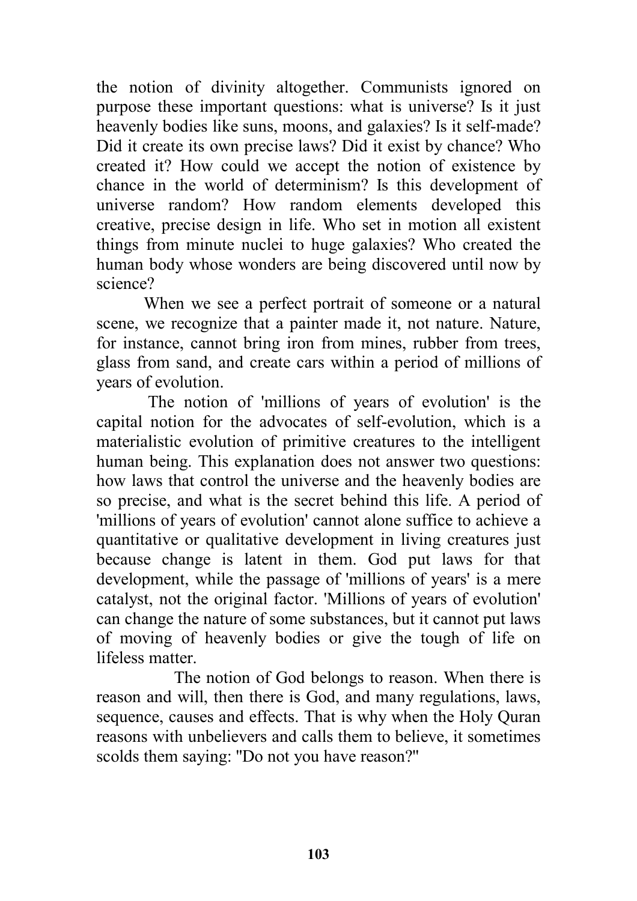the notion of divinity altogether. Communists ignored on purpose these important questions: what is universe? Is it just heavenly bodies like suns, moons, and galaxies? Is it self-made? Did it create its own precise laws? Did it exist by chance? Who created it? How could we accept the notion of existence by chance in the world of determinism? Is this development of universe random? How random elements developed this creative, precise design in life. Who set in motion all existent things from minute nuclei to huge galaxies? Who created the human body whose wonders are being discovered until now by science?

When we see a perfect portrait of someone or a natural scene, we recognize that a painter made it, not nature. Nature, for instance, cannot bring iron from mines, rubber from trees, glass from sand, and create cars within a period of millions of years of evolution.

The notion of 'millions of years of evolution' is the capital notion for the advocates of self-evolution, which is a materialistic evolution of primitive creatures to the intelligent human being. This explanation does not answer two questions: how laws that control the universe and the heavenly bodies are so precise, and what is the secret behind this life. A period of 'millions of years of evolution' cannot alone suffice to achieve a quantitative or qualitative development in living creatures just because change is latent in them. God put laws for that development, while the passage of 'millions of years' is a mere catalyst, not the original factor. 'Millions of years of evolution' can change the nature of some substances, but it cannot put laws of moving of heavenly bodies or give the tough of life on lifeless matter.

The notion of God belongs to reason. When there is reason and will, then there is God, and many regulations, laws, sequence, causes and effects. That is why when the Holy Quran reasons with unbelievers and calls them to believe, it sometimes scolds them saying: "Do not you have reason?"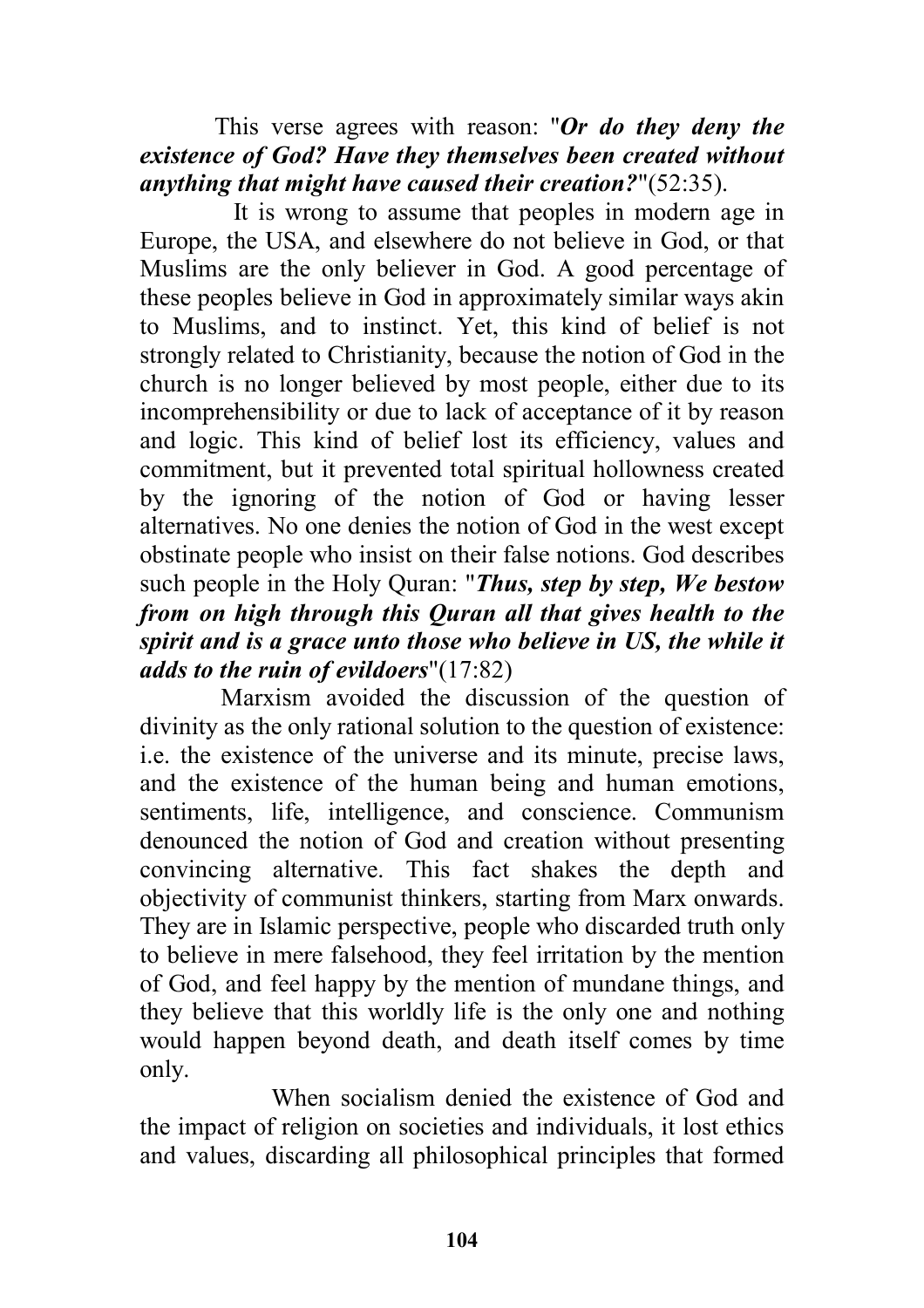This verse agrees with reason: "***Or do they deny the existence of God? Have they themselves been created without anything that might have caused their creation?***"(52:35).

It is wrong to assume that peoples in modern age in Europe, the USA, and elsewhere do not believe in God, or that Muslims are the only believer in God. A good percentage of these peoples believe in God in approximately similar ways akin to Muslims, and to instinct. Yet, this kind of belief is not strongly related to Christianity, because the notion of God in the church is no longer believed by most people, either due to its incomprehensibility or due to lack of acceptance of it by reason and logic. This kind of belief lost its efficiency, values and commitment, but it prevented total spiritual hollowness created by the ignoring of the notion of God or having lesser alternatives. No one denies the notion of God in the west except obstinate people who insist on their false notions. God describes such people in the Holy Quran: "***Thus, step by step, We bestow from on high through this Quran all that gives health to the spirit and is a grace unto those who believe in US, the while it adds to the ruin of evildoers***"(17:82)

Marxism avoided the discussion of the question of divinity as the only rational solution to the question of existence: i.e. the existence of the universe and its minute, precise laws, and the existence of the human being and human emotions, sentiments, life, intelligence, and conscience. Communism denounced the notion of God and creation without presenting convincing alternative. This fact shakes the depth and objectivity of communist thinkers, starting from Marx onwards. They are in Islamic perspective, people who discarded truth only to believe in mere falsehood, they feel irritation by the mention of God, and feel happy by the mention of mundane things, and they believe that this worldly life is the only one and nothing would happen beyond death, and death itself comes by time only.

When socialism denied the existence of God and the impact of religion on societies and individuals, it lost ethics and values, discarding all philosophical principles that formed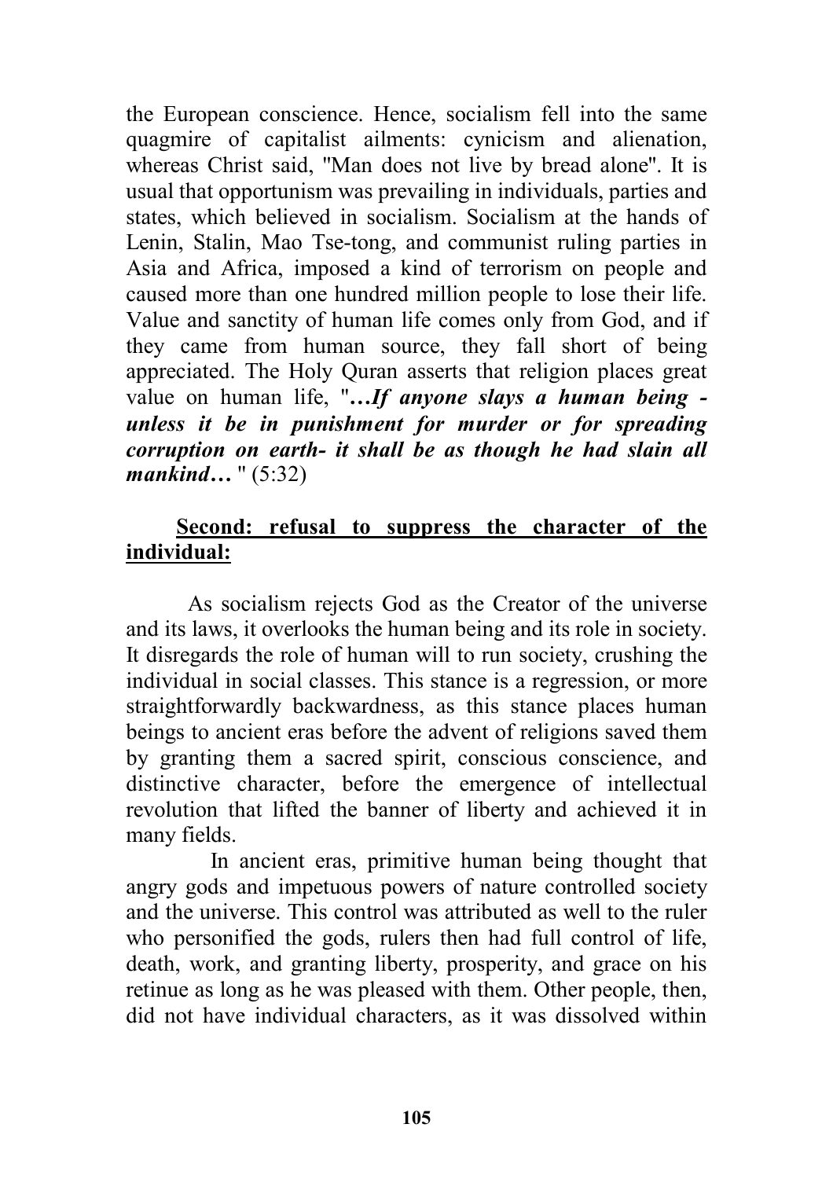the European conscience. Hence, socialism fell into the same quagmire of capitalist ailments: cynicism and alienation, whereas Christ said, "Man does not live by bread alone". It is usual that opportunism was prevailing in individuals, parties and states, which believed in socialism. Socialism at the hands of Lenin, Stalin, Mao Tse-tong, and communist ruling parties in Asia and Africa, imposed a kind of terrorism on people and caused more than one hundred million people to lose their life. Value and sanctity of human life comes only from God, and if they came from human source, they fall short of being appreciated. The Holy Quran asserts that religion places great value on human life, "***…If anyone slays a human being - unless it be in punishment for murder or for spreading corruption on earth- it shall be as though he had slain all mankind…*** " (5:32)

**<u>Second: refusal to suppress the character of the individual:</u>**

As socialism rejects God as the Creator of the universe and its laws, it overlooks the human being and its role in society. It disregards the role of human will to run society, crushing the individual in social classes. This stance is a regression, or more straightforwardly backwardness, as this stance places human beings to ancient eras before the advent of religions saved them by granting them a sacred spirit, conscious conscience, and distinctive character, before the emergence of intellectual revolution that lifted the banner of liberty and achieved it in many fields.

In ancient eras, primitive human being thought that angry gods and impetuous powers of nature controlled society and the universe. This control was attributed as well to the ruler who personified the gods, rulers then had full control of life, death, work, and granting liberty, prosperity, and grace on his retinue as long as he was pleased with them. Other people, then, did not have individual characters, as it was dissolved within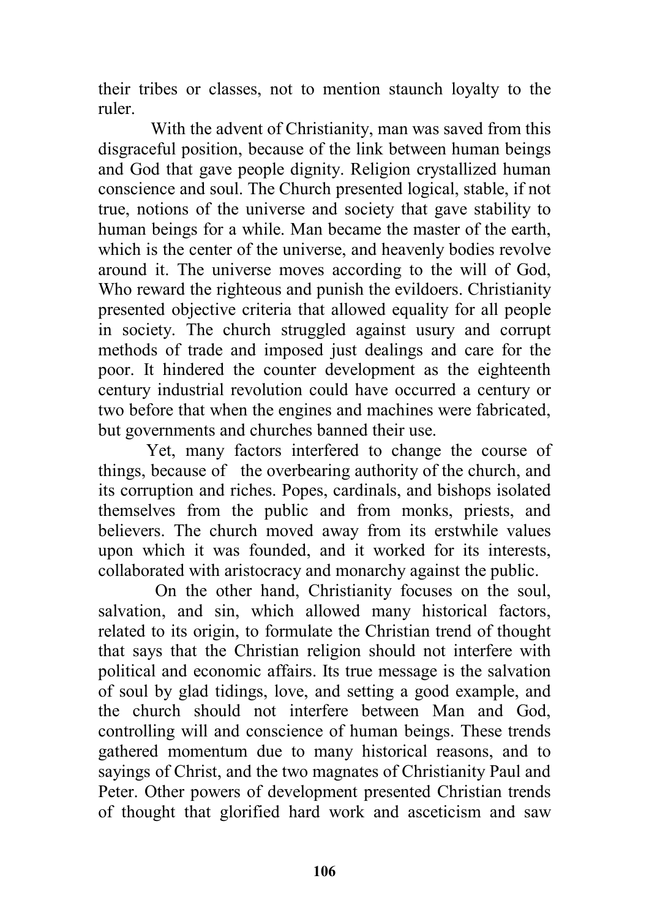their tribes or classes, not to mention staunch loyalty to the ruler.

With the advent of Christianity, man was saved from this disgraceful position, because of the link between human beings and God that gave people dignity. Religion crystallized human conscience and soul. The Church presented logical, stable, if not true, notions of the universe and society that gave stability to human beings for a while. Man became the master of the earth, which is the center of the universe, and heavenly bodies revolve around it. The universe moves according to the will of God, Who reward the righteous and punish the evildoers. Christianity presented objective criteria that allowed equality for all people in society. The church struggled against usury and corrupt methods of trade and imposed just dealings and care for the poor. It hindered the counter development as the eighteenth century industrial revolution could have occurred a century or two before that when the engines and machines were fabricated, but governments and churches banned their use.

Yet, many factors interfered to change the course of things, because of the overbearing authority of the church, and its corruption and riches. Popes, cardinals, and bishops isolated themselves from the public and from monks, priests, and believers. The church moved away from its erstwhile values upon which it was founded, and it worked for its interests, collaborated with aristocracy and monarchy against the public.

On the other hand, Christianity focuses on the soul, salvation, and sin, which allowed many historical factors, related to its origin, to formulate the Christian trend of thought that says that the Christian religion should not interfere with political and economic affairs. Its true message is the salvation of soul by glad tidings, love, and setting a good example, and the church should not interfere between Man and God, controlling will and conscience of human beings. These trends gathered momentum due to many historical reasons, and to sayings of Christ, and the two magnates of Christianity Paul and Peter. Other powers of development presented Christian trends of thought that glorified hard work and asceticism and saw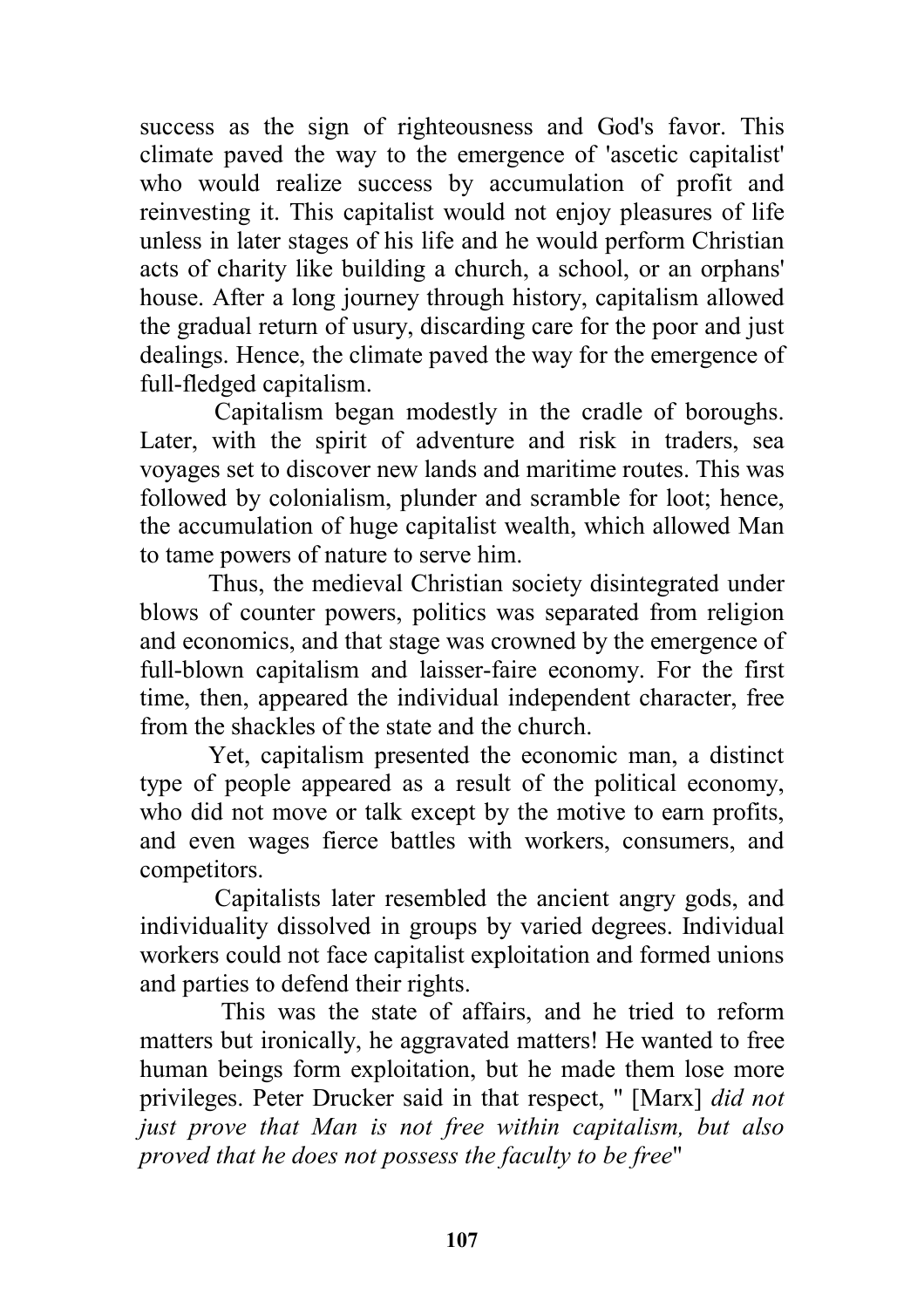success as the sign of righteousness and God's favor. This climate paved the way to the emergence of 'ascetic capitalist' who would realize success by accumulation of profit and reinvesting it. This capitalist would not enjoy pleasures of life unless in later stages of his life and he would perform Christian acts of charity like building a church, a school, or an orphans' house. After a long journey through history, capitalism allowed the gradual return of usury, discarding care for the poor and just dealings. Hence, the climate paved the way for the emergence of full-fledged capitalism.

Capitalism began modestly in the cradle of boroughs. Later, with the spirit of adventure and risk in traders, sea voyages set to discover new lands and maritime routes. This was followed by colonialism, plunder and scramble for loot; hence, the accumulation of huge capitalist wealth, which allowed Man to tame powers of nature to serve him.

Thus, the medieval Christian society disintegrated under blows of counter powers, politics was separated from religion and economics, and that stage was crowned by the emergence of full-blown capitalism and laisser-faire economy. For the first time, then, appeared the individual independent character, free from the shackles of the state and the church.

Yet, capitalism presented the economic man, a distinct type of people appeared as a result of the political economy, who did not move or talk except by the motive to earn profits, and even wages fierce battles with workers, consumers, and competitors.

Capitalists later resembled the ancient angry gods, and individuality dissolved in groups by varied degrees. Individual workers could not face capitalist exploitation and formed unions and parties to defend their rights.

This was the state of affairs, and he tried to reform matters but ironically, he aggravated matters! He wanted to free human beings form exploitation, but he made them lose more privileges. Peter Drucker said in that respect, " [Marx] *did not just prove that Man is not free within capitalism, but also proved that he does not possess the faculty to be free*"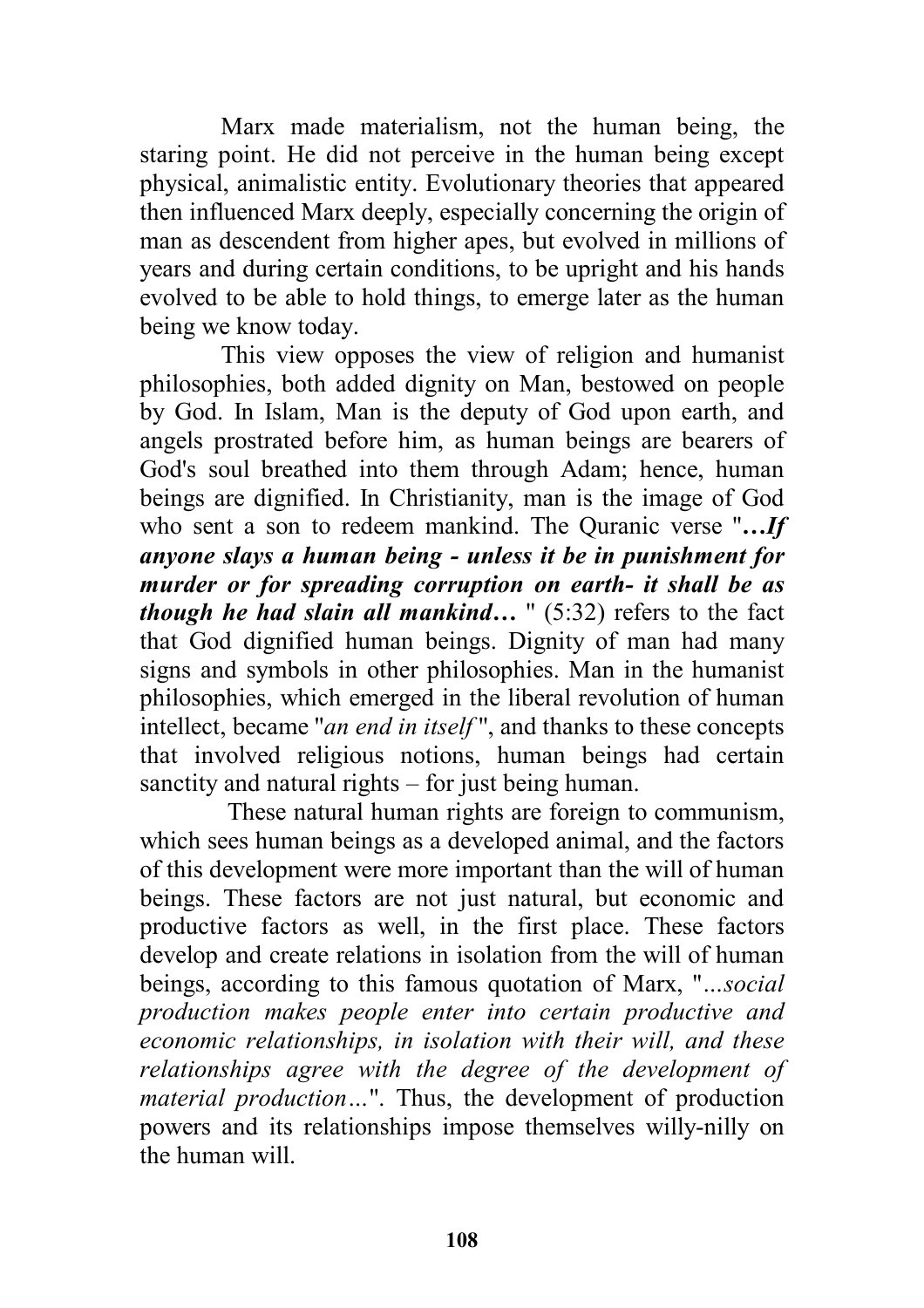Marx made materialism, not the human being, the staring point. He did not perceive in the human being except physical, animalistic entity. Evolutionary theories that appeared then influenced Marx deeply, especially concerning the origin of man as descendent from higher apes, but evolved in millions of years and during certain conditions, to be upright and his hands evolved to be able to hold things, to emerge later as the human being we know today.

This view opposes the view of religion and humanist philosophies, both added dignity on Man, bestowed on people by God. In Islam, Man is the deputy of God upon earth, and angels prostrated before him, as human beings are bearers of God's soul breathed into them through Adam; hence, human beings are dignified. In Christianity, man is the image of God who sent a son to redeem mankind. The Quranic verse "***…If anyone slays a human being - unless it be in punishment for murder or for spreading corruption on earth- it shall be as though he had slain all mankind…*** " (5:32) refers to the fact that God dignified human beings. Dignity of man had many signs and symbols in other philosophies. Man in the humanist philosophies, which emerged in the liberal revolution of human intellect, became "*an end in itself* ", and thanks to these concepts that involved religious notions, human beings had certain sanctity and natural rights – for just being human.

These natural human rights are foreign to communism, which sees human beings as a developed animal, and the factors of this development were more important than the will of human beings. These factors are not just natural, but economic and productive factors as well, in the first place. These factors develop and create relations in isolation from the will of human beings, according to this famous quotation of Marx, "*...social production makes people enter into certain productive and economic relationships, in isolation with their will, and these relationships agree with the degree of the development of material production…*". Thus, the development of production powers and its relationships impose themselves willy-nilly on the human will.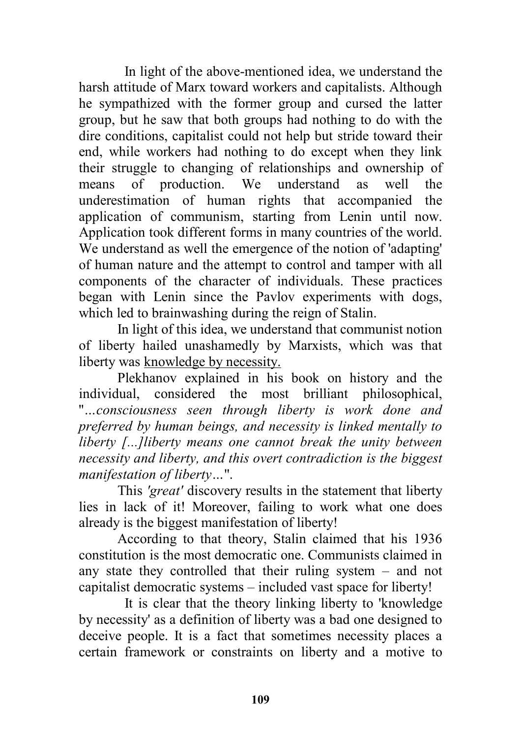In light of the above-mentioned idea, we understand the harsh attitude of Marx toward workers and capitalists. Although he sympathized with the former group and cursed the latter group, but he saw that both groups had nothing to do with the dire conditions, capitalist could not help but stride toward their end, while workers had nothing to do except when they link their struggle to changing of relationships and ownership of means of production. We understand as well the underestimation of human rights that accompanied the application of communism, starting from Lenin until now. Application took different forms in many countries of the world. We understand as well the emergence of the notion of 'adapting' of human nature and the attempt to control and tamper with all components of the character of individuals. These practices began with Lenin since the Pavlov experiments with dogs, which led to brainwashing during the reign of Stalin.

In light of this idea, we understand that communist notion of liberty hailed unashamedly by Marxists, which was that liberty was <u>knowledge by necessity.</u>

Plekhanov explained in his book on history and the individual, considered the most brilliant philosophical, "*…consciousness seen through liberty is work done and preferred by human beings, and necessity is linked mentally to liberty [...]liberty means one cannot break the unity between necessity and liberty, and this overt contradiction is the biggest manifestation of liberty…*".

This *'great'* discovery results in the statement that liberty lies in lack of it! Moreover, failing to work what one does already is the biggest manifestation of liberty!

According to that theory, Stalin claimed that his 1936 constitution is the most democratic one. Communists claimed in any state they controlled that their ruling system – and not capitalist democratic systems – included vast space for liberty!

It is clear that the theory linking liberty to 'knowledge by necessity' as a definition of liberty was a bad one designed to deceive people. It is a fact that sometimes necessity places a certain framework or constraints on liberty and a motive to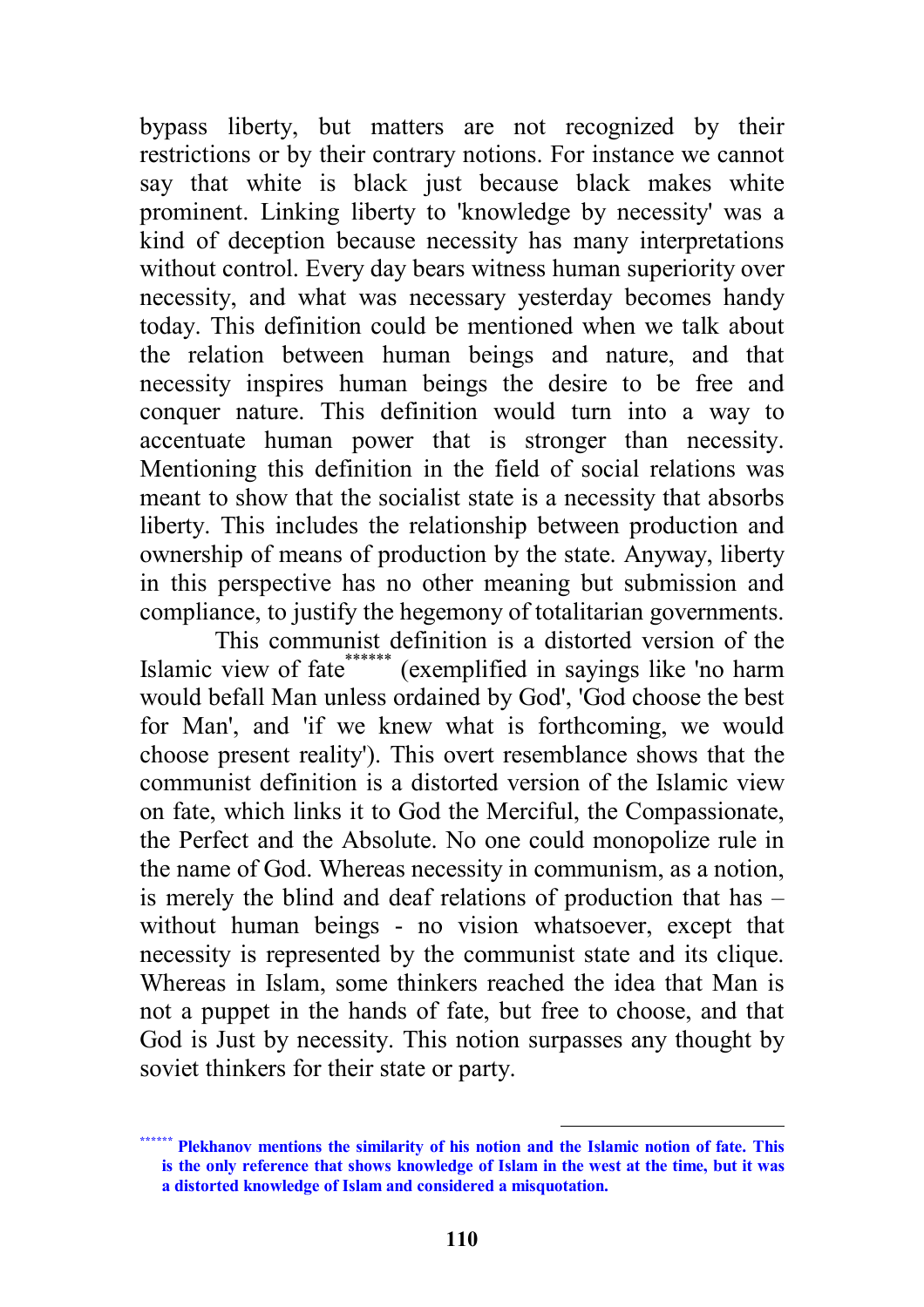bypass liberty, but matters are not recognized by their restrictions or by their contrary notions. For instance we cannot say that white is black just because black makes white prominent. Linking liberty to 'knowledge by necessity' was a kind of deception because necessity has many interpretations without control. Every day bears witness human superiority over necessity, and what was necessary yesterday becomes handy today. This definition could be mentioned when we talk about the relation between human beings and nature, and that necessity inspires human beings the desire to be free and conquer nature. This definition would turn into a way to accentuate human power that is stronger than necessity. Mentioning this definition in the field of social relations was meant to show that the socialist state is a necessity that absorbs liberty. This includes the relationship between production and ownership of means of production by the state. Anyway, liberty in this perspective has no other meaning but submission and compliance, to justify the hegemony of totalitarian governments.

This communist definition is a distorted version of the Islamic view of fate[******] (exemplified in sayings like 'no harm would befall Man unless ordained by God', 'God choose the best for Man', and 'if we knew what is forthcoming, we would choose present reality'). This overt resemblance shows that the communist definition is a distorted version of the Islamic view on fate, which links it to God the Merciful, the Compassionate, the Perfect and the Absolute. No one could monopolize rule in the name of God. Whereas necessity in communism, as a notion, is merely the blind and deaf relations of production that has – without human beings - no vision whatsoever, except that necessity is represented by the communist state and its clique. Whereas in Islam, some thinkers reached the idea that Man is not a puppet in the hands of fate, but free to choose, and that God is Just by necessity. This notion surpasses any thought by soviet thinkers for their state or party.

---

[******] **Plekhanov mentions the similarity of his notion and the Islamic notion of fate. This is the only reference that shows knowledge of Islam in the west at the time, but it was a distorted knowledge of Islam and considered a misquotation.**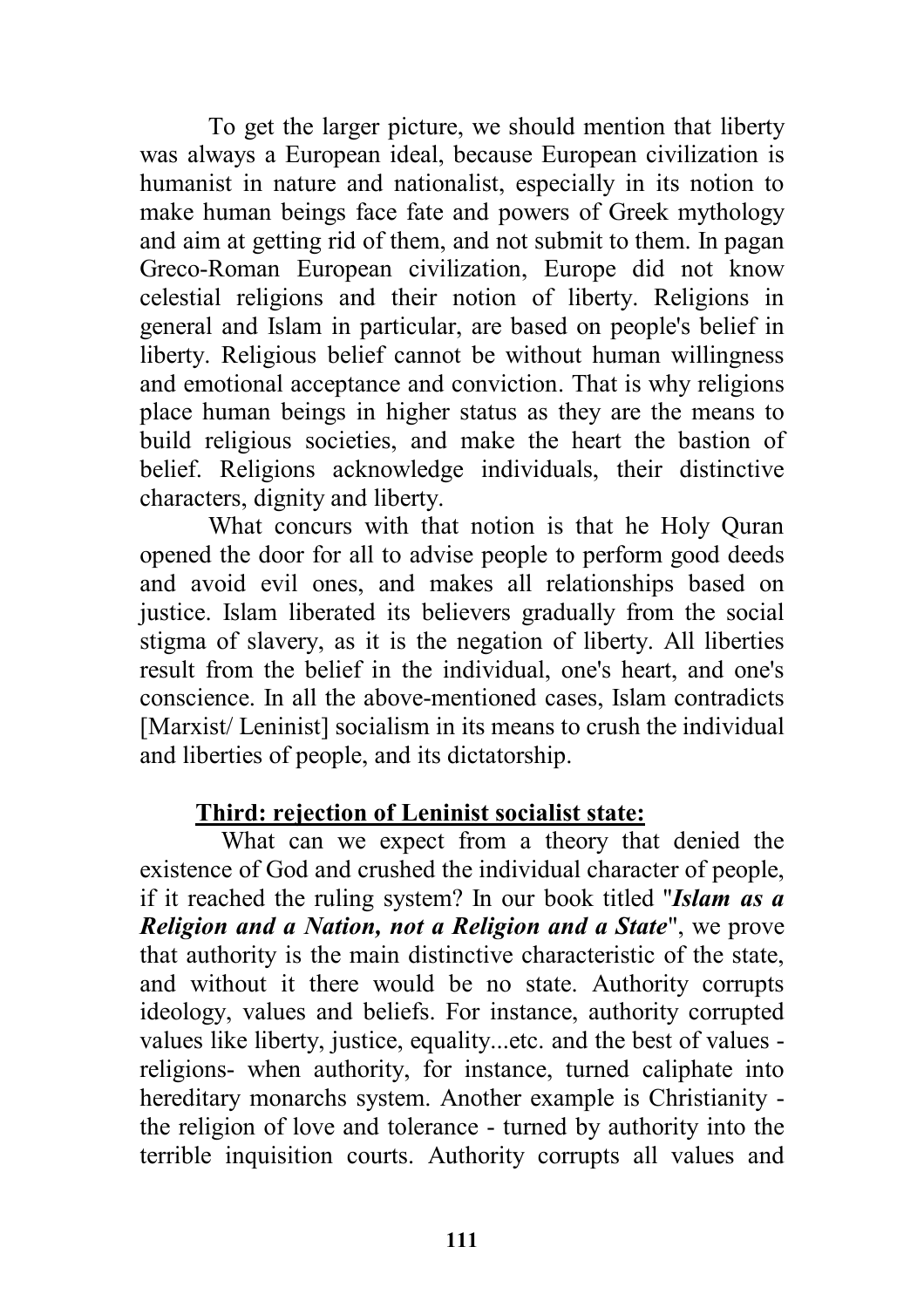To get the larger picture, we should mention that liberty was always a European ideal, because European civilization is humanist in nature and nationalist, especially in its notion to make human beings face fate and powers of Greek mythology and aim at getting rid of them, and not submit to them. In pagan Greco-Roman European civilization, Europe did not know celestial religions and their notion of liberty. Religions in general and Islam in particular, are based on people's belief in liberty. Religious belief cannot be without human willingness and emotional acceptance and conviction. That is why religions place human beings in higher status as they are the means to build religious societies, and make the heart the bastion of belief. Religions acknowledge individuals, their distinctive characters, dignity and liberty.

What concurs with that notion is that he Holy Quran opened the door for all to advise people to perform good deeds and avoid evil ones, and makes all relationships based on justice. Islam liberated its believers gradually from the social stigma of slavery, as it is the negation of liberty. All liberties result from the belief in the individual, one's heart, and one's conscience. In all the above-mentioned cases, Islam contradicts [Marxist/ Leninist] socialism in its means to crush the individual and liberties of people, and its dictatorship.

**Third: rejection of Leninist socialist state:**

What can we expect from a theory that denied the existence of God and crushed the individual character of people, if it reached the ruling system? In our book titled "***Islam as a Religion and a Nation, not a Religion and a State***", we prove that authority is the main distinctive characteristic of the state, and without it there would be no state. Authority corrupts ideology, values and beliefs. For instance, authority corrupted values like liberty, justice, equality...etc. and the best of values - religions- when authority, for instance, turned caliphate into hereditary monarchs system. Another example is Christianity - the religion of love and tolerance - turned by authority into the terrible inquisition courts. Authority corrupts all values and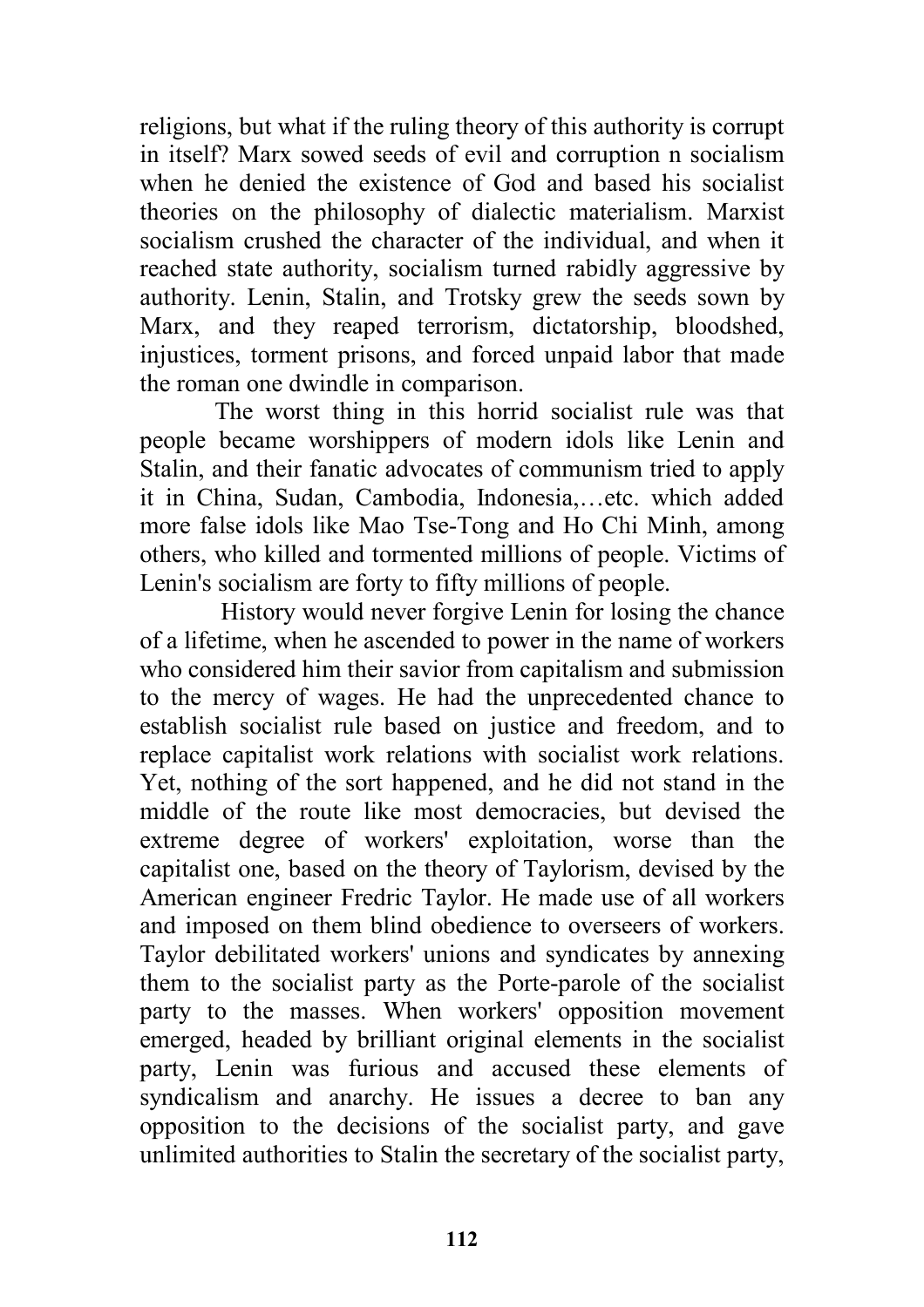religions, but what if the ruling theory of this authority is corrupt in itself? Marx sowed seeds of evil and corruption n socialism when he denied the existence of God and based his socialist theories on the philosophy of dialectic materialism. Marxist socialism crushed the character of the individual, and when it reached state authority, socialism turned rabidly aggressive by authority. Lenin, Stalin, and Trotsky grew the seeds sown by Marx, and they reaped terrorism, dictatorship, bloodshed, injustices, torment prisons, and forced unpaid labor that made the roman one dwindle in comparison.

The worst thing in this horrid socialist rule was that people became worshippers of modern idols like Lenin and Stalin, and their fanatic advocates of communism tried to apply it in China, Sudan, Cambodia, Indonesia,…etc. which added more false idols like Mao Tse-Tong and Ho Chi Minh, among others, who killed and tormented millions of people. Victims of Lenin's socialism are forty to fifty millions of people.

History would never forgive Lenin for losing the chance of a lifetime, when he ascended to power in the name of workers who considered him their savior from capitalism and submission to the mercy of wages. He had the unprecedented chance to establish socialist rule based on justice and freedom, and to replace capitalist work relations with socialist work relations. Yet, nothing of the sort happened, and he did not stand in the middle of the route like most democracies, but devised the extreme degree of workers' exploitation, worse than the capitalist one, based on the theory of Taylorism, devised by the American engineer Fredric Taylor. He made use of all workers and imposed on them blind obedience to overseers of workers. Taylor debilitated workers' unions and syndicates by annexing them to the socialist party as the Porte-parole of the socialist party to the masses. When workers' opposition movement emerged, headed by brilliant original elements in the socialist party, Lenin was furious and accused these elements of syndicalism and anarchy. He issues a decree to ban any opposition to the decisions of the socialist party, and gave unlimited authorities to Stalin the secretary of the socialist party,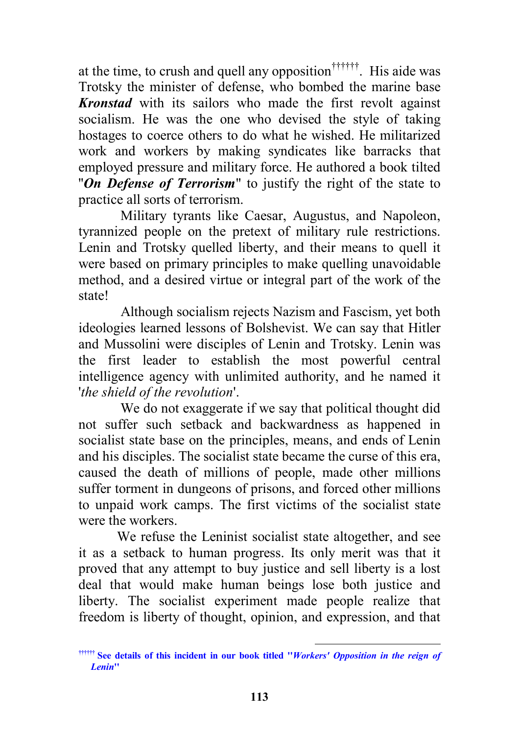at the time, to crush and quell any opposition[††††††]. His aide was Trotsky the minister of defense, who bombed the marine base ***Kronstad*** with its sailors who made the first revolt against socialism. He was the one who devised the style of taking hostages to coerce others to do what he wished. He militarized work and workers by making syndicates like barracks that employed pressure and military force. He authored a book tilted "***On Defense of Terrorism***" to justify the right of the state to practice all sorts of terrorism.

Military tyrants like Caesar, Augustus, and Napoleon, tyrannized people on the pretext of military rule restrictions. Lenin and Trotsky quelled liberty, and their means to quell it were based on primary principles to make quelling unavoidable method, and a desired virtue or integral part of the work of the state!

Although socialism rejects Nazism and Fascism, yet both ideologies learned lessons of Bolshevist. We can say that Hitler and Mussolini were disciples of Lenin and Trotsky. Lenin was the first leader to establish the most powerful central intelligence agency with unlimited authority, and he named it '*the shield of the revolution*'.

We do not exaggerate if we say that political thought did not suffer such setback and backwardness as happened in socialist state base on the principles, means, and ends of Lenin and his disciples. The socialist state became the curse of this era, caused the death of millions of people, made other millions suffer torment in dungeons of prisons, and forced other millions to unpaid work camps. The first victims of the socialist state were the workers.

We refuse the Leninist socialist state altogether, and see it as a setback to human progress. Its only merit was that it proved that any attempt to buy justice and sell liberty is a lost deal that would make human beings lose both justice and liberty. The socialist experiment made people realize that freedom is liberty of thought, opinion, and expression, and that

---

[††††††] **See details of this incident in our book titled "*Workers' Opposition in the reign of Lenin*"**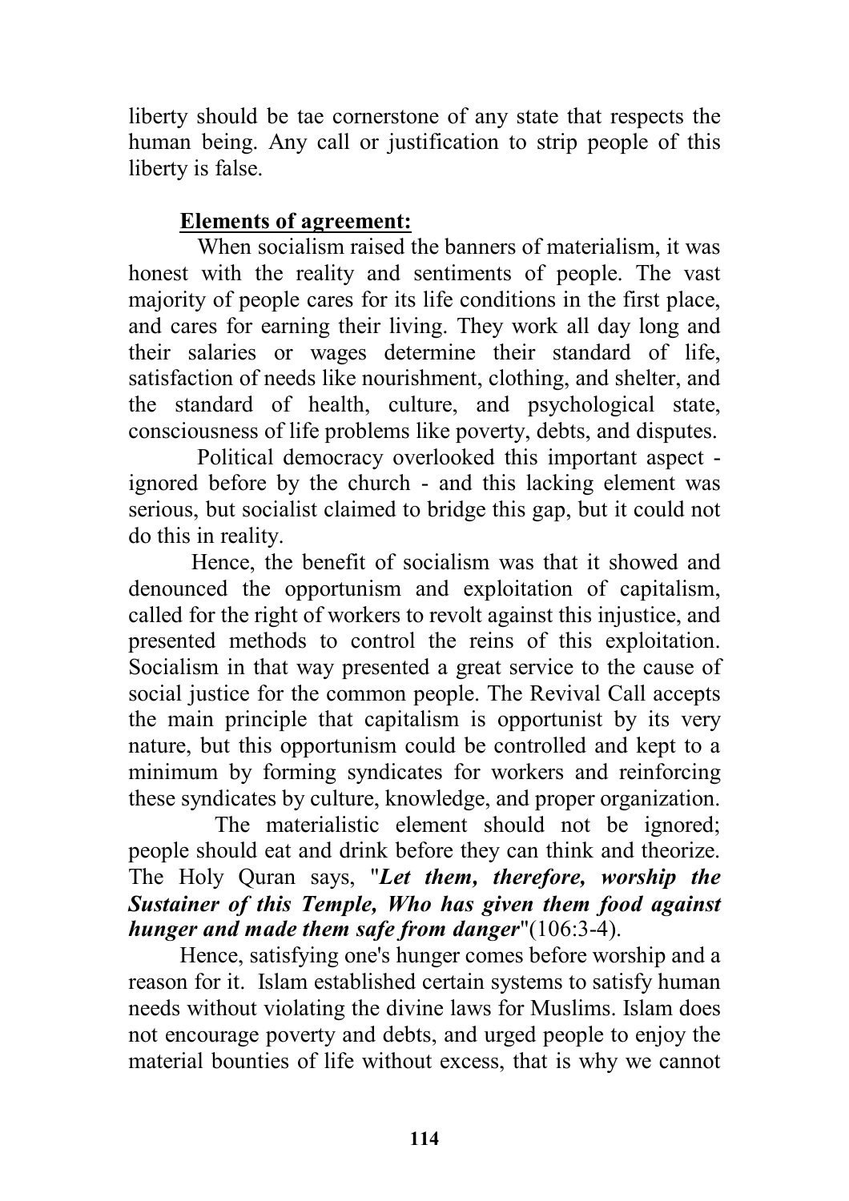liberty should be tae cornerstone of any state that respects the human being. Any call or justification to strip people of this liberty is false.

**Elements of agreement:**

When socialism raised the banners of materialism, it was honest with the reality and sentiments of people. The vast majority of people cares for its life conditions in the first place, and cares for earning their living. They work all day long and their salaries or wages determine their standard of life, satisfaction of needs like nourishment, clothing, and shelter, and the standard of health, culture, and psychological state, consciousness of life problems like poverty, debts, and disputes.

Political democracy overlooked this important aspect - ignored before by the church - and this lacking element was serious, but socialist claimed to bridge this gap, but it could not do this in reality.

Hence, the benefit of socialism was that it showed and denounced the opportunism and exploitation of capitalism, called for the right of workers to revolt against this injustice, and presented methods to control the reins of this exploitation. Socialism in that way presented a great service to the cause of social justice for the common people. The Revival Call accepts the main principle that capitalism is opportunist by its very nature, but this opportunism could be controlled and kept to a minimum by forming syndicates for workers and reinforcing these syndicates by culture, knowledge, and proper organization.

The materialistic element should not be ignored; people should eat and drink before they can think and theorize. The Holy Quran says, "***Let them, therefore, worship the Sustainer of this Temple, Who has given them food against hunger and made them safe from danger***"(106:3-4).

Hence, satisfying one's hunger comes before worship and a reason for it. Islam established certain systems to satisfy human needs without violating the divine laws for Muslims. Islam does not encourage poverty and debts, and urged people to enjoy the material bounties of life without excess, that is why we cannot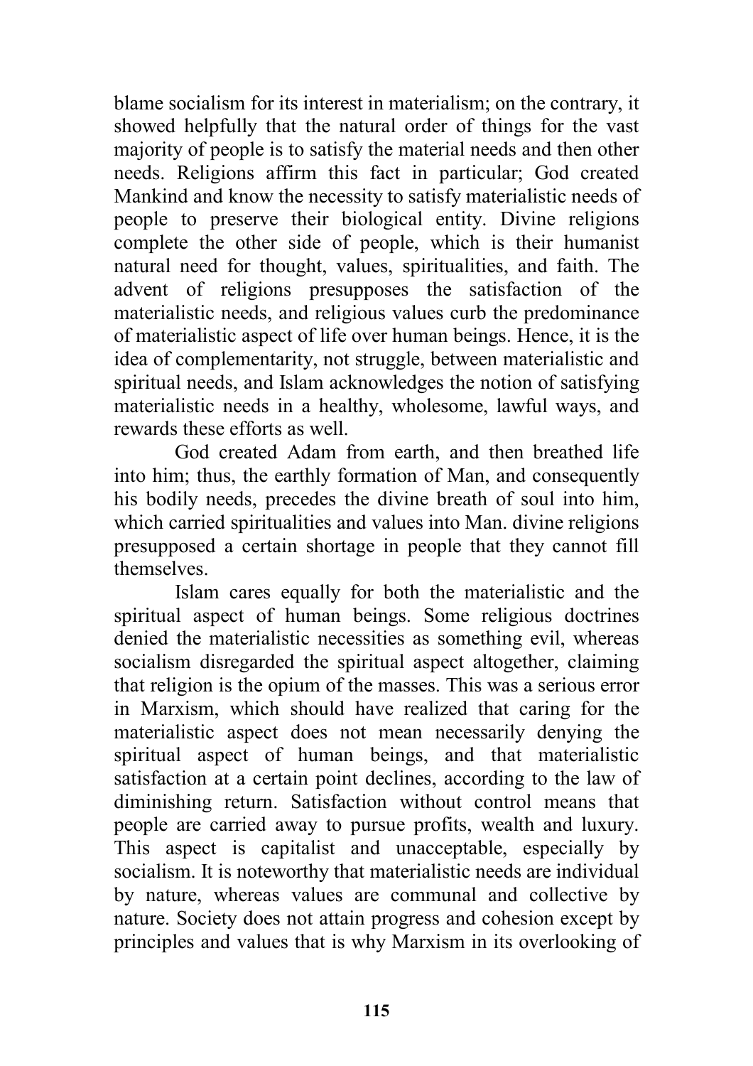blame socialism for its interest in materialism; on the contrary, it showed helpfully that the natural order of things for the vast majority of people is to satisfy the material needs and then other needs. Religions affirm this fact in particular; God created Mankind and know the necessity to satisfy materialistic needs of people to preserve their biological entity. Divine religions complete the other side of people, which is their humanist natural need for thought, values, spiritualities, and faith. The advent of religions presupposes the satisfaction of the materialistic needs, and religious values curb the predominance of materialistic aspect of life over human beings. Hence, it is the idea of complementarity, not struggle, between materialistic and spiritual needs, and Islam acknowledges the notion of satisfying materialistic needs in a healthy, wholesome, lawful ways, and rewards these efforts as well.

God created Adam from earth, and then breathed life into him; thus, the earthly formation of Man, and consequently his bodily needs, precedes the divine breath of soul into him, which carried spiritualities and values into Man. divine religions presupposed a certain shortage in people that they cannot fill themselves.

Islam cares equally for both the materialistic and the spiritual aspect of human beings. Some religious doctrines denied the materialistic necessities as something evil, whereas socialism disregarded the spiritual aspect altogether, claiming that religion is the opium of the masses. This was a serious error in Marxism, which should have realized that caring for the materialistic aspect does not mean necessarily denying the spiritual aspect of human beings, and that materialistic satisfaction at a certain point declines, according to the law of diminishing return. Satisfaction without control means that people are carried away to pursue profits, wealth and luxury. This aspect is capitalist and unacceptable, especially by socialism. It is noteworthy that materialistic needs are individual by nature, whereas values are communal and collective by nature. Society does not attain progress and cohesion except by principles and values that is why Marxism in its overlooking of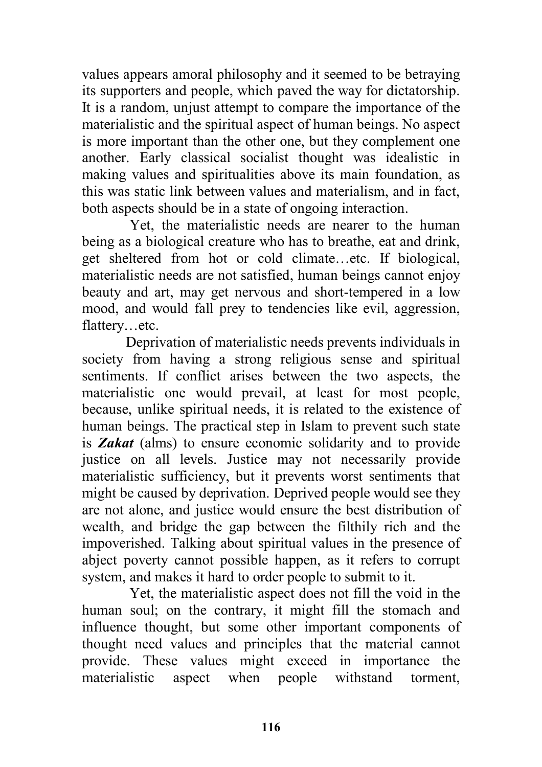values appears amoral philosophy and it seemed to be betraying its supporters and people, which paved the way for dictatorship. It is a random, unjust attempt to compare the importance of the materialistic and the spiritual aspect of human beings. No aspect is more important than the other one, but they complement one another. Early classical socialist thought was idealistic in making values and spiritualities above its main foundation, as this was static link between values and materialism, and in fact, both aspects should be in a state of ongoing interaction.

Yet, the materialistic needs are nearer to the human being as a biological creature who has to breathe, eat and drink, get sheltered from hot or cold climate…etc. If biological, materialistic needs are not satisfied, human beings cannot enjoy beauty and art, may get nervous and short-tempered in a low mood, and would fall prey to tendencies like evil, aggression, flattery…etc.

Deprivation of materialistic needs prevents individuals in society from having a strong religious sense and spiritual sentiments. If conflict arises between the two aspects, the materialistic one would prevail, at least for most people, because, unlike spiritual needs, it is related to the existence of human beings. The practical step in Islam to prevent such state is ***Zakat*** (alms) to ensure economic solidarity and to provide justice on all levels. Justice may not necessarily provide materialistic sufficiency, but it prevents worst sentiments that might be caused by deprivation. Deprived people would see they are not alone, and justice would ensure the best distribution of wealth, and bridge the gap between the filthily rich and the impoverished. Talking about spiritual values in the presence of abject poverty cannot possible happen, as it refers to corrupt system, and makes it hard to order people to submit to it.

Yet, the materialistic aspect does not fill the void in the human soul; on the contrary, it might fill the stomach and influence thought, but some other important components of thought need values and principles that the material cannot provide. These values might exceed in importance the materialistic aspect when people withstand torment,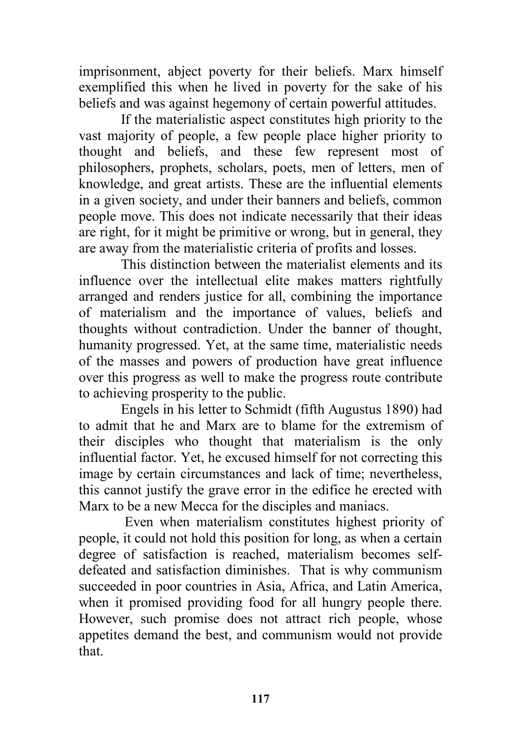imprisonment, abject poverty for their beliefs. Marx himself exemplified this when he lived in poverty for the sake of his beliefs and was against hegemony of certain powerful attitudes.

If the materialistic aspect constitutes high priority to the vast majority of people, a few people place higher priority to thought and beliefs, and these few represent most of philosophers, prophets, scholars, poets, men of letters, men of knowledge, and great artists. These are the influential elements in a given society, and under their banners and beliefs, common people move. This does not indicate necessarily that their ideas are right, for it might be primitive or wrong, but in general, they are away from the materialistic criteria of profits and losses.

This distinction between the materialist elements and its influence over the intellectual elite makes matters rightfully arranged and renders justice for all, combining the importance of materialism and the importance of values, beliefs and thoughts without contradiction. Under the banner of thought, humanity progressed. Yet, at the same time, materialistic needs of the masses and powers of production have great influence over this progress as well to make the progress route contribute to achieving prosperity to the public.

Engels in his letter to Schmidt (fifth Augustus 1890) had to admit that he and Marx are to blame for the extremism of their disciples who thought that materialism is the only influential factor. Yet, he excused himself for not correcting this image by certain circumstances and lack of time; nevertheless, this cannot justify the grave error in the edifice he erected with Marx to be a new Mecca for the disciples and maniacs.

Even when materialism constitutes highest priority of people, it could not hold this position for long, as when a certain degree of satisfaction is reached, materialism becomes self-defeated and satisfaction diminishes. That is why communism succeeded in poor countries in Asia, Africa, and Latin America, when it promised providing food for all hungry people there. However, such promise does not attract rich people, whose appetites demand the best, and communism would not provide that.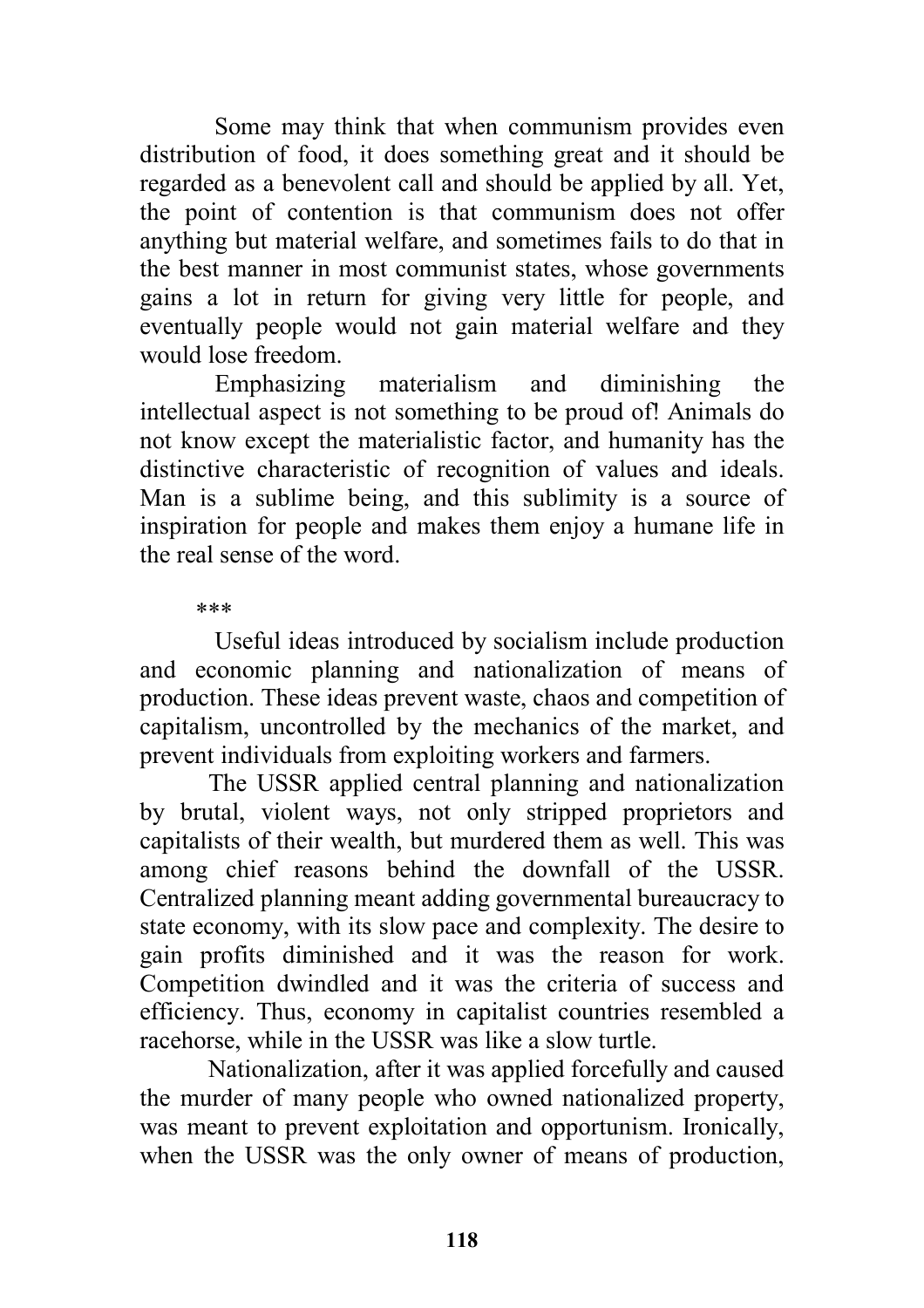Some may think that when communism provides even distribution of food, it does something great and it should be regarded as a benevolent call and should be applied by all. Yet, the point of contention is that communism does not offer anything but material welfare, and sometimes fails to do that in the best manner in most communist states, whose governments gains a lot in return for giving very little for people, and eventually people would not gain material welfare and they would lose freedom.

Emphasizing materialism and diminishing the intellectual aspect is not something to be proud of! Animals do not know except the materialistic factor, and humanity has the distinctive characteristic of recognition of values and ideals. Man is a sublime being, and this sublimity is a source of inspiration for people and makes them enjoy a humane life in the real sense of the word.

***

Useful ideas introduced by socialism include production and economic planning and nationalization of means of production. These ideas prevent waste, chaos and competition of capitalism, uncontrolled by the mechanics of the market, and prevent individuals from exploiting workers and farmers.

The USSR applied central planning and nationalization by brutal, violent ways, not only stripped proprietors and capitalists of their wealth, but murdered them as well. This was among chief reasons behind the downfall of the USSR. Centralized planning meant adding governmental bureaucracy to state economy, with its slow pace and complexity. The desire to gain profits diminished and it was the reason for work. Competition dwindled and it was the criteria of success and efficiency. Thus, economy in capitalist countries resembled a racehorse, while in the USSR was like a slow turtle.

Nationalization, after it was applied forcefully and caused the murder of many people who owned nationalized property, was meant to prevent exploitation and opportunism. Ironically, when the USSR was the only owner of means of production,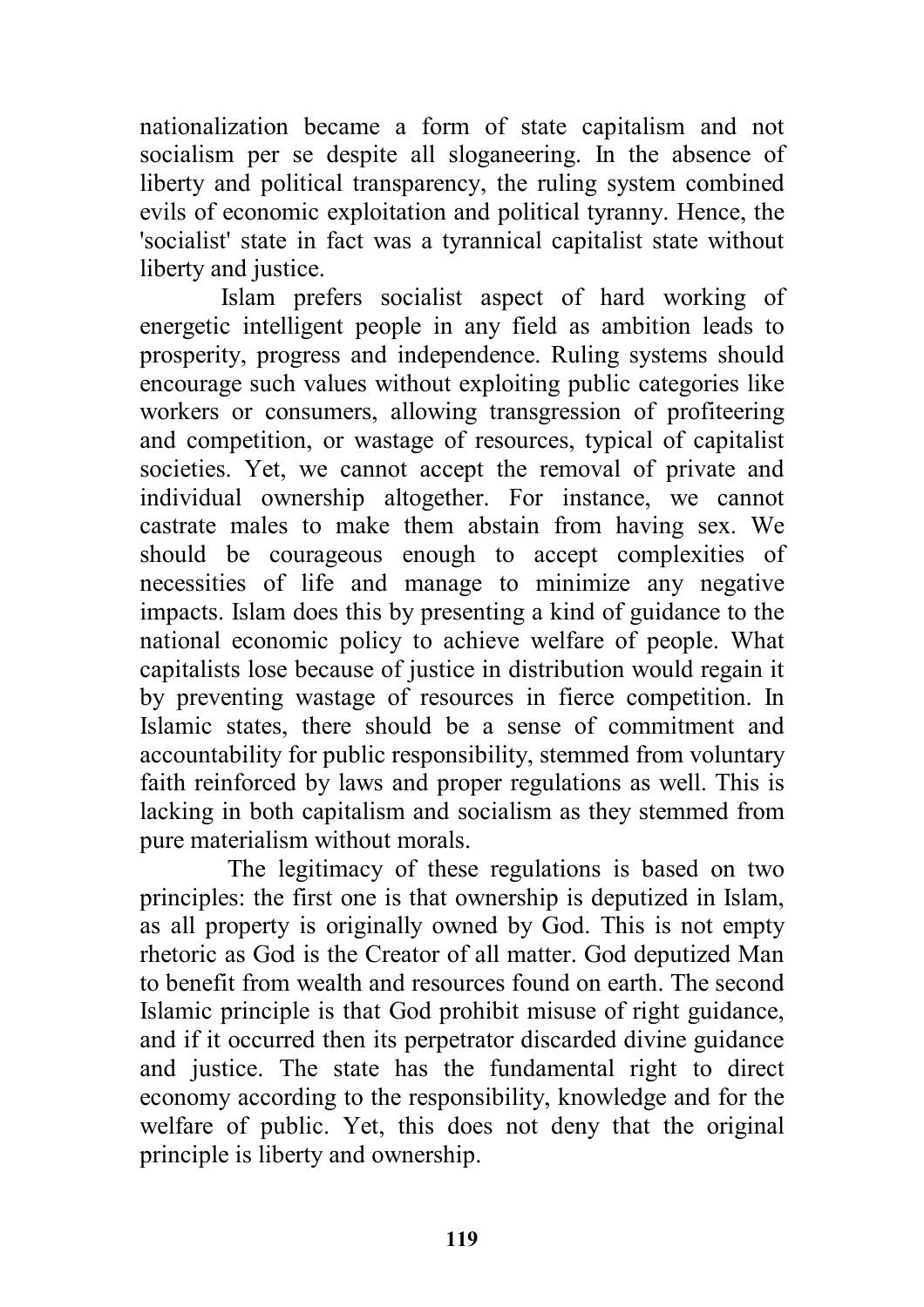nationalization became a form of state capitalism and not socialism per se despite all sloganeering. In the absence of liberty and political transparency, the ruling system combined evils of economic exploitation and political tyranny. Hence, the 'socialist' state in fact was a tyrannical capitalist state without liberty and justice.

Islam prefers socialist aspect of hard working of energetic intelligent people in any field as ambition leads to prosperity, progress and independence. Ruling systems should encourage such values without exploiting public categories like workers or consumers, allowing transgression of profiteering and competition, or wastage of resources, typical of capitalist societies. Yet, we cannot accept the removal of private and individual ownership altogether. For instance, we cannot castrate males to make them abstain from having sex. We should be courageous enough to accept complexities of necessities of life and manage to minimize any negative impacts. Islam does this by presenting a kind of guidance to the national economic policy to achieve welfare of people. What capitalists lose because of justice in distribution would regain it by preventing wastage of resources in fierce competition. In Islamic states, there should be a sense of commitment and accountability for public responsibility, stemmed from voluntary faith reinforced by laws and proper regulations as well. This is lacking in both capitalism and socialism as they stemmed from pure materialism without morals.

The legitimacy of these regulations is based on two principles: the first one is that ownership is deputized in Islam, as all property is originally owned by God. This is not empty rhetoric as God is the Creator of all matter. God deputized Man to benefit from wealth and resources found on earth. The second Islamic principle is that God prohibit misuse of right guidance, and if it occurred then its perpetrator discarded divine guidance and justice. The state has the fundamental right to direct economy according to the responsibility, knowledge and for the welfare of public. Yet, this does not deny that the original principle is liberty and ownership.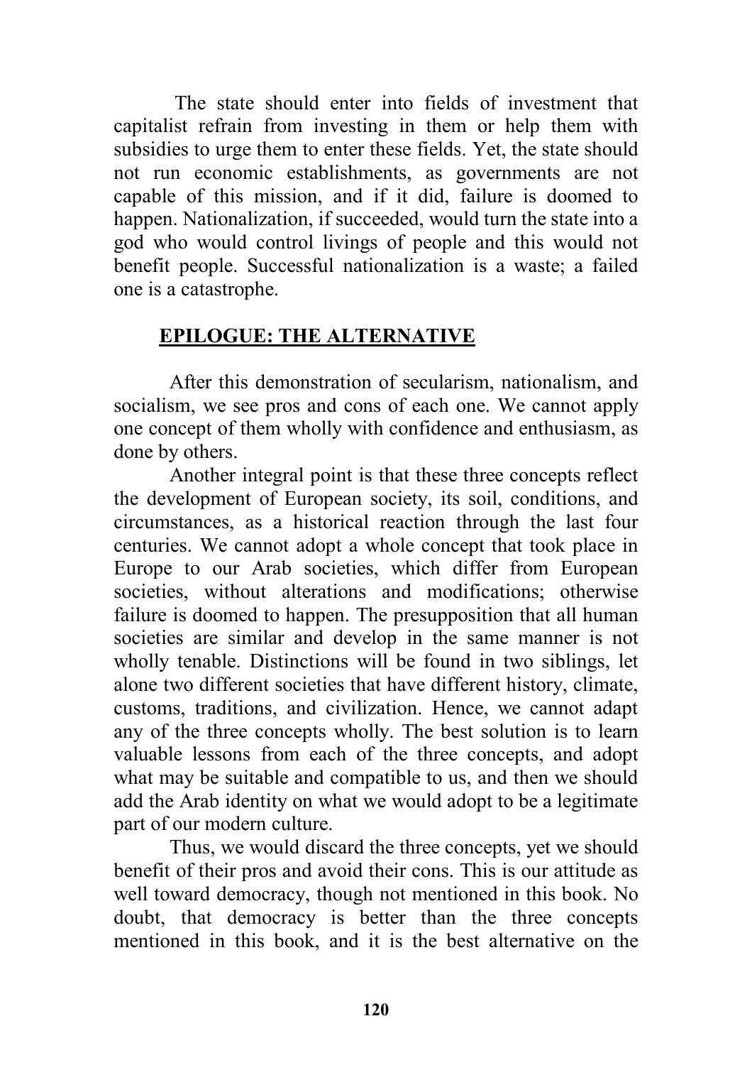The state should enter into fields of investment that capitalist refrain from investing in them or help them with subsidies to urge them to enter these fields. Yet, the state should not run economic establishments, as governments are not capable of this mission, and if it did, failure is doomed to happen. Nationalization, if succeeded, would turn the state into a god who would control livings of people and this would not benefit people. Successful nationalization is a waste; a failed one is a catastrophe.

## EPILOGUE: THE ALTERNATIVE

After this demonstration of secularism, nationalism, and socialism, we see pros and cons of each one. We cannot apply one concept of them wholly with confidence and enthusiasm, as done by others.

Another integral point is that these three concepts reflect the development of European society, its soil, conditions, and circumstances, as a historical reaction through the last four centuries. We cannot adopt a whole concept that took place in Europe to our Arab societies, which differ from European societies, without alterations and modifications; otherwise failure is doomed to happen. The presupposition that all human societies are similar and develop in the same manner is not wholly tenable. Distinctions will be found in two siblings, let alone two different societies that have different history, climate, customs, traditions, and civilization. Hence, we cannot adapt any of the three concepts wholly. The best solution is to learn valuable lessons from each of the three concepts, and adopt what may be suitable and compatible to us, and then we should add the Arab identity on what we would adopt to be a legitimate part of our modern culture.

Thus, we would discard the three concepts, yet we should benefit of their pros and avoid their cons. This is our attitude as well toward democracy, though not mentioned in this book. No doubt, that democracy is better than the three concepts mentioned in this book, and it is the best alternative on the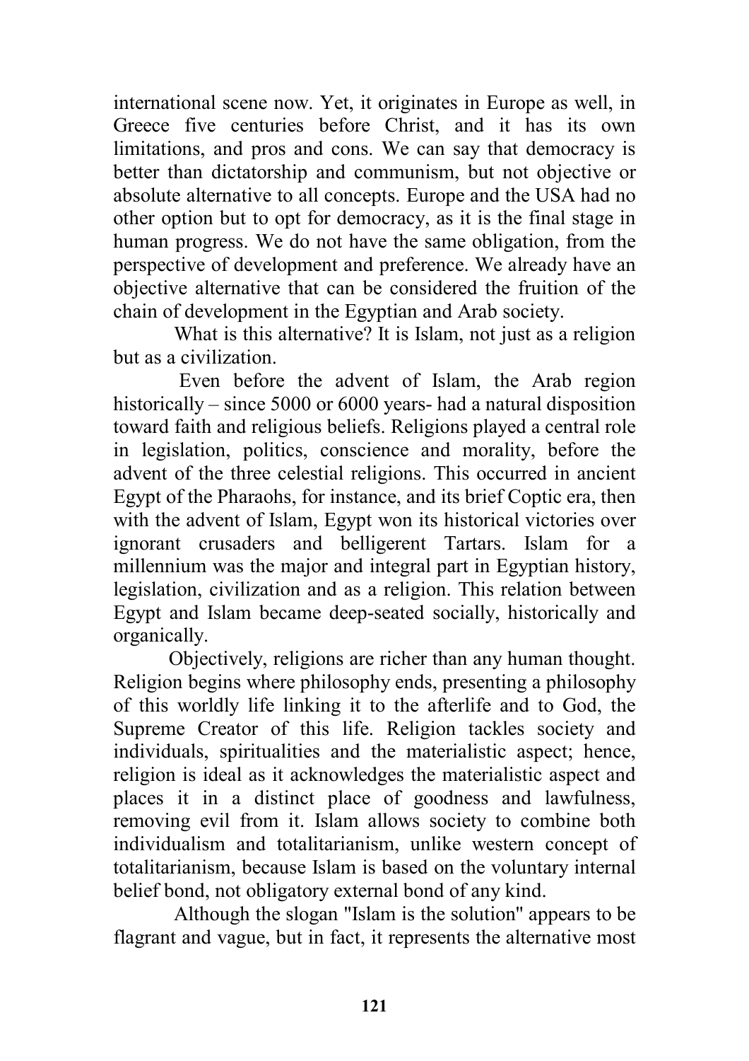international scene now. Yet, it originates in Europe as well, in Greece five centuries before Christ, and it has its own limitations, and pros and cons. We can say that democracy is better than dictatorship and communism, but not objective or absolute alternative to all concepts. Europe and the USA had no other option but to opt for democracy, as it is the final stage in human progress. We do not have the same obligation, from the perspective of development and preference. We already have an objective alternative that can be considered the fruition of the chain of development in the Egyptian and Arab society.

What is this alternative? It is Islam, not just as a religion but as a civilization.

Even before the advent of Islam, the Arab region historically – since 5000 or 6000 years- had a natural disposition toward faith and religious beliefs. Religions played a central role in legislation, politics, conscience and morality, before the advent of the three celestial religions. This occurred in ancient Egypt of the Pharaohs, for instance, and its brief Coptic era, then with the advent of Islam, Egypt won its historical victories over ignorant crusaders and belligerent Tartars. Islam for a millennium was the major and integral part in Egyptian history, legislation, civilization and as a religion. This relation between Egypt and Islam became deep-seated socially, historically and organically.

Objectively, religions are richer than any human thought. Religion begins where philosophy ends, presenting a philosophy of this worldly life linking it to the afterlife and to God, the Supreme Creator of this life. Religion tackles society and individuals, spiritualities and the materialistic aspect; hence, religion is ideal as it acknowledges the materialistic aspect and places it in a distinct place of goodness and lawfulness, removing evil from it. Islam allows society to combine both individualism and totalitarianism, unlike western concept of totalitarianism, because Islam is based on the voluntary internal belief bond, not obligatory external bond of any kind.

Although the slogan "Islam is the solution" appears to be flagrant and vague, but in fact, it represents the alternative most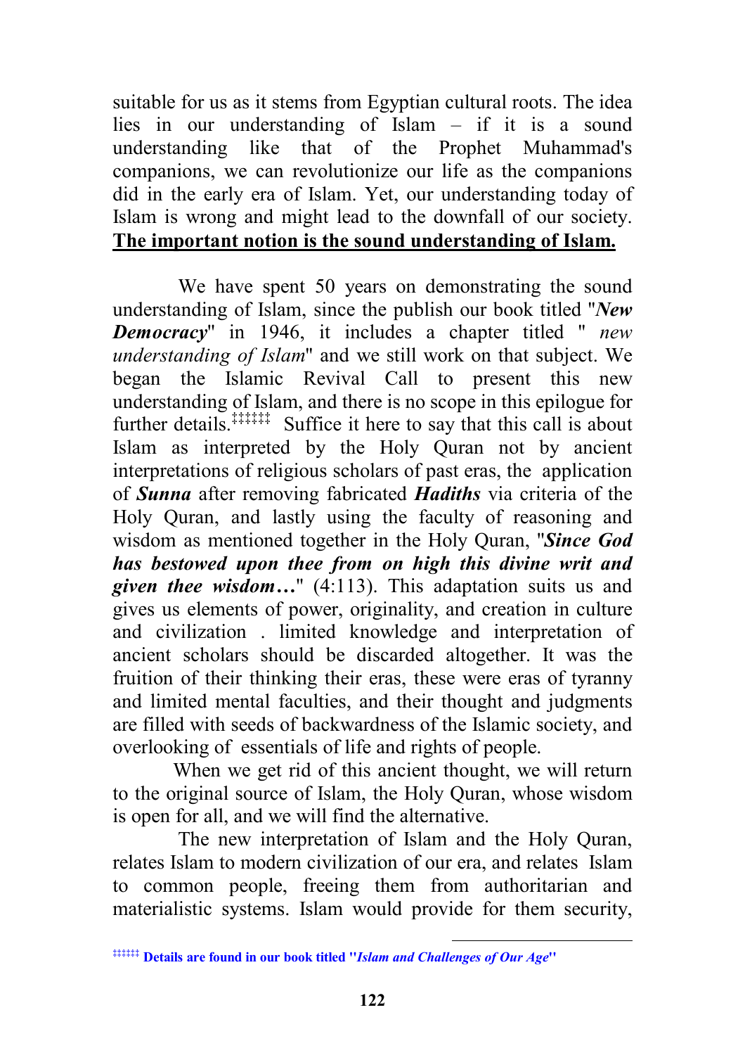suitable for us as it stems from Egyptian cultural roots. The idea lies in our understanding of Islam – if it is a sound understanding like that of the Prophet Muhammad's companions, we can revolutionize our life as the companions did in the early era of Islam. Yet, our understanding today of Islam is wrong and might lead to the downfall of our society. **<u>The important notion is the sound understanding of Islam.</u>**

We have spent 50 years on demonstrating the sound understanding of Islam, since the publish our book titled "***New Democracy***" in 1946, it includes a chapter titled " *new understanding of Islam*" and we still work on that subject. We began the Islamic Revival Call to present this new understanding of Islam, and there is no scope in this epilogue for further details.[‡‡‡‡‡‡] Suffice it here to say that this call is about Islam as interpreted by the Holy Quran not by ancient interpretations of religious scholars of past eras, the application of ***Sunna*** after removing fabricated ***Hadiths*** via criteria of the Holy Quran, and lastly using the faculty of reasoning and wisdom as mentioned together in the Holy Quran, "***Since God has bestowed upon thee from on high this divine writ and given thee wisdom…***" (4:113). This adaptation suits us and gives us elements of power, originality, and creation in culture and civilization . limited knowledge and interpretation of ancient scholars should be discarded altogether. It was the fruition of their thinking their eras, these were eras of tyranny and limited mental faculties, and their thought and judgments are filled with seeds of backwardness of the Islamic society, and overlooking of essentials of life and rights of people.

When we get rid of this ancient thought, we will return to the original source of Islam, the Holy Quran, whose wisdom is open for all, and we will find the alternative.

The new interpretation of Islam and the Holy Quran, relates Islam to modern civilization of our era, and relates Islam to common people, freeing them from authoritarian and materialistic systems. Islam would provide for them security,

---

[‡‡‡‡‡‡] **Details are found in our book titled "*Islam and Challenges of Our Age*"**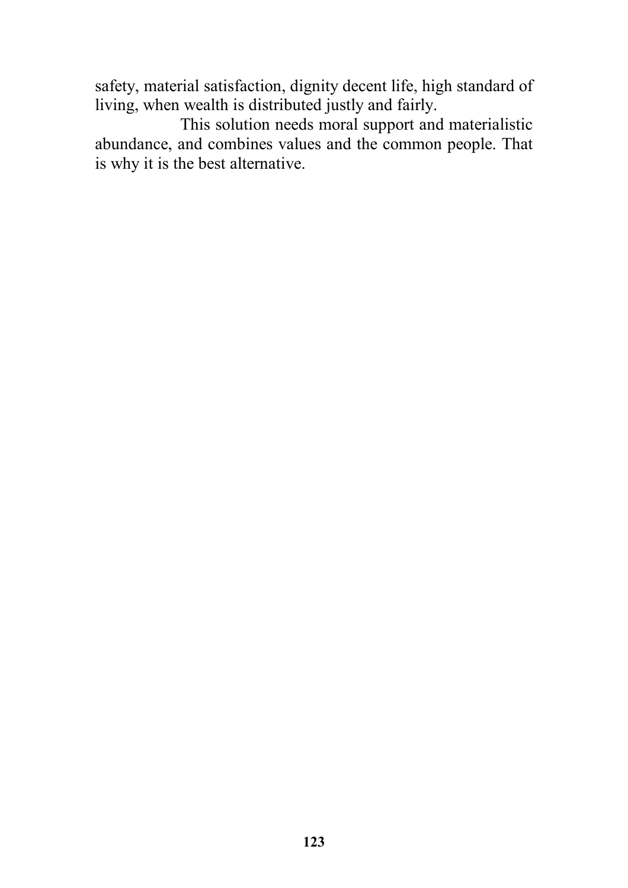safety, material satisfaction, dignity decent life, high standard of living, when wealth is distributed justly and fairly.

This solution needs moral support and materialistic abundance, and combines values and the common people. That is why it is the best alternative.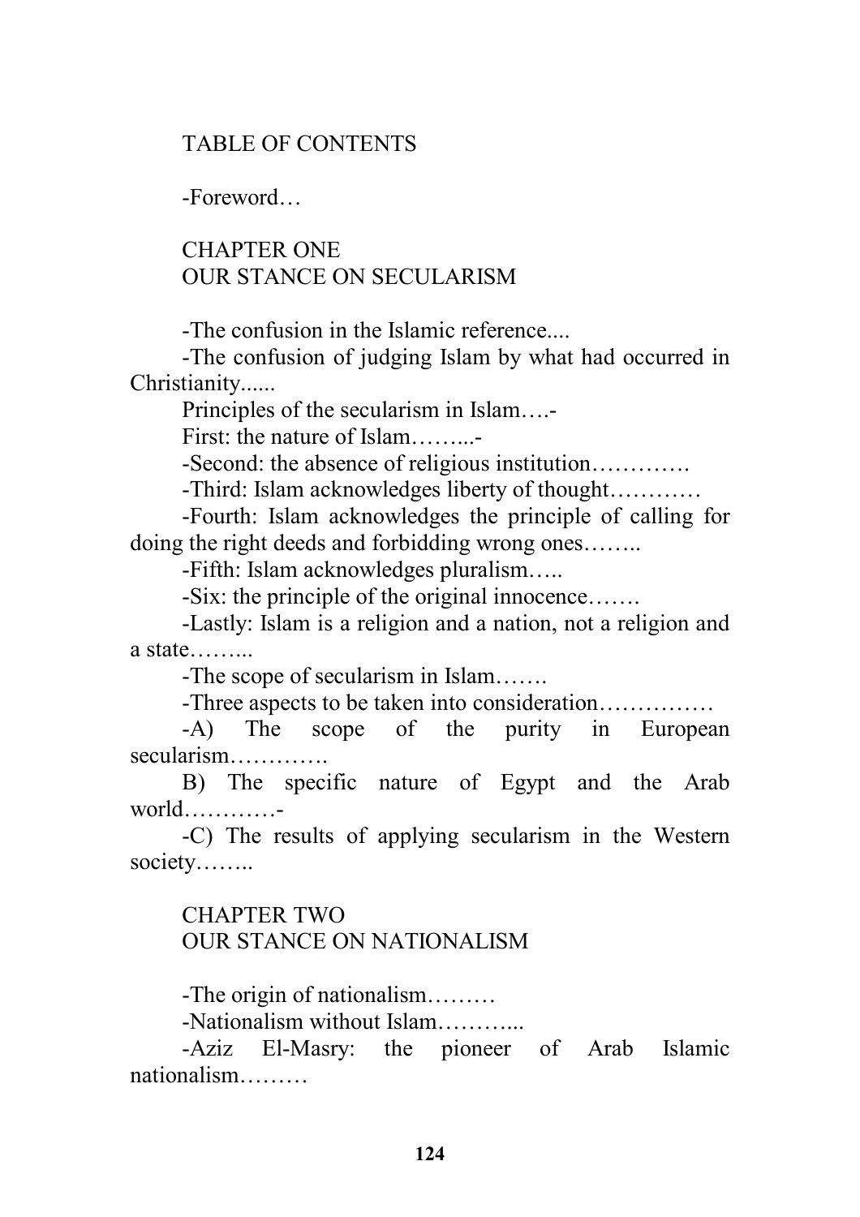TABLE OF CONTENTS

-Foreword…

## CHAPTER ONE
## OUR STANCE ON SECULARISM

-The confusion in the Islamic reference....

-The confusion of judging Islam by what had occurred in Christianity......

Principles of the secularism in Islam….-

First: the nature of Islam……...-

-Second: the absence of religious institution………….

-Third: Islam acknowledges liberty of thought…………

-Fourth: Islam acknowledges the principle of calling for doing the right deeds and forbidding wrong ones……..

-Fifth: Islam acknowledges pluralism…..

-Six: the principle of the original innocence…….

-Lastly: Islam is a religion and a nation, not a religion and a state……...

-The scope of secularism in Islam…….

-Three aspects to be taken into consideration……………

-A) The scope of the purity in European secularism………….

B) The specific nature of Egypt and the Arab world…………-

-C) The results of applying secularism in the Western society……..

## CHAPTER TWO
## OUR STANCE ON NATIONALISM

-The origin of nationalism………

-Nationalism without Islam………...

-Aziz El-Masry: the pioneer of Arab Islamic nationalism………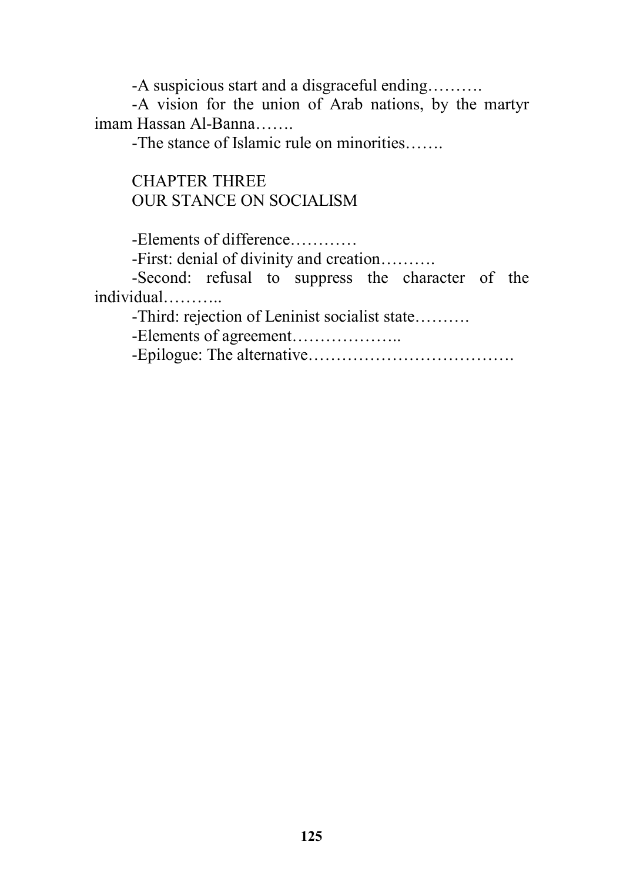-A suspicious start and a disgraceful ending……….

-A vision for the union of Arab nations, by the martyr imam Hassan Al-Banna…….

-The stance of Islamic rule on minorities…….

## CHAPTER THREE
## OUR STANCE ON SOCIALISM

-Elements of difference…………

-First: denial of divinity and creation……….

-Second: refusal to suppress the character of the individual………..

-Third: rejection of Leninist socialist state……….

-Elements of agreement………………..

-Epilogue: The alternative……………………………….